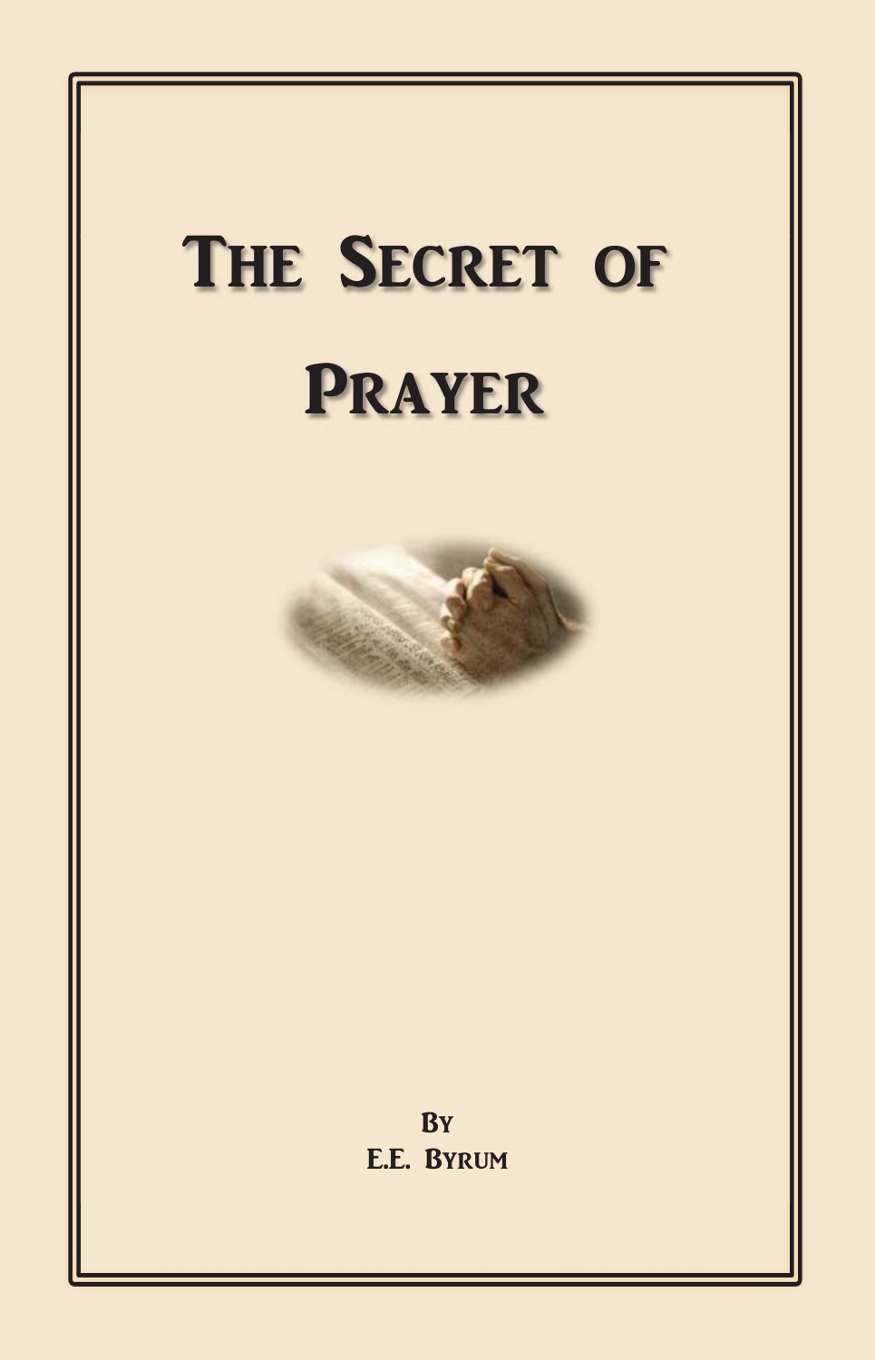# The Secret of Prayer

By
E.E. Byrum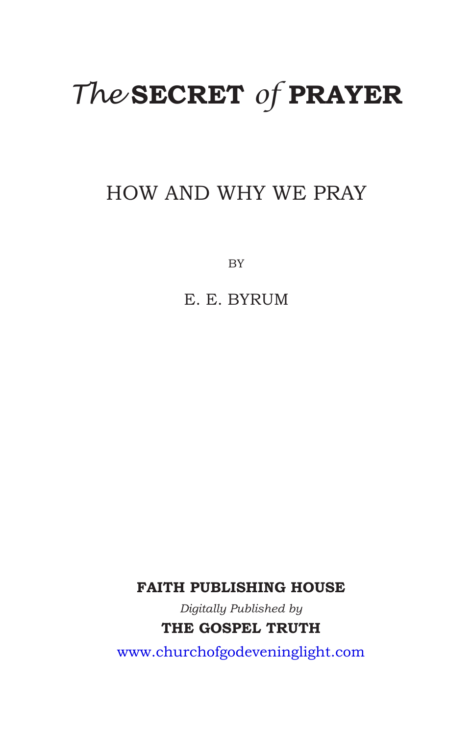# *The* SECRET *of* PRAYER

## HOW AND WHY WE PRAY

BY

E. E. BYRUM

**FAITH PUBLISHING HOUSE**

*Digitally Published by*

**THE GOSPEL TRUTH**

www.churchofgodeveninglight.com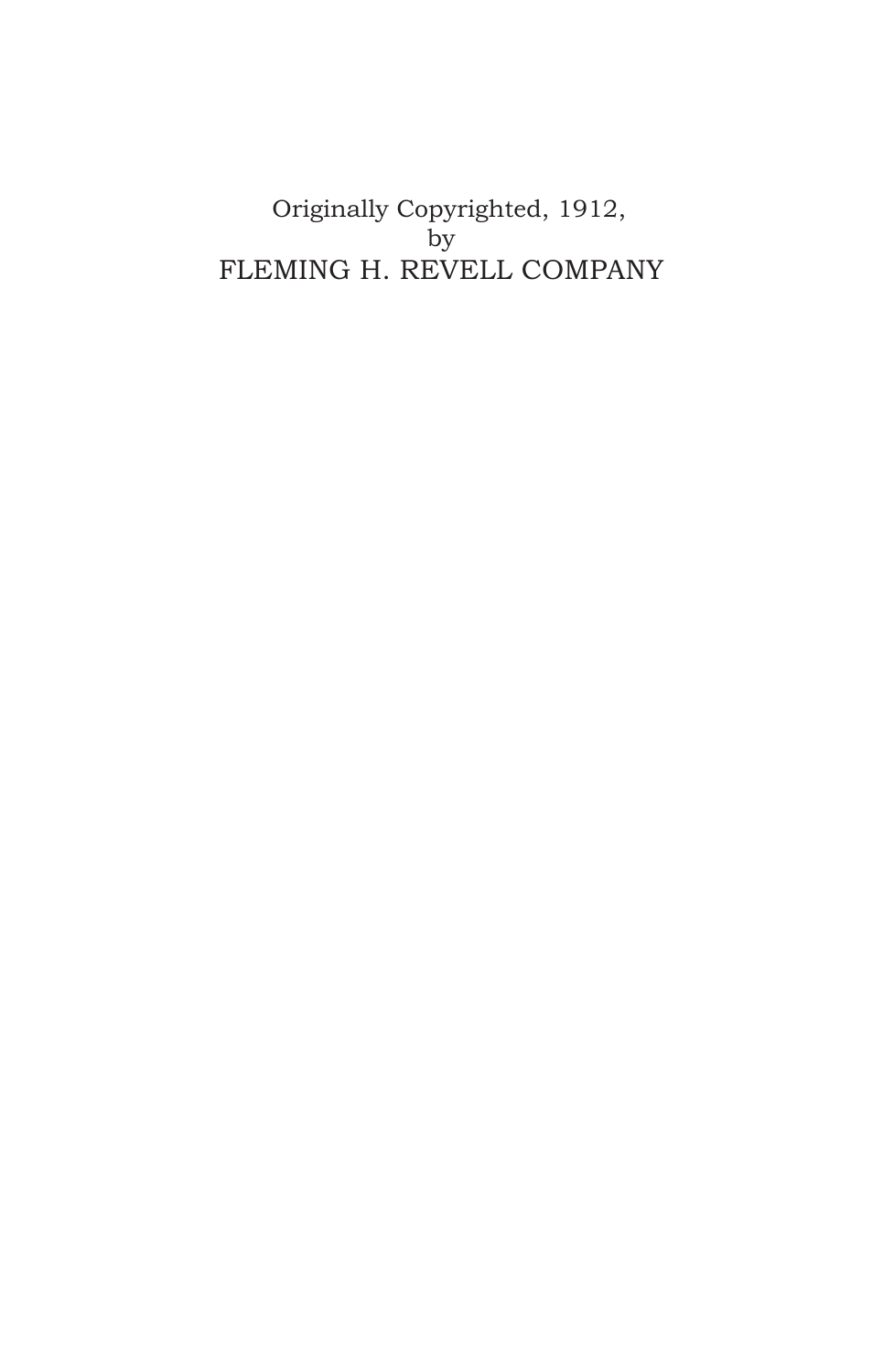Originally Copyrighted, 1912,
by
FLEMING H. REVELL COMPANY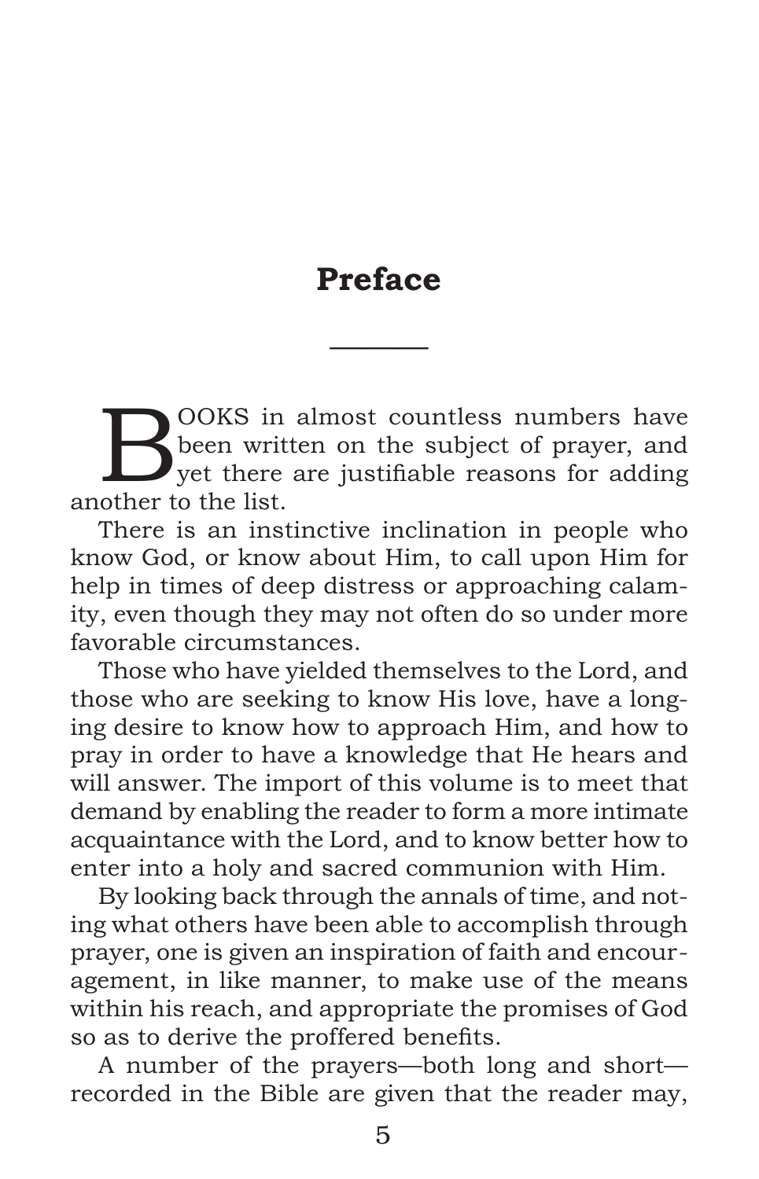# Preface

BOOKS in almost countless numbers have been written on the subject of prayer, and yet there are justifiable reasons for adding another to the list.

There is an instinctive inclination in people who know God, or know about Him, to call upon Him for help in times of deep distress or approaching calamity, even though they may not often do so under more favorable circumstances.

Those who have yielded themselves to the Lord, and those who are seeking to know His love, have a longing desire to know how to approach Him, and how to pray in order to have a knowledge that He hears and will answer. The import of this volume is to meet that demand by enabling the reader to form a more intimate acquaintance with the Lord, and to know better how to enter into a holy and sacred communion with Him.

By looking back through the annals of time, and noting what others have been able to accomplish through prayer, one is given an inspiration of faith and encouragement, in like manner, to make use of the means within his reach, and appropriate the promises of God so as to derive the proffered benefits.

A number of the prayers—both long and short—recorded in the Bible are given that the reader may,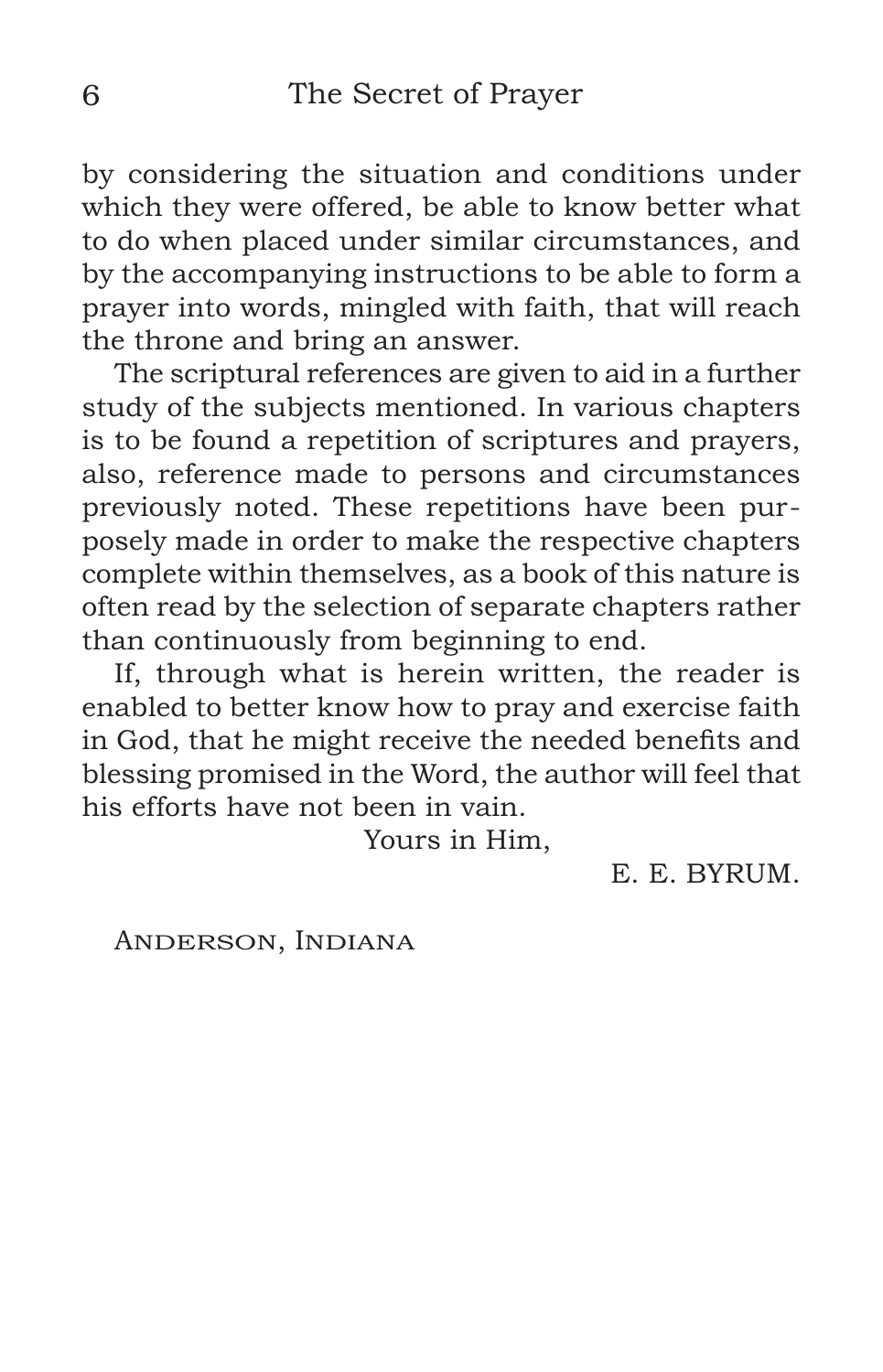by considering the situation and conditions under which they were offered, be able to know better what to do when placed under similar circumstances, and by the accompanying instructions to be able to form a prayer into words, mingled with faith, that will reach the throne and bring an answer.

The scriptural references are given to aid in a further study of the subjects mentioned. In various chapters is to be found a repetition of scriptures and prayers, also, reference made to persons and circumstances previously noted. These repetitions have been purposely made in order to make the respective chapters complete within themselves, as a book of this nature is often read by the selection of separate chapters rather than continuously from beginning to end.

If, through what is herein written, the reader is enabled to better know how to pray and exercise faith in God, that he might receive the needed benefits and blessing promised in the Word, the author will feel that his efforts have not been in vain.

Yours in Him,

E. E. BYRUM.

ANDERSON, INDIANA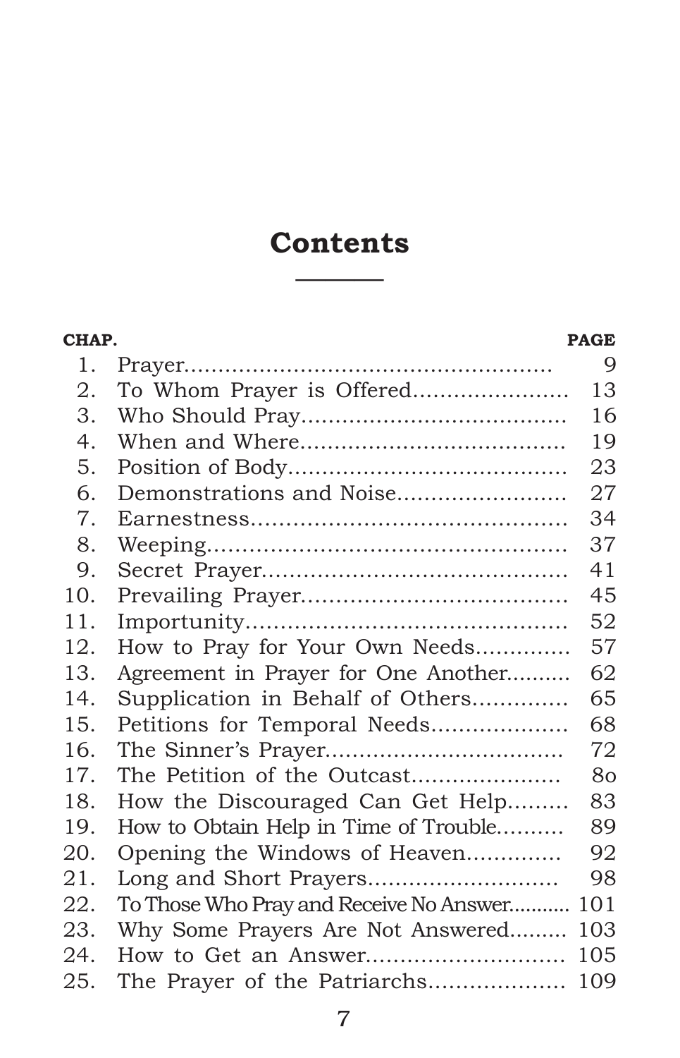# Contents

| CHAP. | | PAGE |
|---|---|---|
| 1. | Prayer | 9 |
| 2. | To Whom Prayer is Offered | 13 |
| 3. | Who Should Pray | 16 |
| 4. | When and Where | 19 |
| 5. | Position of Body | 23 |
| 6. | Demonstrations and Noise | 27 |
| 7. | Earnestness | 34 |
| 8. | Weeping | 37 |
| 9. | Secret Prayer | 41 |
| 10. | Prevailing Prayer | 45 |
| 11. | Importunity | 52 |
| 12. | How to Pray for Your Own Needs | 57 |
| 13. | Agreement in Prayer for One Another | 62 |
| 14. | Supplication in Behalf of Others | 65 |
| 15. | Petitions for Temporal Needs | 68 |
| 16. | The Sinner's Prayer | 72 |
| 17. | The Petition of the Outcast | 80 |
| 18. | How the Discouraged Can Get Help | 83 |
| 19. | How to Obtain Help in Time of Trouble | 89 |
| 20. | Opening the Windows of Heaven | 92 |
| 21. | Long and Short Prayers | 98 |
| 22. | To Those Who Pray and Receive No Answer | 101 |
| 23. | Why Some Prayers Are Not Answered | 103 |
| 24. | How to Get an Answer | 105 |
| 25. | The Prayer of the Patriarchs | 109 |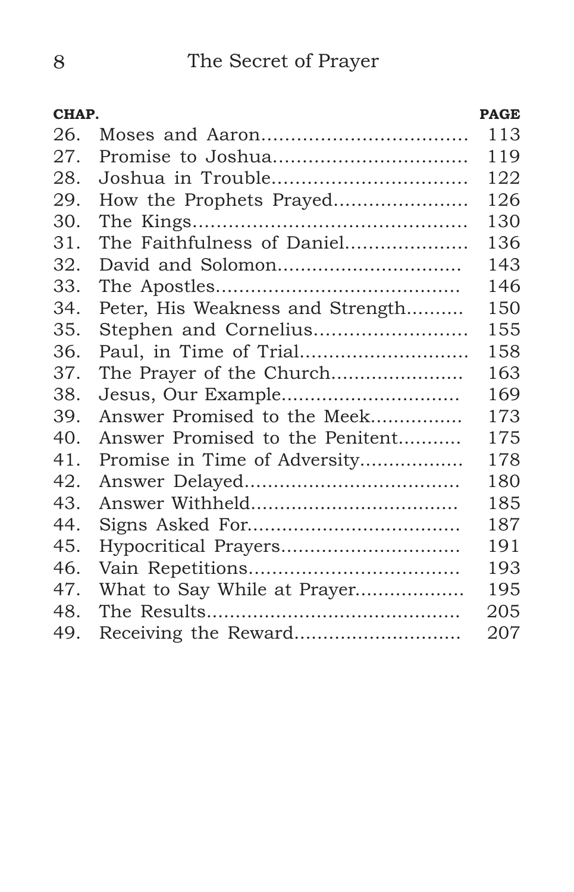| CHAP. | | PAGE |
|---|---|---|
| 26. | Moses and Aaron | 113 |
| 27. | Promise to Joshua | 119 |
| 28. | Joshua in Trouble | 122 |
| 29. | How the Prophets Prayed | 126 |
| 30. | The Kings | 130 |
| 31. | The Faithfulness of Daniel | 136 |
| 32. | David and Solomon | 143 |
| 33. | The Apostles | 146 |
| 34. | Peter, His Weakness and Strength | 150 |
| 35. | Stephen and Cornelius | 155 |
| 36. | Paul, in Time of Trial | 158 |
| 37. | The Prayer of the Church | 163 |
| 38. | Jesus, Our Example | 169 |
| 39. | Answer Promised to the Meek | 173 |
| 40. | Answer Promised to the Penitent | 175 |
| 41. | Promise in Time of Adversity | 178 |
| 42. | Answer Delayed | 180 |
| 43. | Answer Withheld | 185 |
| 44. | Signs Asked For | 187 |
| 45. | Hypocritical Prayers | 191 |
| 46. | Vain Repetitions | 193 |
| 47. | What to Say While at Prayer | 195 |
| 48. | The Results | 205 |
| 49. | Receiving the Reward | 207 |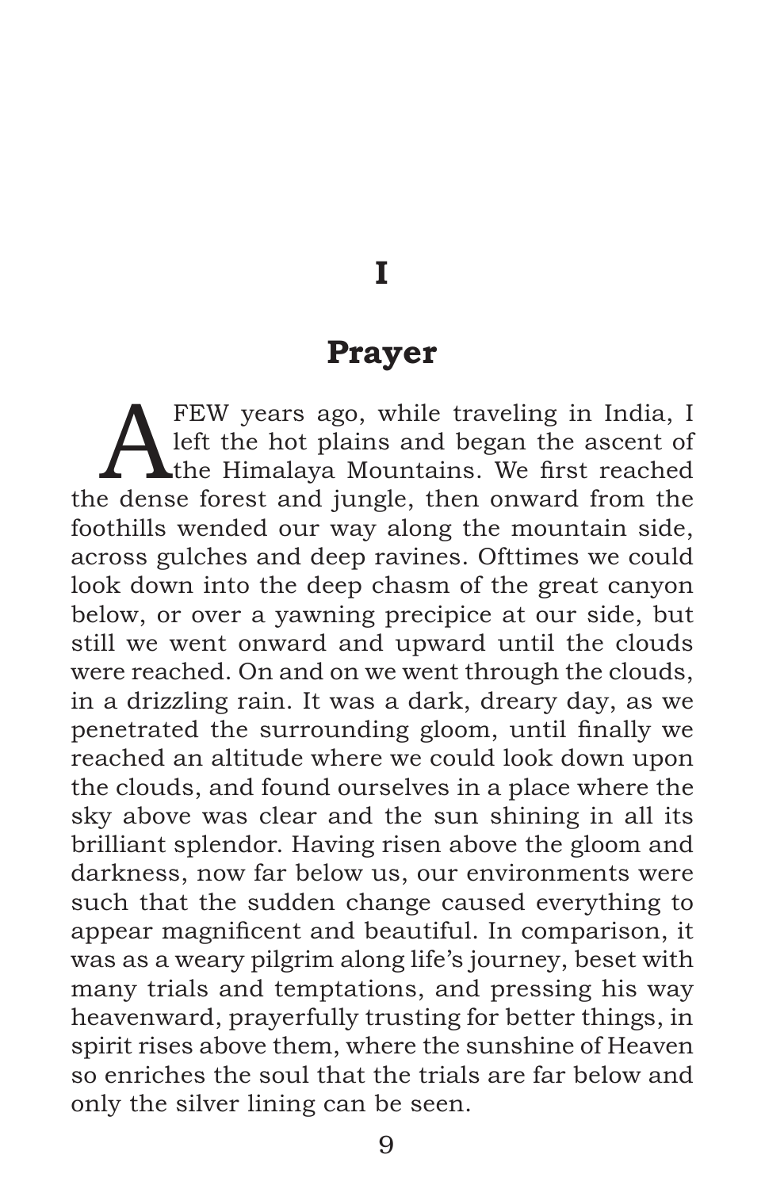# I

## Prayer

A FEW years ago, while traveling in India, I left the hot plains and began the ascent of the Himalaya Mountains. We first reached the dense forest and jungle, then onward from the foothills wended our way along the mountain side, across gulches and deep ravines. Ofttimes we could look down into the deep chasm of the great canyon below, or over a yawning precipice at our side, but still we went onward and upward until the clouds were reached. On and on we went through the clouds, in a drizzling rain. It was a dark, dreary day, as we penetrated the surrounding gloom, until finally we reached an altitude where we could look down upon the clouds, and found ourselves in a place where the sky above was clear and the sun shining in all its brilliant splendor. Having risen above the gloom and darkness, now far below us, our environments were such that the sudden change caused everything to appear magnificent and beautiful. In comparison, it was as a weary pilgrim along life's journey, beset with many trials and temptations, and pressing his way heavenward, prayerfully trusting for better things, in spirit rises above them, where the sunshine of Heaven so enriches the soul that the trials are far below and only the silver lining can be seen.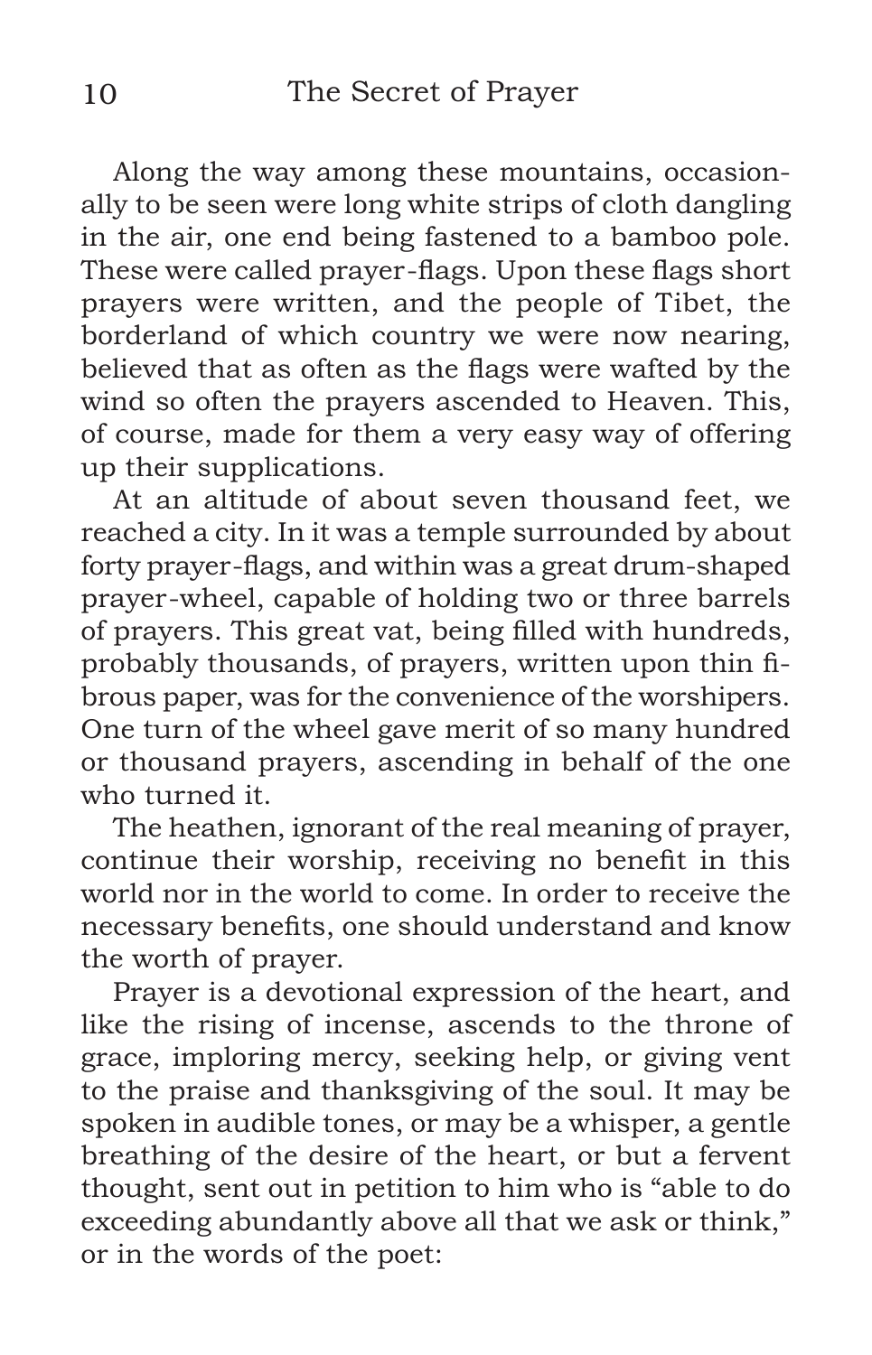Along the way among these mountains, occasionally to be seen were long white strips of cloth dangling in the air, one end being fastened to a bamboo pole. These were called prayer-flags. Upon these flags short prayers were written, and the people of Tibet, the borderland of which country we were now nearing, believed that as often as the flags were wafted by the wind so often the prayers ascended to Heaven. This, of course, made for them a very easy way of offering up their supplications.

At an altitude of about seven thousand feet, we reached a city. In it was a temple surrounded by about forty prayer-flags, and within was a great drum-shaped prayer-wheel, capable of holding two or three barrels of prayers. This great vat, being filled with hundreds, probably thousands, of prayers, written upon thin fibrous paper, was for the convenience of the worshipers. One turn of the wheel gave merit of so many hundred or thousand prayers, ascending in behalf of the one who turned it.

The heathen, ignorant of the real meaning of prayer, continue their worship, receiving no benefit in this world nor in the world to come. In order to receive the necessary benefits, one should understand and know the worth of prayer.

Prayer is a devotional expression of the heart, and like the rising of incense, ascends to the throne of grace, imploring mercy, seeking help, or giving vent to the praise and thanksgiving of the soul. It may be spoken in audible tones, or may be a whisper, a gentle breathing of the desire of the heart, or but a fervent thought, sent out in petition to him who is "able to do exceeding abundantly above all that we ask or think," or in the words of the poet: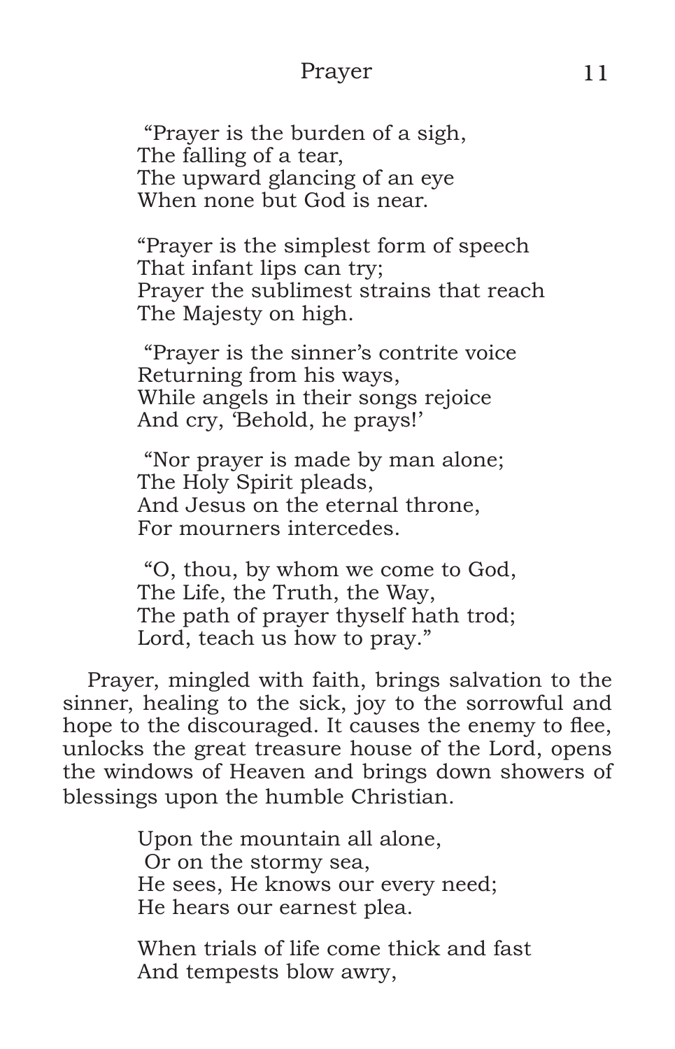"Prayer is the burden of a sigh,
The falling of a tear,
The upward glancing of an eye
When none but God is near.

"Prayer is the simplest form of speech
That infant lips can try;
Prayer the sublimest strains that reach
The Majesty on high.

"Prayer is the sinner's contrite voice
Returning from his ways,
While angels in their songs rejoice
And cry, 'Behold, he prays!'

"Nor prayer is made by man alone;
The Holy Spirit pleads,
And Jesus on the eternal throne,
For mourners intercedes.

"O, thou, by whom we come to God,
The Life, the Truth, the Way,
The path of prayer thyself hath trod;
Lord, teach us how to pray."

Prayer, mingled with faith, brings salvation to the sinner, healing to the sick, joy to the sorrowful and hope to the discouraged. It causes the enemy to flee, unlocks the great treasure house of the Lord, opens the windows of Heaven and brings down showers of blessings upon the humble Christian.

Upon the mountain all alone,
Or on the stormy sea,
He sees, He knows our every need;
He hears our earnest plea.

When trials of life come thick and fast
And tempests blow awry,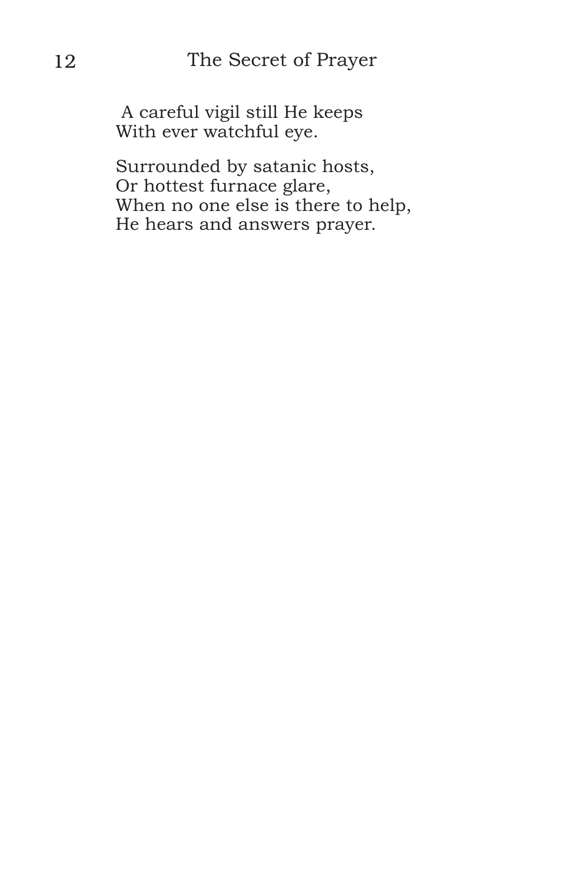A careful vigil still He keeps  
With ever watchful eye.

Surrounded by satanic hosts,  
Or hottest furnace glare,  
When no one else is there to help,  
He hears and answers prayer.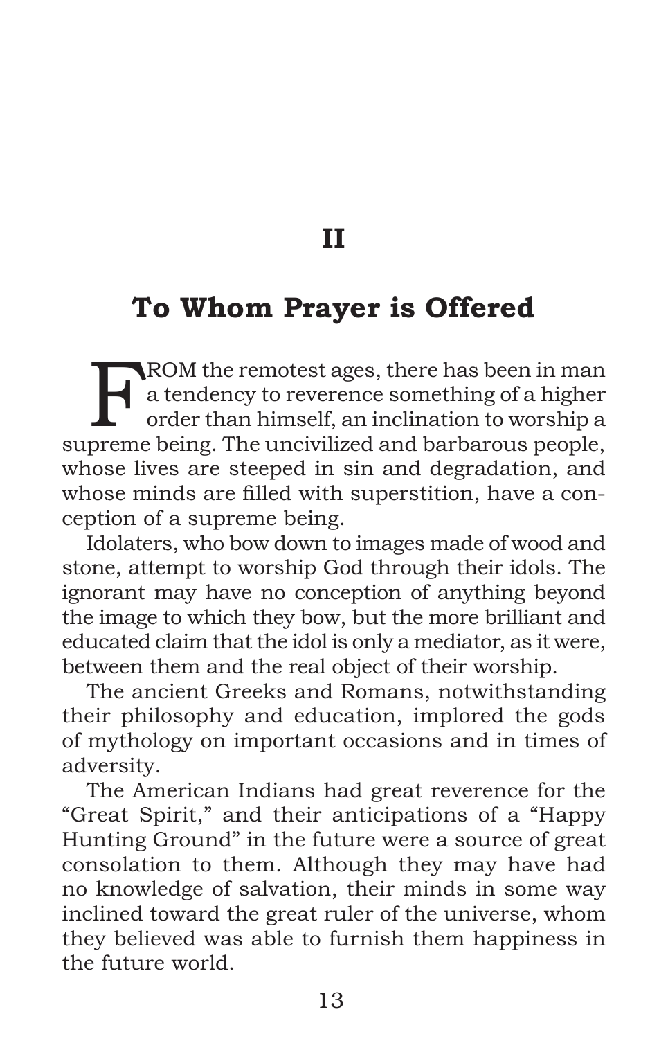# II

## To Whom Prayer is Offered

FROM the remotest ages, there has been in man a tendency to reverence something of a higher order than himself, an inclination to worship a supreme being. The uncivilized and barbarous people, whose lives are steeped in sin and degradation, and whose minds are filled with superstition, have a conception of a supreme being.

Idolaters, who bow down to images made of wood and stone, attempt to worship God through their idols. The ignorant may have no conception of anything beyond the image to which they bow, but the more brilliant and educated claim that the idol is only a mediator, as it were, between them and the real object of their worship.

The ancient Greeks and Romans, notwithstanding their philosophy and education, implored the gods of mythology on important occasions and in times of adversity.

The American Indians had great reverence for the "Great Spirit," and their anticipations of a "Happy Hunting Ground" in the future were a source of great consolation to them. Although they may have had no knowledge of salvation, their minds in some way inclined toward the great ruler of the universe, whom they believed was able to furnish them happiness in the future world.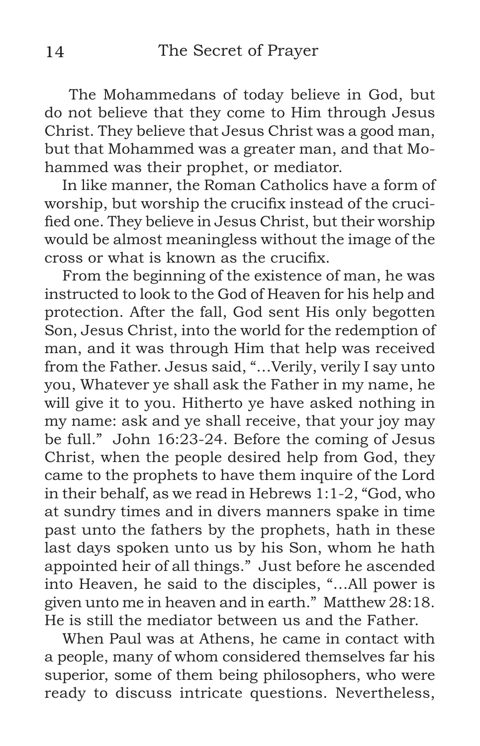The Mohammedans of today believe in God, but do not believe that they come to Him through Jesus Christ. They believe that Jesus Christ was a good man, but that Mohammed was a greater man, and that Mohammed was their prophet, or mediator.

In like manner, the Roman Catholics have a form of worship, but worship the crucifix instead of the crucified one. They believe in Jesus Christ, but their worship would be almost meaningless without the image of the cross or what is known as the crucifix.

From the beginning of the existence of man, he was instructed to look to the God of Heaven for his help and protection. After the fall, God sent His only begotten Son, Jesus Christ, into the world for the redemption of man, and it was through Him that help was received from the Father. Jesus said, "…Verily, verily I say unto you, Whatever ye shall ask the Father in my name, he will give it to you. Hitherto ye have asked nothing in my name: ask and ye shall receive, that your joy may be full." John 16:23-24. Before the coming of Jesus Christ, when the people desired help from God, they came to the prophets to have them inquire of the Lord in their behalf, as we read in Hebrews 1:1-2, "God, who at sundry times and in divers manners spake in time past unto the fathers by the prophets, hath in these last days spoken unto us by his Son, whom he hath appointed heir of all things." Just before he ascended into Heaven, he said to the disciples, "…All power is given unto me in heaven and in earth." Matthew 28:18. He is still the mediator between us and the Father.

When Paul was at Athens, he came in contact with a people, many of whom considered themselves far his superior, some of them being philosophers, who were ready to discuss intricate questions. Nevertheless,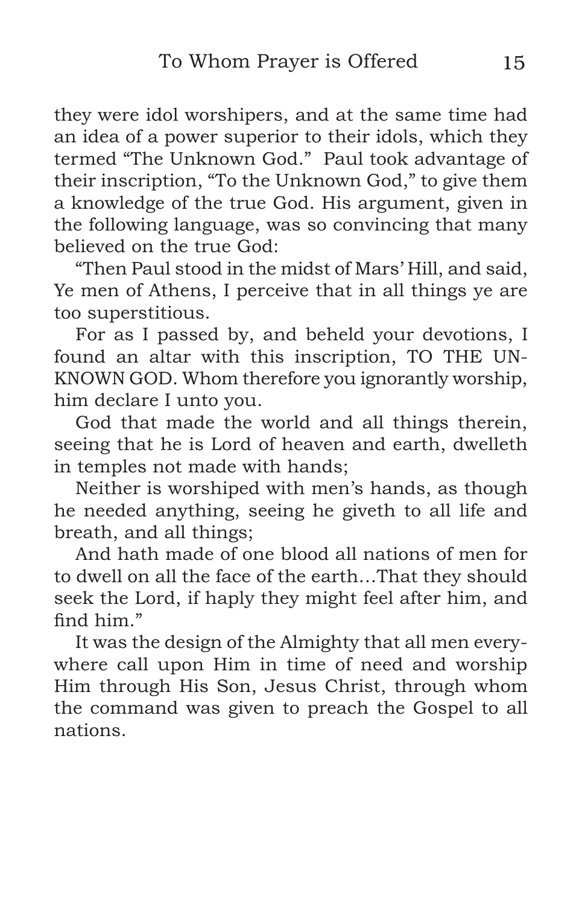they were idol worshipers, and at the same time had an idea of a power superior to their idols, which they termed "The Unknown God." Paul took advantage of their inscription, "To the Unknown God," to give them a knowledge of the true God. His argument, given in the following language, was so convincing that many believed on the true God:

"Then Paul stood in the midst of Mars' Hill, and said, Ye men of Athens, I perceive that in all things ye are too superstitious.

For as I passed by, and beheld your devotions, I found an altar with this inscription, TO THE UNKNOWN GOD. Whom therefore you ignorantly worship, him declare I unto you.

God that made the world and all things therein, seeing that he is Lord of heaven and earth, dwelleth in temples not made with hands;

Neither is worshiped with men's hands, as though he needed anything, seeing he giveth to all life and breath, and all things;

And hath made of one blood all nations of men for to dwell on all the face of the earth…That they should seek the Lord, if haply they might feel after him, and find him."

It was the design of the Almighty that all men everywhere call upon Him in time of need and worship Him through His Son, Jesus Christ, through whom the command was given to preach the Gospel to all nations.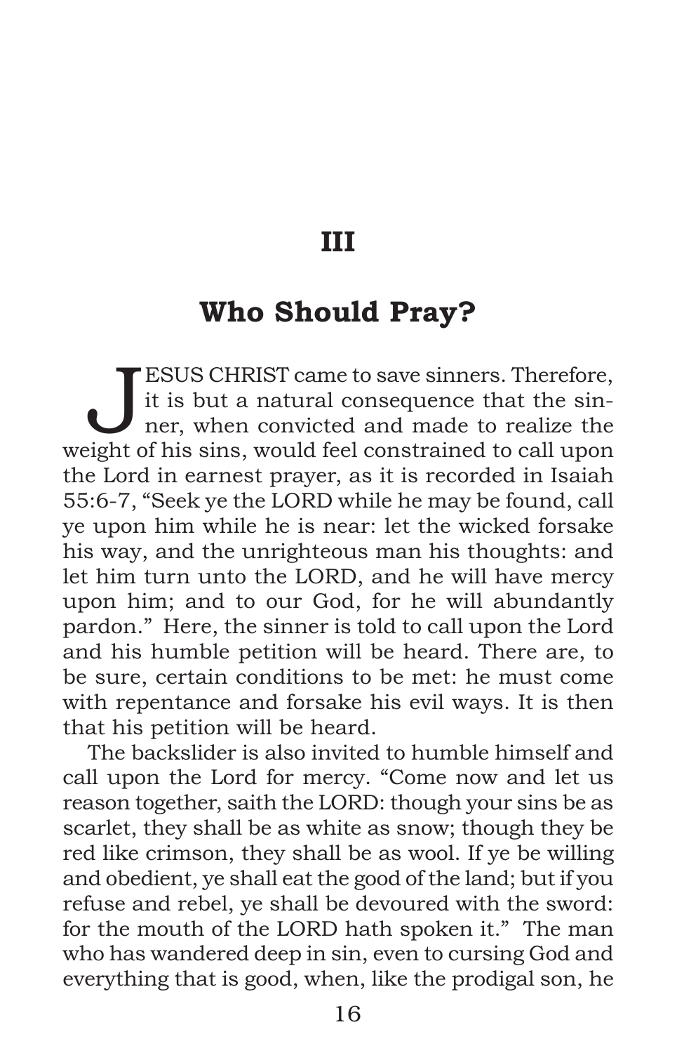# III

## Who Should Pray?

JESUS CHRIST came to save sinners. Therefore, it is but a natural consequence that the sinner, when convicted and made to realize the weight of his sins, would feel constrained to call upon the Lord in earnest prayer, as it is recorded in Isaiah 55:6-7, "Seek ye the LORD while he may be found, call ye upon him while he is near: let the wicked forsake his way, and the unrighteous man his thoughts: and let him turn unto the LORD, and he will have mercy upon him; and to our God, for he will abundantly pardon." Here, the sinner is told to call upon the Lord and his humble petition will be heard. There are, to be sure, certain conditions to be met: he must come with repentance and forsake his evil ways. It is then that his petition will be heard.

The backslider is also invited to humble himself and call upon the Lord for mercy. "Come now and let us reason together, saith the LORD: though your sins be as scarlet, they shall be as white as snow; though they be red like crimson, they shall be as wool. If ye be willing and obedient, ye shall eat the good of the land; but if you refuse and rebel, ye shall be devoured with the sword: for the mouth of the LORD hath spoken it." The man who has wandered deep in sin, even to cursing God and everything that is good, when, like the prodigal son, he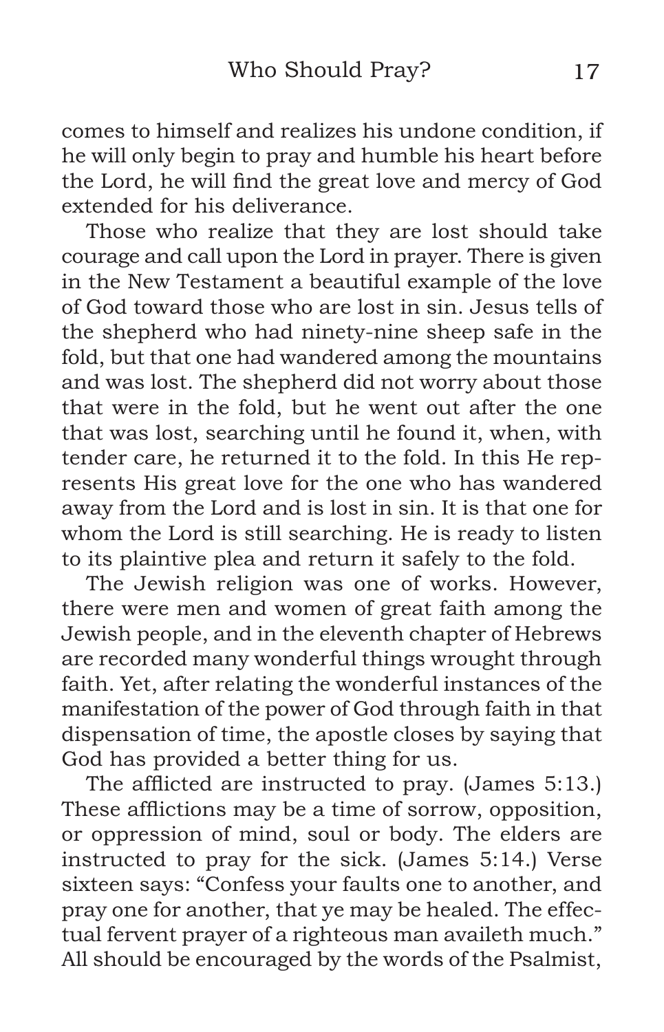comes to himself and realizes his undone condition, if he will only begin to pray and humble his heart before the Lord, he will find the great love and mercy of God extended for his deliverance.

Those who realize that they are lost should take courage and call upon the Lord in prayer. There is given in the New Testament a beautiful example of the love of God toward those who are lost in sin. Jesus tells of the shepherd who had ninety-nine sheep safe in the fold, but that one had wandered among the mountains and was lost. The shepherd did not worry about those that were in the fold, but he went out after the one that was lost, searching until he found it, when, with tender care, he returned it to the fold. In this He represents His great love for the one who has wandered away from the Lord and is lost in sin. It is that one for whom the Lord is still searching. He is ready to listen to its plaintive plea and return it safely to the fold.

The Jewish religion was one of works. However, there were men and women of great faith among the Jewish people, and in the eleventh chapter of Hebrews are recorded many wonderful things wrought through faith. Yet, after relating the wonderful instances of the manifestation of the power of God through faith in that dispensation of time, the apostle closes by saying that God has provided a better thing for us.

The afflicted are instructed to pray. (James 5:13.) These afflictions may be a time of sorrow, opposition, or oppression of mind, soul or body. The elders are instructed to pray for the sick. (James 5:14.) Verse sixteen says: "Confess your faults one to another, and pray one for another, that ye may be healed. The effectual fervent prayer of a righteous man availeth much." All should be encouraged by the words of the Psalmist,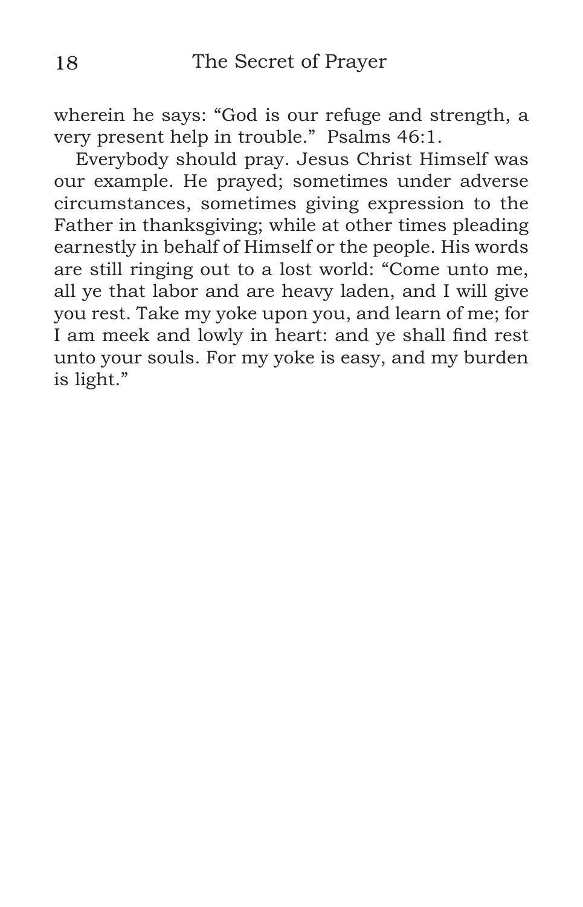wherein he says: "God is our refuge and strength, a very present help in trouble." Psalms 46:1.

Everybody should pray. Jesus Christ Himself was our example. He prayed; sometimes under adverse circumstances, sometimes giving expression to the Father in thanksgiving; while at other times pleading earnestly in behalf of Himself or the people. His words are still ringing out to a lost world: "Come unto me, all ye that labor and are heavy laden, and I will give you rest. Take my yoke upon you, and learn of me; for I am meek and lowly in heart: and ye shall find rest unto your souls. For my yoke is easy, and my burden is light."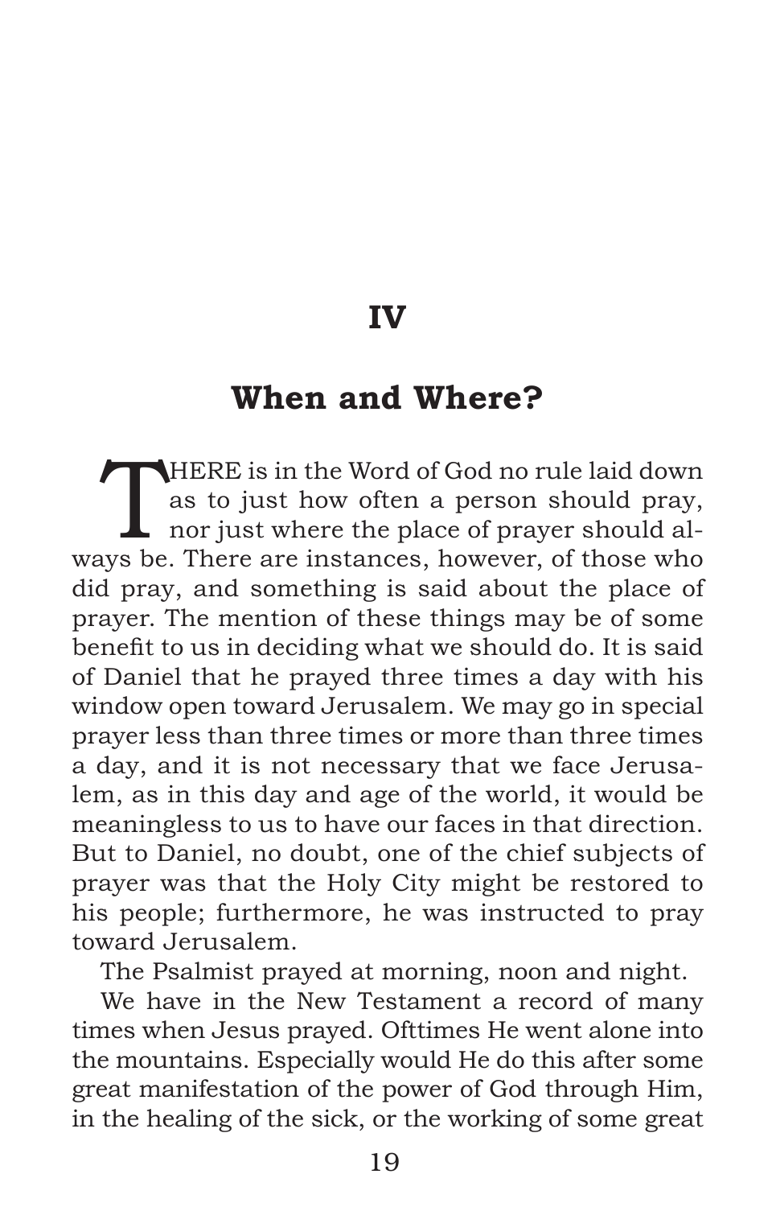# IV

## When and Where?

THERE is in the Word of God no rule laid down as to just how often a person should pray, nor just where the place of prayer should always be. There are instances, however, of those who did pray, and something is said about the place of prayer. The mention of these things may be of some benefit to us in deciding what we should do. It is said of Daniel that he prayed three times a day with his window open toward Jerusalem. We may go in special prayer less than three times or more than three times a day, and it is not necessary that we face Jerusalem, as in this day and age of the world, it would be meaningless to us to have our faces in that direction. But to Daniel, no doubt, one of the chief subjects of prayer was that the Holy City might be restored to his people; furthermore, he was instructed to pray toward Jerusalem.

The Psalmist prayed at morning, noon and night.

We have in the New Testament a record of many times when Jesus prayed. Ofttimes He went alone into the mountains. Especially would He do this after some great manifestation of the power of God through Him, in the healing of the sick, or the working of some great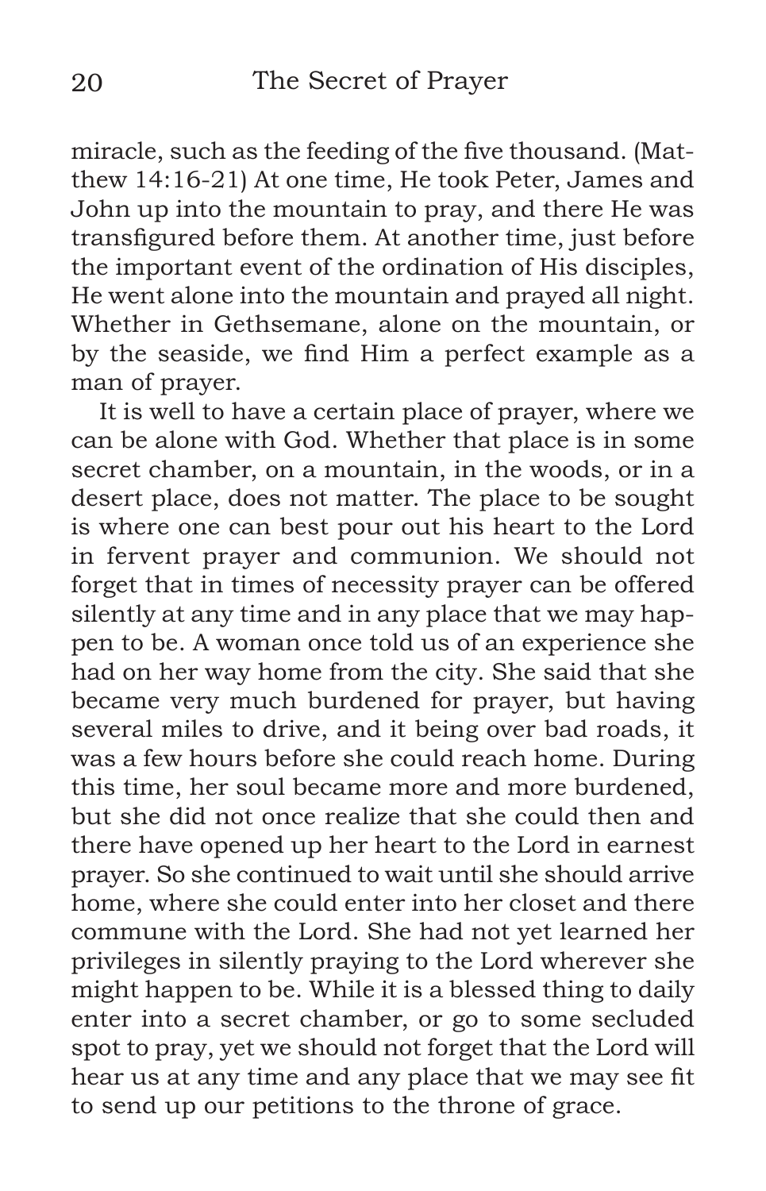miracle, such as the feeding of the five thousand. (Matthew 14:16-21) At one time, He took Peter, James and John up into the mountain to pray, and there He was transfigured before them. At another time, just before the important event of the ordination of His disciples, He went alone into the mountain and prayed all night. Whether in Gethsemane, alone on the mountain, or by the seaside, we find Him a perfect example as a man of prayer.

It is well to have a certain place of prayer, where we can be alone with God. Whether that place is in some secret chamber, on a mountain, in the woods, or in a desert place, does not matter. The place to be sought is where one can best pour out his heart to the Lord in fervent prayer and communion. We should not forget that in times of necessity prayer can be offered silently at any time and in any place that we may happen to be. A woman once told us of an experience she had on her way home from the city. She said that she became very much burdened for prayer, but having several miles to drive, and it being over bad roads, it was a few hours before she could reach home. During this time, her soul became more and more burdened, but she did not once realize that she could then and there have opened up her heart to the Lord in earnest prayer. So she continued to wait until she should arrive home, where she could enter into her closet and there commune with the Lord. She had not yet learned her privileges in silently praying to the Lord wherever she might happen to be. While it is a blessed thing to daily enter into a secret chamber, or go to some secluded spot to pray, yet we should not forget that the Lord will hear us at any time and any place that we may see fit to send up our petitions to the throne of grace.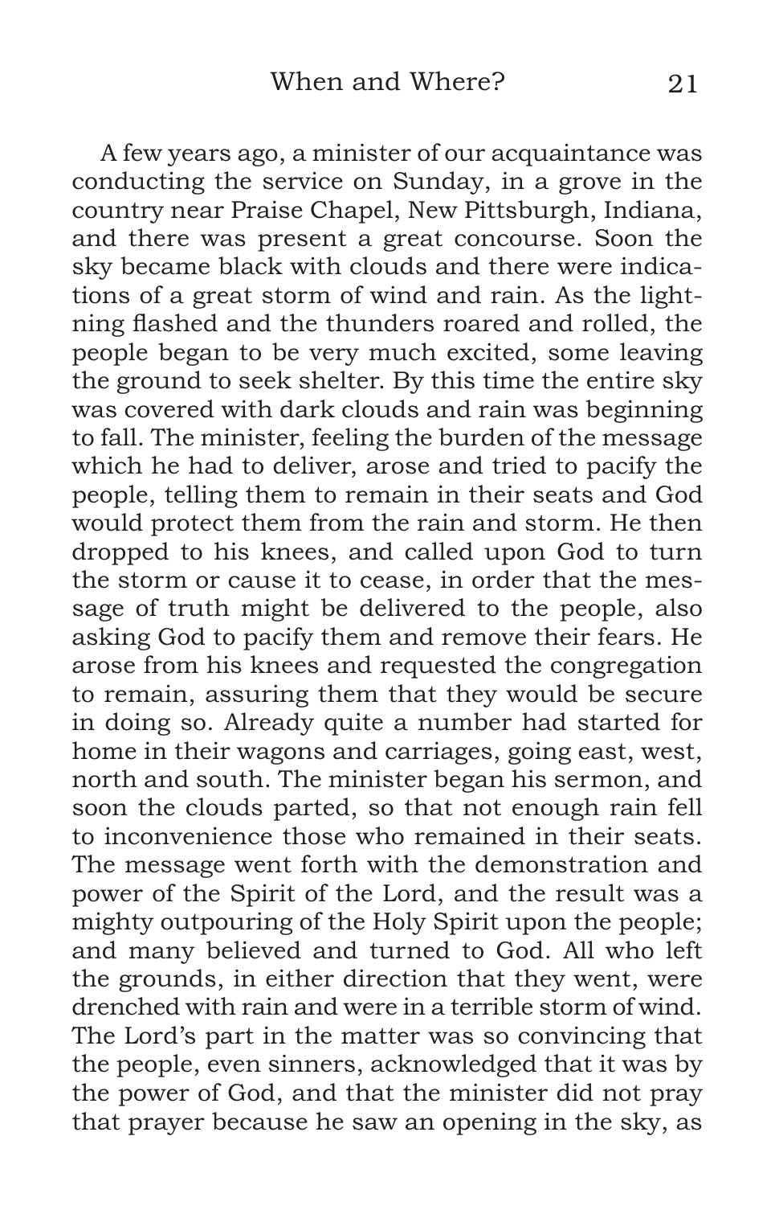A few years ago, a minister of our acquaintance was conducting the service on Sunday, in a grove in the country near Praise Chapel, New Pittsburgh, Indiana, and there was present a great concourse. Soon the sky became black with clouds and there were indications of a great storm of wind and rain. As the lightning flashed and the thunders roared and rolled, the people began to be very much excited, some leaving the ground to seek shelter. By this time the entire sky was covered with dark clouds and rain was beginning to fall. The minister, feeling the burden of the message which he had to deliver, arose and tried to pacify the people, telling them to remain in their seats and God would protect them from the rain and storm. He then dropped to his knees, and called upon God to turn the storm or cause it to cease, in order that the message of truth might be delivered to the people, also asking God to pacify them and remove their fears. He arose from his knees and requested the congregation to remain, assuring them that they would be secure in doing so. Already quite a number had started for home in their wagons and carriages, going east, west, north and south. The minister began his sermon, and soon the clouds parted, so that not enough rain fell to inconvenience those who remained in their seats. The message went forth with the demonstration and power of the Spirit of the Lord, and the result was a mighty outpouring of the Holy Spirit upon the people; and many believed and turned to God. All who left the grounds, in either direction that they went, were drenched with rain and were in a terrible storm of wind. The Lord's part in the matter was so convincing that the people, even sinners, acknowledged that it was by the power of God, and that the minister did not pray that prayer because he saw an opening in the sky, as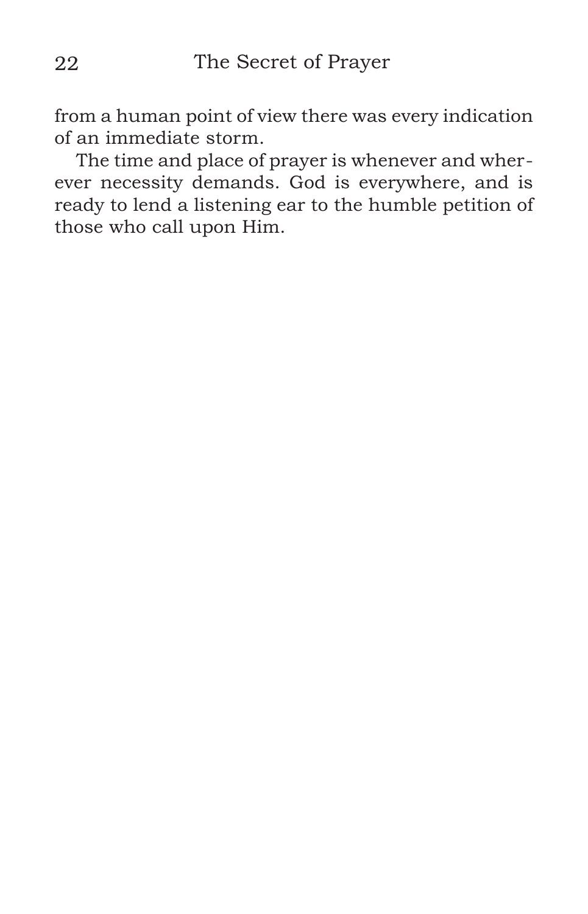from a human point of view there was every indication of an immediate storm.

The time and place of prayer is whenever and wherever necessity demands. God is everywhere, and is ready to lend a listening ear to the humble petition of those who call upon Him.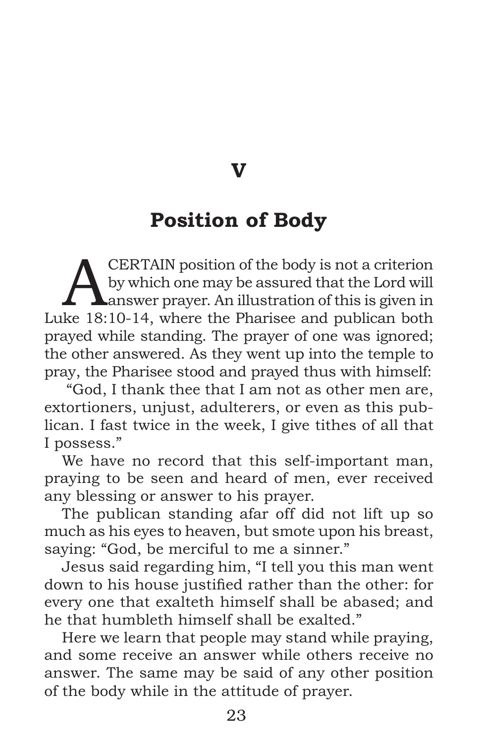# V

## Position of Body

A CERTAIN position of the body is not a criterion by which one may be assured that the Lord will answer prayer. An illustration of this is given in Luke 18:10-14, where the Pharisee and publican both prayed while standing. The prayer of one was ignored; the other answered. As they went up into the temple to pray, the Pharisee stood and prayed thus with himself:

"God, I thank thee that I am not as other men are, extortioners, unjust, adulterers, or even as this publican. I fast twice in the week, I give tithes of all that I possess."

We have no record that this self-important man, praying to be seen and heard of men, ever received any blessing or answer to his prayer.

The publican standing afar off did not lift up so much as his eyes to heaven, but smote upon his breast, saying: "God, be merciful to me a sinner."

Jesus said regarding him, "I tell you this man went down to his house justified rather than the other: for every one that exalteth himself shall be abased; and he that humbleth himself shall be exalted."

Here we learn that people may stand while praying, and some receive an answer while others receive no answer. The same may be said of any other position of the body while in the attitude of prayer.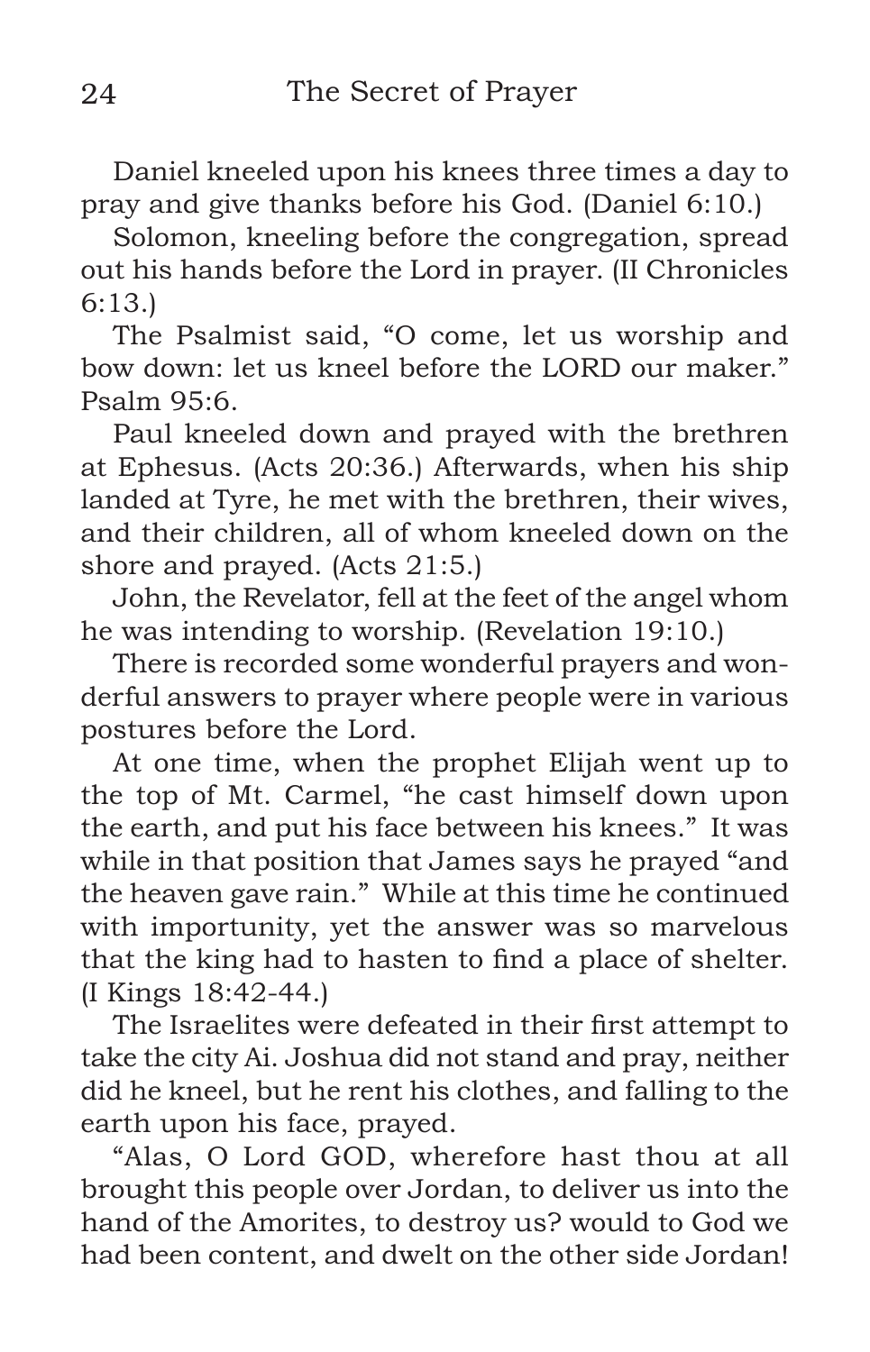Daniel kneeled upon his knees three times a day to pray and give thanks before his God. (Daniel 6:10.)

Solomon, kneeling before the congregation, spread out his hands before the Lord in prayer. (II Chronicles 6:13.)

The Psalmist said, "O come, let us worship and bow down: let us kneel before the LORD our maker." Psalm 95:6.

Paul kneeled down and prayed with the brethren at Ephesus. (Acts 20:36.) Afterwards, when his ship landed at Tyre, he met with the brethren, their wives, and their children, all of whom kneeled down on the shore and prayed. (Acts 21:5.)

John, the Revelator, fell at the feet of the angel whom he was intending to worship. (Revelation 19:10.)

There is recorded some wonderful prayers and wonderful answers to prayer where people were in various postures before the Lord.

At one time, when the prophet Elijah went up to the top of Mt. Carmel, "he cast himself down upon the earth, and put his face between his knees." It was while in that position that James says he prayed "and the heaven gave rain." While at this time he continued with importunity, yet the answer was so marvelous that the king had to hasten to find a place of shelter. (I Kings 18:42-44.)

The Israelites were defeated in their first attempt to take the city Ai. Joshua did not stand and pray, neither did he kneel, but he rent his clothes, and falling to the earth upon his face, prayed.

"Alas, O Lord GOD, wherefore hast thou at all brought this people over Jordan, to deliver us into the hand of the Amorites, to destroy us? would to God we had been content, and dwelt on the other side Jordan!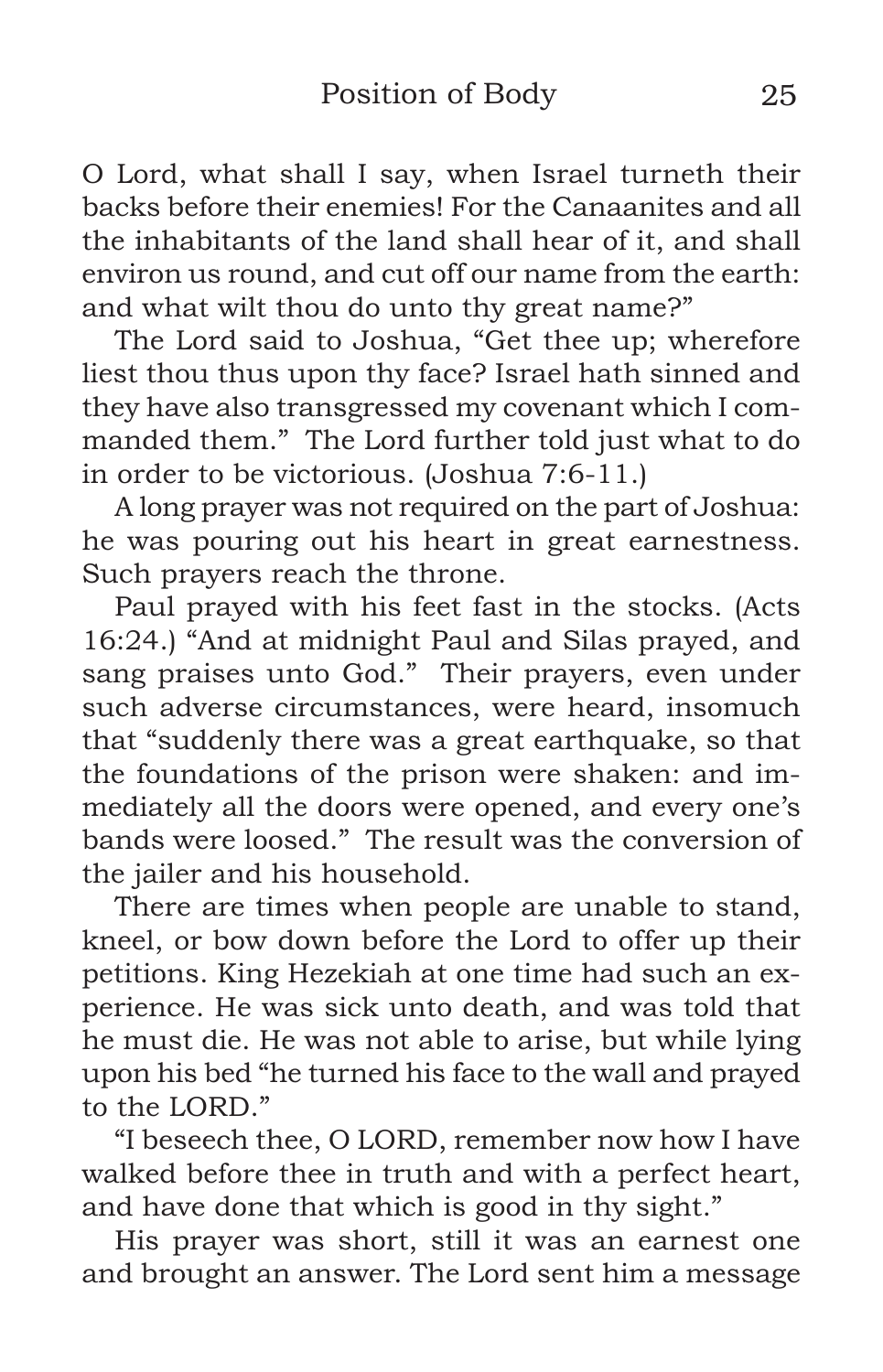O Lord, what shall I say, when Israel turneth their backs before their enemies! For the Canaanites and all the inhabitants of the land shall hear of it, and shall environ us round, and cut off our name from the earth: and what wilt thou do unto thy great name?"

The Lord said to Joshua, "Get thee up; wherefore liest thou thus upon thy face? Israel hath sinned and they have also transgressed my covenant which I commanded them." The Lord further told just what to do in order to be victorious. (Joshua 7:6-11.)

A long prayer was not required on the part of Joshua: he was pouring out his heart in great earnestness. Such prayers reach the throne.

Paul prayed with his feet fast in the stocks. (Acts 16:24.) "And at midnight Paul and Silas prayed, and sang praises unto God." Their prayers, even under such adverse circumstances, were heard, insomuch that "suddenly there was a great earthquake, so that the foundations of the prison were shaken: and immediately all the doors were opened, and every one's bands were loosed." The result was the conversion of the jailer and his household.

There are times when people are unable to stand, kneel, or bow down before the Lord to offer up their petitions. King Hezekiah at one time had such an experience. He was sick unto death, and was told that he must die. He was not able to arise, but while lying upon his bed "he turned his face to the wall and prayed to the LORD."

"I beseech thee, O LORD, remember now how I have walked before thee in truth and with a perfect heart, and have done that which is good in thy sight."

His prayer was short, still it was an earnest one and brought an answer. The Lord sent him a message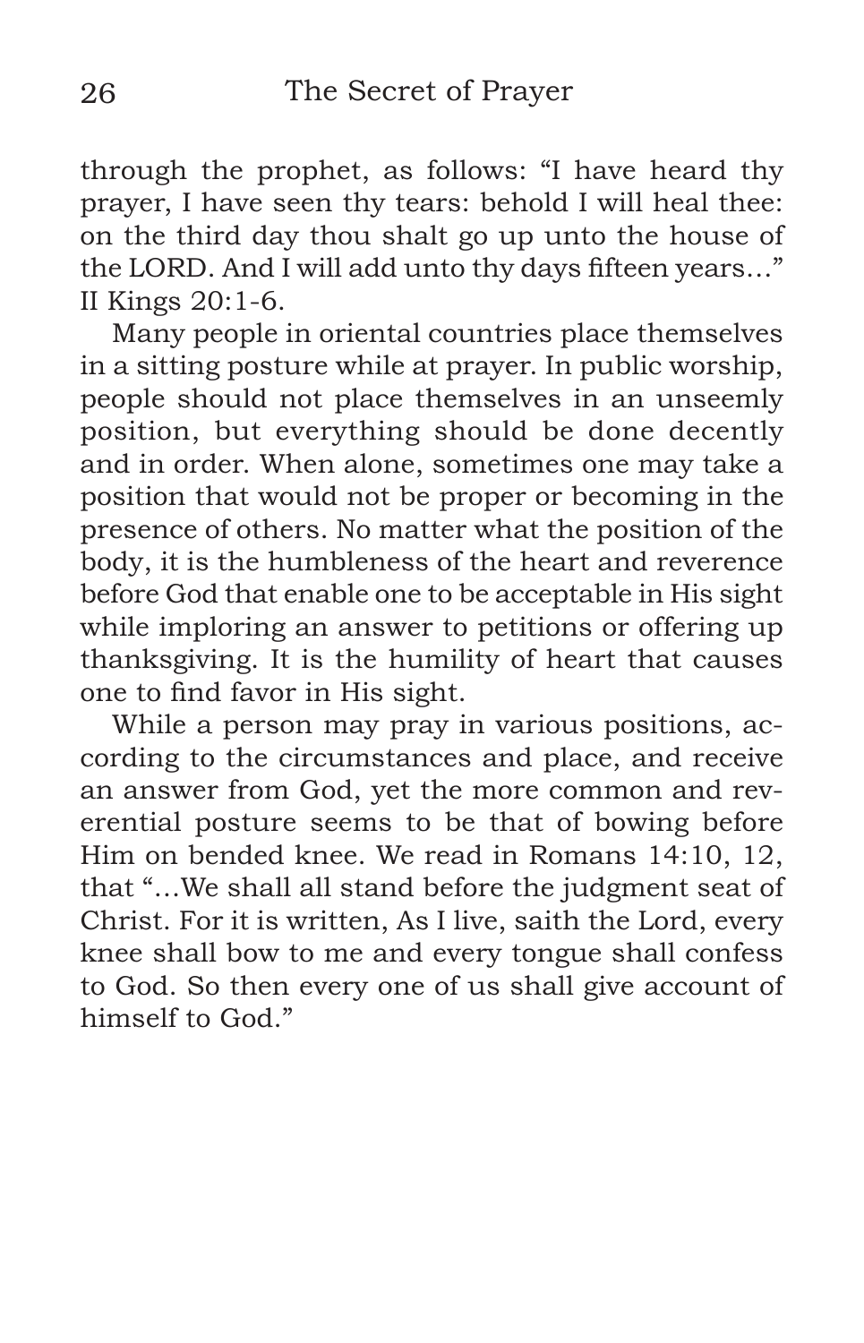through the prophet, as follows: "I have heard thy prayer, I have seen thy tears: behold I will heal thee: on the third day thou shalt go up unto the house of the LORD. And I will add unto thy days fifteen years…" II Kings 20:1-6.

Many people in oriental countries place themselves in a sitting posture while at prayer. In public worship, people should not place themselves in an unseemly position, but everything should be done decently and in order. When alone, sometimes one may take a position that would not be proper or becoming in the presence of others. No matter what the position of the body, it is the humbleness of the heart and reverence before God that enable one to be acceptable in His sight while imploring an answer to petitions or offering up thanksgiving. It is the humility of heart that causes one to find favor in His sight.

While a person may pray in various positions, according to the circumstances and place, and receive an answer from God, yet the more common and reverential posture seems to be that of bowing before Him on bended knee. We read in Romans 14:10, 12, that "…We shall all stand before the judgment seat of Christ. For it is written, As I live, saith the Lord, every knee shall bow to me and every tongue shall confess to God. So then every one of us shall give account of himself to God."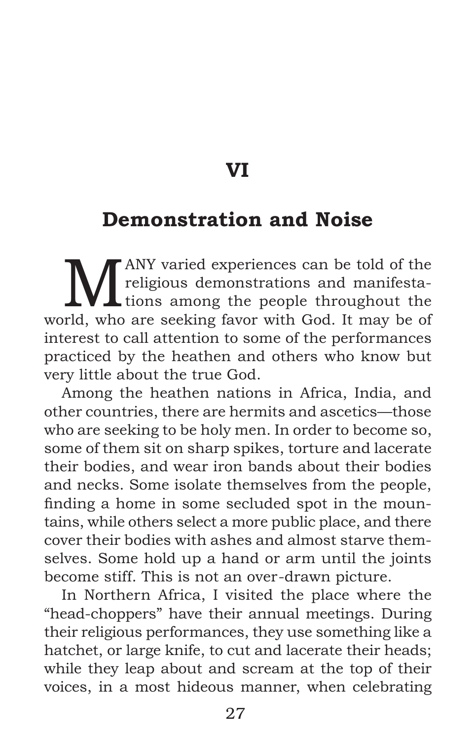# VI

## Demonstration and Noise

MANY varied experiences can be told of the religious demonstrations and manifestations among the people throughout the world, who are seeking favor with God. It may be of interest to call attention to some of the performances practiced by the heathen and others who know but very little about the true God.

Among the heathen nations in Africa, India, and other countries, there are hermits and ascetics—those who are seeking to be holy men. In order to become so, some of them sit on sharp spikes, torture and lacerate their bodies, and wear iron bands about their bodies and necks. Some isolate themselves from the people, finding a home in some secluded spot in the mountains, while others select a more public place, and there cover their bodies with ashes and almost starve themselves. Some hold up a hand or arm until the joints become stiff. This is not an over-drawn picture.

In Northern Africa, I visited the place where the "head-choppers" have their annual meetings. During their religious performances, they use something like a hatchet, or large knife, to cut and lacerate their heads; while they leap about and scream at the top of their voices, in a most hideous manner, when celebrating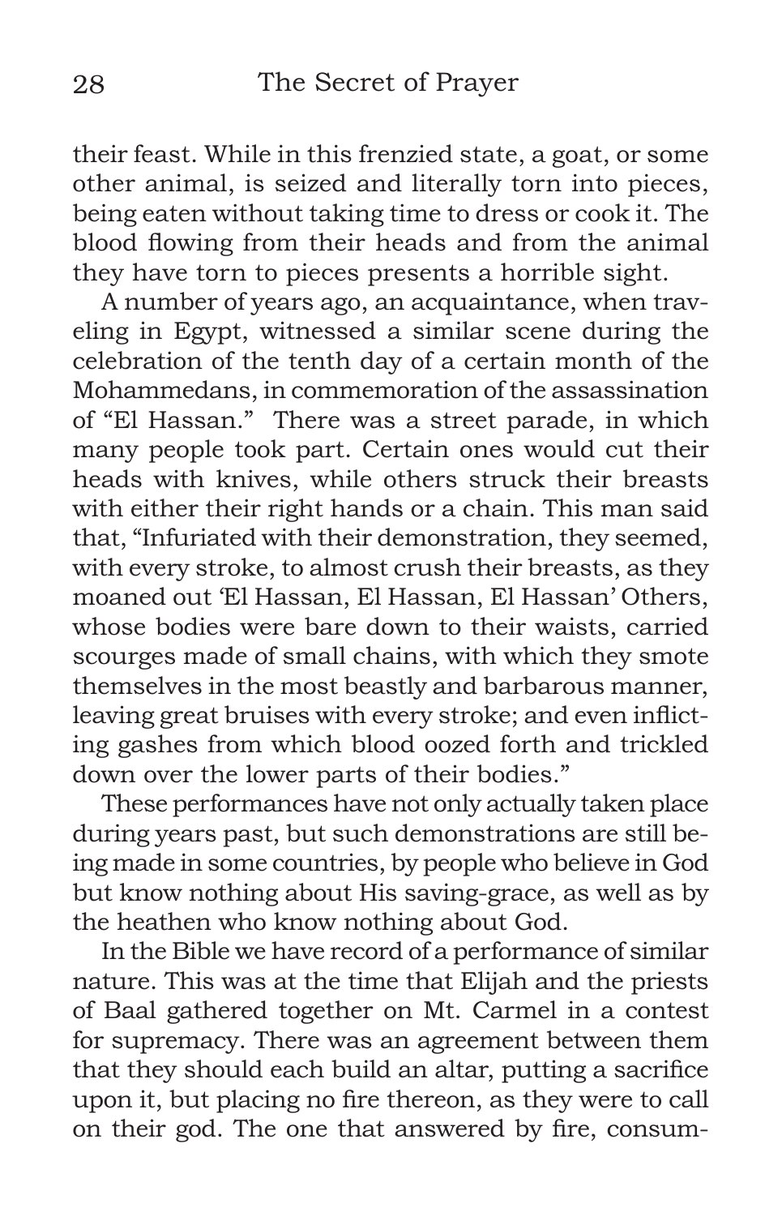their feast. While in this frenzied state, a goat, or some other animal, is seized and literally torn into pieces, being eaten without taking time to dress or cook it. The blood flowing from their heads and from the animal they have torn to pieces presents a horrible sight.

A number of years ago, an acquaintance, when traveling in Egypt, witnessed a similar scene during the celebration of the tenth day of a certain month of the Mohammedans, in commemoration of the assassination of "El Hassan." There was a street parade, in which many people took part. Certain ones would cut their heads with knives, while others struck their breasts with either their right hands or a chain. This man said that, "Infuriated with their demonstration, they seemed, with every stroke, to almost crush their breasts, as they moaned out 'El Hassan, El Hassan, El Hassan' Others, whose bodies were bare down to their waists, carried scourges made of small chains, with which they smote themselves in the most beastly and barbarous manner, leaving great bruises with every stroke; and even inflicting gashes from which blood oozed forth and trickled down over the lower parts of their bodies."

These performances have not only actually taken place during years past, but such demonstrations are still being made in some countries, by people who believe in God but know nothing about His saving-grace, as well as by the heathen who know nothing about God.

In the Bible we have record of a performance of similar nature. This was at the time that Elijah and the priests of Baal gathered together on Mt. Carmel in a contest for supremacy. There was an agreement between them that they should each build an altar, putting a sacrifice upon it, but placing no fire thereon, as they were to call on their god. The one that answered by fire, consum-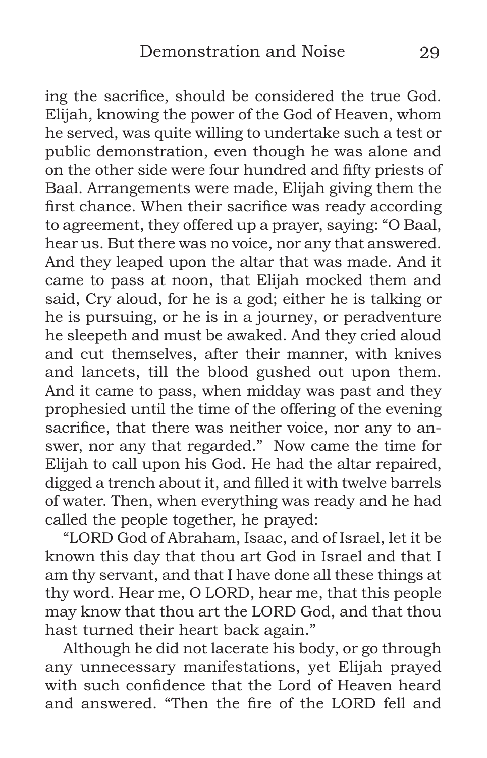ing the sacrifice, should be considered the true God. Elijah, knowing the power of the God of Heaven, whom he served, was quite willing to undertake such a test or public demonstration, even though he was alone and on the other side were four hundred and fifty priests of Baal. Arrangements were made, Elijah giving them the first chance. When their sacrifice was ready according to agreement, they offered up a prayer, saying: "O Baal, hear us. But there was no voice, nor any that answered. And they leaped upon the altar that was made. And it came to pass at noon, that Elijah mocked them and said, Cry aloud, for he is a god; either he is talking or he is pursuing, or he is in a journey, or peradventure he sleepeth and must be awaked. And they cried aloud and cut themselves, after their manner, with knives and lancets, till the blood gushed out upon them. And it came to pass, when midday was past and they prophesied until the time of the offering of the evening sacrifice, that there was neither voice, nor any to answer, nor any that regarded." Now came the time for Elijah to call upon his God. He had the altar repaired, digged a trench about it, and filled it with twelve barrels of water. Then, when everything was ready and he had called the people together, he prayed:

"LORD God of Abraham, Isaac, and of Israel, let it be known this day that thou art God in Israel and that I am thy servant, and that I have done all these things at thy word. Hear me, O LORD, hear me, that this people may know that thou art the LORD God, and that thou hast turned their heart back again."

Although he did not lacerate his body, or go through any unnecessary manifestations, yet Elijah prayed with such confidence that the Lord of Heaven heard and answered. "Then the fire of the LORD fell and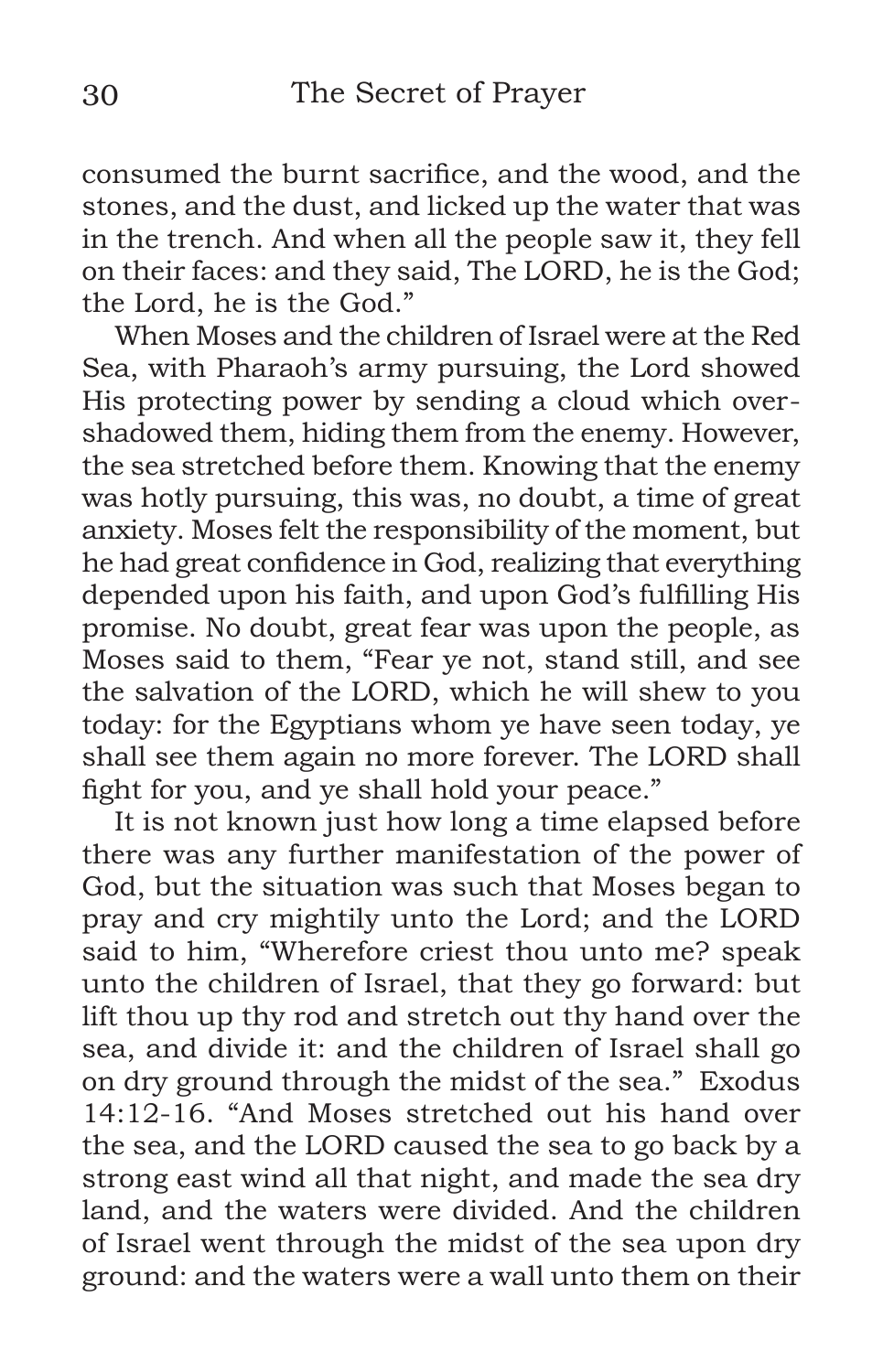consumed the burnt sacrifice, and the wood, and the stones, and the dust, and licked up the water that was in the trench. And when all the people saw it, they fell on their faces: and they said, The LORD, he is the God; the Lord, he is the God."

When Moses and the children of Israel were at the Red Sea, with Pharaoh's army pursuing, the Lord showed His protecting power by sending a cloud which overshadowed them, hiding them from the enemy. However, the sea stretched before them. Knowing that the enemy was hotly pursuing, this was, no doubt, a time of great anxiety. Moses felt the responsibility of the moment, but he had great confidence in God, realizing that everything depended upon his faith, and upon God's fulfilling His promise. No doubt, great fear was upon the people, as Moses said to them, "Fear ye not, stand still, and see the salvation of the LORD, which he will shew to you today: for the Egyptians whom ye have seen today, ye shall see them again no more forever. The LORD shall fight for you, and ye shall hold your peace."

It is not known just how long a time elapsed before there was any further manifestation of the power of God, but the situation was such that Moses began to pray and cry mightily unto the Lord; and the LORD said to him, "Wherefore criest thou unto me? speak unto the children of Israel, that they go forward: but lift thou up thy rod and stretch out thy hand over the sea, and divide it: and the children of Israel shall go on dry ground through the midst of the sea." Exodus 14:12-16. "And Moses stretched out his hand over the sea, and the LORD caused the sea to go back by a strong east wind all that night, and made the sea dry land, and the waters were divided. And the children of Israel went through the midst of the sea upon dry ground: and the waters were a wall unto them on their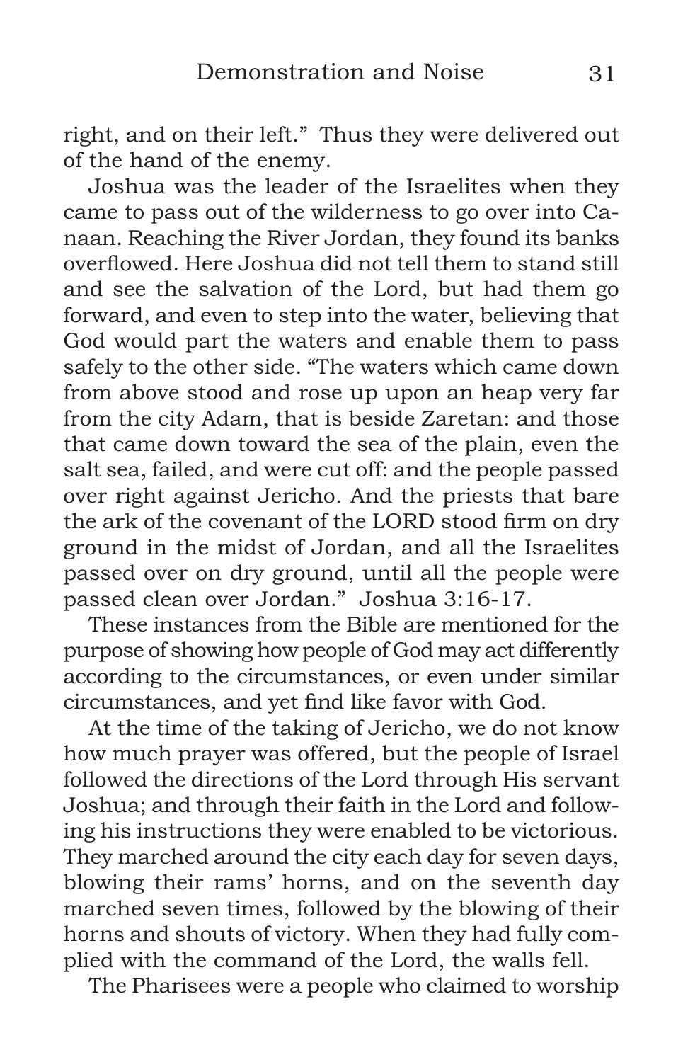right, and on their left." Thus they were delivered out of the hand of the enemy.

Joshua was the leader of the Israelites when they came to pass out of the wilderness to go over into Canaan. Reaching the River Jordan, they found its banks overflowed. Here Joshua did not tell them to stand still and see the salvation of the Lord, but had them go forward, and even to step into the water, believing that God would part the waters and enable them to pass safely to the other side. "The waters which came down from above stood and rose up upon an heap very far from the city Adam, that is beside Zaretan: and those that came down toward the sea of the plain, even the salt sea, failed, and were cut off: and the people passed over right against Jericho. And the priests that bare the ark of the covenant of the LORD stood firm on dry ground in the midst of Jordan, and all the Israelites passed over on dry ground, until all the people were passed clean over Jordan." Joshua 3:16-17.

These instances from the Bible are mentioned for the purpose of showing how people of God may act differently according to the circumstances, or even under similar circumstances, and yet find like favor with God.

At the time of the taking of Jericho, we do not know how much prayer was offered, but the people of Israel followed the directions of the Lord through His servant Joshua; and through their faith in the Lord and following his instructions they were enabled to be victorious. They marched around the city each day for seven days, blowing their rams' horns, and on the seventh day marched seven times, followed by the blowing of their horns and shouts of victory. When they had fully complied with the command of the Lord, the walls fell.

The Pharisees were a people who claimed to worship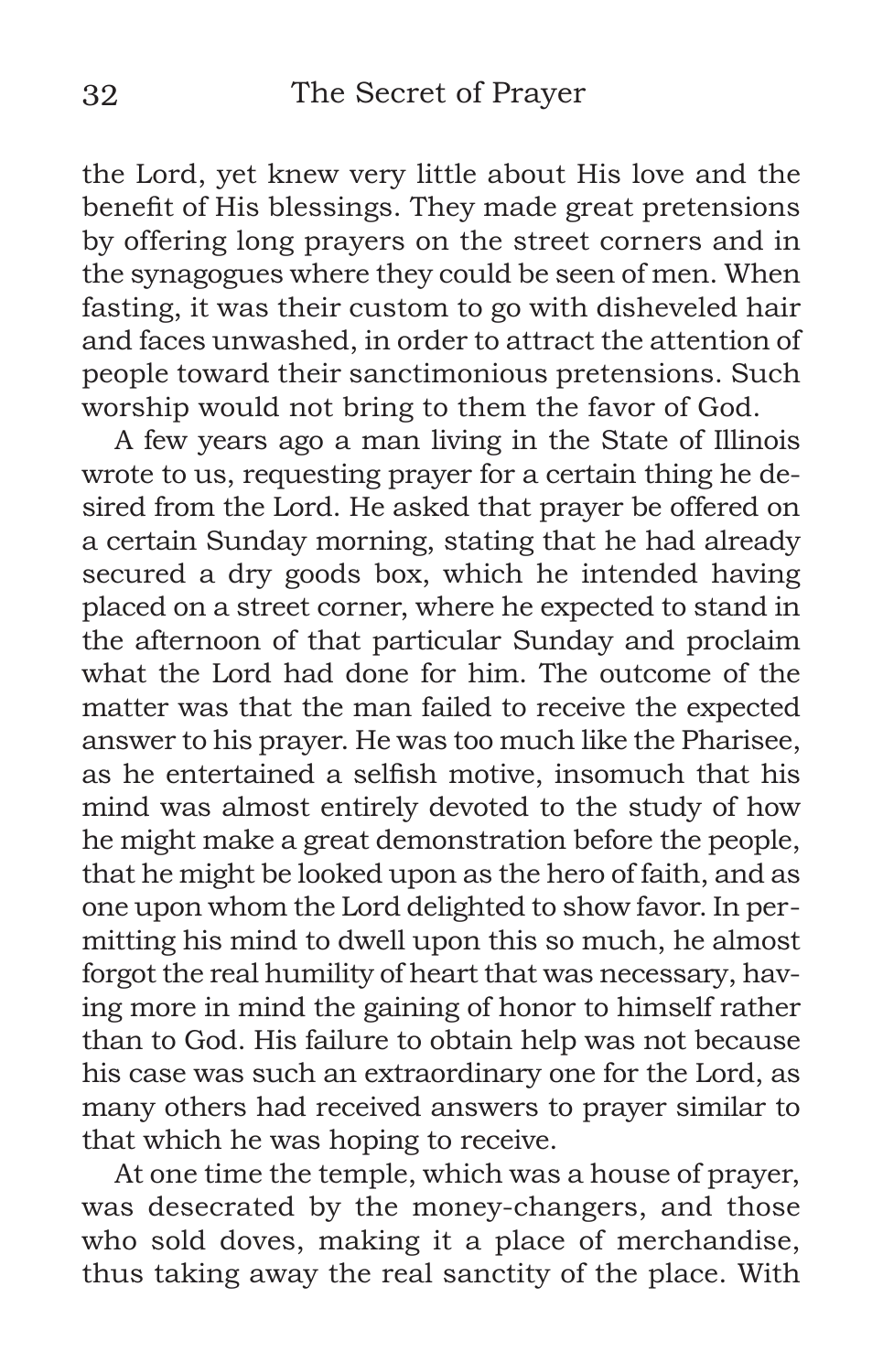the Lord, yet knew very little about His love and the benefit of His blessings. They made great pretensions by offering long prayers on the street corners and in the synagogues where they could be seen of men. When fasting, it was their custom to go with disheveled hair and faces unwashed, in order to attract the attention of people toward their sanctimonious pretensions. Such worship would not bring to them the favor of God.

A few years ago a man living in the State of Illinois wrote to us, requesting prayer for a certain thing he desired from the Lord. He asked that prayer be offered on a certain Sunday morning, stating that he had already secured a dry goods box, which he intended having placed on a street corner, where he expected to stand in the afternoon of that particular Sunday and proclaim what the Lord had done for him. The outcome of the matter was that the man failed to receive the expected answer to his prayer. He was too much like the Pharisee, as he entertained a selfish motive, insomuch that his mind was almost entirely devoted to the study of how he might make a great demonstration before the people, that he might be looked upon as the hero of faith, and as one upon whom the Lord delighted to show favor. In permitting his mind to dwell upon this so much, he almost forgot the real humility of heart that was necessary, having more in mind the gaining of honor to himself rather than to God. His failure to obtain help was not because his case was such an extraordinary one for the Lord, as many others had received answers to prayer similar to that which he was hoping to receive.

At one time the temple, which was a house of prayer, was desecrated by the money-changers, and those who sold doves, making it a place of merchandise, thus taking away the real sanctity of the place. With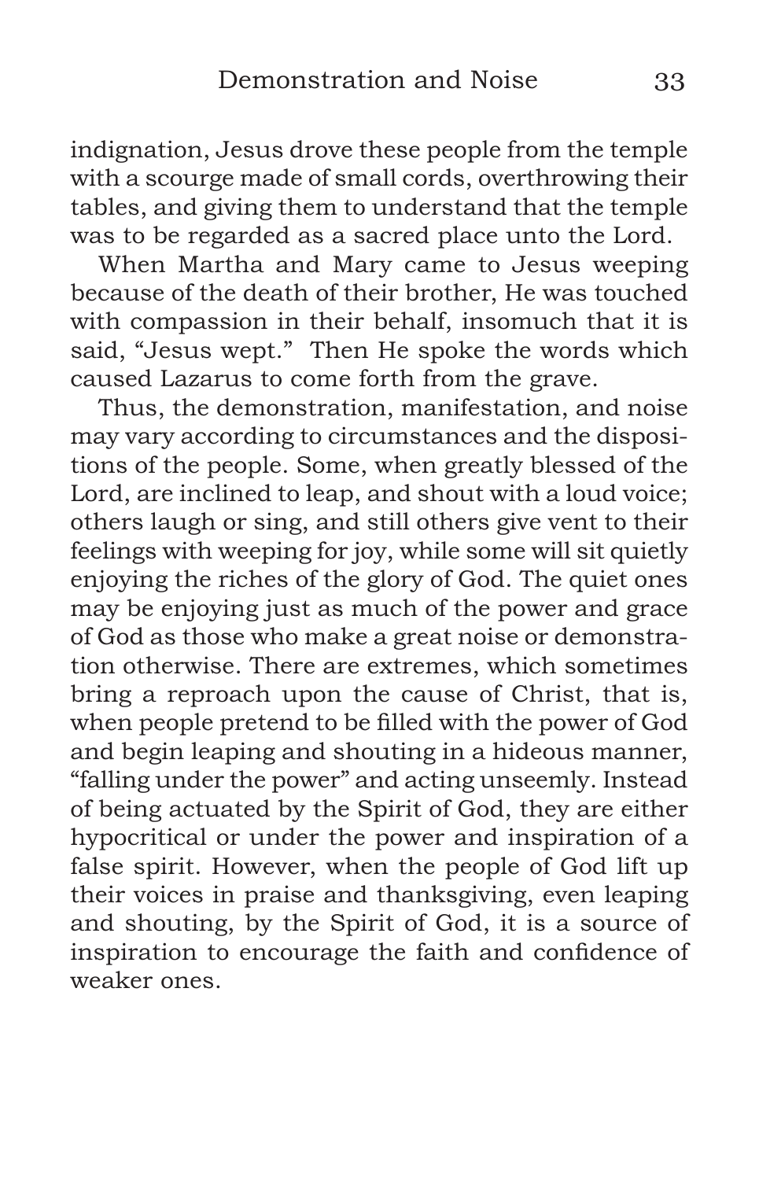indignation, Jesus drove these people from the temple with a scourge made of small cords, overthrowing their tables, and giving them to understand that the temple was to be regarded as a sacred place unto the Lord.

When Martha and Mary came to Jesus weeping because of the death of their brother, He was touched with compassion in their behalf, insomuch that it is said, "Jesus wept." Then He spoke the words which caused Lazarus to come forth from the grave.

Thus, the demonstration, manifestation, and noise may vary according to circumstances and the dispositions of the people. Some, when greatly blessed of the Lord, are inclined to leap, and shout with a loud voice; others laugh or sing, and still others give vent to their feelings with weeping for joy, while some will sit quietly enjoying the riches of the glory of God. The quiet ones may be enjoying just as much of the power and grace of God as those who make a great noise or demonstration otherwise. There are extremes, which sometimes bring a reproach upon the cause of Christ, that is, when people pretend to be filled with the power of God and begin leaping and shouting in a hideous manner, "falling under the power" and acting unseemly. Instead of being actuated by the Spirit of God, they are either hypocritical or under the power and inspiration of a false spirit. However, when the people of God lift up their voices in praise and thanksgiving, even leaping and shouting, by the Spirit of God, it is a source of inspiration to encourage the faith and confidence of weaker ones.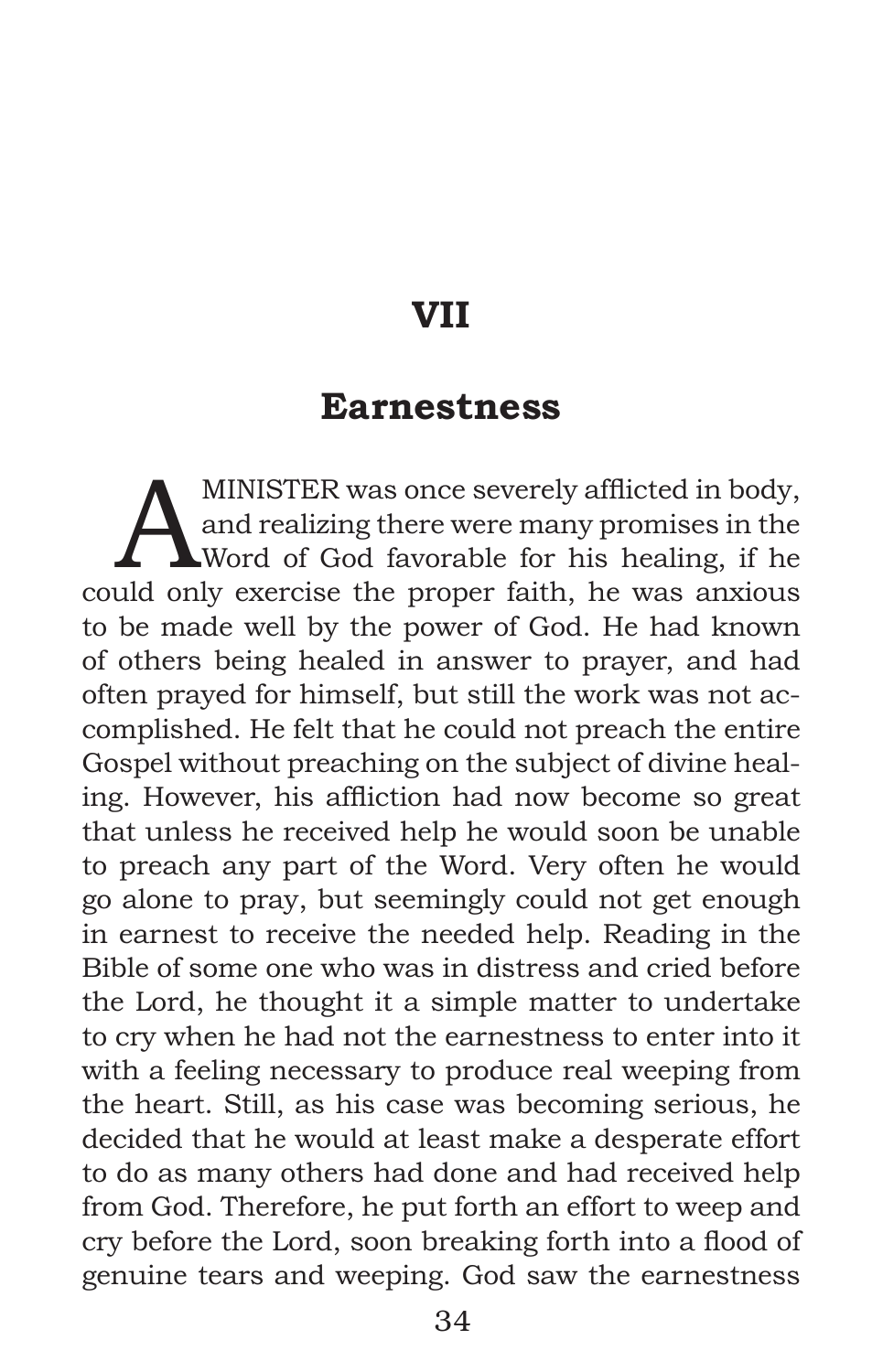# VII

## Earnestness

A MINISTER was once severely afflicted in body, and realizing there were many promises in the Word of God favorable for his healing, if he could only exercise the proper faith, he was anxious to be made well by the power of God. He had known of others being healed in answer to prayer, and had often prayed for himself, but still the work was not accomplished. He felt that he could not preach the entire Gospel without preaching on the subject of divine healing. However, his affliction had now become so great that unless he received help he would soon be unable to preach any part of the Word. Very often he would go alone to pray, but seemingly could not get enough in earnest to receive the needed help. Reading in the Bible of some one who was in distress and cried before the Lord, he thought it a simple matter to undertake to cry when he had not the earnestness to enter into it with a feeling necessary to produce real weeping from the heart. Still, as his case was becoming serious, he decided that he would at least make a desperate effort to do as many others had done and had received help from God. Therefore, he put forth an effort to weep and cry before the Lord, soon breaking forth into a flood of genuine tears and weeping. God saw the earnestness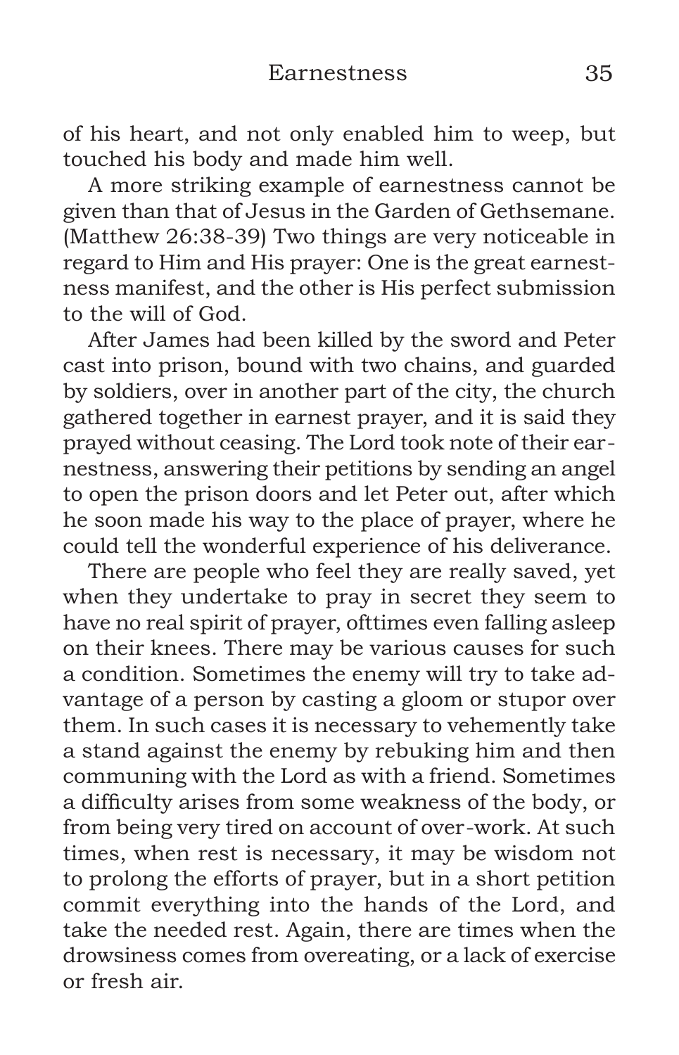of his heart, and not only enabled him to weep, but touched his body and made him well.

A more striking example of earnestness cannot be given than that of Jesus in the Garden of Gethsemane. (Matthew 26:38-39) Two things are very noticeable in regard to Him and His prayer: One is the great earnestness manifest, and the other is His perfect submission to the will of God.

After James had been killed by the sword and Peter cast into prison, bound with two chains, and guarded by soldiers, over in another part of the city, the church gathered together in earnest prayer, and it is said they prayed without ceasing. The Lord took note of their earnestness, answering their petitions by sending an angel to open the prison doors and let Peter out, after which he soon made his way to the place of prayer, where he could tell the wonderful experience of his deliverance.

There are people who feel they are really saved, yet when they undertake to pray in secret they seem to have no real spirit of prayer, ofttimes even falling asleep on their knees. There may be various causes for such a condition. Sometimes the enemy will try to take advantage of a person by casting a gloom or stupor over them. In such cases it is necessary to vehemently take a stand against the enemy by rebuking him and then communing with the Lord as with a friend. Sometimes a difficulty arises from some weakness of the body, or from being very tired on account of over-work. At such times, when rest is necessary, it may be wisdom not to prolong the efforts of prayer, but in a short petition commit everything into the hands of the Lord, and take the needed rest. Again, there are times when the drowsiness comes from overeating, or a lack of exercise or fresh air.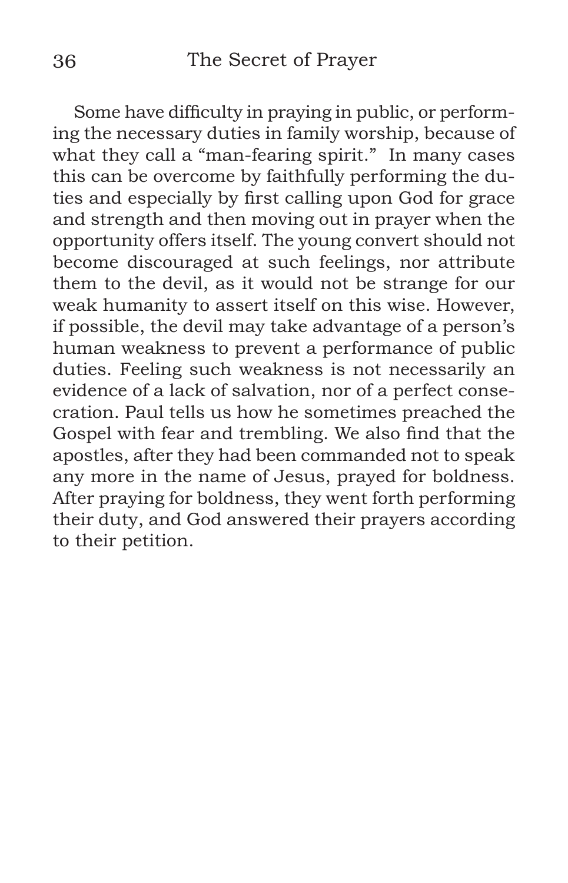Some have difficulty in praying in public, or performing the necessary duties in family worship, because of what they call a "man-fearing spirit." In many cases this can be overcome by faithfully performing the duties and especially by first calling upon God for grace and strength and then moving out in prayer when the opportunity offers itself. The young convert should not become discouraged at such feelings, nor attribute them to the devil, as it would not be strange for our weak humanity to assert itself on this wise. However, if possible, the devil may take advantage of a person's human weakness to prevent a performance of public duties. Feeling such weakness is not necessarily an evidence of a lack of salvation, nor of a perfect consecration. Paul tells us how he sometimes preached the Gospel with fear and trembling. We also find that the apostles, after they had been commanded not to speak any more in the name of Jesus, prayed for boldness. After praying for boldness, they went forth performing their duty, and God answered their prayers according to their petition.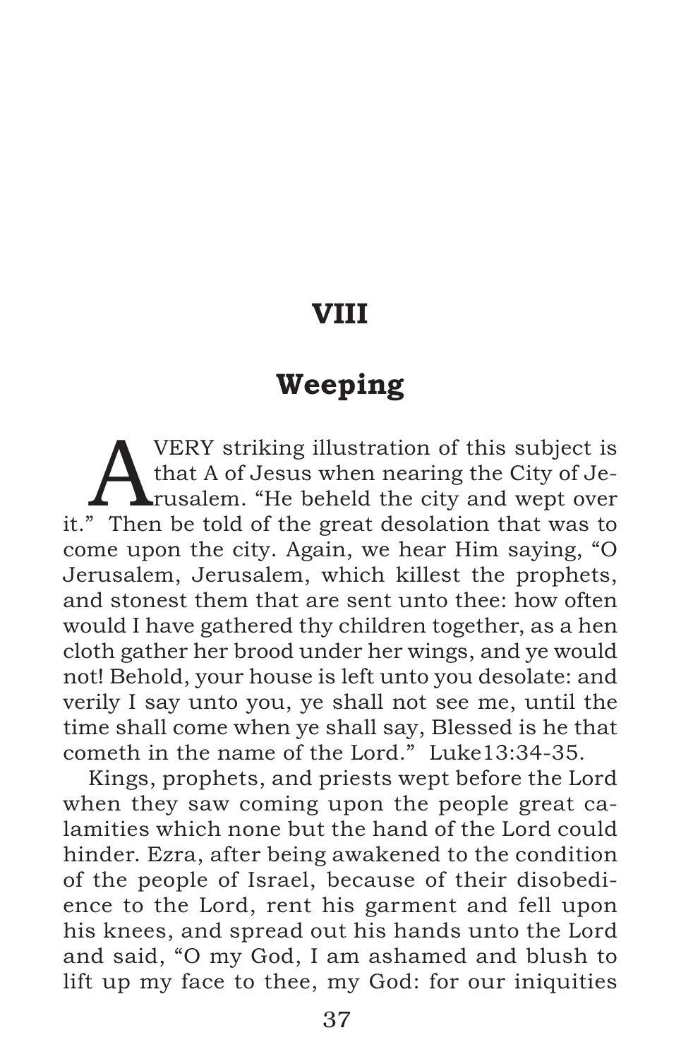# VIII

## Weeping

A VERY striking illustration of this subject is that A of Jesus when nearing the City of Jerusalem. "He beheld the city and wept over it." Then be told of the great desolation that was to come upon the city. Again, we hear Him saying, "O Jerusalem, Jerusalem, which killest the prophets, and stonest them that are sent unto thee: how often would I have gathered thy children together, as a hen cloth gather her brood under her wings, and ye would not! Behold, your house is left unto you desolate: and verily I say unto you, ye shall not see me, until the time shall come when ye shall say, Blessed is he that cometh in the name of the Lord." Luke13:34-35.

Kings, prophets, and priests wept before the Lord when they saw coming upon the people great calamities which none but the hand of the Lord could hinder. Ezra, after being awakened to the condition of the people of Israel, because of their disobedience to the Lord, rent his garment and fell upon his knees, and spread out his hands unto the Lord and said, "O my God, I am ashamed and blush to lift up my face to thee, my God: for our iniquities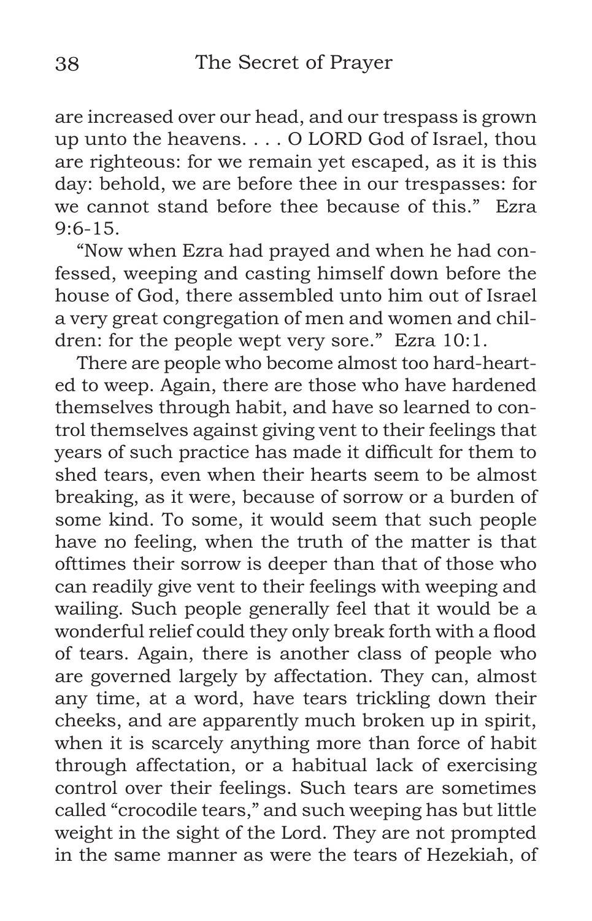are increased over our head, and our trespass is grown up unto the heavens. . . . O LORD God of Israel, thou are righteous: for we remain yet escaped, as it is this day: behold, we are before thee in our trespasses: for we cannot stand before thee because of this." Ezra 9:6-15.

"Now when Ezra had prayed and when he had confessed, weeping and casting himself down before the house of God, there assembled unto him out of Israel a very great congregation of men and women and children: for the people wept very sore." Ezra 10:1.

There are people who become almost too hard-hearted to weep. Again, there are those who have hardened themselves through habit, and have so learned to control themselves against giving vent to their feelings that years of such practice has made it difficult for them to shed tears, even when their hearts seem to be almost breaking, as it were, because of sorrow or a burden of some kind. To some, it would seem that such people have no feeling, when the truth of the matter is that ofttimes their sorrow is deeper than that of those who can readily give vent to their feelings with weeping and wailing. Such people generally feel that it would be a wonderful relief could they only break forth with a flood of tears. Again, there is another class of people who are governed largely by affectation. They can, almost any time, at a word, have tears trickling down their cheeks, and are apparently much broken up in spirit, when it is scarcely anything more than force of habit through affectation, or a habitual lack of exercising control over their feelings. Such tears are sometimes called "crocodile tears," and such weeping has but little weight in the sight of the Lord. They are not prompted in the same manner as were the tears of Hezekiah, of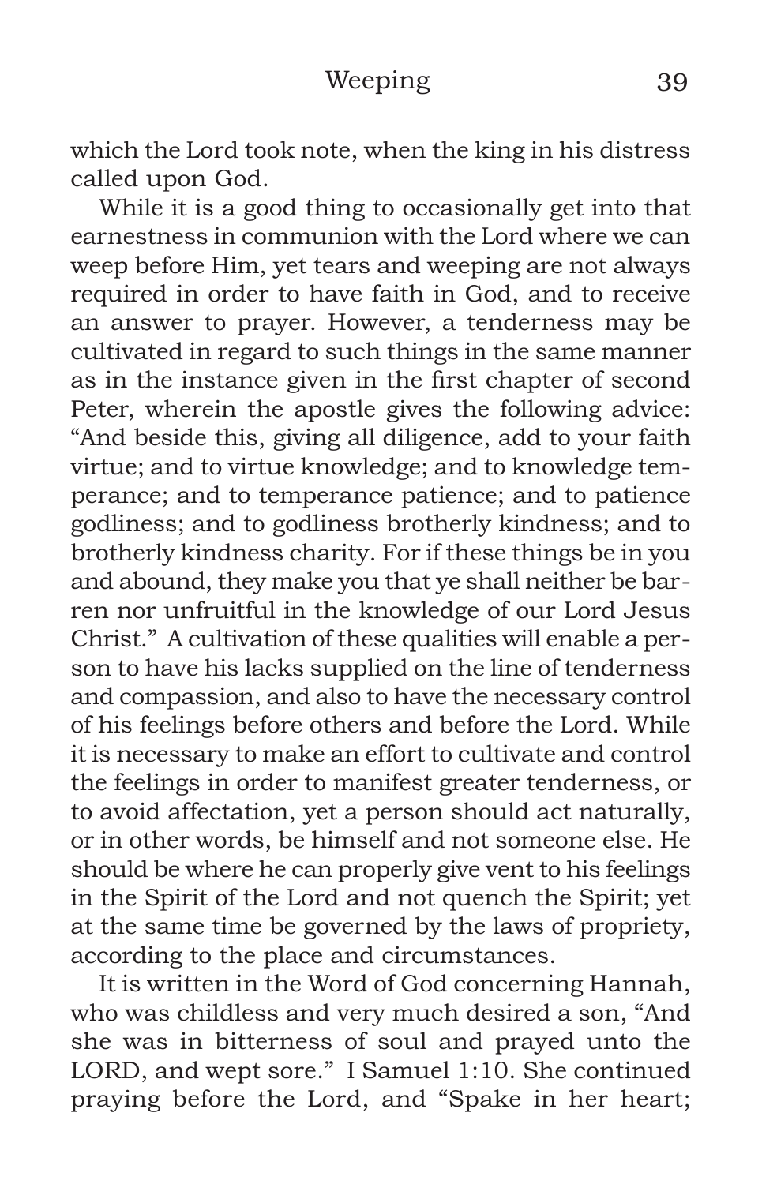which the Lord took note, when the king in his distress called upon God.

While it is a good thing to occasionally get into that earnestness in communion with the Lord where we can weep before Him, yet tears and weeping are not always required in order to have faith in God, and to receive an answer to prayer. However, a tenderness may be cultivated in regard to such things in the same manner as in the instance given in the first chapter of second Peter, wherein the apostle gives the following advice: "And beside this, giving all diligence, add to your faith virtue; and to virtue knowledge; and to knowledge temperance; and to temperance patience; and to patience godliness; and to godliness brotherly kindness; and to brotherly kindness charity. For if these things be in you and abound, they make you that ye shall neither be barren nor unfruitful in the knowledge of our Lord Jesus Christ." A cultivation of these qualities will enable a person to have his lacks supplied on the line of tenderness and compassion, and also to have the necessary control of his feelings before others and before the Lord. While it is necessary to make an effort to cultivate and control the feelings in order to manifest greater tenderness, or to avoid affectation, yet a person should act naturally, or in other words, be himself and not someone else. He should be where he can properly give vent to his feelings in the Spirit of the Lord and not quench the Spirit; yet at the same time be governed by the laws of propriety, according to the place and circumstances.

It is written in the Word of God concerning Hannah, who was childless and very much desired a son, "And she was in bitterness of soul and prayed unto the LORD, and wept sore." I Samuel 1:10. She continued praying before the Lord, and "Spake in her heart;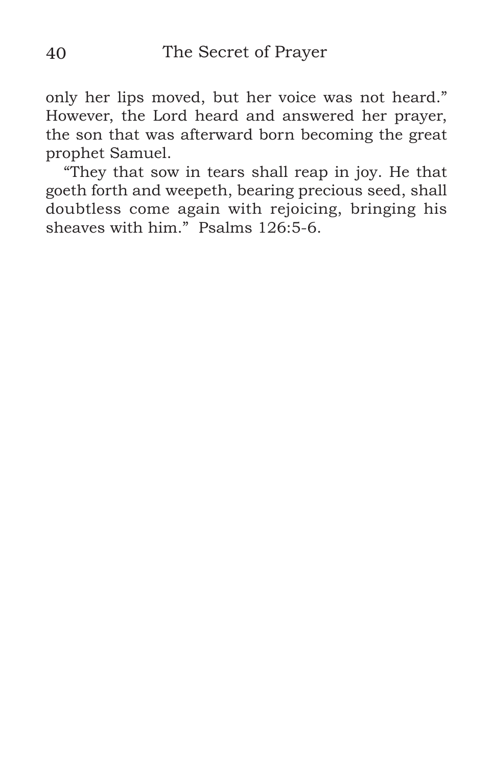only her lips moved, but her voice was not heard." However, the Lord heard and answered her prayer, the son that was afterward born becoming the great prophet Samuel.

"They that sow in tears shall reap in joy. He that goeth forth and weepeth, bearing precious seed, shall doubtless come again with rejoicing, bringing his sheaves with him." Psalms 126:5-6.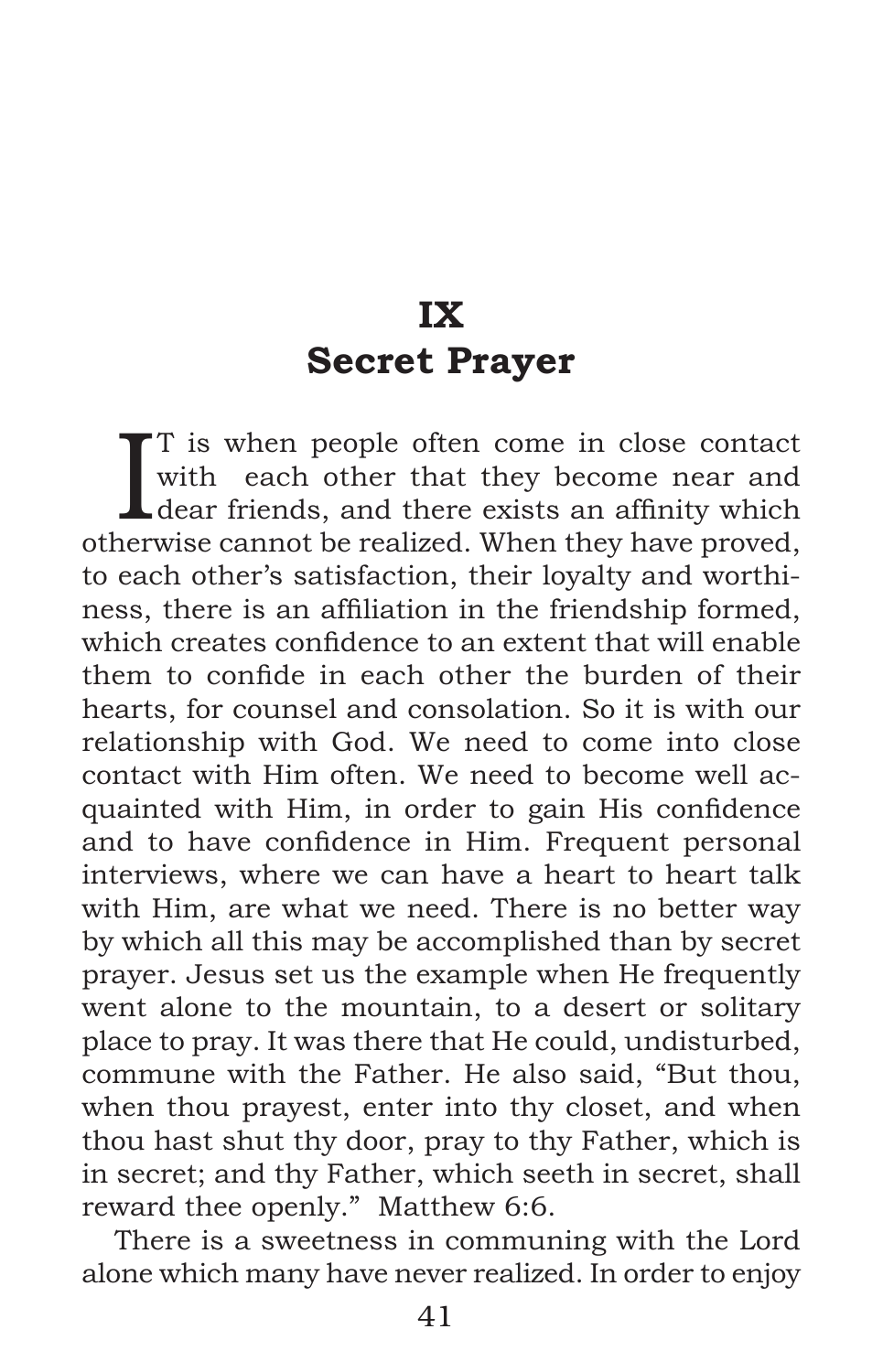# IX
# Secret Prayer

IT is when people often come in close contact with each other that they become near and dear friends, and there exists an affinity which otherwise cannot be realized. When they have proved, to each other's satisfaction, their loyalty and worthiness, there is an affiliation in the friendship formed, which creates confidence to an extent that will enable them to confide in each other the burden of their hearts, for counsel and consolation. So it is with our relationship with God. We need to come into close contact with Him often. We need to become well acquainted with Him, in order to gain His confidence and to have confidence in Him. Frequent personal interviews, where we can have a heart to heart talk with Him, are what we need. There is no better way by which all this may be accomplished than by secret prayer. Jesus set us the example when He frequently went alone to the mountain, to a desert or solitary place to pray. It was there that He could, undisturbed, commune with the Father. He also said, "But thou, when thou prayest, enter into thy closet, and when thou hast shut thy door, pray to thy Father, which is in secret; and thy Father, which seeth in secret, shall reward thee openly." Matthew 6:6.

There is a sweetness in communing with the Lord alone which many have never realized. In order to enjoy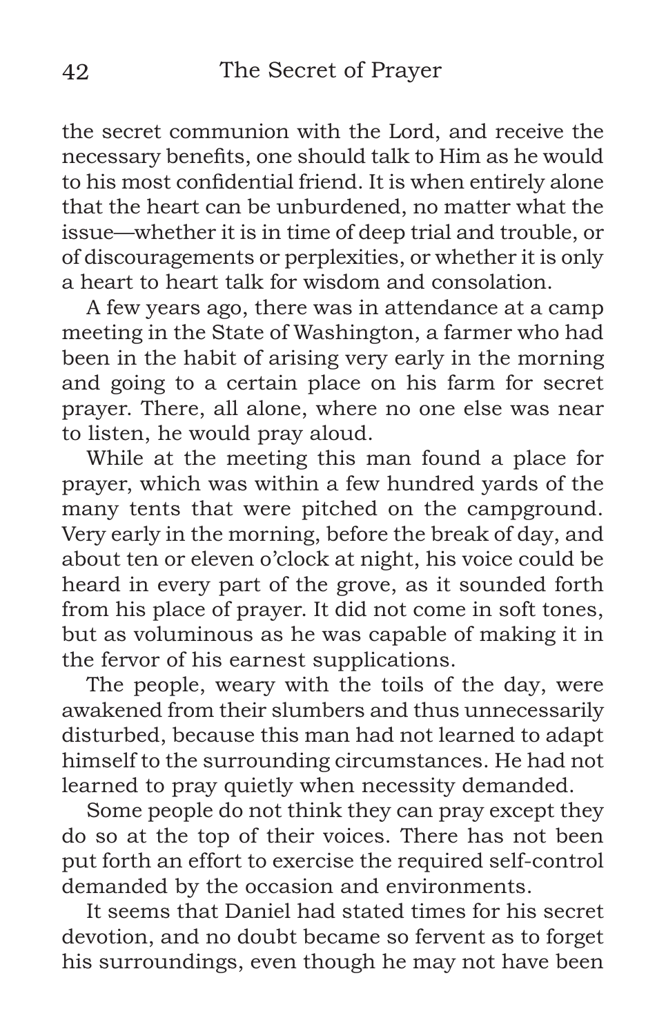the secret communion with the Lord, and receive the necessary benefits, one should talk to Him as he would to his most confidential friend. It is when entirely alone that the heart can be unburdened, no matter what the issue—whether it is in time of deep trial and trouble, or of discouragements or perplexities, or whether it is only a heart to heart talk for wisdom and consolation.

A few years ago, there was in attendance at a camp meeting in the State of Washington, a farmer who had been in the habit of arising very early in the morning and going to a certain place on his farm for secret prayer. There, all alone, where no one else was near to listen, he would pray aloud.

While at the meeting this man found a place for prayer, which was within a few hundred yards of the many tents that were pitched on the campground. Very early in the morning, before the break of day, and about ten or eleven o'clock at night, his voice could be heard in every part of the grove, as it sounded forth from his place of prayer. It did not come in soft tones, but as voluminous as he was capable of making it in the fervor of his earnest supplications.

The people, weary with the toils of the day, were awakened from their slumbers and thus unnecessarily disturbed, because this man had not learned to adapt himself to the surrounding circumstances. He had not learned to pray quietly when necessity demanded.

Some people do not think they can pray except they do so at the top of their voices. There has not been put forth an effort to exercise the required self-control demanded by the occasion and environments.

It seems that Daniel had stated times for his secret devotion, and no doubt became so fervent as to forget his surroundings, even though he may not have been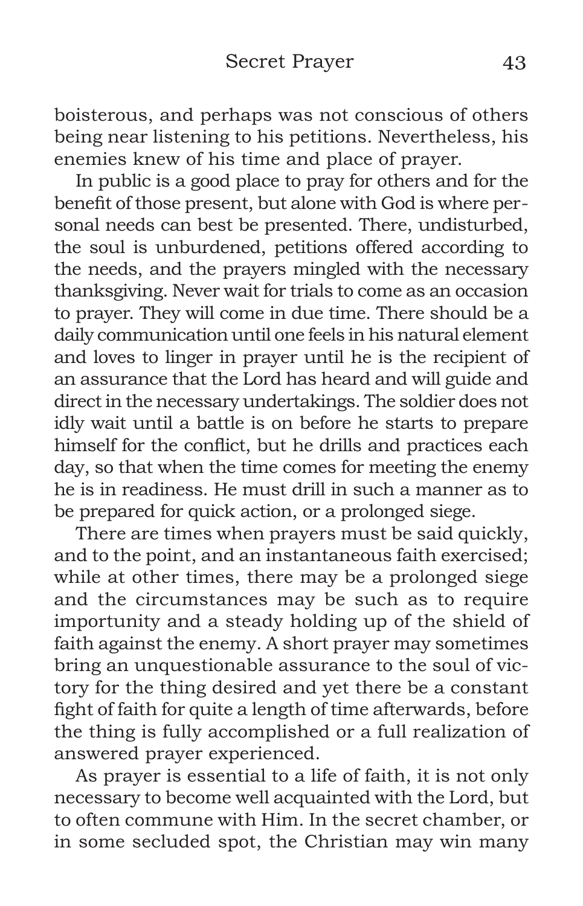boisterous, and perhaps was not conscious of others being near listening to his petitions. Nevertheless, his enemies knew of his time and place of prayer.

In public is a good place to pray for others and for the benefit of those present, but alone with God is where personal needs can best be presented. There, undisturbed, the soul is unburdened, petitions offered according to the needs, and the prayers mingled with the necessary thanksgiving. Never wait for trials to come as an occasion to prayer. They will come in due time. There should be a daily communication until one feels in his natural element and loves to linger in prayer until he is the recipient of an assurance that the Lord has heard and will guide and direct in the necessary undertakings. The soldier does not idly wait until a battle is on before he starts to prepare himself for the conflict, but he drills and practices each day, so that when the time comes for meeting the enemy he is in readiness. He must drill in such a manner as to be prepared for quick action, or a prolonged siege.

There are times when prayers must be said quickly, and to the point, and an instantaneous faith exercised; while at other times, there may be a prolonged siege and the circumstances may be such as to require importunity and a steady holding up of the shield of faith against the enemy. A short prayer may sometimes bring an unquestionable assurance to the soul of victory for the thing desired and yet there be a constant fight of faith for quite a length of time afterwards, before the thing is fully accomplished or a full realization of answered prayer experienced.

As prayer is essential to a life of faith, it is not only necessary to become well acquainted with the Lord, but to often commune with Him. In the secret chamber, or in some secluded spot, the Christian may win many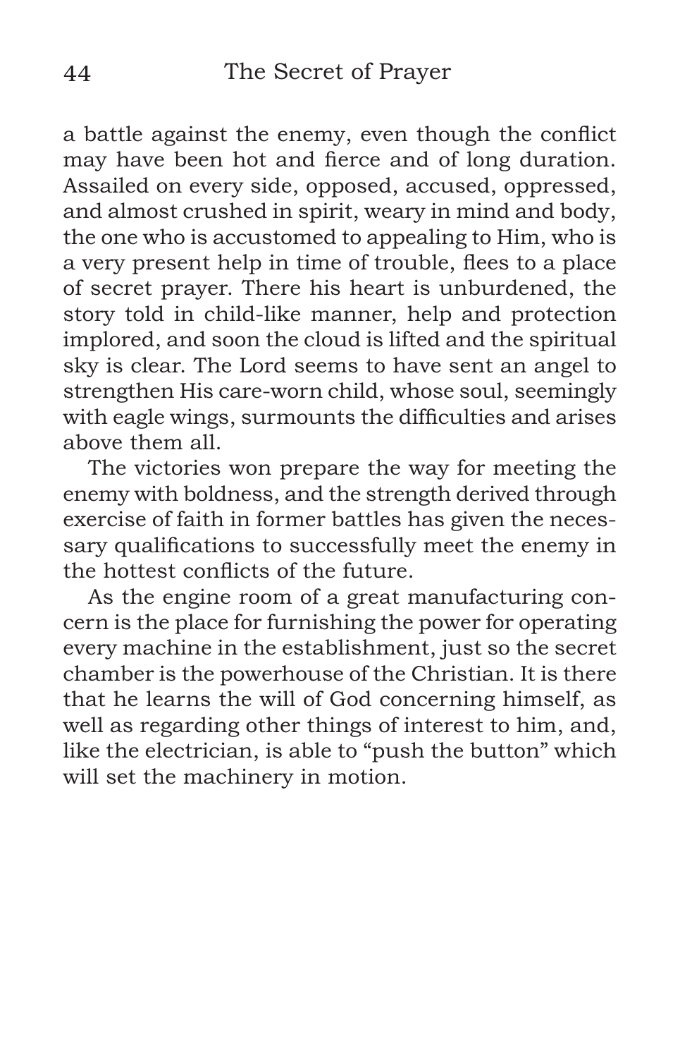a battle against the enemy, even though the conflict may have been hot and fierce and of long duration. Assailed on every side, opposed, accused, oppressed, and almost crushed in spirit, weary in mind and body, the one who is accustomed to appealing to Him, who is a very present help in time of trouble, flees to a place of secret prayer. There his heart is unburdened, the story told in child-like manner, help and protection implored, and soon the cloud is lifted and the spiritual sky is clear. The Lord seems to have sent an angel to strengthen His care-worn child, whose soul, seemingly with eagle wings, surmounts the difficulties and arises above them all.

The victories won prepare the way for meeting the enemy with boldness, and the strength derived through exercise of faith in former battles has given the necessary qualifications to successfully meet the enemy in the hottest conflicts of the future.

As the engine room of a great manufacturing concern is the place for furnishing the power for operating every machine in the establishment, just so the secret chamber is the powerhouse of the Christian. It is there that he learns the will of God concerning himself, as well as regarding other things of interest to him, and, like the electrician, is able to "push the button" which will set the machinery in motion.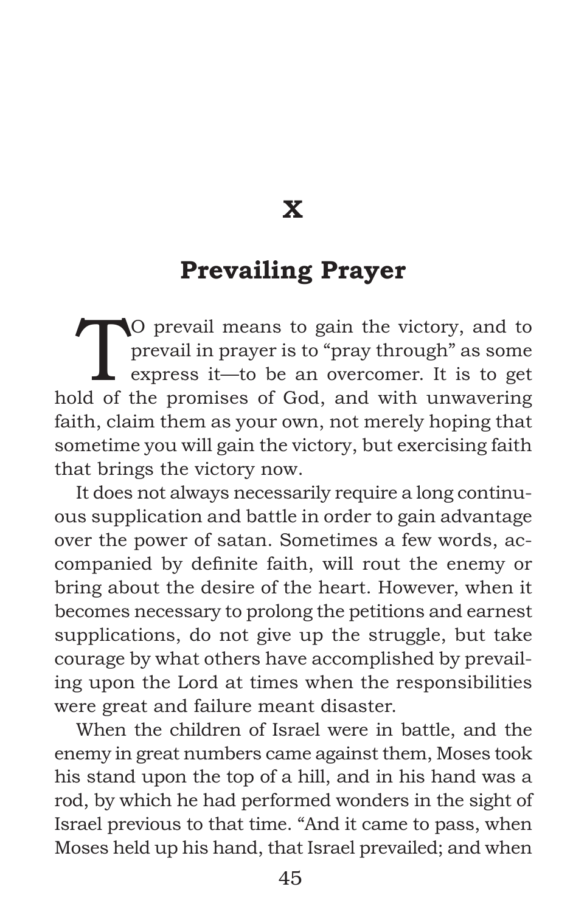# X

## Prevailing Prayer

TO prevail means to gain the victory, and to prevail in prayer is to "pray through" as some express it—to be an overcomer. It is to get hold of the promises of God, and with unwavering faith, claim them as your own, not merely hoping that sometime you will gain the victory, but exercising faith that brings the victory now.

It does not always necessarily require a long continuous supplication and battle in order to gain advantage over the power of satan. Sometimes a few words, accompanied by definite faith, will rout the enemy or bring about the desire of the heart. However, when it becomes necessary to prolong the petitions and earnest supplications, do not give up the struggle, but take courage by what others have accomplished by prevailing upon the Lord at times when the responsibilities were great and failure meant disaster.

When the children of Israel were in battle, and the enemy in great numbers came against them, Moses took his stand upon the top of a hill, and in his hand was a rod, by which he had performed wonders in the sight of Israel previous to that time. "And it came to pass, when Moses held up his hand, that Israel prevailed; and when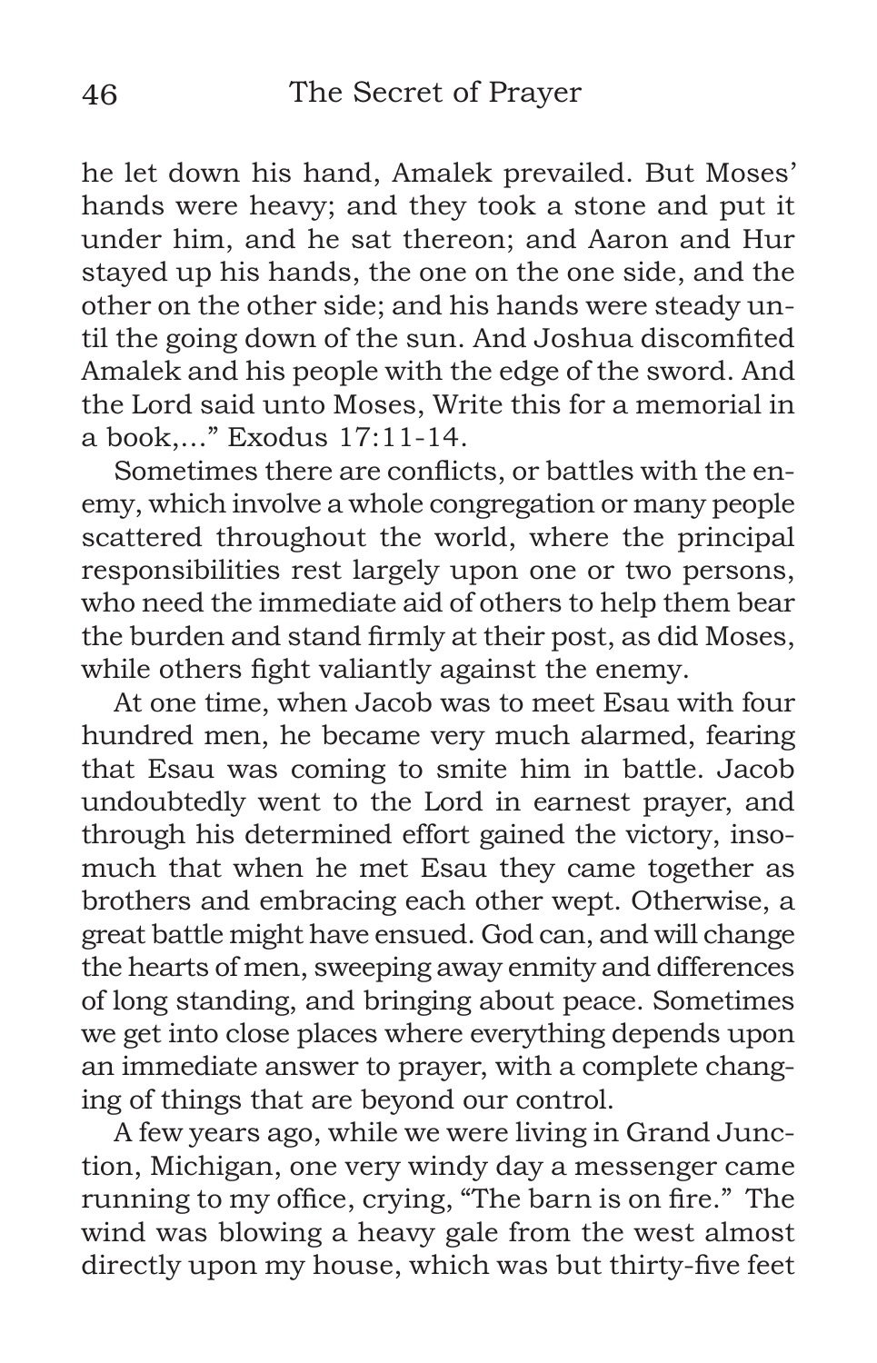he let down his hand, Amalek prevailed. But Moses' hands were heavy; and they took a stone and put it under him, and he sat thereon; and Aaron and Hur stayed up his hands, the one on the one side, and the other on the other side; and his hands were steady until the going down of the sun. And Joshua discomfited Amalek and his people with the edge of the sword. And the Lord said unto Moses, Write this for a memorial in a book,..." Exodus 17:11-14.

Sometimes there are conflicts, or battles with the enemy, which involve a whole congregation or many people scattered throughout the world, where the principal responsibilities rest largely upon one or two persons, who need the immediate aid of others to help them bear the burden and stand firmly at their post, as did Moses, while others fight valiantly against the enemy.

At one time, when Jacob was to meet Esau with four hundred men, he became very much alarmed, fearing that Esau was coming to smite him in battle. Jacob undoubtedly went to the Lord in earnest prayer, and through his determined effort gained the victory, insomuch that when he met Esau they came together as brothers and embracing each other wept. Otherwise, a great battle might have ensued. God can, and will change the hearts of men, sweeping away enmity and differences of long standing, and bringing about peace. Sometimes we get into close places where everything depends upon an immediate answer to prayer, with a complete changing of things that are beyond our control.

A few years ago, while we were living in Grand Junction, Michigan, one very windy day a messenger came running to my office, crying, "The barn is on fire." The wind was blowing a heavy gale from the west almost directly upon my house, which was but thirty-five feet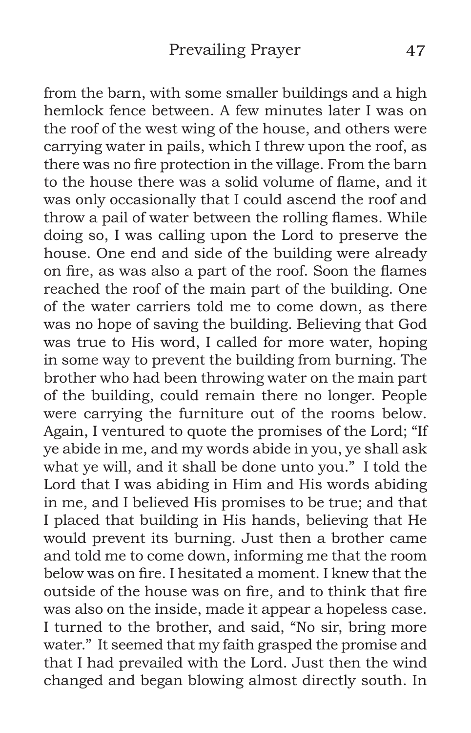from the barn, with some smaller buildings and a high hemlock fence between. A few minutes later I was on the roof of the west wing of the house, and others were carrying water in pails, which I threw upon the roof, as there was no fire protection in the village. From the barn to the house there was a solid volume of flame, and it was only occasionally that I could ascend the roof and throw a pail of water between the rolling flames. While doing so, I was calling upon the Lord to preserve the house. One end and side of the building were already on fire, as was also a part of the roof. Soon the flames reached the roof of the main part of the building. One of the water carriers told me to come down, as there was no hope of saving the building. Believing that God was true to His word, I called for more water, hoping in some way to prevent the building from burning. The brother who had been throwing water on the main part of the building, could remain there no longer. People were carrying the furniture out of the rooms below. Again, I ventured to quote the promises of the Lord; "If ye abide in me, and my words abide in you, ye shall ask what ye will, and it shall be done unto you." I told the Lord that I was abiding in Him and His words abiding in me, and I believed His promises to be true; and that I placed that building in His hands, believing that He would prevent its burning. Just then a brother came and told me to come down, informing me that the room below was on fire. I hesitated a moment. I knew that the outside of the house was on fire, and to think that fire was also on the inside, made it appear a hopeless case. I turned to the brother, and said, "No sir, bring more water." It seemed that my faith grasped the promise and that I had prevailed with the Lord. Just then the wind changed and began blowing almost directly south. In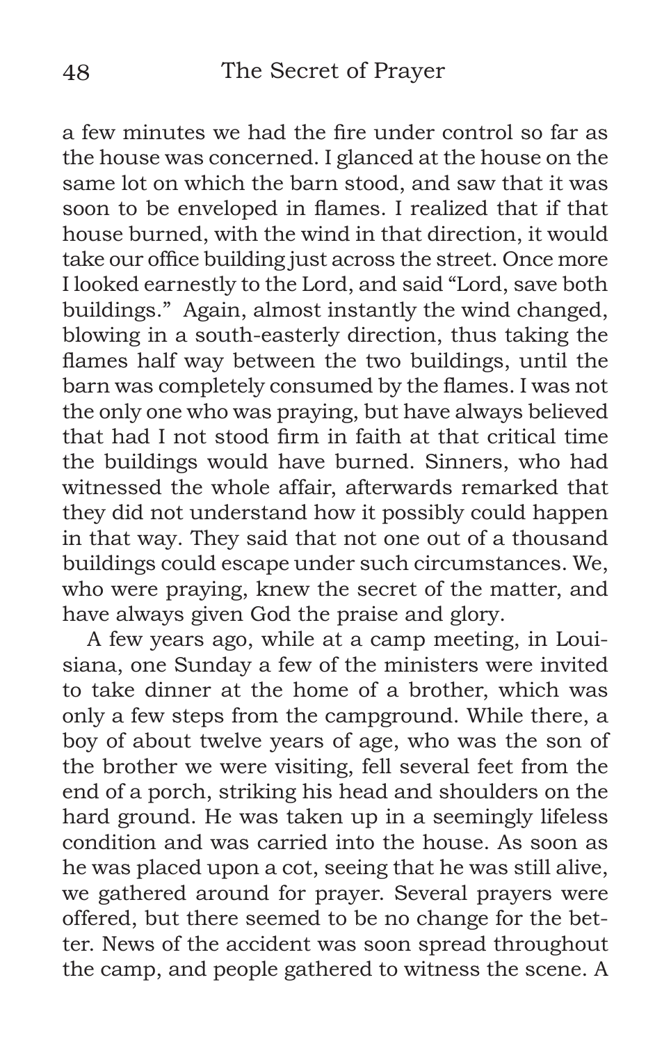a few minutes we had the fire under control so far as the house was concerned. I glanced at the house on the same lot on which the barn stood, and saw that it was soon to be enveloped in flames. I realized that if that house burned, with the wind in that direction, it would take our office building just across the street. Once more I looked earnestly to the Lord, and said "Lord, save both buildings." Again, almost instantly the wind changed, blowing in a south-easterly direction, thus taking the flames half way between the two buildings, until the barn was completely consumed by the flames. I was not the only one who was praying, but have always believed that had I not stood firm in faith at that critical time the buildings would have burned. Sinners, who had witnessed the whole affair, afterwards remarked that they did not understand how it possibly could happen in that way. They said that not one out of a thousand buildings could escape under such circumstances. We, who were praying, knew the secret of the matter, and have always given God the praise and glory.

A few years ago, while at a camp meeting, in Louisiana, one Sunday a few of the ministers were invited to take dinner at the home of a brother, which was only a few steps from the campground. While there, a boy of about twelve years of age, who was the son of the brother we were visiting, fell several feet from the end of a porch, striking his head and shoulders on the hard ground. He was taken up in a seemingly lifeless condition and was carried into the house. As soon as he was placed upon a cot, seeing that he was still alive, we gathered around for prayer. Several prayers were offered, but there seemed to be no change for the better. News of the accident was soon spread throughout the camp, and people gathered to witness the scene. A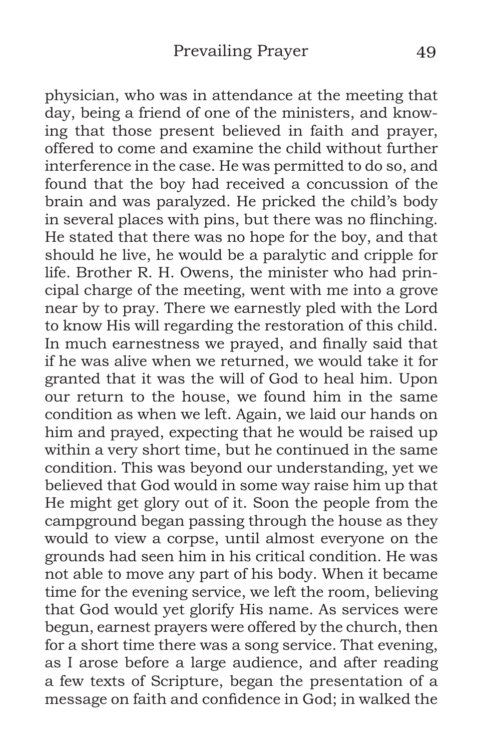physician, who was in attendance at the meeting that day, being a friend of one of the ministers, and knowing that those present believed in faith and prayer, offered to come and examine the child without further interference in the case. He was permitted to do so, and found that the boy had received a concussion of the brain and was paralyzed. He pricked the child's body in several places with pins, but there was no flinching. He stated that there was no hope for the boy, and that should he live, he would be a paralytic and cripple for life. Brother R. H. Owens, the minister who had principal charge of the meeting, went with me into a grove near by to pray. There we earnestly pled with the Lord to know His will regarding the restoration of this child. In much earnestness we prayed, and finally said that if he was alive when we returned, we would take it for granted that it was the will of God to heal him. Upon our return to the house, we found him in the same condition as when we left. Again, we laid our hands on him and prayed, expecting that he would be raised up within a very short time, but he continued in the same condition. This was beyond our understanding, yet we believed that God would in some way raise him up that He might get glory out of it. Soon the people from the campground began passing through the house as they would to view a corpse, until almost everyone on the grounds had seen him in his critical condition. He was not able to move any part of his body. When it became time for the evening service, we left the room, believing that God would yet glorify His name. As services were begun, earnest prayers were offered by the church, then for a short time there was a song service. That evening, as I arose before a large audience, and after reading a few texts of Scripture, began the presentation of a message on faith and confidence in God; in walked the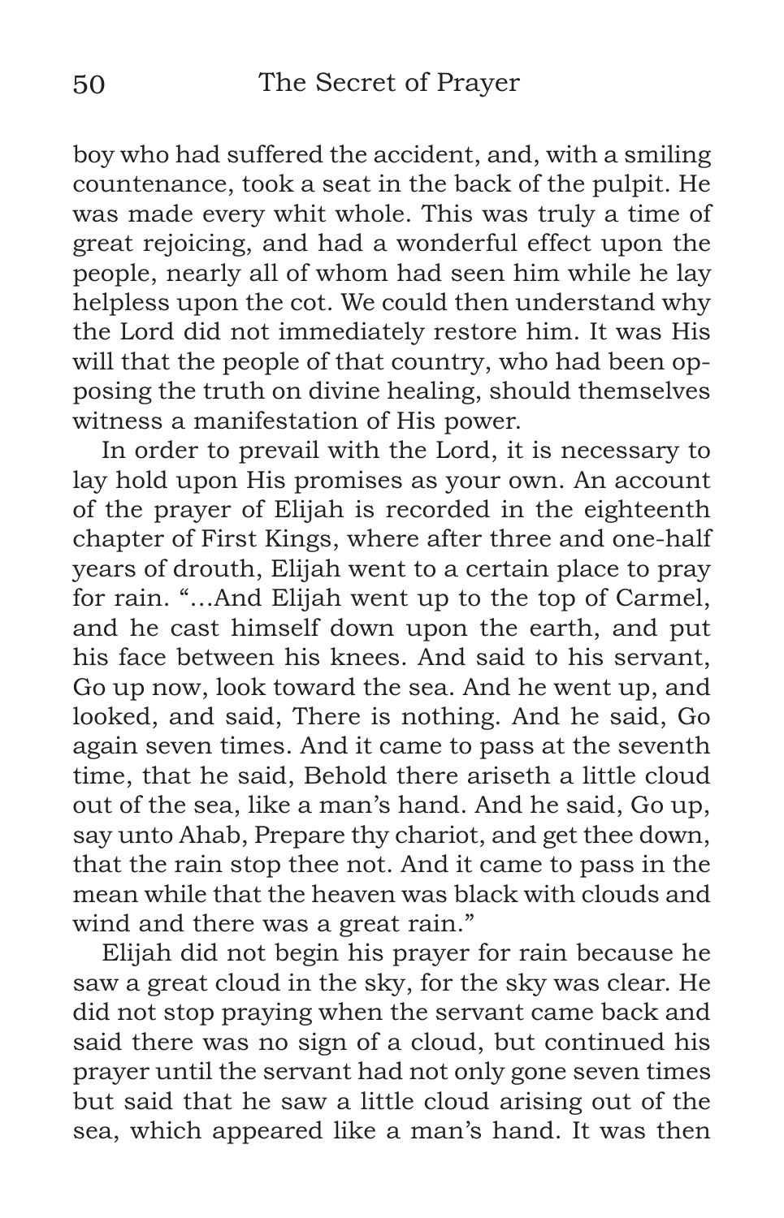boy who had suffered the accident, and, with a smiling countenance, took a seat in the back of the pulpit. He was made every whit whole. This was truly a time of great rejoicing, and had a wonderful effect upon the people, nearly all of whom had seen him while he lay helpless upon the cot. We could then understand why the Lord did not immediately restore him. It was His will that the people of that country, who had been opposing the truth on divine healing, should themselves witness a manifestation of His power.

In order to prevail with the Lord, it is necessary to lay hold upon His promises as your own. An account of the prayer of Elijah is recorded in the eighteenth chapter of First Kings, where after three and one-half years of drouth, Elijah went to a certain place to pray for rain. "…And Elijah went up to the top of Carmel, and he cast himself down upon the earth, and put his face between his knees. And said to his servant, Go up now, look toward the sea. And he went up, and looked, and said, There is nothing. And he said, Go again seven times. And it came to pass at the seventh time, that he said, Behold there ariseth a little cloud out of the sea, like a man's hand. And he said, Go up, say unto Ahab, Prepare thy chariot, and get thee down, that the rain stop thee not. And it came to pass in the mean while that the heaven was black with clouds and wind and there was a great rain."

Elijah did not begin his prayer for rain because he saw a great cloud in the sky, for the sky was clear. He did not stop praying when the servant came back and said there was no sign of a cloud, but continued his prayer until the servant had not only gone seven times but said that he saw a little cloud arising out of the sea, which appeared like a man's hand. It was then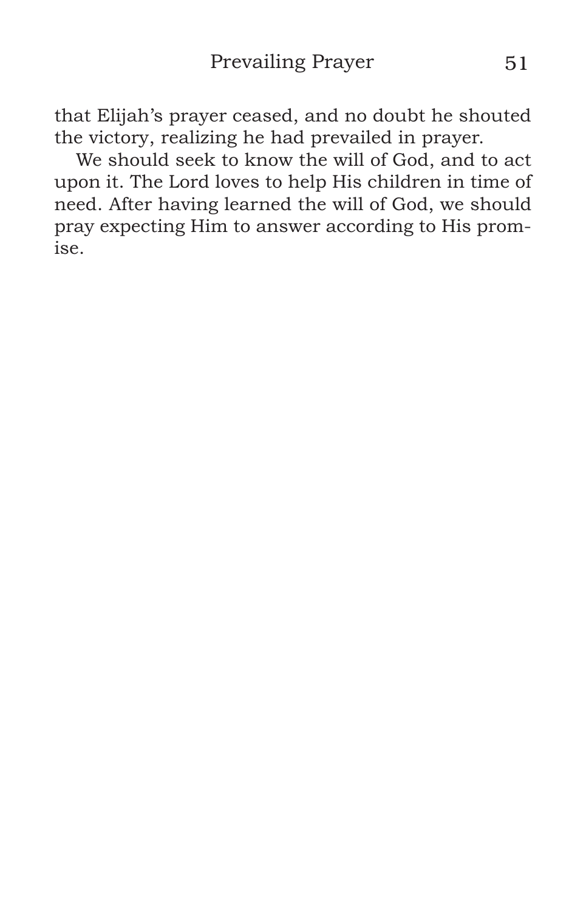that Elijah's prayer ceased, and no doubt he shouted the victory, realizing he had prevailed in prayer.

We should seek to know the will of God, and to act upon it. The Lord loves to help His children in time of need. After having learned the will of God, we should pray expecting Him to answer according to His promise.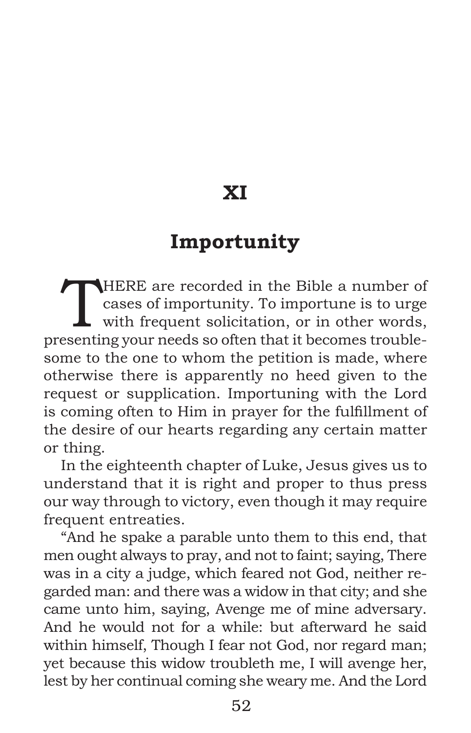# XI

## Importunity

THERE are recorded in the Bible a number of cases of importunity. To importune is to urge with frequent solicitation, or in other words, presenting your needs so often that it becomes troublesome to the one to whom the petition is made, where otherwise there is apparently no heed given to the request or supplication. Importuning with the Lord is coming often to Him in prayer for the fulfillment of the desire of our hearts regarding any certain matter or thing.

In the eighteenth chapter of Luke, Jesus gives us to understand that it is right and proper to thus press our way through to victory, even though it may require frequent entreaties.

"And he spake a parable unto them to this end, that men ought always to pray, and not to faint; saying, There was in a city a judge, which feared not God, neither regarded man: and there was a widow in that city; and she came unto him, saying, Avenge me of mine adversary. And he would not for a while: but afterward he said within himself, Though I fear not God, nor regard man; yet because this widow troubleth me, I will avenge her, lest by her continual coming she weary me. And the Lord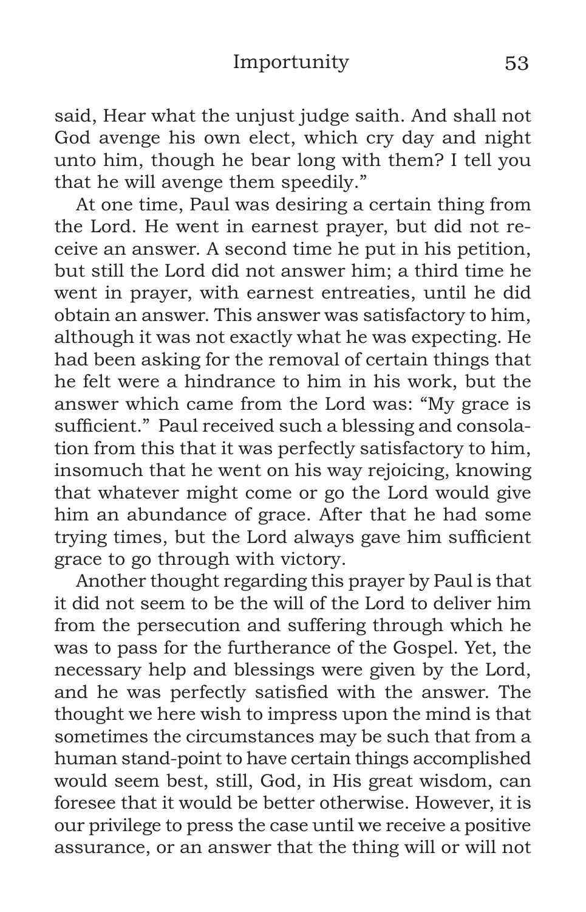said, Hear what the unjust judge saith. And shall not God avenge his own elect, which cry day and night unto him, though he bear long with them? I tell you that he will avenge them speedily."

At one time, Paul was desiring a certain thing from the Lord. He went in earnest prayer, but did not receive an answer. A second time he put in his petition, but still the Lord did not answer him; a third time he went in prayer, with earnest entreaties, until he did obtain an answer. This answer was satisfactory to him, although it was not exactly what he was expecting. He had been asking for the removal of certain things that he felt were a hindrance to him in his work, but the answer which came from the Lord was: "My grace is sufficient." Paul received such a blessing and consolation from this that it was perfectly satisfactory to him, insomuch that he went on his way rejoicing, knowing that whatever might come or go the Lord would give him an abundance of grace. After that he had some trying times, but the Lord always gave him sufficient grace to go through with victory.

Another thought regarding this prayer by Paul is that it did not seem to be the will of the Lord to deliver him from the persecution and suffering through which he was to pass for the furtherance of the Gospel. Yet, the necessary help and blessings were given by the Lord, and he was perfectly satisfied with the answer. The thought we here wish to impress upon the mind is that sometimes the circumstances may be such that from a human stand-point to have certain things accomplished would seem best, still, God, in His great wisdom, can foresee that it would be better otherwise. However, it is our privilege to press the case until we receive a positive assurance, or an answer that the thing will or will not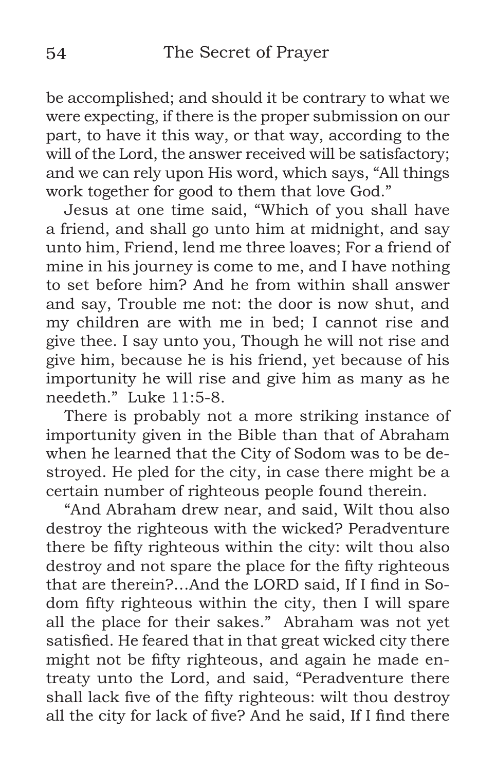be accomplished; and should it be contrary to what we were expecting, if there is the proper submission on our part, to have it this way, or that way, according to the will of the Lord, the answer received will be satisfactory; and we can rely upon His word, which says, "All things work together for good to them that love God."

Jesus at one time said, "Which of you shall have a friend, and shall go unto him at midnight, and say unto him, Friend, lend me three loaves; For a friend of mine in his journey is come to me, and I have nothing to set before him? And he from within shall answer and say, Trouble me not: the door is now shut, and my children are with me in bed; I cannot rise and give thee. I say unto you, Though he will not rise and give him, because he is his friend, yet because of his importunity he will rise and give him as many as he needeth." Luke 11:5-8.

There is probably not a more striking instance of importunity given in the Bible than that of Abraham when he learned that the City of Sodom was to be destroyed. He pled for the city, in case there might be a certain number of righteous people found therein.

"And Abraham drew near, and said, Wilt thou also destroy the righteous with the wicked? Peradventure there be fifty righteous within the city: wilt thou also destroy and not spare the place for the fifty righteous that are therein?…And the LORD said, If I find in Sodom fifty righteous within the city, then I will spare all the place for their sakes." Abraham was not yet satisfied. He feared that in that great wicked city there might not be fifty righteous, and again he made entreaty unto the Lord, and said, "Peradventure there shall lack five of the fifty righteous: wilt thou destroy all the city for lack of five? And he said, If I find there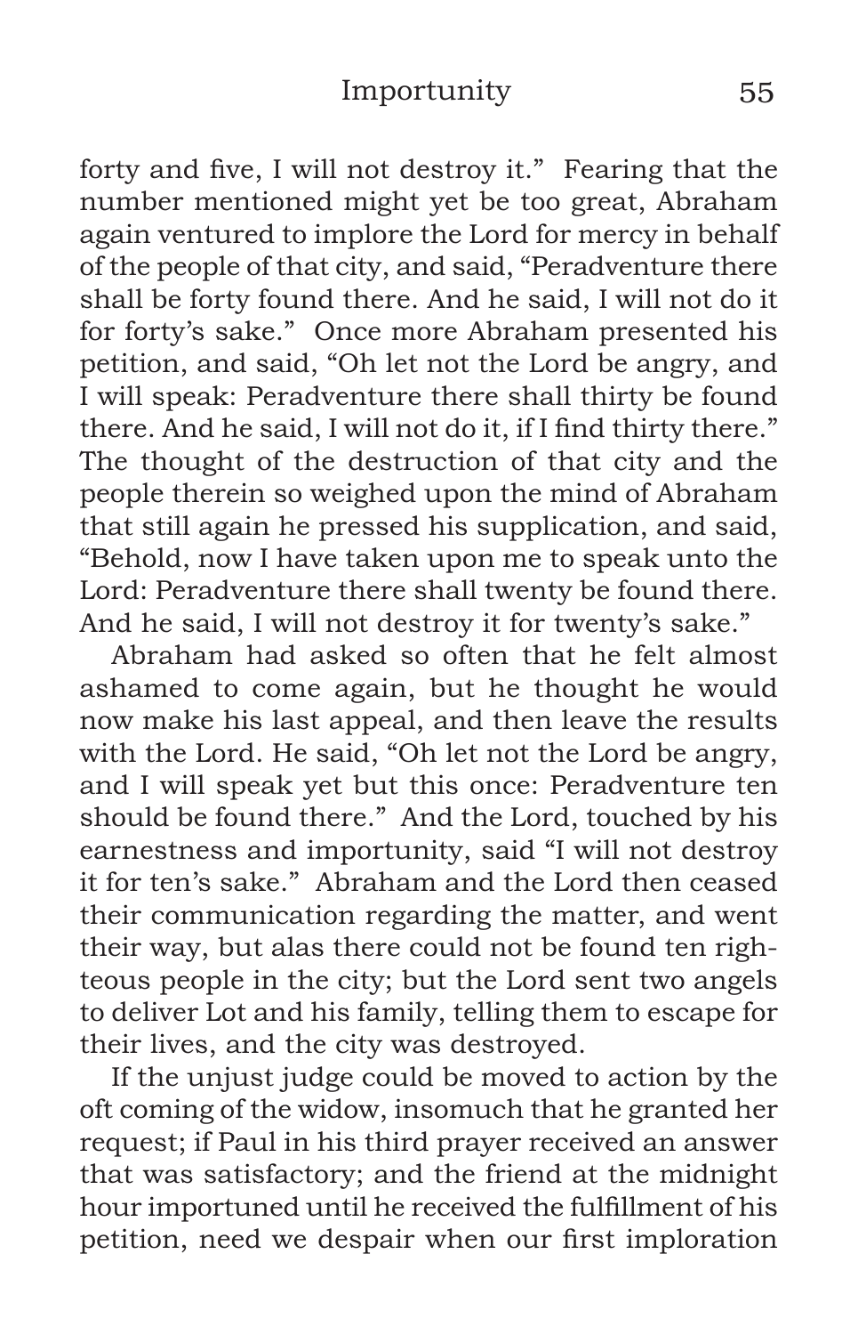forty and five, I will not destroy it." Fearing that the number mentioned might yet be too great, Abraham again ventured to implore the Lord for mercy in behalf of the people of that city, and said, "Peradventure there shall be forty found there. And he said, I will not do it for forty's sake." Once more Abraham presented his petition, and said, "Oh let not the Lord be angry, and I will speak: Peradventure there shall thirty be found there. And he said, I will not do it, if I find thirty there." The thought of the destruction of that city and the people therein so weighed upon the mind of Abraham that still again he pressed his supplication, and said, "Behold, now I have taken upon me to speak unto the Lord: Peradventure there shall twenty be found there. And he said, I will not destroy it for twenty's sake."

Abraham had asked so often that he felt almost ashamed to come again, but he thought he would now make his last appeal, and then leave the results with the Lord. He said, "Oh let not the Lord be angry, and I will speak yet but this once: Peradventure ten should be found there." And the Lord, touched by his earnestness and importunity, said "I will not destroy it for ten's sake." Abraham and the Lord then ceased their communication regarding the matter, and went their way, but alas there could not be found ten righteous people in the city; but the Lord sent two angels to deliver Lot and his family, telling them to escape for their lives, and the city was destroyed.

If the unjust judge could be moved to action by the oft coming of the widow, insomuch that he granted her request; if Paul in his third prayer received an answer that was satisfactory; and the friend at the midnight hour importuned until he received the fulfillment of his petition, need we despair when our first imploration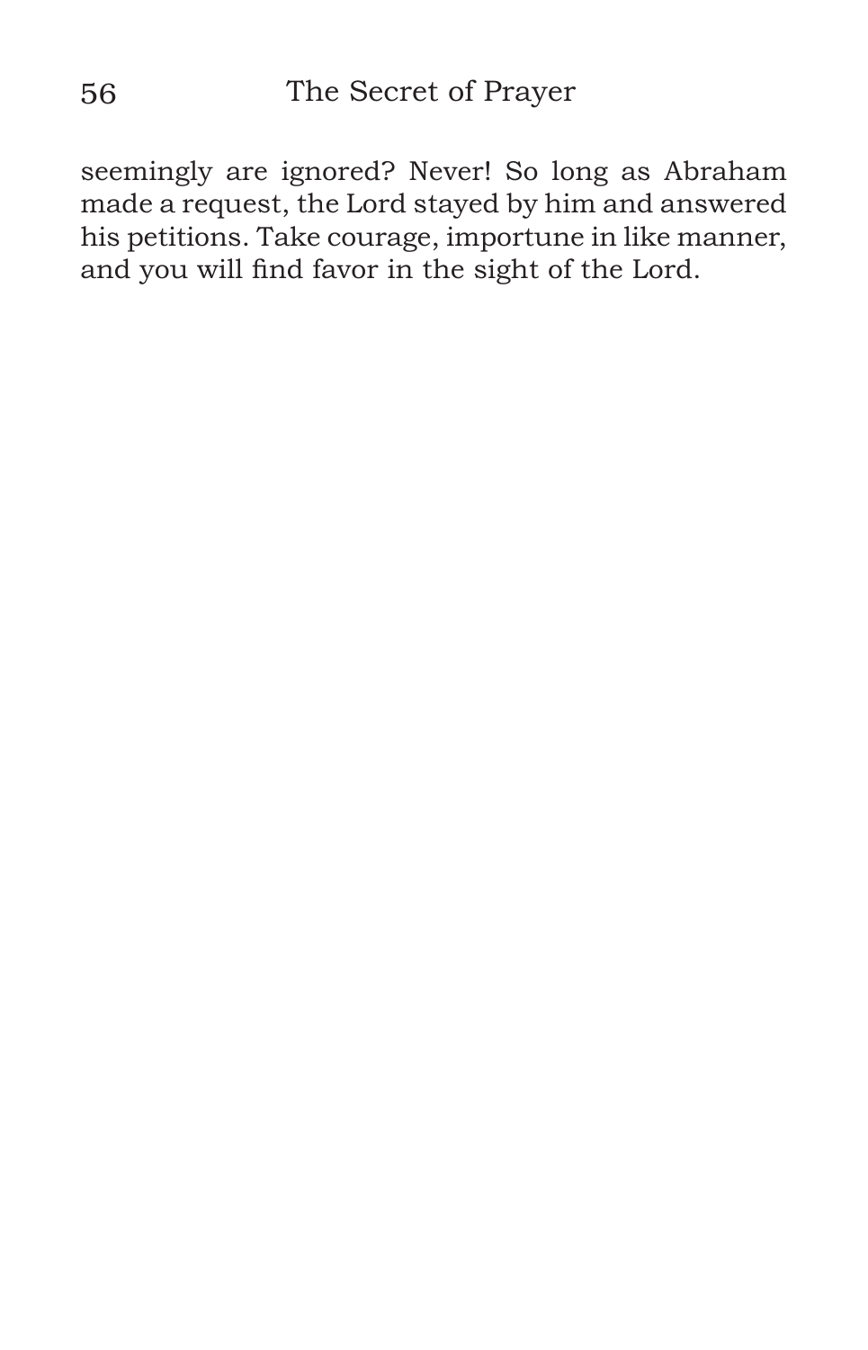seemingly are ignored? Never! So long as Abraham made a request, the Lord stayed by him and answered his petitions. Take courage, importune in like manner, and you will find favor in the sight of the Lord.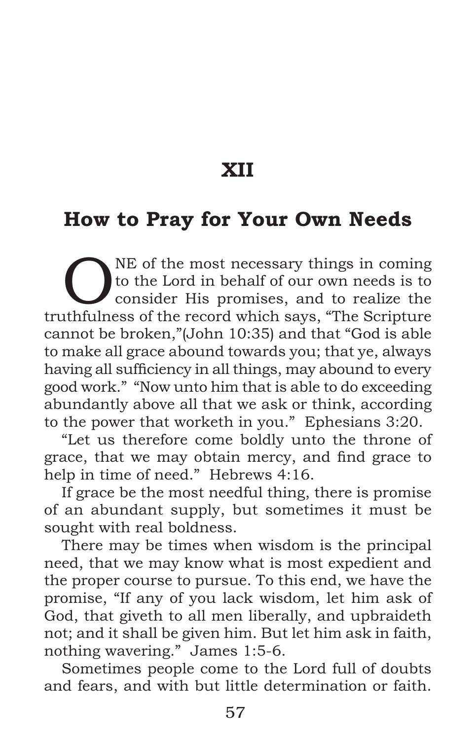# XII

## How to Pray for Your Own Needs

ONE of the most necessary things in coming to the Lord in behalf of our own needs is to consider His promises, and to realize the truthfulness of the record which says, "The Scripture cannot be broken,"(John 10:35) and that "God is able to make all grace abound towards you; that ye, always having all sufficiency in all things, may abound to every good work." "Now unto him that is able to do exceeding abundantly above all that we ask or think, according to the power that worketh in you." Ephesians 3:20.

"Let us therefore come boldly unto the throne of grace, that we may obtain mercy, and find grace to help in time of need." Hebrews 4:16.

If grace be the most needful thing, there is promise of an abundant supply, but sometimes it must be sought with real boldness.

There may be times when wisdom is the principal need, that we may know what is most expedient and the proper course to pursue. To this end, we have the promise, "If any of you lack wisdom, let him ask of God, that giveth to all men liberally, and upbraideth not; and it shall be given him. But let him ask in faith, nothing wavering." James 1:5-6.

Sometimes people come to the Lord full of doubts and fears, and with but little determination or faith.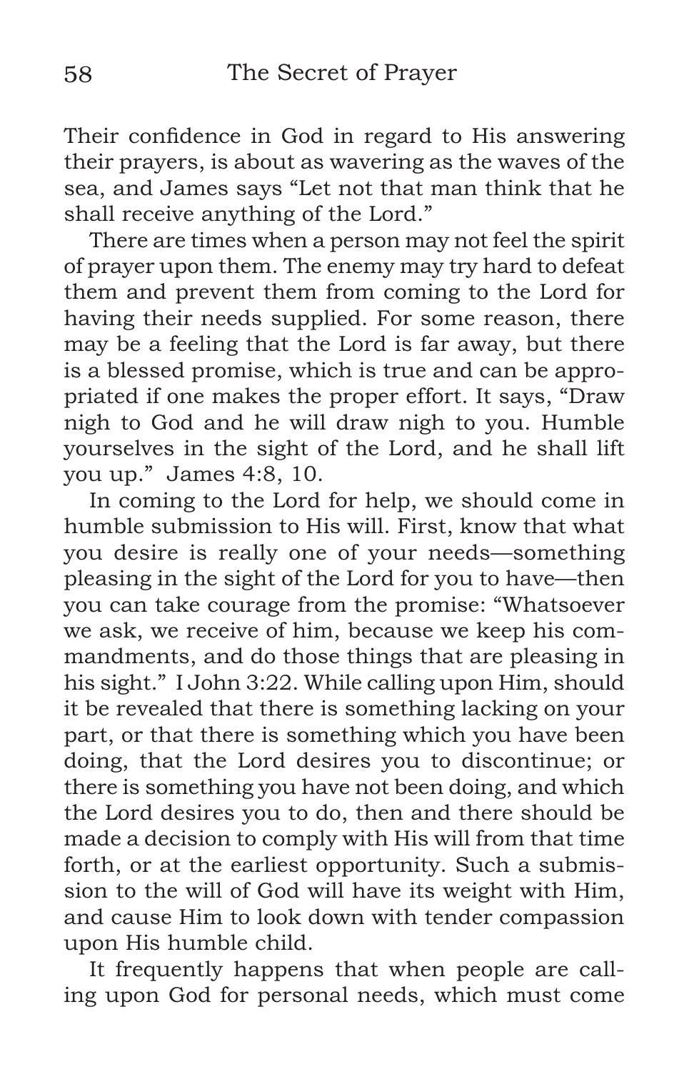Their confidence in God in regard to His answering their prayers, is about as wavering as the waves of the sea, and James says "Let not that man think that he shall receive anything of the Lord."

There are times when a person may not feel the spirit of prayer upon them. The enemy may try hard to defeat them and prevent them from coming to the Lord for having their needs supplied. For some reason, there may be a feeling that the Lord is far away, but there is a blessed promise, which is true and can be appropriated if one makes the proper effort. It says, "Draw nigh to God and he will draw nigh to you. Humble yourselves in the sight of the Lord, and he shall lift you up." James 4:8, 10.

In coming to the Lord for help, we should come in humble submission to His will. First, know that what you desire is really one of your needs—something pleasing in the sight of the Lord for you to have—then you can take courage from the promise: "Whatsoever we ask, we receive of him, because we keep his commandments, and do those things that are pleasing in his sight." I John 3:22. While calling upon Him, should it be revealed that there is something lacking on your part, or that there is something which you have been doing, that the Lord desires you to discontinue; or there is something you have not been doing, and which the Lord desires you to do, then and there should be made a decision to comply with His will from that time forth, or at the earliest opportunity. Such a submission to the will of God will have its weight with Him, and cause Him to look down with tender compassion upon His humble child.

It frequently happens that when people are calling upon God for personal needs, which must come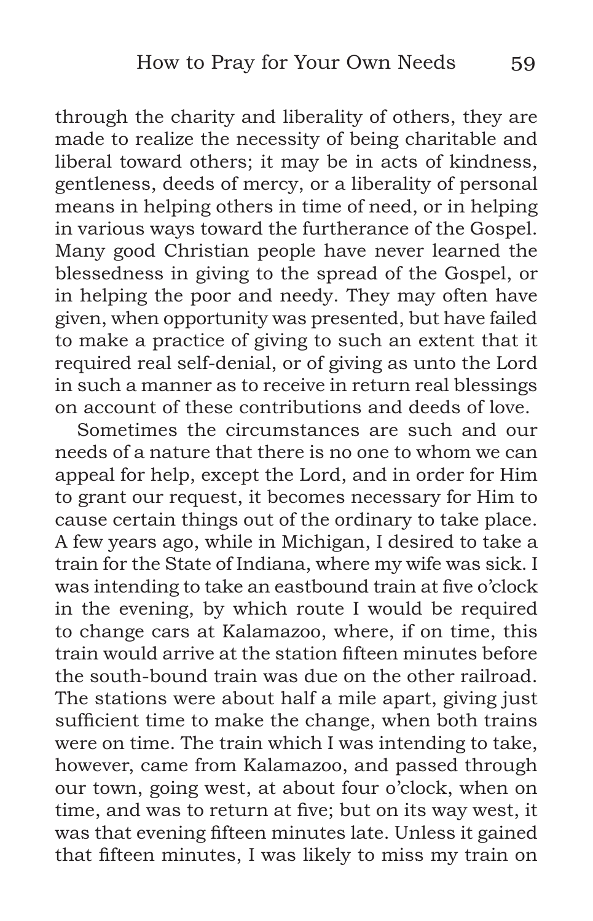through the charity and liberality of others, they are made to realize the necessity of being charitable and liberal toward others; it may be in acts of kindness, gentleness, deeds of mercy, or a liberality of personal means in helping others in time of need, or in helping in various ways toward the furtherance of the Gospel. Many good Christian people have never learned the blessedness in giving to the spread of the Gospel, or in helping the poor and needy. They may often have given, when opportunity was presented, but have failed to make a practice of giving to such an extent that it required real self-denial, or of giving as unto the Lord in such a manner as to receive in return real blessings on account of these contributions and deeds of love.

Sometimes the circumstances are such and our needs of a nature that there is no one to whom we can appeal for help, except the Lord, and in order for Him to grant our request, it becomes necessary for Him to cause certain things out of the ordinary to take place. A few years ago, while in Michigan, I desired to take a train for the State of Indiana, where my wife was sick. I was intending to take an eastbound train at five o'clock in the evening, by which route I would be required to change cars at Kalamazoo, where, if on time, this train would arrive at the station fifteen minutes before the south-bound train was due on the other railroad. The stations were about half a mile apart, giving just sufficient time to make the change, when both trains were on time. The train which I was intending to take, however, came from Kalamazoo, and passed through our town, going west, at about four o'clock, when on time, and was to return at five; but on its way west, it was that evening fifteen minutes late. Unless it gained that fifteen minutes, I was likely to miss my train on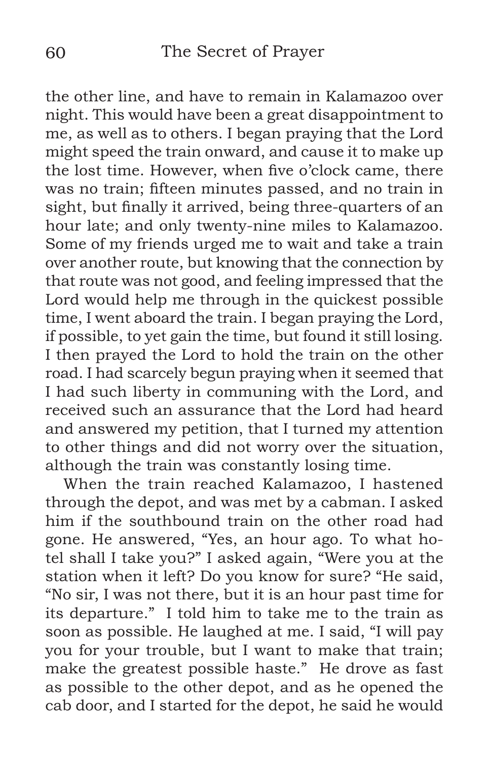the other line, and have to remain in Kalamazoo over night. This would have been a great disappointment to me, as well as to others. I began praying that the Lord might speed the train onward, and cause it to make up the lost time. However, when five o'clock came, there was no train; fifteen minutes passed, and no train in sight, but finally it arrived, being three-quarters of an hour late; and only twenty-nine miles to Kalamazoo. Some of my friends urged me to wait and take a train over another route, but knowing that the connection by that route was not good, and feeling impressed that the Lord would help me through in the quickest possible time, I went aboard the train. I began praying the Lord, if possible, to yet gain the time, but found it still losing. I then prayed the Lord to hold the train on the other road. I had scarcely begun praying when it seemed that I had such liberty in communing with the Lord, and received such an assurance that the Lord had heard and answered my petition, that I turned my attention to other things and did not worry over the situation, although the train was constantly losing time.

When the train reached Kalamazoo, I hastened through the depot, and was met by a cabman. I asked him if the southbound train on the other road had gone. He answered, "Yes, an hour ago. To what hotel shall I take you?" I asked again, "Were you at the station when it left? Do you know for sure? "He said, "No sir, I was not there, but it is an hour past time for its departure." I told him to take me to the train as soon as possible. He laughed at me. I said, "I will pay you for your trouble, but I want to make that train; make the greatest possible haste." He drove as fast as possible to the other depot, and as he opened the cab door, and I started for the depot, he said he would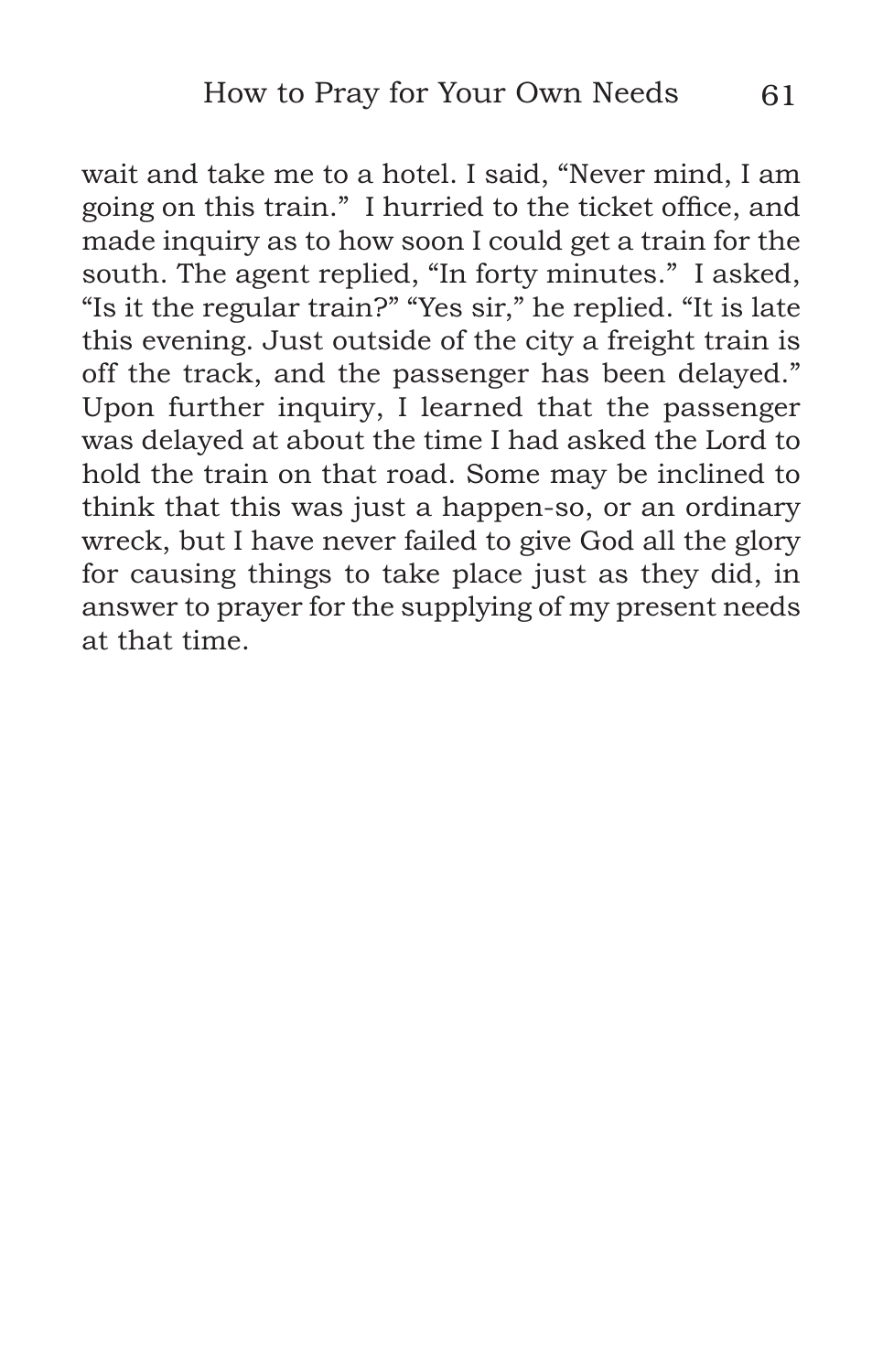wait and take me to a hotel. I said, "Never mind, I am going on this train." I hurried to the ticket office, and made inquiry as to how soon I could get a train for the south. The agent replied, "In forty minutes." I asked, "Is it the regular train?" "Yes sir," he replied. "It is late this evening. Just outside of the city a freight train is off the track, and the passenger has been delayed." Upon further inquiry, I learned that the passenger was delayed at about the time I had asked the Lord to hold the train on that road. Some may be inclined to think that this was just a happen-so, or an ordinary wreck, but I have never failed to give God all the glory for causing things to take place just as they did, in answer to prayer for the supplying of my present needs at that time.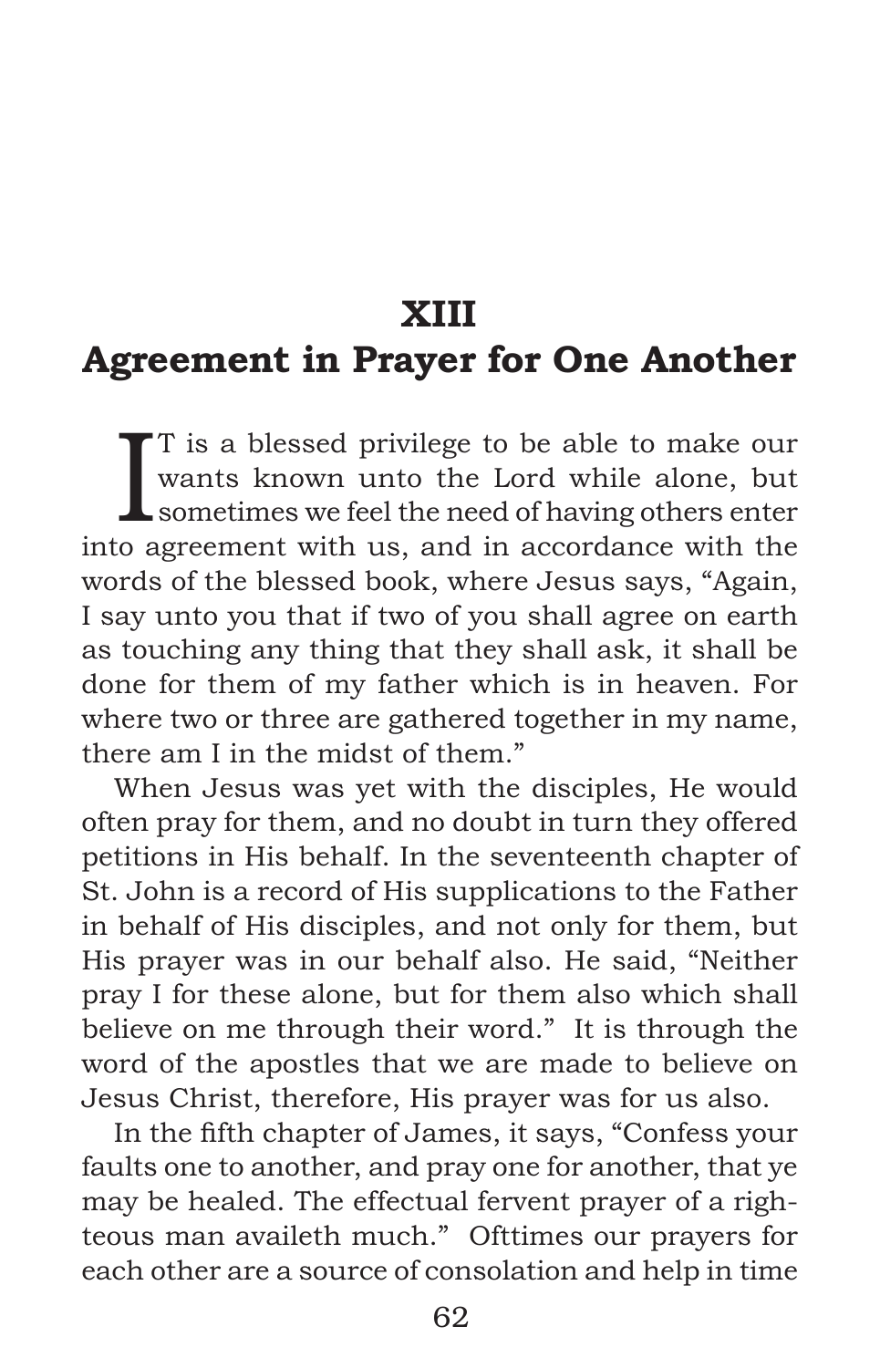# XIII
# Agreement in Prayer for One Another

IT is a blessed privilege to be able to make our wants known unto the Lord while alone, but sometimes we feel the need of having others enter into agreement with us, and in accordance with the words of the blessed book, where Jesus says, "Again, I say unto you that if two of you shall agree on earth as touching any thing that they shall ask, it shall be done for them of my father which is in heaven. For where two or three are gathered together in my name, there am I in the midst of them."

When Jesus was yet with the disciples, He would often pray for them, and no doubt in turn they offered petitions in His behalf. In the seventeenth chapter of St. John is a record of His supplications to the Father in behalf of His disciples, and not only for them, but His prayer was in our behalf also. He said, "Neither pray I for these alone, but for them also which shall believe on me through their word." It is through the word of the apostles that we are made to believe on Jesus Christ, therefore, His prayer was for us also.

In the fifth chapter of James, it says, "Confess your faults one to another, and pray one for another, that ye may be healed. The effectual fervent prayer of a righteous man availeth much." Ofttimes our prayers for each other are a source of consolation and help in time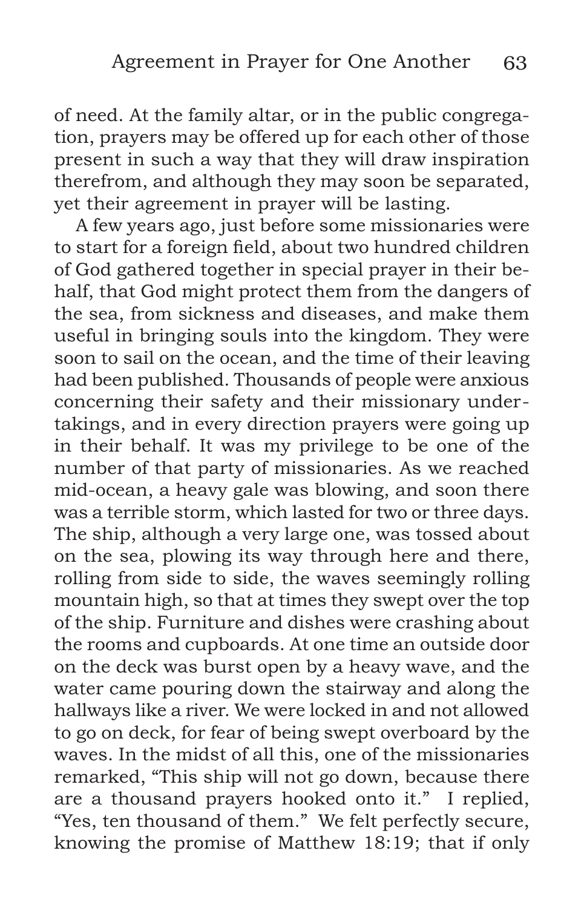of need. At the family altar, or in the public congregation, prayers may be offered up for each other of those present in such a way that they will draw inspiration therefrom, and although they may soon be separated, yet their agreement in prayer will be lasting.

A few years ago, just before some missionaries were to start for a foreign field, about two hundred children of God gathered together in special prayer in their behalf, that God might protect them from the dangers of the sea, from sickness and diseases, and make them useful in bringing souls into the kingdom. They were soon to sail on the ocean, and the time of their leaving had been published. Thousands of people were anxious concerning their safety and their missionary undertakings, and in every direction prayers were going up in their behalf. It was my privilege to be one of the number of that party of missionaries. As we reached mid-ocean, a heavy gale was blowing, and soon there was a terrible storm, which lasted for two or three days. The ship, although a very large one, was tossed about on the sea, plowing its way through here and there, rolling from side to side, the waves seemingly rolling mountain high, so that at times they swept over the top of the ship. Furniture and dishes were crashing about the rooms and cupboards. At one time an outside door on the deck was burst open by a heavy wave, and the water came pouring down the stairway and along the hallways like a river. We were locked in and not allowed to go on deck, for fear of being swept overboard by the waves. In the midst of all this, one of the missionaries remarked, "This ship will not go down, because there are a thousand prayers hooked onto it." I replied, "Yes, ten thousand of them." We felt perfectly secure, knowing the promise of Matthew 18:19; that if only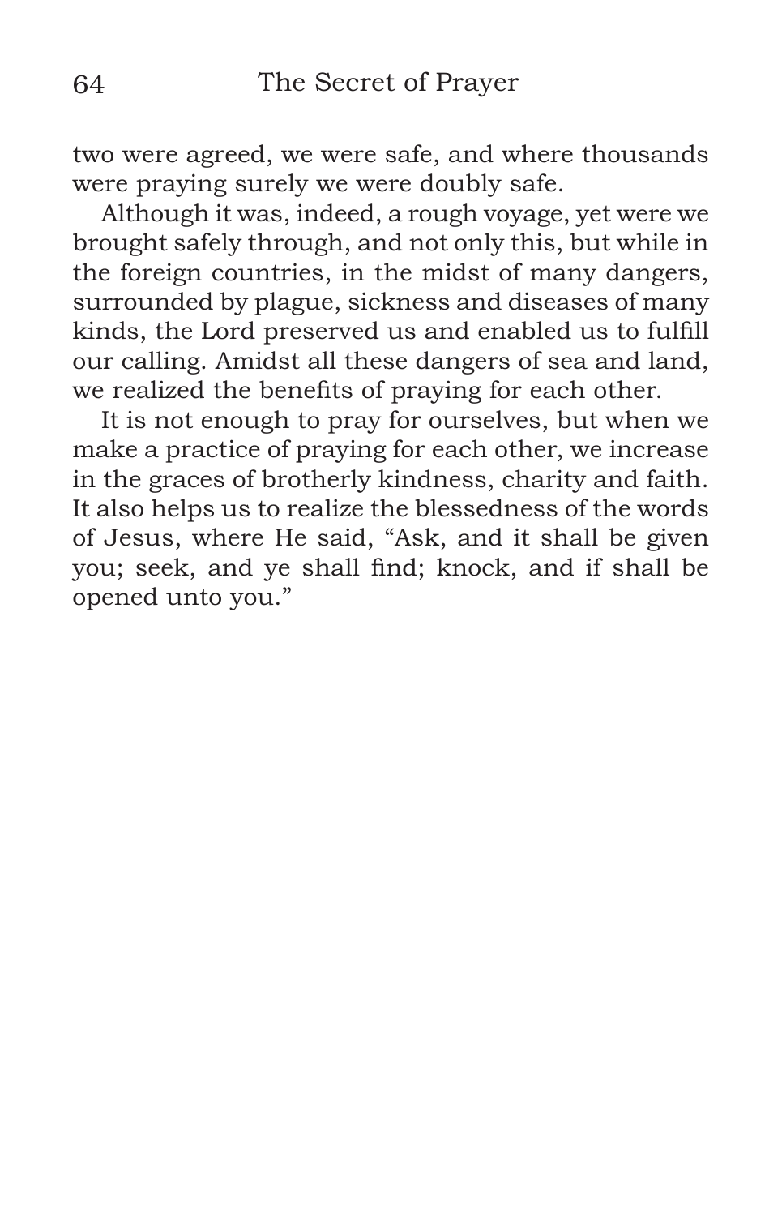two were agreed, we were safe, and where thousands were praying surely we were doubly safe.

Although it was, indeed, a rough voyage, yet were we brought safely through, and not only this, but while in the foreign countries, in the midst of many dangers, surrounded by plague, sickness and diseases of many kinds, the Lord preserved us and enabled us to fulfill our calling. Amidst all these dangers of sea and land, we realized the benefits of praying for each other.

It is not enough to pray for ourselves, but when we make a practice of praying for each other, we increase in the graces of brotherly kindness, charity and faith. It also helps us to realize the blessedness of the words of Jesus, where He said, "Ask, and it shall be given you; seek, and ye shall find; knock, and if shall be opened unto you."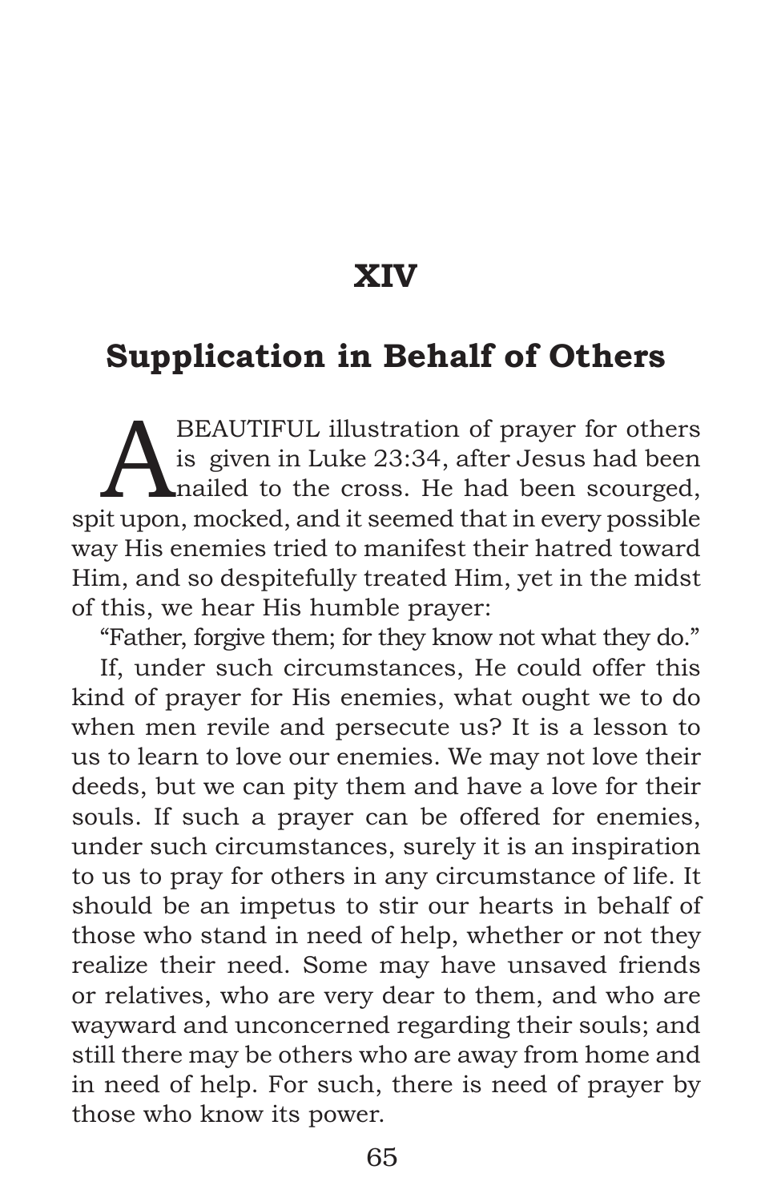# XIV

## Supplication in Behalf of Others

A BEAUTIFUL illustration of prayer for others is given in Luke 23:34, after Jesus had been nailed to the cross. He had been scourged, spit upon, mocked, and it seemed that in every possible way His enemies tried to manifest their hatred toward Him, and so despitefully treated Him, yet in the midst of this, we hear His humble prayer:

"Father, forgive them; for they know not what they do."

If, under such circumstances, He could offer this kind of prayer for His enemies, what ought we to do when men revile and persecute us? It is a lesson to us to learn to love our enemies. We may not love their deeds, but we can pity them and have a love for their souls. If such a prayer can be offered for enemies, under such circumstances, surely it is an inspiration to us to pray for others in any circumstance of life. It should be an impetus to stir our hearts in behalf of those who stand in need of help, whether or not they realize their need. Some may have unsaved friends or relatives, who are very dear to them, and who are wayward and unconcerned regarding their souls; and still there may be others who are away from home and in need of help. For such, there is need of prayer by those who know its power.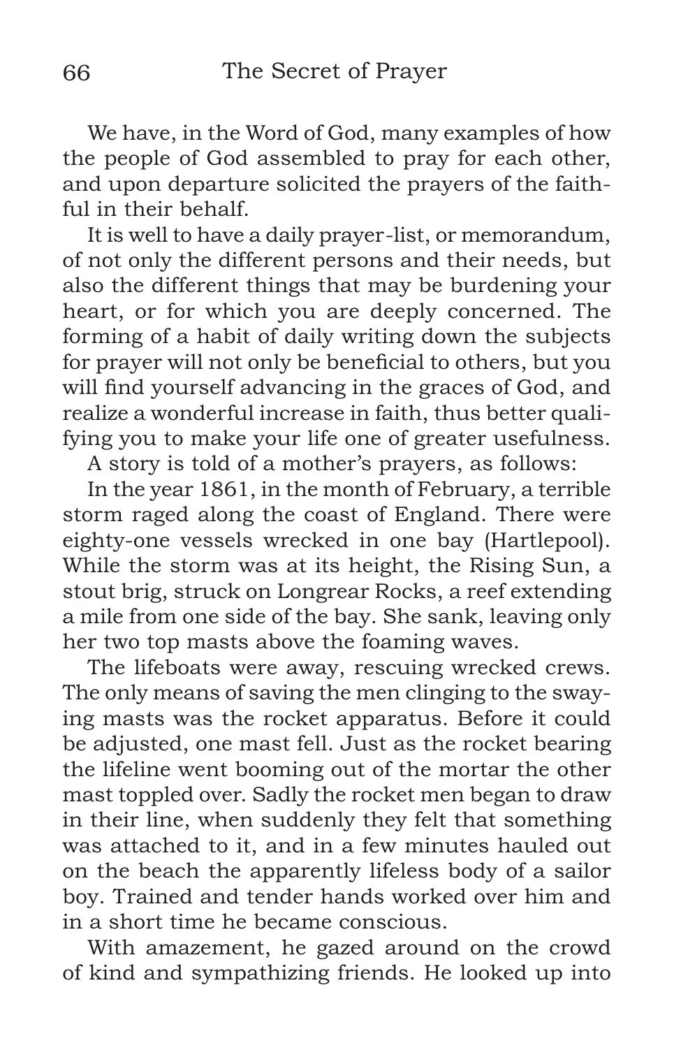We have, in the Word of God, many examples of how the people of God assembled to pray for each other, and upon departure solicited the prayers of the faithful in their behalf.

It is well to have a daily prayer-list, or memorandum, of not only the different persons and their needs, but also the different things that may be burdening your heart, or for which you are deeply concerned. The forming of a habit of daily writing down the subjects for prayer will not only be beneficial to others, but you will find yourself advancing in the graces of God, and realize a wonderful increase in faith, thus better qualifying you to make your life one of greater usefulness.

A story is told of a mother's prayers, as follows:

In the year 1861, in the month of February, a terrible storm raged along the coast of England. There were eighty-one vessels wrecked in one bay (Hartlepool). While the storm was at its height, the Rising Sun, a stout brig, struck on Longrear Rocks, a reef extending a mile from one side of the bay. She sank, leaving only her two top masts above the foaming waves.

The lifeboats were away, rescuing wrecked crews. The only means of saving the men clinging to the swaying masts was the rocket apparatus. Before it could be adjusted, one mast fell. Just as the rocket bearing the lifeline went booming out of the mortar the other mast toppled over. Sadly the rocket men began to draw in their line, when suddenly they felt that something was attached to it, and in a few minutes hauled out on the beach the apparently lifeless body of a sailor boy. Trained and tender hands worked over him and in a short time he became conscious.

With amazement, he gazed around on the crowd of kind and sympathizing friends. He looked up into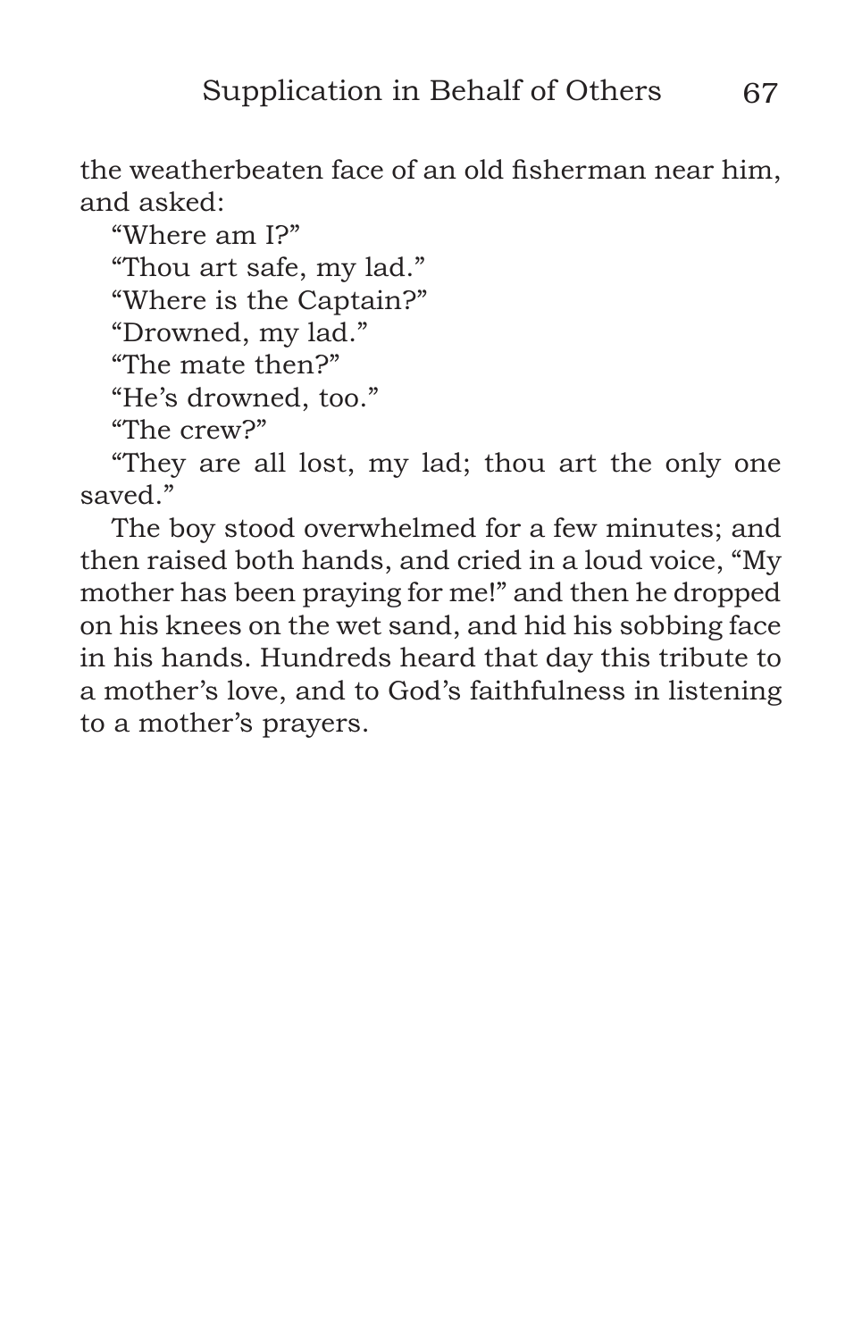the weatherbeaten face of an old fisherman near him, and asked:

"Where am I?"

"Thou art safe, my lad."

"Where is the Captain?"

"Drowned, my lad."

"The mate then?"

"He's drowned, too."

"The crew?"

"They are all lost, my lad; thou art the only one saved."

The boy stood overwhelmed for a few minutes; and then raised both hands, and cried in a loud voice, "My mother has been praying for me!" and then he dropped on his knees on the wet sand, and hid his sobbing face in his hands. Hundreds heard that day this tribute to a mother's love, and to God's faithfulness in listening to a mother's prayers.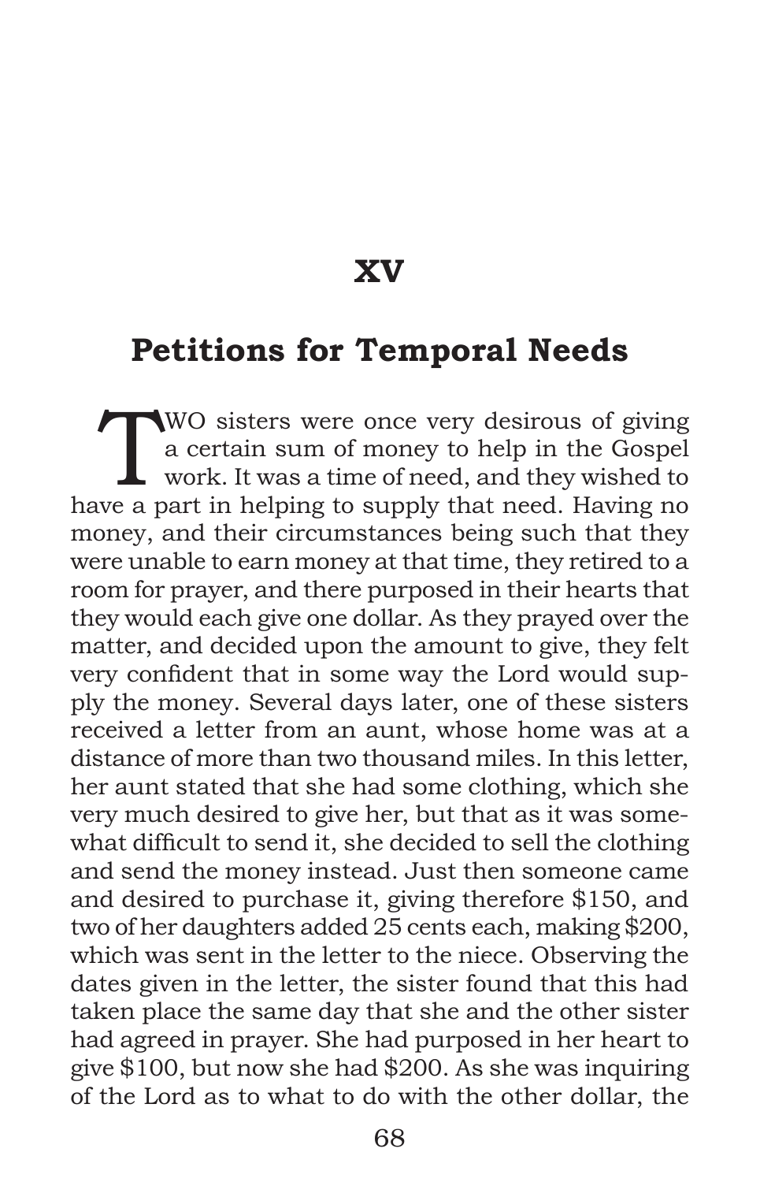# XV

## Petitions for Temporal Needs

TWO sisters were once very desirous of giving a certain sum of money to help in the Gospel work. It was a time of need, and they wished to have a part in helping to supply that need. Having no money, and their circumstances being such that they were unable to earn money at that time, they retired to a room for prayer, and there purposed in their hearts that they would each give one dollar. As they prayed over the matter, and decided upon the amount to give, they felt very confident that in some way the Lord would supply the money. Several days later, one of these sisters received a letter from an aunt, whose home was at a distance of more than two thousand miles. In this letter, her aunt stated that she had some clothing, which she very much desired to give her, but that as it was somewhat difficult to send it, she decided to sell the clothing and send the money instead. Just then someone came and desired to purchase it, giving therefore $150, and two of her daughters added 25 cents each, making $200, which was sent in the letter to the niece. Observing the dates given in the letter, the sister found that this had taken place the same day that she and the other sister had agreed in prayer. She had purposed in her heart to give $100, but now she had $200. As she was inquiring of the Lord as to what to do with the other dollar, the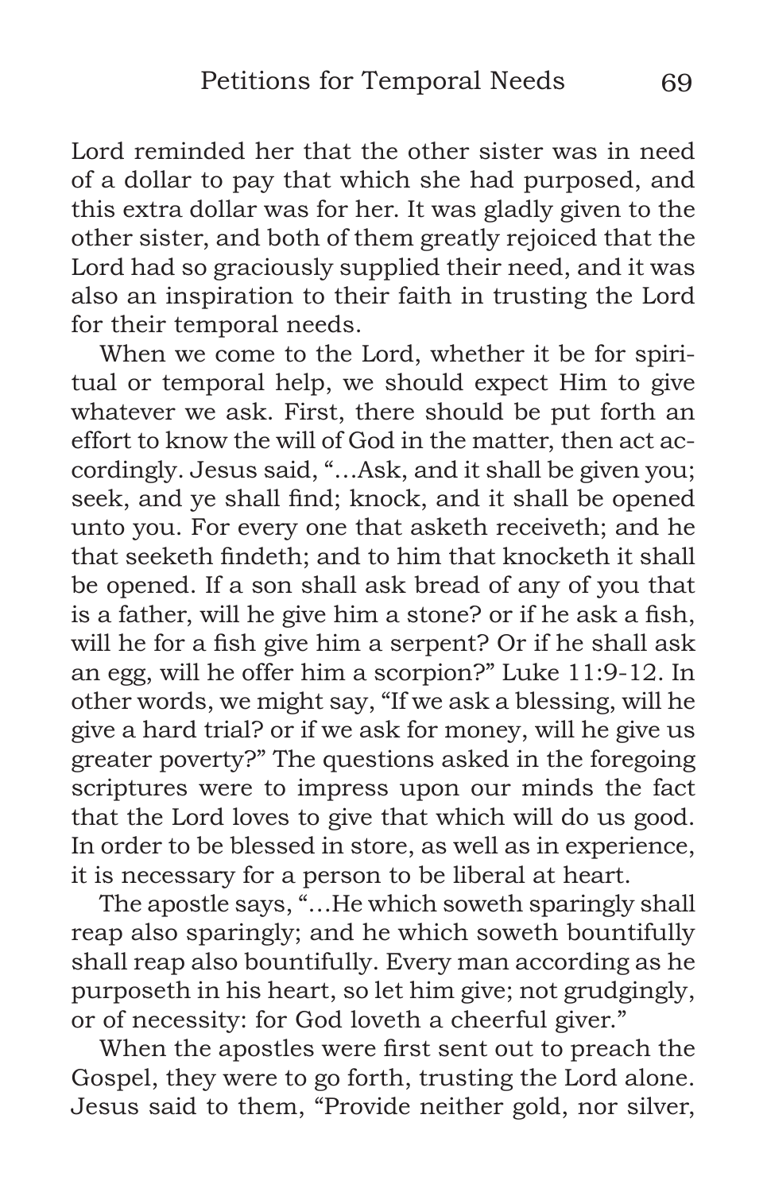Lord reminded her that the other sister was in need of a dollar to pay that which she had purposed, and this extra dollar was for her. It was gladly given to the other sister, and both of them greatly rejoiced that the Lord had so graciously supplied their need, and it was also an inspiration to their faith in trusting the Lord for their temporal needs.

When we come to the Lord, whether it be for spiritual or temporal help, we should expect Him to give whatever we ask. First, there should be put forth an effort to know the will of God in the matter, then act accordingly. Jesus said, "…Ask, and it shall be given you; seek, and ye shall find; knock, and it shall be opened unto you. For every one that asketh receiveth; and he that seeketh findeth; and to him that knocketh it shall be opened. If a son shall ask bread of any of you that is a father, will he give him a stone? or if he ask a fish, will he for a fish give him a serpent? Or if he shall ask an egg, will he offer him a scorpion?" Luke 11:9-12. In other words, we might say, "If we ask a blessing, will he give a hard trial? or if we ask for money, will he give us greater poverty?" The questions asked in the foregoing scriptures were to impress upon our minds the fact that the Lord loves to give that which will do us good. In order to be blessed in store, as well as in experience, it is necessary for a person to be liberal at heart.

The apostle says, "…He which soweth sparingly shall reap also sparingly; and he which soweth bountifully shall reap also bountifully. Every man according as he purposeth in his heart, so let him give; not grudgingly, or of necessity: for God loveth a cheerful giver."

When the apostles were first sent out to preach the Gospel, they were to go forth, trusting the Lord alone. Jesus said to them, "Provide neither gold, nor silver,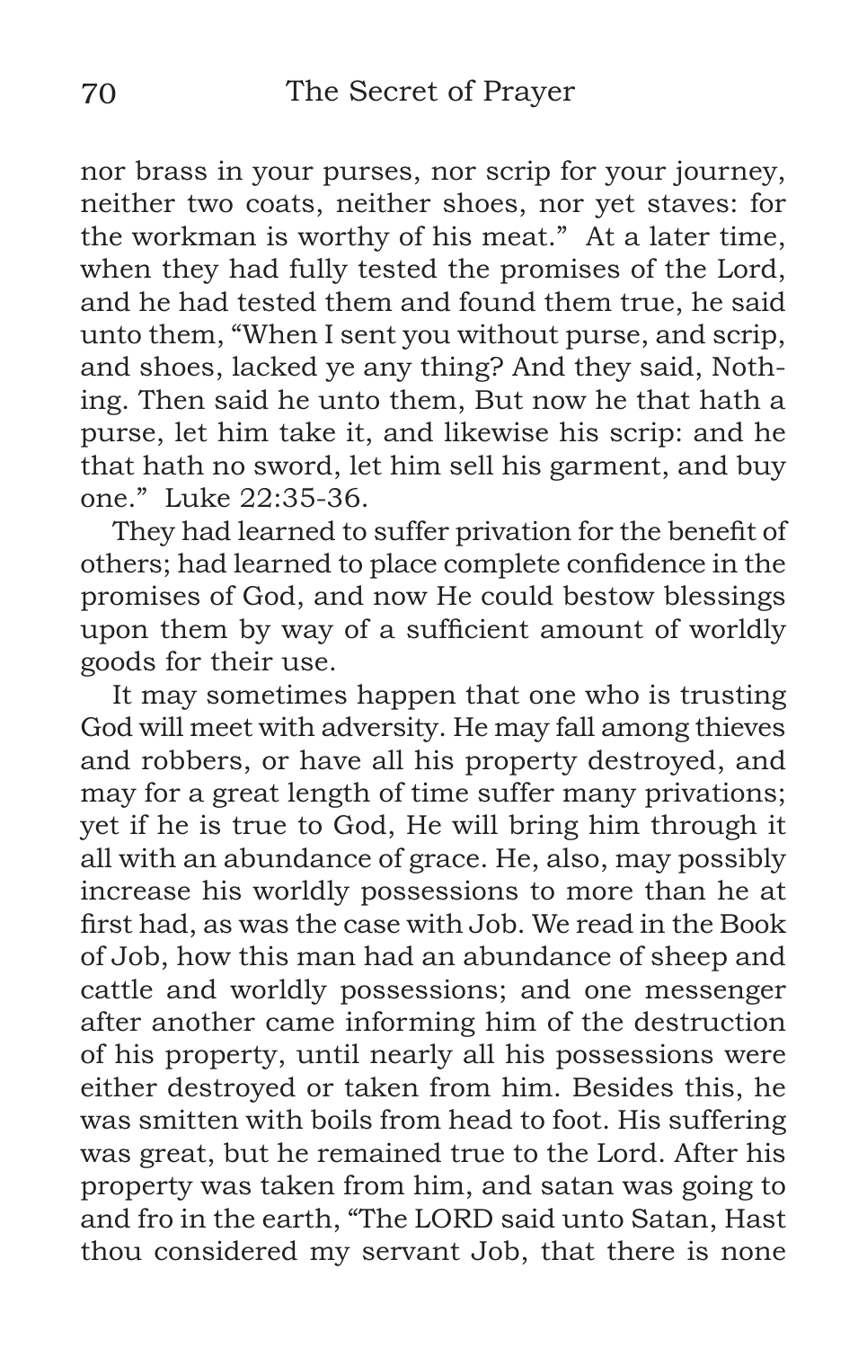nor brass in your purses, nor scrip for your journey, neither two coats, neither shoes, nor yet staves: for the workman is worthy of his meat." At a later time, when they had fully tested the promises of the Lord, and he had tested them and found them true, he said unto them, "When I sent you without purse, and scrip, and shoes, lacked ye any thing? And they said, Nothing. Then said he unto them, But now he that hath a purse, let him take it, and likewise his scrip: and he that hath no sword, let him sell his garment, and buy one." Luke 22:35-36.

They had learned to suffer privation for the benefit of others; had learned to place complete confidence in the promises of God, and now He could bestow blessings upon them by way of a sufficient amount of worldly goods for their use.

It may sometimes happen that one who is trusting God will meet with adversity. He may fall among thieves and robbers, or have all his property destroyed, and may for a great length of time suffer many privations; yet if he is true to God, He will bring him through it all with an abundance of grace. He, also, may possibly increase his worldly possessions to more than he at first had, as was the case with Job. We read in the Book of Job, how this man had an abundance of sheep and cattle and worldly possessions; and one messenger after another came informing him of the destruction of his property, until nearly all his possessions were either destroyed or taken from him. Besides this, he was smitten with boils from head to foot. His suffering was great, but he remained true to the Lord. After his property was taken from him, and satan was going to and fro in the earth, "The LORD said unto Satan, Hast thou considered my servant Job, that there is none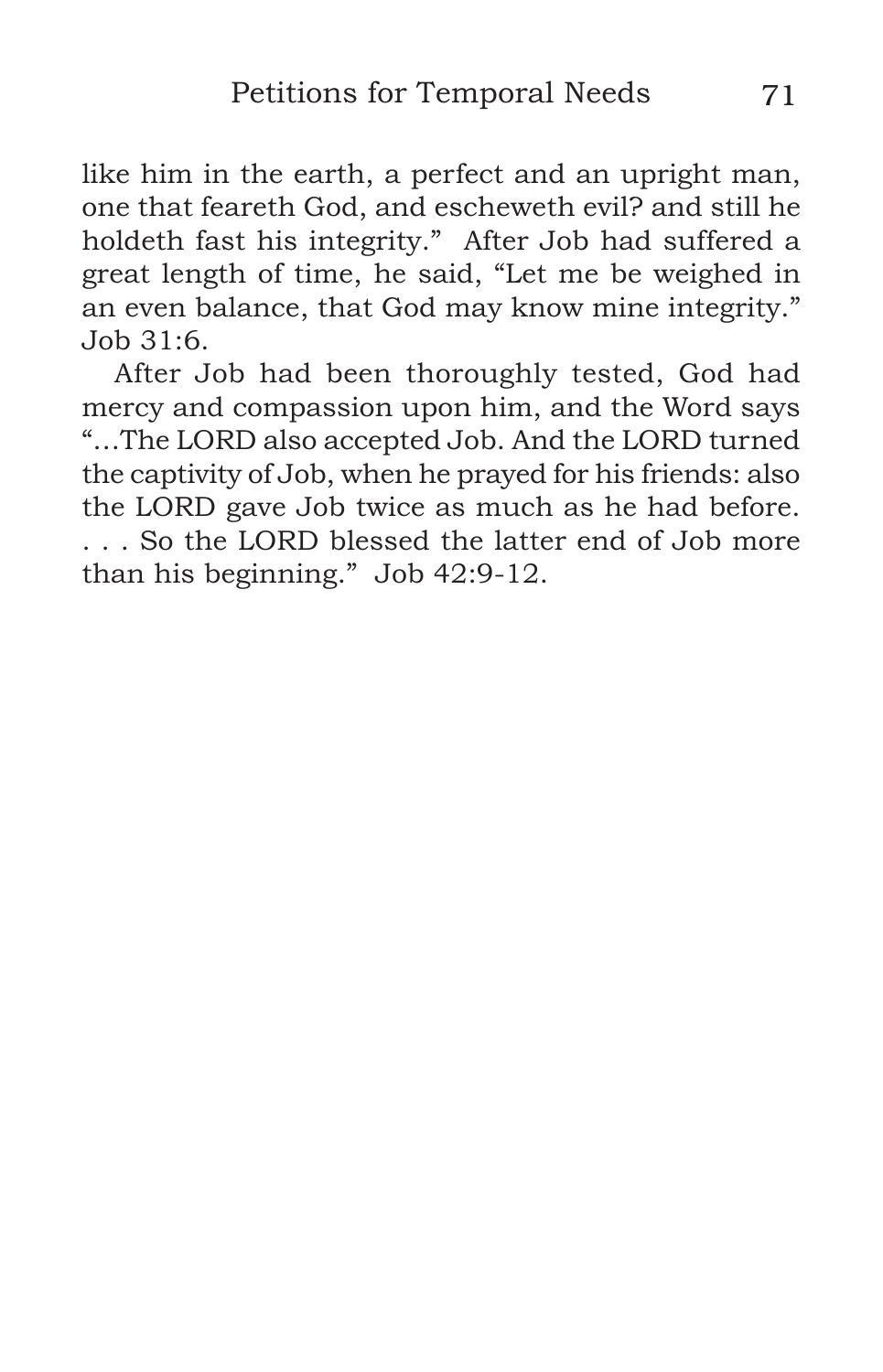like him in the earth, a perfect and an upright man, one that feareth God, and escheweth evil? and still he holdeth fast his integrity." After Job had suffered a great length of time, he said, "Let me be weighed in an even balance, that God may know mine integrity." Job 31:6.

After Job had been thoroughly tested, God had mercy and compassion upon him, and the Word says "…The LORD also accepted Job. And the LORD turned the captivity of Job, when he prayed for his friends: also the LORD gave Job twice as much as he had before. . . . So the LORD blessed the latter end of Job more than his beginning." Job 42:9-12.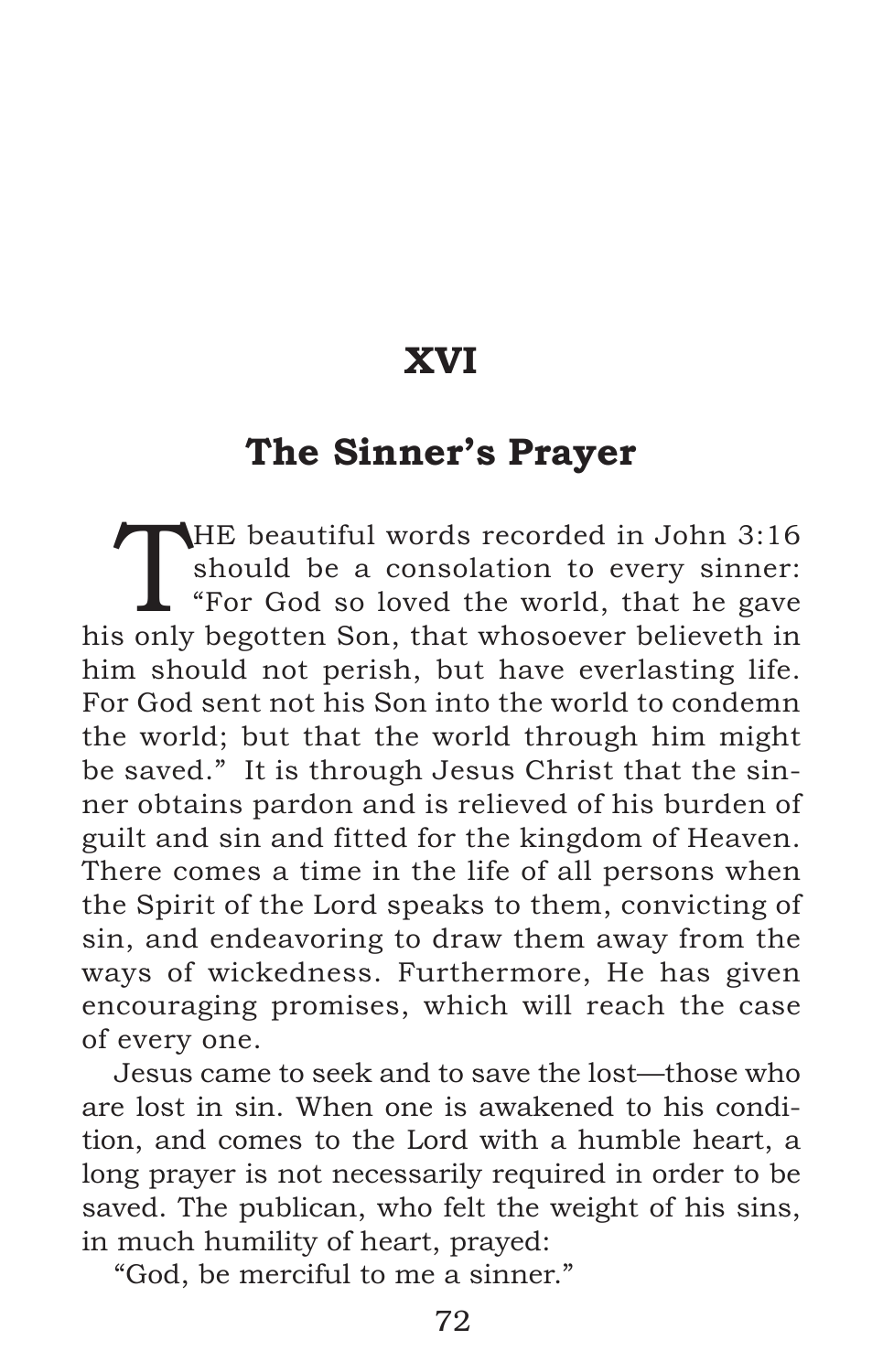# XVI

## The Sinner's Prayer

THE beautiful words recorded in John 3:16 should be a consolation to every sinner: "For God so loved the world, that he gave his only begotten Son, that whosoever believeth in him should not perish, but have everlasting life. For God sent not his Son into the world to condemn the world; but that the world through him might be saved." It is through Jesus Christ that the sinner obtains pardon and is relieved of his burden of guilt and sin and fitted for the kingdom of Heaven. There comes a time in the life of all persons when the Spirit of the Lord speaks to them, convicting of sin, and endeavoring to draw them away from the ways of wickedness. Furthermore, He has given encouraging promises, which will reach the case of every one.

Jesus came to seek and to save the lost—those who are lost in sin. When one is awakened to his condition, and comes to the Lord with a humble heart, a long prayer is not necessarily required in order to be saved. The publican, who felt the weight of his sins, in much humility of heart, prayed:

"God, be merciful to me a sinner."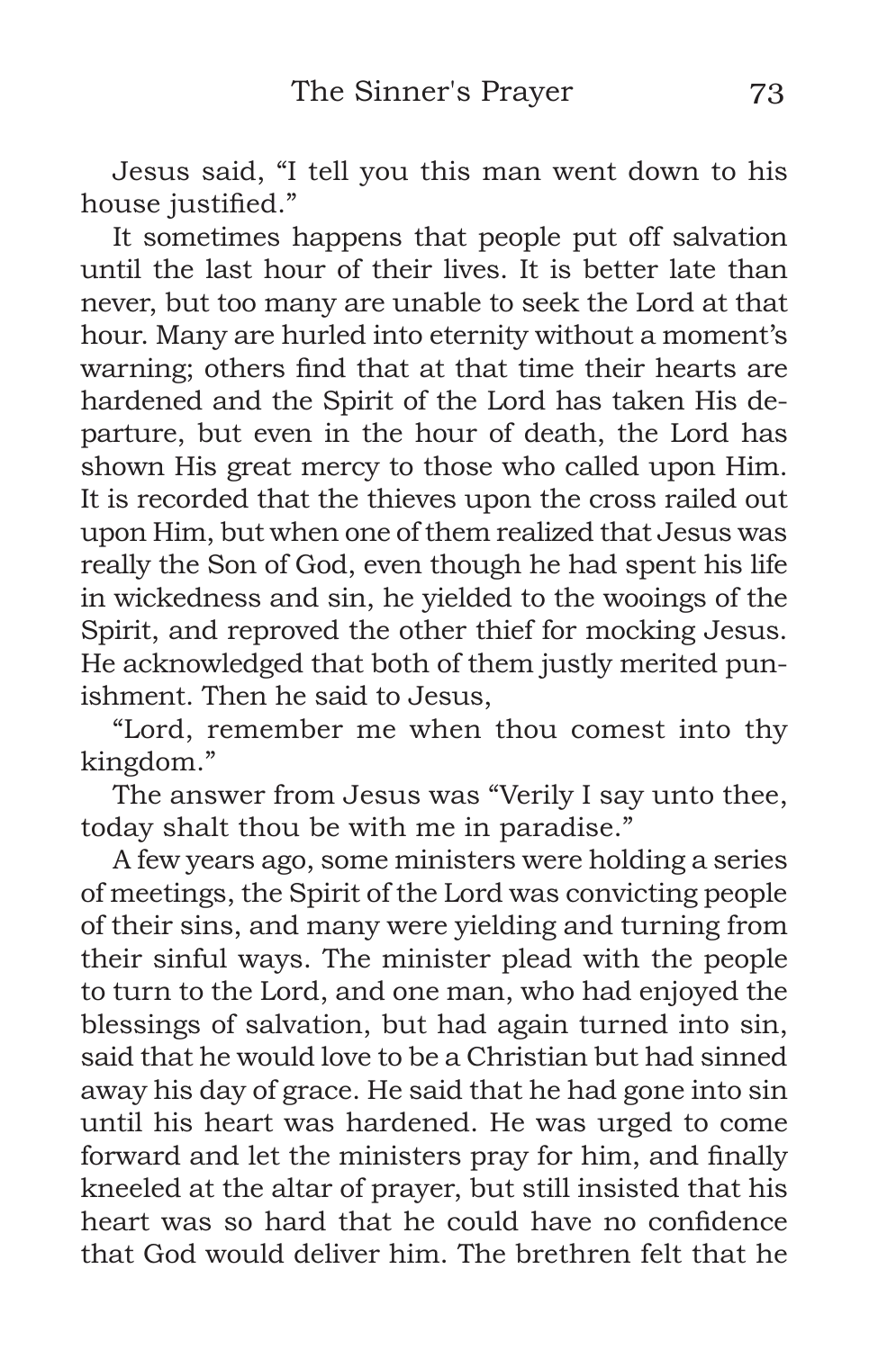Jesus said, “I tell you this man went down to his house justified.”

It sometimes happens that people put off salvation until the last hour of their lives. It is better late than never, but too many are unable to seek the Lord at that hour. Many are hurled into eternity without a moment’s warning; others find that at that time their hearts are hardened and the Spirit of the Lord has taken His departure, but even in the hour of death, the Lord has shown His great mercy to those who called upon Him. It is recorded that the thieves upon the cross railed out upon Him, but when one of them realized that Jesus was really the Son of God, even though he had spent his life in wickedness and sin, he yielded to the wooings of the Spirit, and reproved the other thief for mocking Jesus. He acknowledged that both of them justly merited punishment. Then he said to Jesus,

“Lord, remember me when thou comest into thy kingdom.”

The answer from Jesus was “Verily I say unto thee, today shalt thou be with me in paradise.”

A few years ago, some ministers were holding a series of meetings, the Spirit of the Lord was convicting people of their sins, and many were yielding and turning from their sinful ways. The minister plead with the people to turn to the Lord, and one man, who had enjoyed the blessings of salvation, but had again turned into sin, said that he would love to be a Christian but had sinned away his day of grace. He said that he had gone into sin until his heart was hardened. He was urged to come forward and let the ministers pray for him, and finally kneeled at the altar of prayer, but still insisted that his heart was so hard that he could have no confidence that God would deliver him. The brethren felt that he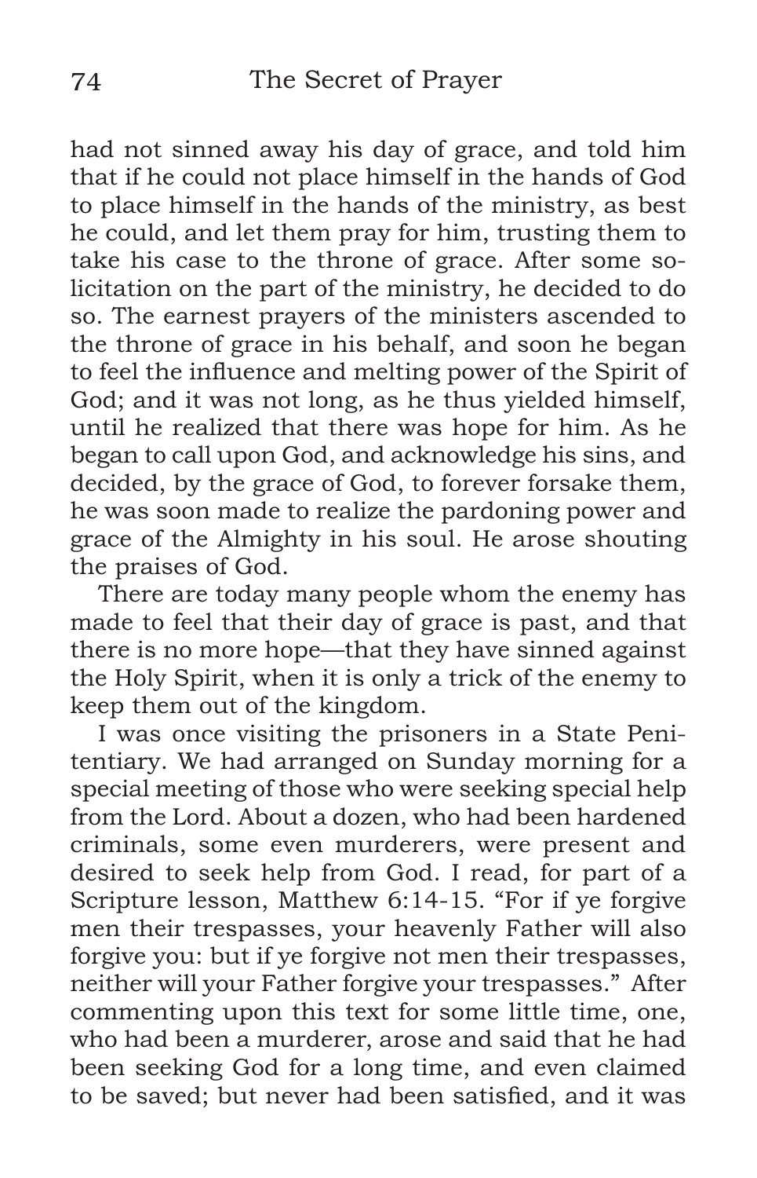had not sinned away his day of grace, and told him that if he could not place himself in the hands of God to place himself in the hands of the ministry, as best he could, and let them pray for him, trusting them to take his case to the throne of grace. After some solicitation on the part of the ministry, he decided to do so. The earnest prayers of the ministers ascended to the throne of grace in his behalf, and soon he began to feel the influence and melting power of the Spirit of God; and it was not long, as he thus yielded himself, until he realized that there was hope for him. As he began to call upon God, and acknowledge his sins, and decided, by the grace of God, to forever forsake them, he was soon made to realize the pardoning power and grace of the Almighty in his soul. He arose shouting the praises of God.

There are today many people whom the enemy has made to feel that their day of grace is past, and that there is no more hope—that they have sinned against the Holy Spirit, when it is only a trick of the enemy to keep them out of the kingdom.

I was once visiting the prisoners in a State Penitentiary. We had arranged on Sunday morning for a special meeting of those who were seeking special help from the Lord. About a dozen, who had been hardened criminals, some even murderers, were present and desired to seek help from God. I read, for part of a Scripture lesson, Matthew 6:14-15. "For if ye forgive men their trespasses, your heavenly Father will also forgive you: but if ye forgive not men their trespasses, neither will your Father forgive your trespasses." After commenting upon this text for some little time, one, who had been a murderer, arose and said that he had been seeking God for a long time, and even claimed to be saved; but never had been satisfied, and it was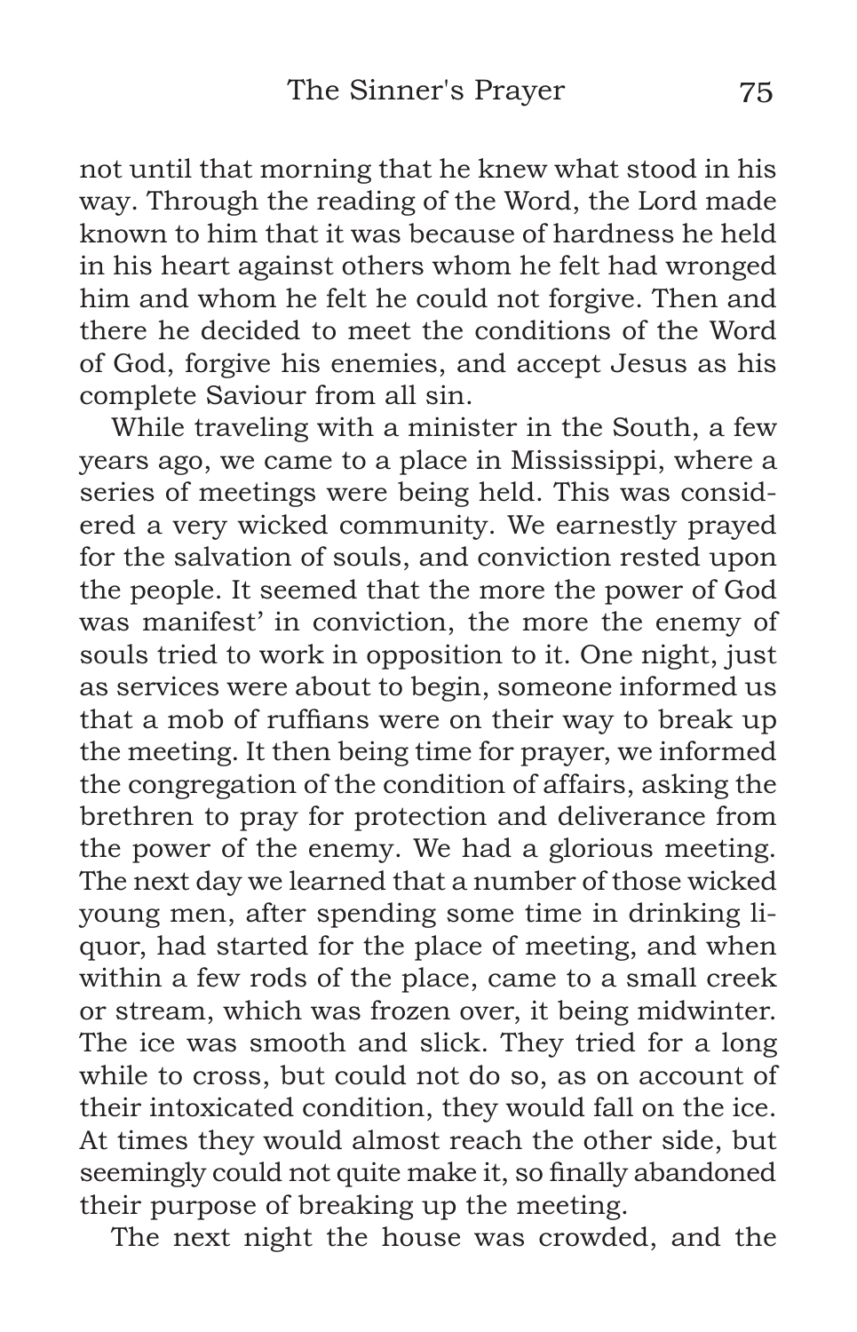not until that morning that he knew what stood in his way. Through the reading of the Word, the Lord made known to him that it was because of hardness he held in his heart against others whom he felt had wronged him and whom he felt he could not forgive. Then and there he decided to meet the conditions of the Word of God, forgive his enemies, and accept Jesus as his complete Saviour from all sin.

While traveling with a minister in the South, a few years ago, we came to a place in Mississippi, where a series of meetings were being held. This was considered a very wicked community. We earnestly prayed for the salvation of souls, and conviction rested upon the people. It seemed that the more the power of God was manifest' in conviction, the more the enemy of souls tried to work in opposition to it. One night, just as services were about to begin, someone informed us that a mob of ruffians were on their way to break up the meeting. It then being time for prayer, we informed the congregation of the condition of affairs, asking the brethren to pray for protection and deliverance from the power of the enemy. We had a glorious meeting. The next day we learned that a number of those wicked young men, after spending some time in drinking liquor, had started for the place of meeting, and when within a few rods of the place, came to a small creek or stream, which was frozen over, it being midwinter. The ice was smooth and slick. They tried for a long while to cross, but could not do so, as on account of their intoxicated condition, they would fall on the ice. At times they would almost reach the other side, but seemingly could not quite make it, so finally abandoned their purpose of breaking up the meeting.

The next night the house was crowded, and the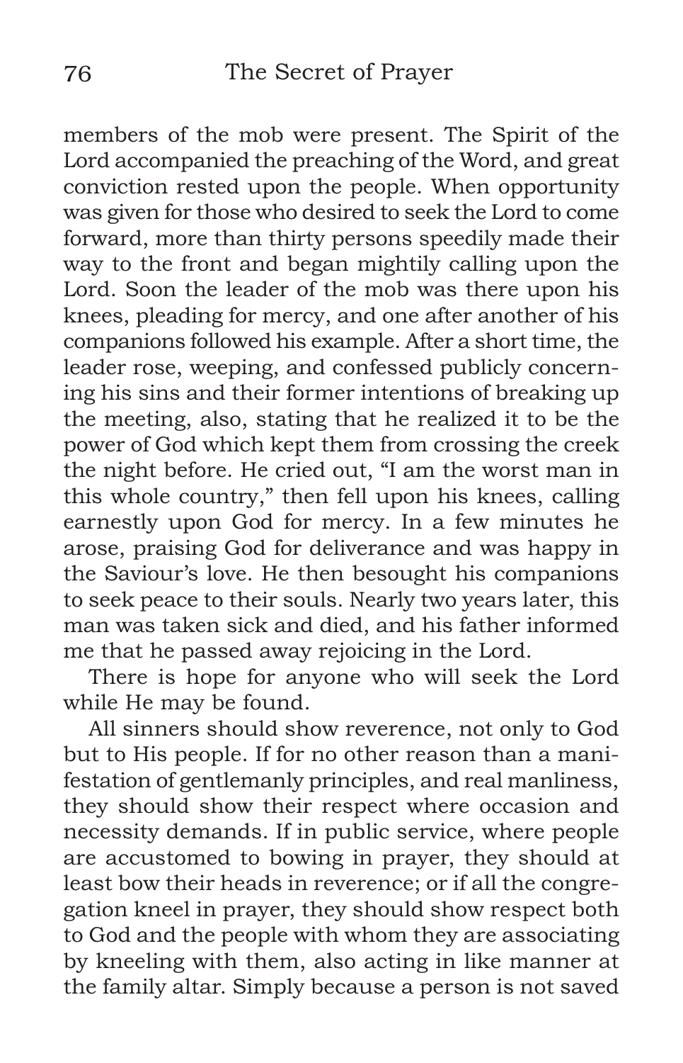members of the mob were present. The Spirit of the Lord accompanied the preaching of the Word, and great conviction rested upon the people. When opportunity was given for those who desired to seek the Lord to come forward, more than thirty persons speedily made their way to the front and began mightily calling upon the Lord. Soon the leader of the mob was there upon his knees, pleading for mercy, and one after another of his companions followed his example. After a short time, the leader rose, weeping, and confessed publicly concerning his sins and their former intentions of breaking up the meeting, also, stating that he realized it to be the power of God which kept them from crossing the creek the night before. He cried out, "I am the worst man in this whole country," then fell upon his knees, calling earnestly upon God for mercy. In a few minutes he arose, praising God for deliverance and was happy in the Saviour's love. He then besought his companions to seek peace to their souls. Nearly two years later, this man was taken sick and died, and his father informed me that he passed away rejoicing in the Lord.

There is hope for anyone who will seek the Lord while He may be found.

All sinners should show reverence, not only to God but to His people. If for no other reason than a manifestation of gentlemanly principles, and real manliness, they should show their respect where occasion and necessity demands. If in public service, where people are accustomed to bowing in prayer, they should at least bow their heads in reverence; or if all the congregation kneel in prayer, they should show respect both to God and the people with whom they are associating by kneeling with them, also acting in like manner at the family altar. Simply because a person is not saved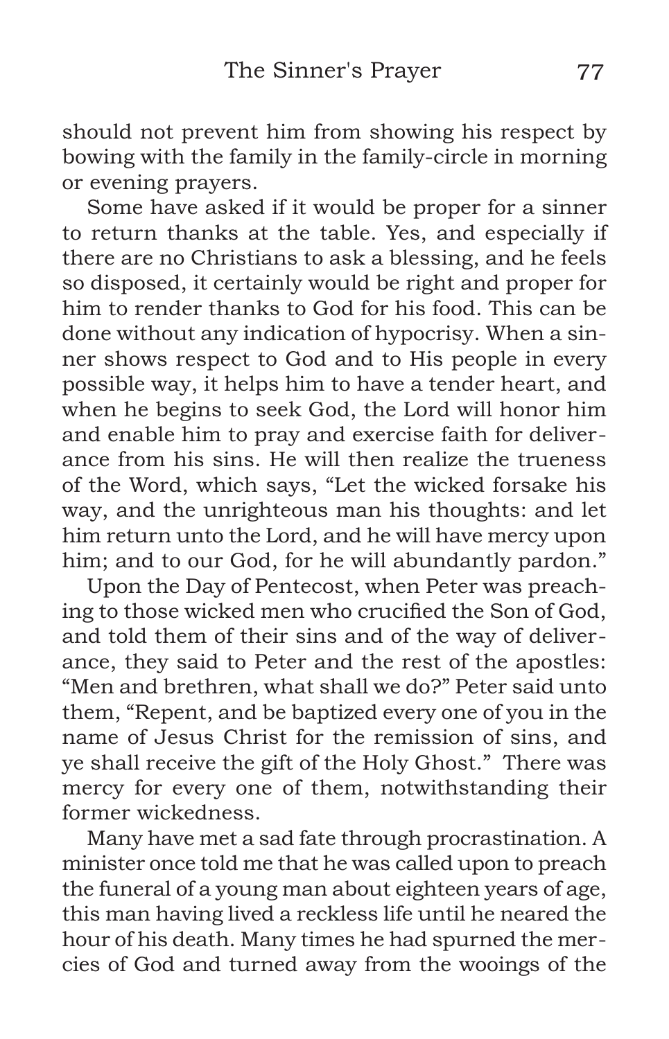should not prevent him from showing his respect by bowing with the family in the family-circle in morning or evening prayers.

Some have asked if it would be proper for a sinner to return thanks at the table. Yes, and especially if there are no Christians to ask a blessing, and he feels so disposed, it certainly would be right and proper for him to render thanks to God for his food. This can be done without any indication of hypocrisy. When a sinner shows respect to God and to His people in every possible way, it helps him to have a tender heart, and when he begins to seek God, the Lord will honor him and enable him to pray and exercise faith for deliverance from his sins. He will then realize the trueness of the Word, which says, "Let the wicked forsake his way, and the unrighteous man his thoughts: and let him return unto the Lord, and he will have mercy upon him; and to our God, for he will abundantly pardon."

Upon the Day of Pentecost, when Peter was preaching to those wicked men who crucified the Son of God, and told them of their sins and of the way of deliverance, they said to Peter and the rest of the apostles: "Men and brethren, what shall we do?" Peter said unto them, "Repent, and be baptized every one of you in the name of Jesus Christ for the remission of sins, and ye shall receive the gift of the Holy Ghost." There was mercy for every one of them, notwithstanding their former wickedness.

Many have met a sad fate through procrastination. A minister once told me that he was called upon to preach the funeral of a young man about eighteen years of age, this man having lived a reckless life until he neared the hour of his death. Many times he had spurned the mercies of God and turned away from the wooings of the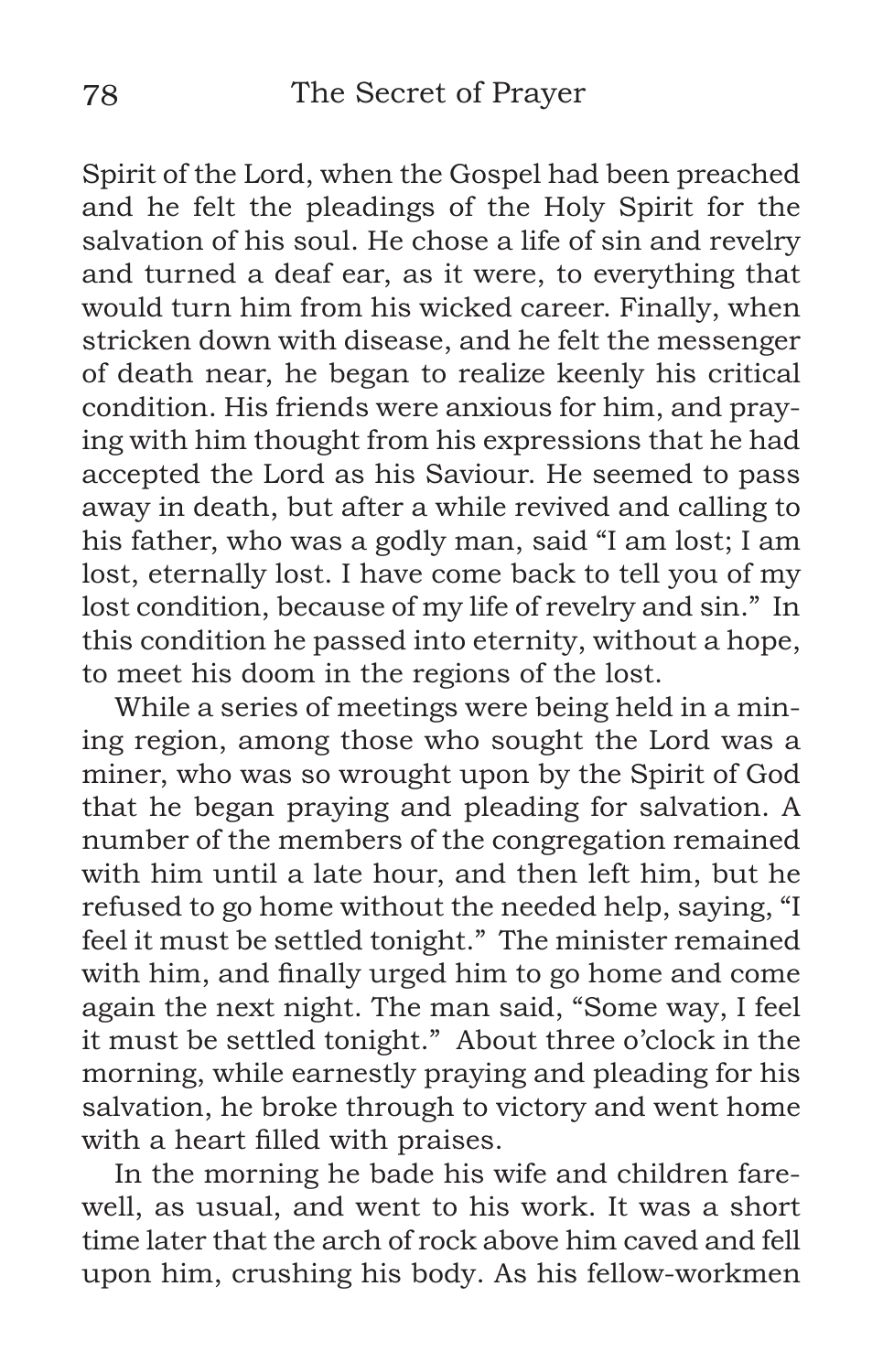Spirit of the Lord, when the Gospel had been preached and he felt the pleadings of the Holy Spirit for the salvation of his soul. He chose a life of sin and revelry and turned a deaf ear, as it were, to everything that would turn him from his wicked career. Finally, when stricken down with disease, and he felt the messenger of death near, he began to realize keenly his critical condition. His friends were anxious for him, and praying with him thought from his expressions that he had accepted the Lord as his Saviour. He seemed to pass away in death, but after a while revived and calling to his father, who was a godly man, said "I am lost; I am lost, eternally lost. I have come back to tell you of my lost condition, because of my life of revelry and sin." In this condition he passed into eternity, without a hope, to meet his doom in the regions of the lost.

While a series of meetings were being held in a mining region, among those who sought the Lord was a miner, who was so wrought upon by the Spirit of God that he began praying and pleading for salvation. A number of the members of the congregation remained with him until a late hour, and then left him, but he refused to go home without the needed help, saying, "I feel it must be settled tonight." The minister remained with him, and finally urged him to go home and come again the next night. The man said, "Some way, I feel it must be settled tonight." About three o'clock in the morning, while earnestly praying and pleading for his salvation, he broke through to victory and went home with a heart filled with praises.

In the morning he bade his wife and children farewell, as usual, and went to his work. It was a short time later that the arch of rock above him caved and fell upon him, crushing his body. As his fellow-workmen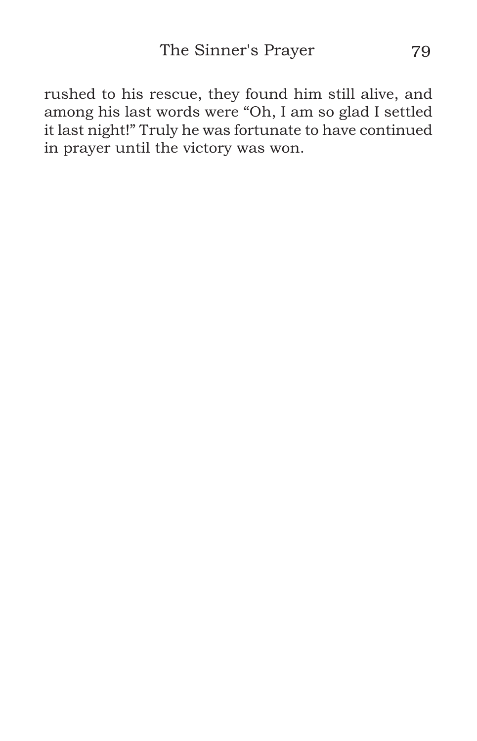rushed to his rescue, they found him still alive, and among his last words were "Oh, I am so glad I settled it last night!" Truly he was fortunate to have continued in prayer until the victory was won.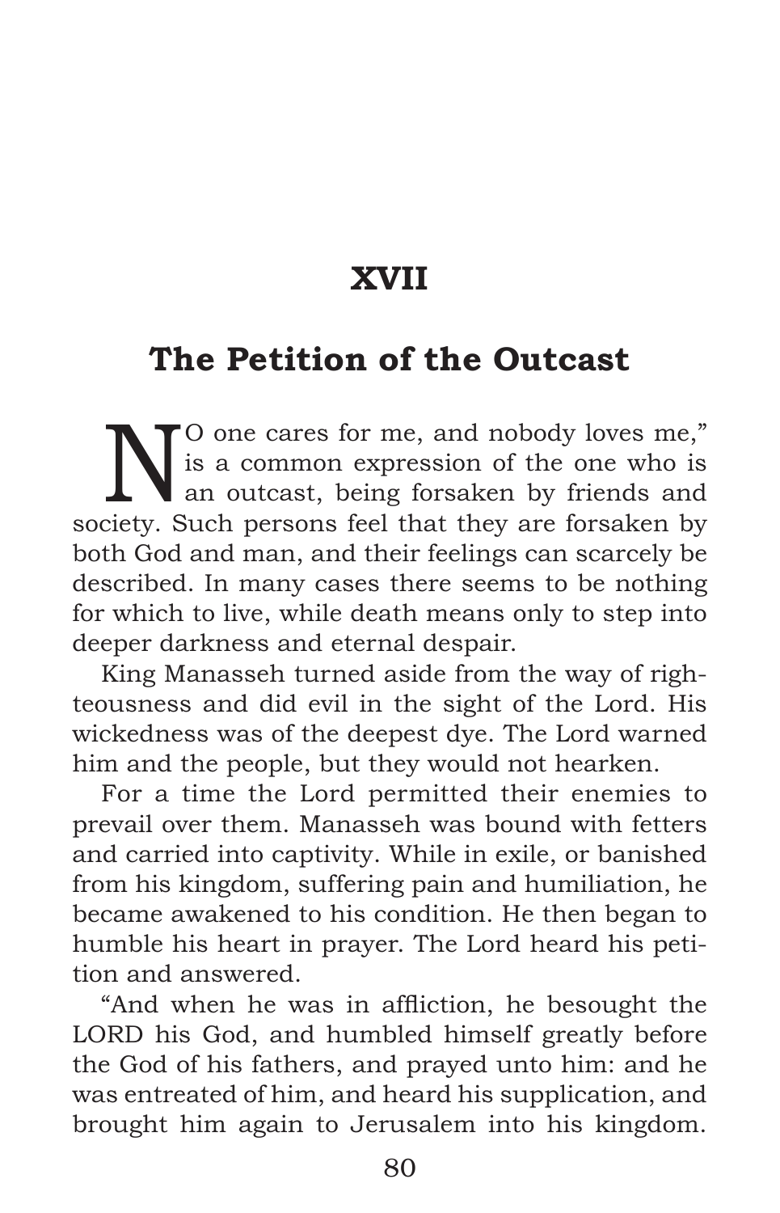# XVII

## The Petition of the Outcast

"NO one cares for me, and nobody loves me," is a common expression of the one who is an outcast, being forsaken by friends and society. Such persons feel that they are forsaken by both God and man, and their feelings can scarcely be described. In many cases there seems to be nothing for which to live, while death means only to step into deeper darkness and eternal despair.

King Manasseh turned aside from the way of righteousness and did evil in the sight of the Lord. His wickedness was of the deepest dye. The Lord warned him and the people, but they would not hearken.

For a time the Lord permitted their enemies to prevail over them. Manasseh was bound with fetters and carried into captivity. While in exile, or banished from his kingdom, suffering pain and humiliation, he became awakened to his condition. He then began to humble his heart in prayer. The Lord heard his petition and answered.

"And when he was in affliction, he besought the LORD his God, and humbled himself greatly before the God of his fathers, and prayed unto him: and he was entreated of him, and heard his supplication, and brought him again to Jerusalem into his kingdom.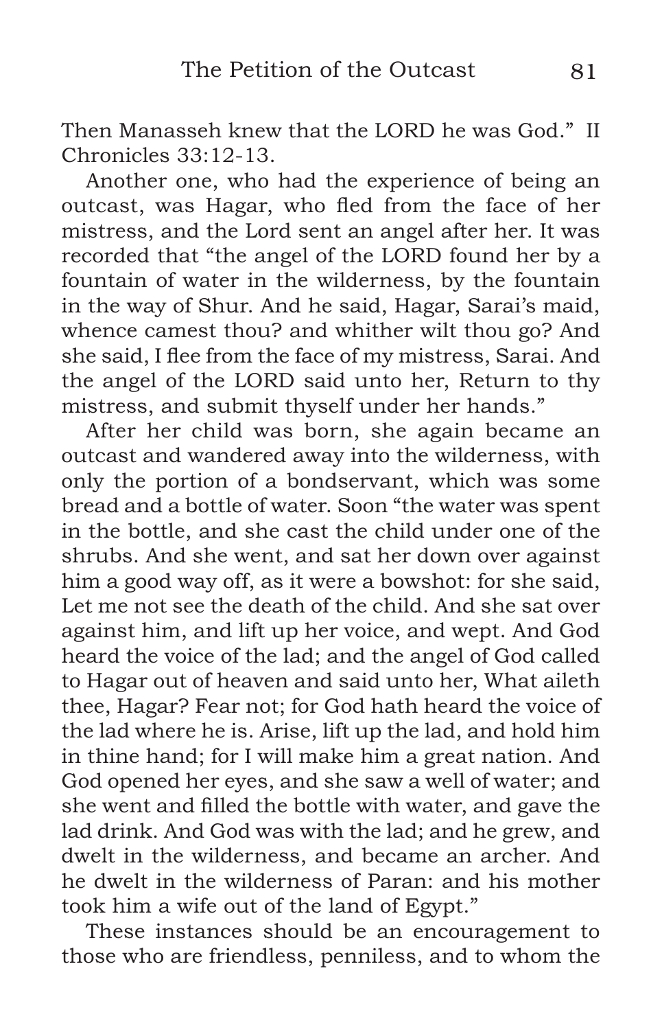Then Manasseh knew that the LORD he was God." II Chronicles 33:12-13.

Another one, who had the experience of being an outcast, was Hagar, who fled from the face of her mistress, and the Lord sent an angel after her. It was recorded that "the angel of the LORD found her by a fountain of water in the wilderness, by the fountain in the way of Shur. And he said, Hagar, Sarai's maid, whence camest thou? and whither wilt thou go? And she said, I flee from the face of my mistress, Sarai. And the angel of the LORD said unto her, Return to thy mistress, and submit thyself under her hands."

After her child was born, she again became an outcast and wandered away into the wilderness, with only the portion of a bondservant, which was some bread and a bottle of water. Soon "the water was spent in the bottle, and she cast the child under one of the shrubs. And she went, and sat her down over against him a good way off, as it were a bowshot: for she said, Let me not see the death of the child. And she sat over against him, and lift up her voice, and wept. And God heard the voice of the lad; and the angel of God called to Hagar out of heaven and said unto her, What aileth thee, Hagar? Fear not; for God hath heard the voice of the lad where he is. Arise, lift up the lad, and hold him in thine hand; for I will make him a great nation. And God opened her eyes, and she saw a well of water; and she went and filled the bottle with water, and gave the lad drink. And God was with the lad; and he grew, and dwelt in the wilderness, and became an archer. And he dwelt in the wilderness of Paran: and his mother took him a wife out of the land of Egypt."

These instances should be an encouragement to those who are friendless, penniless, and to whom the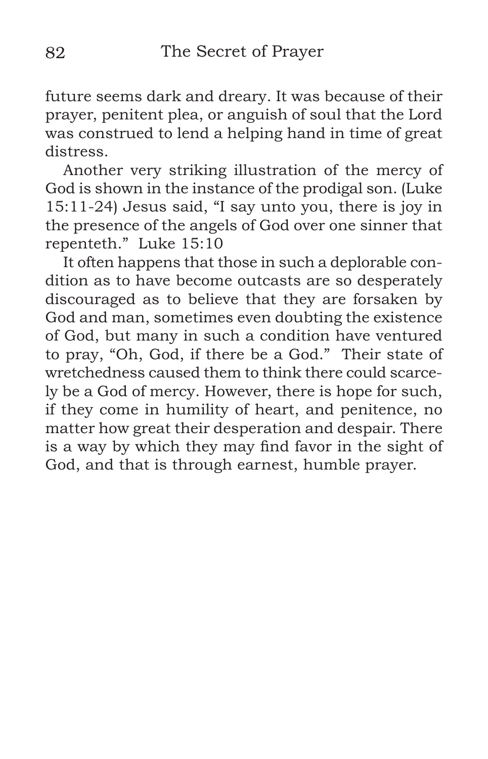future seems dark and dreary. It was because of their prayer, penitent plea, or anguish of soul that the Lord was construed to lend a helping hand in time of great distress.

Another very striking illustration of the mercy of God is shown in the instance of the prodigal son. (Luke 15:11-24) Jesus said, "I say unto you, there is joy in the presence of the angels of God over one sinner that repenteth." Luke 15:10

It often happens that those in such a deplorable condition as to have become outcasts are so desperately discouraged as to believe that they are forsaken by God and man, sometimes even doubting the existence of God, but many in such a condition have ventured to pray, "Oh, God, if there be a God." Their state of wretchedness caused them to think there could scarcely be a God of mercy. However, there is hope for such, if they come in humility of heart, and penitence, no matter how great their desperation and despair. There is a way by which they may find favor in the sight of God, and that is through earnest, humble prayer.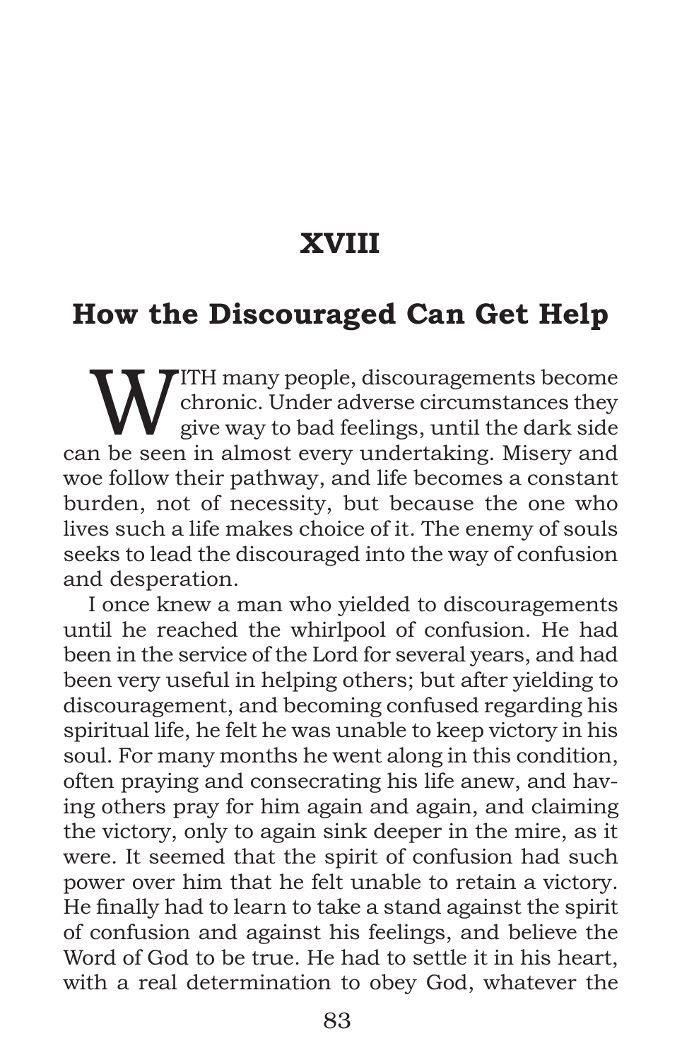# XVIII

## How the Discouraged Can Get Help

WITH many people, discouragements become chronic. Under adverse circumstances they give way to bad feelings, until the dark side can be seen in almost every undertaking. Misery and woe follow their pathway, and life becomes a constant burden, not of necessity, but because the one who lives such a life makes choice of it. The enemy of souls seeks to lead the discouraged into the way of confusion and desperation.

I once knew a man who yielded to discouragements until he reached the whirlpool of confusion. He had been in the service of the Lord for several years, and had been very useful in helping others; but after yielding to discouragement, and becoming confused regarding his spiritual life, he felt he was unable to keep victory in his soul. For many months he went along in this condition, often praying and consecrating his life anew, and having others pray for him again and again, and claiming the victory, only to again sink deeper in the mire, as it were. It seemed that the spirit of confusion had such power over him that he felt unable to retain a victory. He finally had to learn to take a stand against the spirit of confusion and against his feelings, and believe the Word of God to be true. He had to settle it in his heart, with a real determination to obey God, whatever the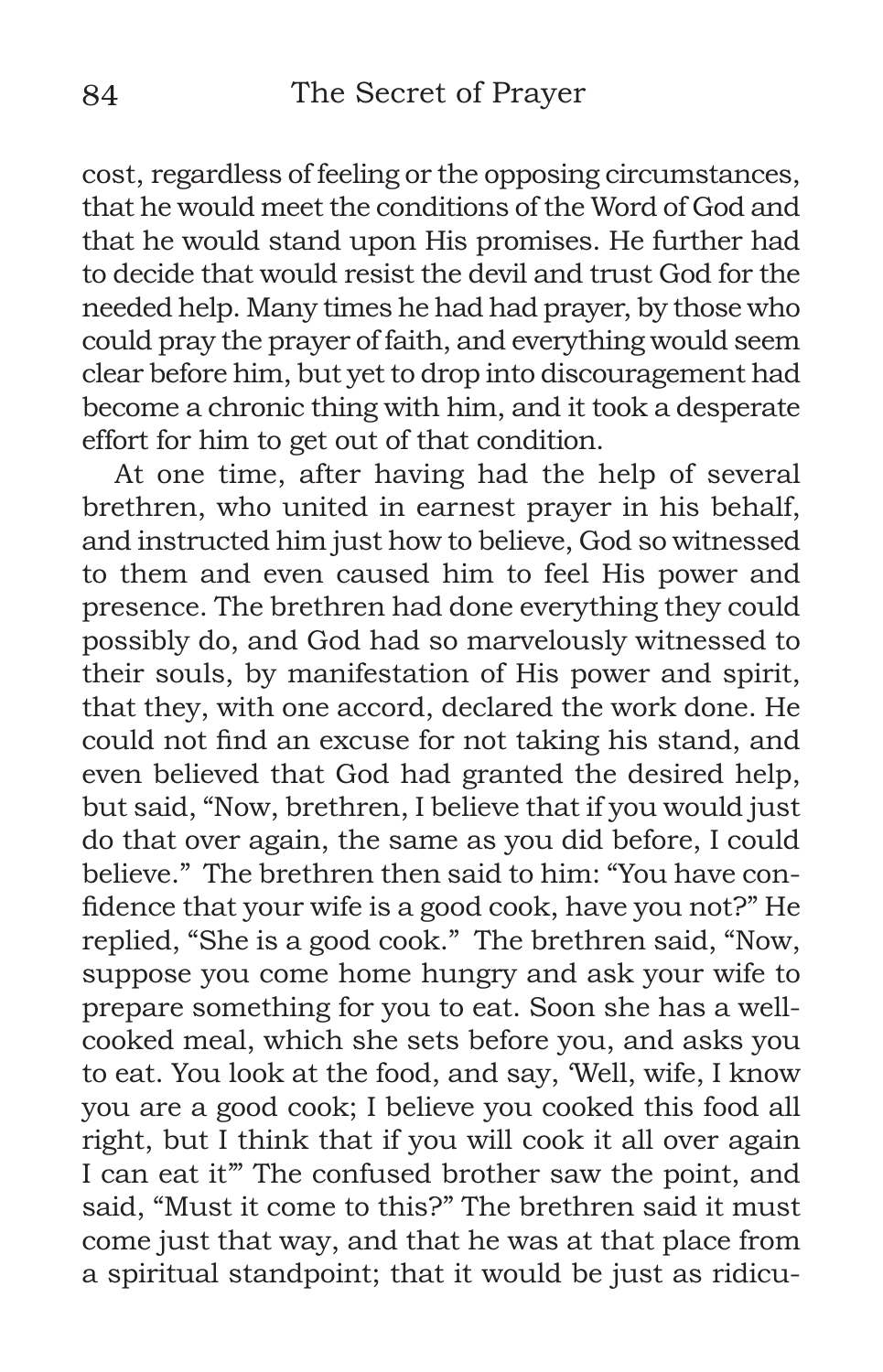cost, regardless of feeling or the opposing circumstances, that he would meet the conditions of the Word of God and that he would stand upon His promises. He further had to decide that would resist the devil and trust God for the needed help. Many times he had had prayer, by those who could pray the prayer of faith, and everything would seem clear before him, but yet to drop into discouragement had become a chronic thing with him, and it took a desperate effort for him to get out of that condition.

At one time, after having had the help of several brethren, who united in earnest prayer in his behalf, and instructed him just how to believe, God so witnessed to them and even caused him to feel His power and presence. The brethren had done everything they could possibly do, and God had so marvelously witnessed to their souls, by manifestation of His power and spirit, that they, with one accord, declared the work done. He could not find an excuse for not taking his stand, and even believed that God had granted the desired help, but said, "Now, brethren, I believe that if you would just do that over again, the same as you did before, I could believe." The brethren then said to him: "You have confidence that your wife is a good cook, have you not?" He replied, "She is a good cook." The brethren said, "Now, suppose you come home hungry and ask your wife to prepare something for you to eat. Soon she has a well-cooked meal, which she sets before you, and asks you to eat. You look at the food, and say, 'Well, wife, I know you are a good cook; I believe you cooked this food all right, but I think that if you will cook it all over again I can eat it'" The confused brother saw the point, and said, "Must it come to this?" The brethren said it must come just that way, and that he was at that place from a spiritual standpoint; that it would be just as ridicu-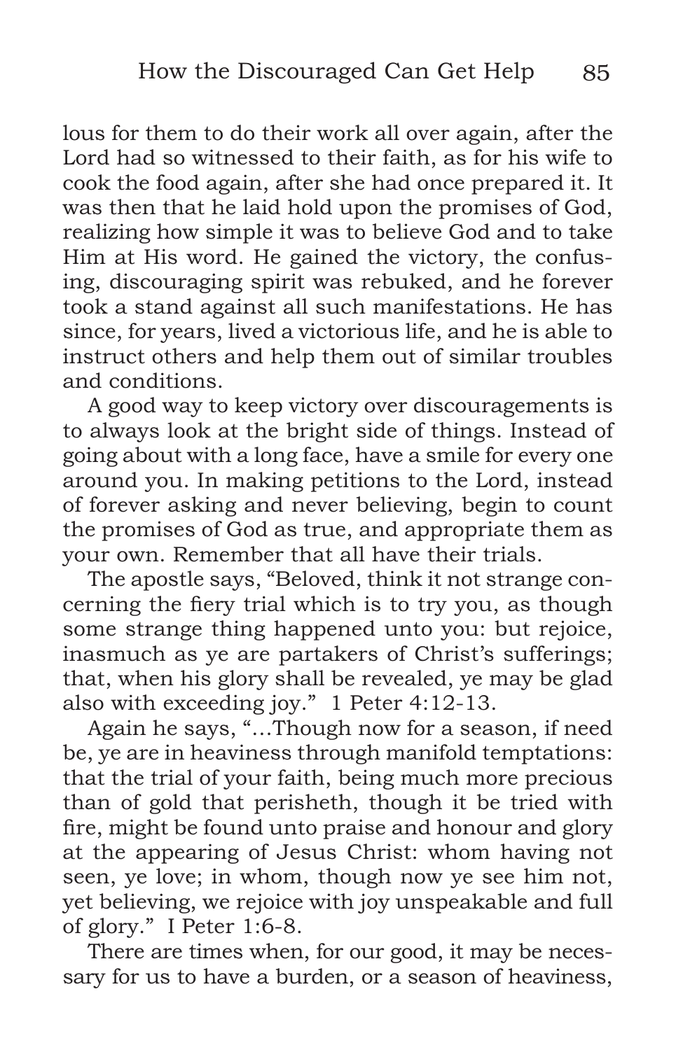lous for them to do their work all over again, after the Lord had so witnessed to their faith, as for his wife to cook the food again, after she had once prepared it. It was then that he laid hold upon the promises of God, realizing how simple it was to believe God and to take Him at His word. He gained the victory, the confusing, discouraging spirit was rebuked, and he forever took a stand against all such manifestations. He has since, for years, lived a victorious life, and he is able to instruct others and help them out of similar troubles and conditions.

A good way to keep victory over discouragements is to always look at the bright side of things. Instead of going about with a long face, have a smile for every one around you. In making petitions to the Lord, instead of forever asking and never believing, begin to count the promises of God as true, and appropriate them as your own. Remember that all have their trials.

The apostle says, "Beloved, think it not strange concerning the fiery trial which is to try you, as though some strange thing happened unto you: but rejoice, inasmuch as ye are partakers of Christ's sufferings; that, when his glory shall be revealed, ye may be glad also with exceeding joy." 1 Peter 4:12-13.

Again he says, "…Though now for a season, if need be, ye are in heaviness through manifold temptations: that the trial of your faith, being much more precious than of gold that perisheth, though it be tried with fire, might be found unto praise and honour and glory at the appearing of Jesus Christ: whom having not seen, ye love; in whom, though now ye see him not, yet believing, we rejoice with joy unspeakable and full of glory." I Peter 1:6-8.

There are times when, for our good, it may be necessary for us to have a burden, or a season of heaviness,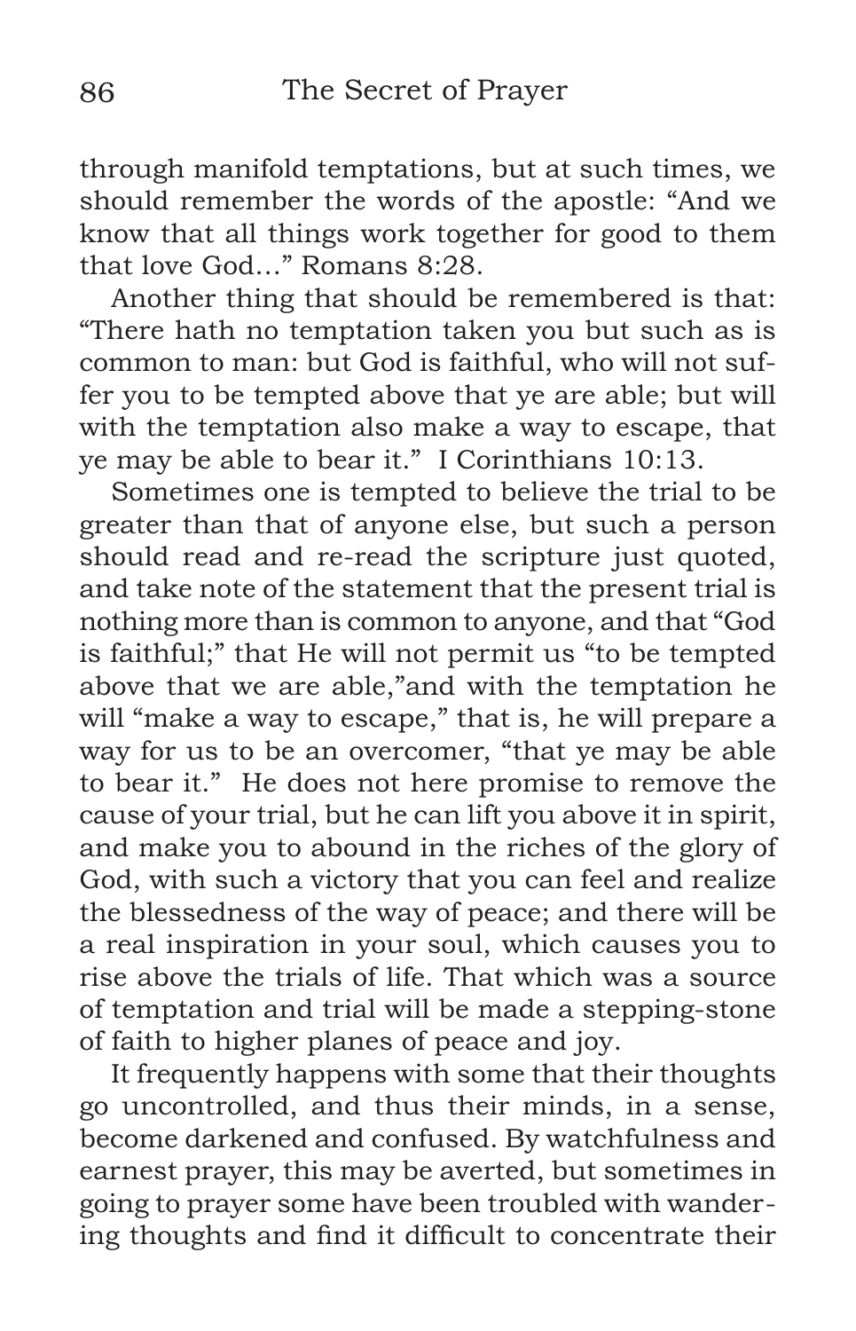through manifold temptations, but at such times, we should remember the words of the apostle: "And we know that all things work together for good to them that love God..." Romans 8:28.

Another thing that should be remembered is that: "There hath no temptation taken you but such as is common to man: but God is faithful, who will not suffer you to be tempted above that ye are able; but will with the temptation also make a way to escape, that ye may be able to bear it." I Corinthians 10:13.

Sometimes one is tempted to believe the trial to be greater than that of anyone else, but such a person should read and re-read the scripture just quoted, and take note of the statement that the present trial is nothing more than is common to anyone, and that "God is faithful;" that He will not permit us "to be tempted above that we are able,"and with the temptation he will "make a way to escape," that is, he will prepare a way for us to be an overcomer, "that ye may be able to bear it." He does not here promise to remove the cause of your trial, but he can lift you above it in spirit, and make you to abound in the riches of the glory of God, with such a victory that you can feel and realize the blessedness of the way of peace; and there will be a real inspiration in your soul, which causes you to rise above the trials of life. That which was a source of temptation and trial will be made a stepping-stone of faith to higher planes of peace and joy.

It frequently happens with some that their thoughts go uncontrolled, and thus their minds, in a sense, become darkened and confused. By watchfulness and earnest prayer, this may be averted, but sometimes in going to prayer some have been troubled with wandering thoughts and find it difficult to concentrate their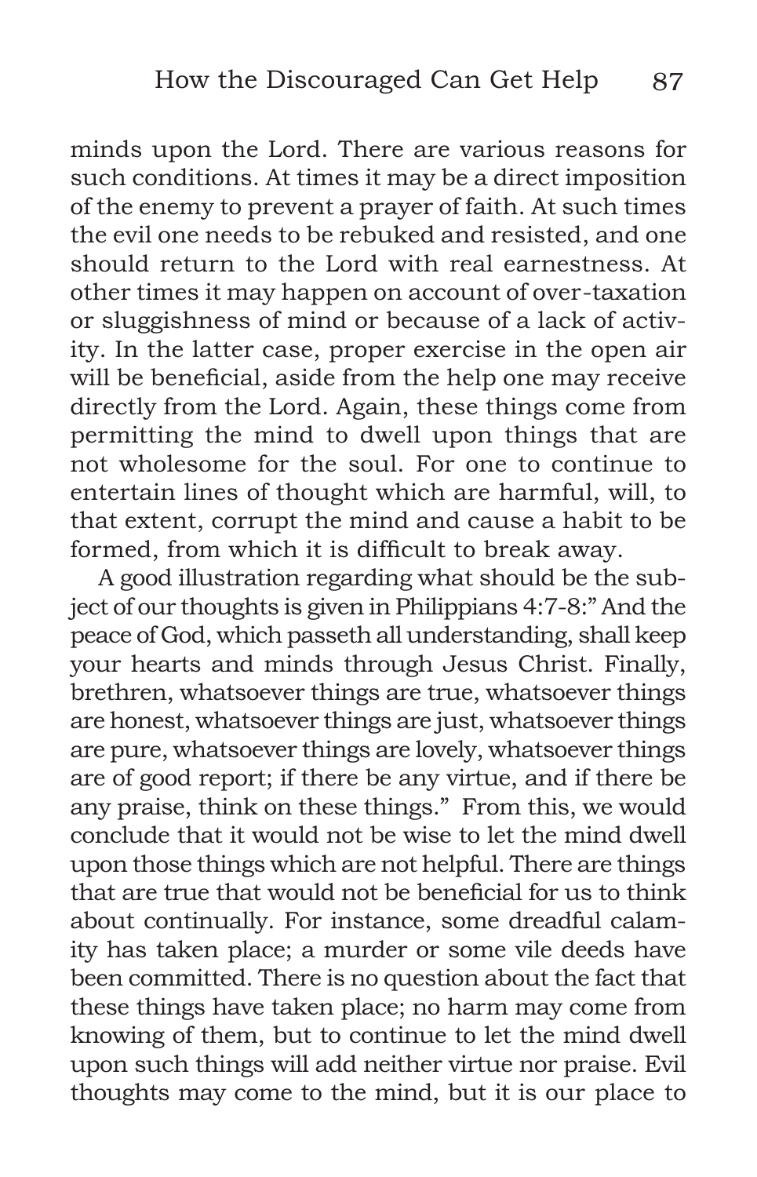minds upon the Lord. There are various reasons for such conditions. At times it may be a direct imposition of the enemy to prevent a prayer of faith. At such times the evil one needs to be rebuked and resisted, and one should return to the Lord with real earnestness. At other times it may happen on account of over-taxation or sluggishness of mind or because of a lack of activity. In the latter case, proper exercise in the open air will be beneficial, aside from the help one may receive directly from the Lord. Again, these things come from permitting the mind to dwell upon things that are not wholesome for the soul. For one to continue to entertain lines of thought which are harmful, will, to that extent, corrupt the mind and cause a habit to be formed, from which it is difficult to break away.

A good illustration regarding what should be the subject of our thoughts is given in Philippians 4:7-8:" And the peace of God, which passeth all understanding, shall keep your hearts and minds through Jesus Christ. Finally, brethren, whatsoever things are true, whatsoever things are honest, whatsoever things are just, whatsoever things are pure, whatsoever things are lovely, whatsoever things are of good report; if there be any virtue, and if there be any praise, think on these things." From this, we would conclude that it would not be wise to let the mind dwell upon those things which are not helpful. There are things that are true that would not be beneficial for us to think about continually. For instance, some dreadful calamity has taken place; a murder or some vile deeds have been committed. There is no question about the fact that these things have taken place; no harm may come from knowing of them, but to continue to let the mind dwell upon such things will add neither virtue nor praise. Evil thoughts may come to the mind, but it is our place to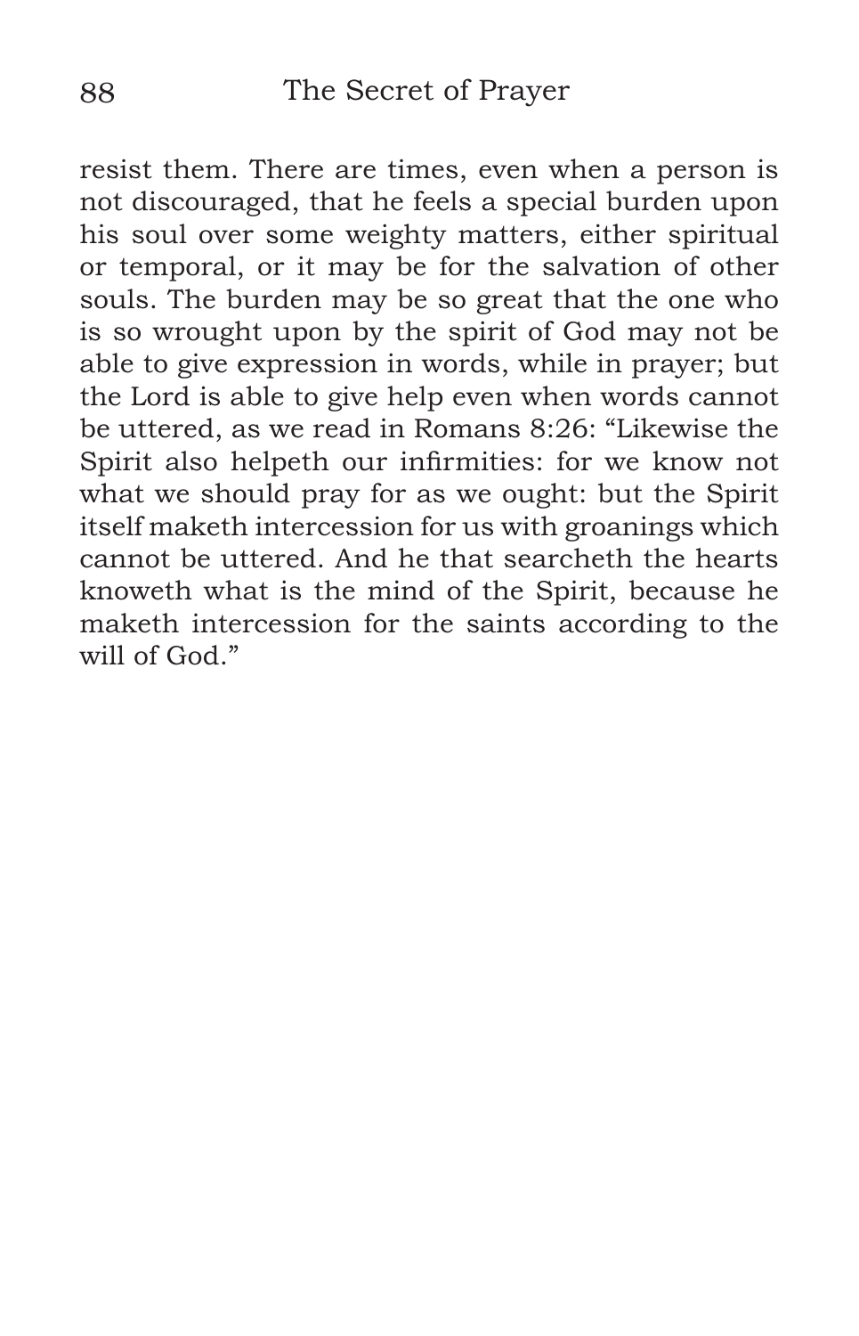resist them. There are times, even when a person is not discouraged, that he feels a special burden upon his soul over some weighty matters, either spiritual or temporal, or it may be for the salvation of other souls. The burden may be so great that the one who is so wrought upon by the spirit of God may not be able to give expression in words, while in prayer; but the Lord is able to give help even when words cannot be uttered, as we read in Romans 8:26: "Likewise the Spirit also helpeth our infirmities: for we know not what we should pray for as we ought: but the Spirit itself maketh intercession for us with groanings which cannot be uttered. And he that searcheth the hearts knoweth what is the mind of the Spirit, because he maketh intercession for the saints according to the will of God."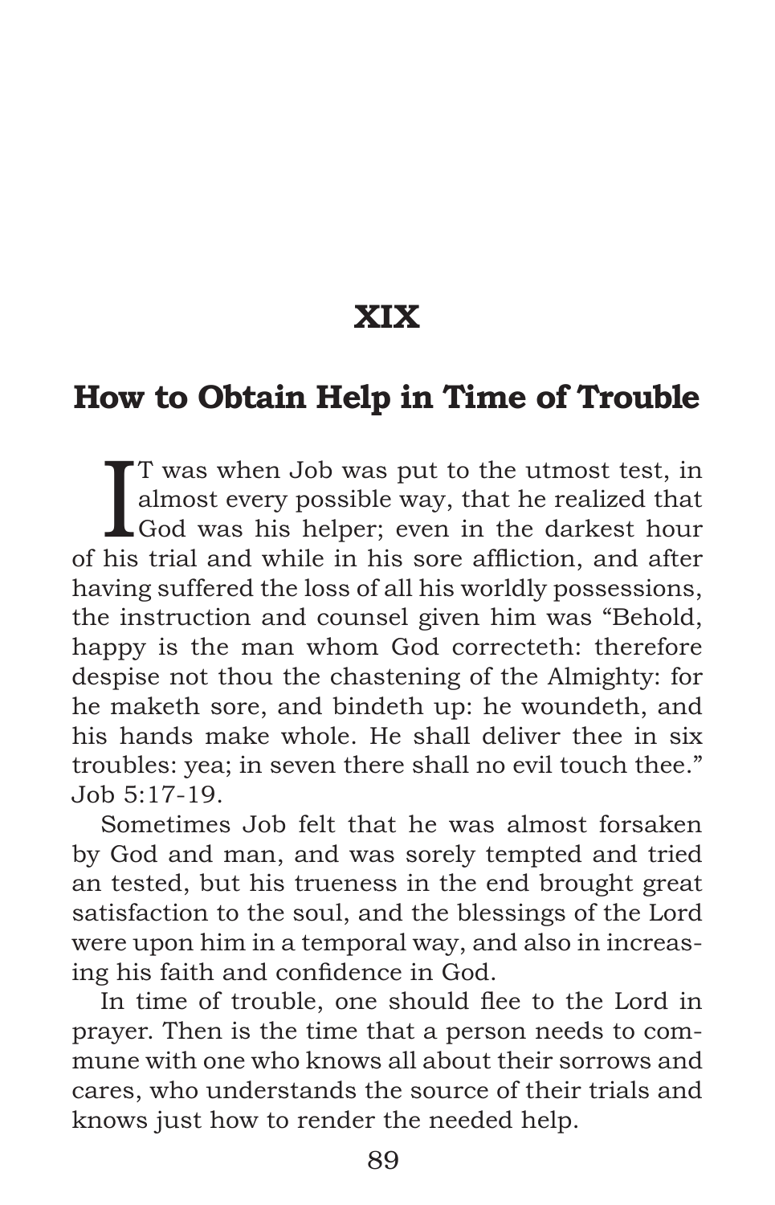# XIX

## How to Obtain Help in Time of Trouble

IT was when Job was put to the utmost test, in almost every possible way, that he realized that God was his helper; even in the darkest hour of his trial and while in his sore affliction, and after having suffered the loss of all his worldly possessions, the instruction and counsel given him was "Behold, happy is the man whom God correcteth: therefore despise not thou the chastening of the Almighty: for he maketh sore, and bindeth up: he woundeth, and his hands make whole. He shall deliver thee in six troubles: yea; in seven there shall no evil touch thee." Job 5:17-19.

Sometimes Job felt that he was almost forsaken by God and man, and was sorely tempted and tried an tested, but his trueness in the end brought great satisfaction to the soul, and the blessings of the Lord were upon him in a temporal way, and also in increasing his faith and confidence in God.

In time of trouble, one should flee to the Lord in prayer. Then is the time that a person needs to commune with one who knows all about their sorrows and cares, who understands the source of their trials and knows just how to render the needed help.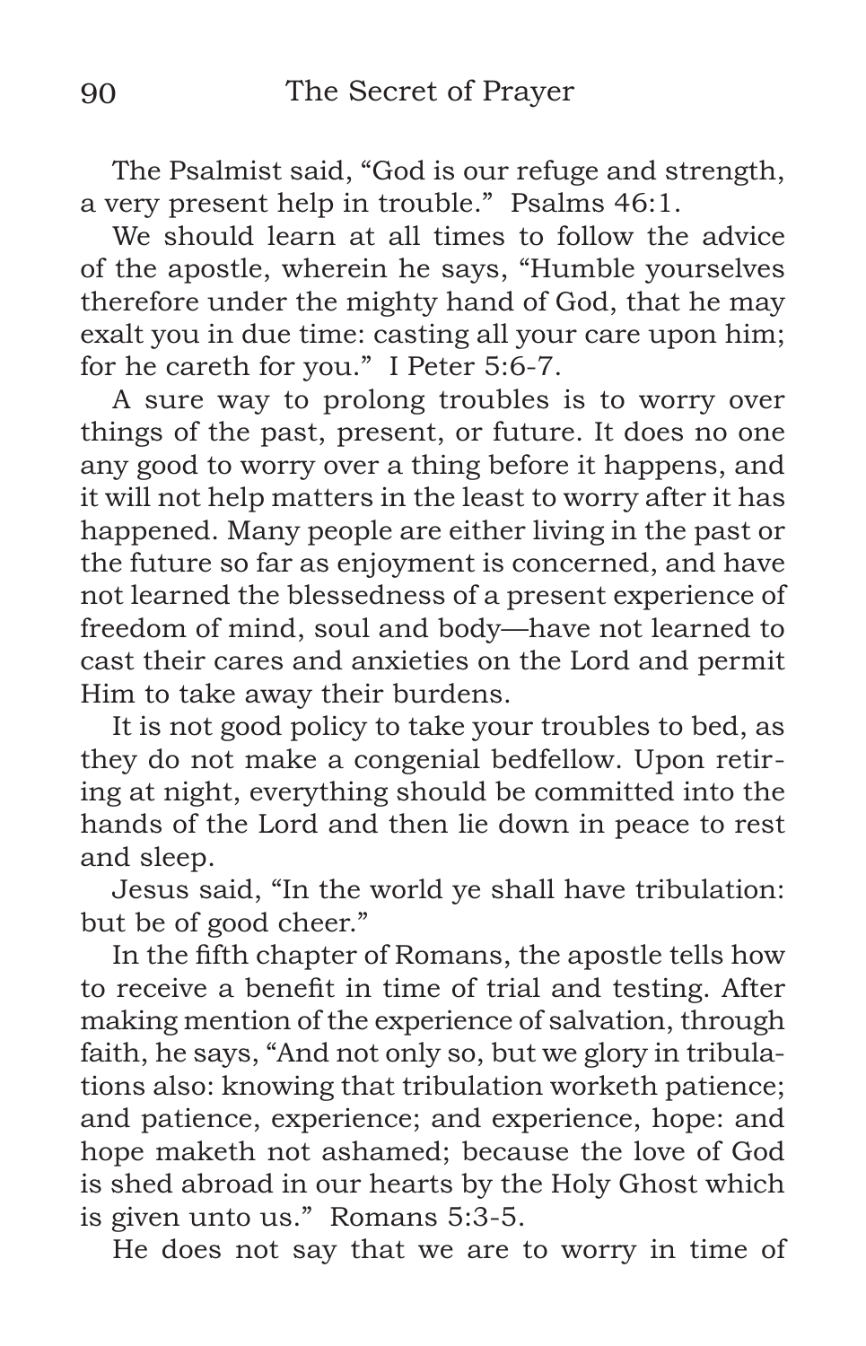The Psalmist said, "God is our refuge and strength, a very present help in trouble." Psalms 46:1.

We should learn at all times to follow the advice of the apostle, wherein he says, "Humble yourselves therefore under the mighty hand of God, that he may exalt you in due time: casting all your care upon him; for he careth for you." I Peter 5:6-7.

A sure way to prolong troubles is to worry over things of the past, present, or future. It does no one any good to worry over a thing before it happens, and it will not help matters in the least to worry after it has happened. Many people are either living in the past or the future so far as enjoyment is concerned, and have not learned the blessedness of a present experience of freedom of mind, soul and body—have not learned to cast their cares and anxieties on the Lord and permit Him to take away their burdens.

It is not good policy to take your troubles to bed, as they do not make a congenial bedfellow. Upon retiring at night, everything should be committed into the hands of the Lord and then lie down in peace to rest and sleep.

Jesus said, "In the world ye shall have tribulation: but be of good cheer."

In the fifth chapter of Romans, the apostle tells how to receive a benefit in time of trial and testing. After making mention of the experience of salvation, through faith, he says, "And not only so, but we glory in tribulations also: knowing that tribulation worketh patience; and patience, experience; and experience, hope: and hope maketh not ashamed; because the love of God is shed abroad in our hearts by the Holy Ghost which is given unto us." Romans 5:3-5.

He does not say that we are to worry in time of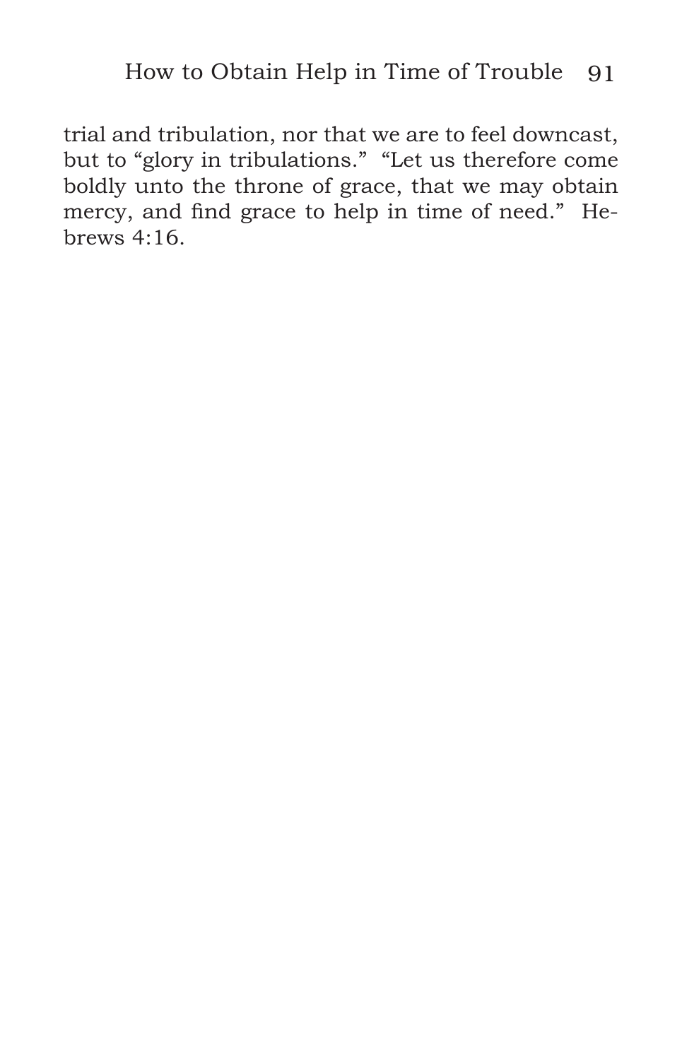trial and tribulation, nor that we are to feel downcast, but to "glory in tribulations." "Let us therefore come boldly unto the throne of grace, that we may obtain mercy, and find grace to help in time of need." Hebrews 4:16.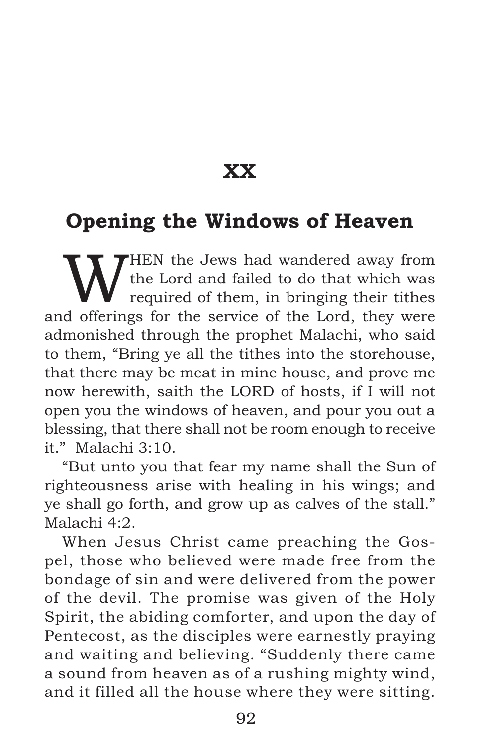## XX

## Opening the Windows of Heaven

WHEN the Jews had wandered away from the Lord and failed to do that which was required of them, in bringing their tithes and offerings for the service of the Lord, they were admonished through the prophet Malachi, who said to them, "Bring ye all the tithes into the storehouse, that there may be meat in mine house, and prove me now herewith, saith the LORD of hosts, if I will not open you the windows of heaven, and pour you out a blessing, that there shall not be room enough to receive it." Malachi 3:10.

"But unto you that fear my name shall the Sun of righteousness arise with healing in his wings; and ye shall go forth, and grow up as calves of the stall." Malachi 4:2.

When Jesus Christ came preaching the Gospel, those who believed were made free from the bondage of sin and were delivered from the power of the devil. The promise was given of the Holy Spirit, the abiding comforter, and upon the day of Pentecost, as the disciples were earnestly praying and waiting and believing. "Suddenly there came a sound from heaven as of a rushing mighty wind, and it filled all the house where they were sitting.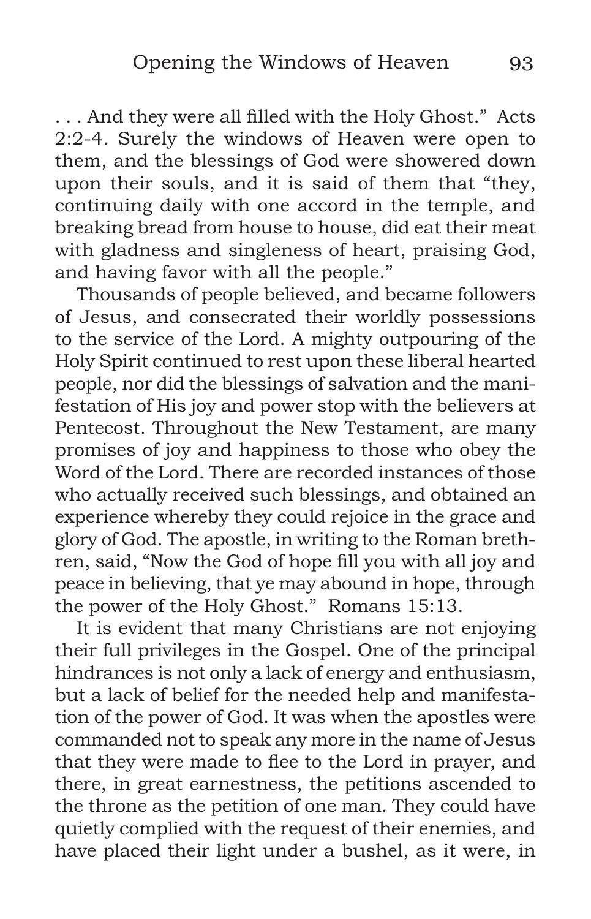. . . And they were all filled with the Holy Ghost." Acts 2:2-4. Surely the windows of Heaven were open to them, and the blessings of God were showered down upon their souls, and it is said of them that "they, continuing daily with one accord in the temple, and breaking bread from house to house, did eat their meat with gladness and singleness of heart, praising God, and having favor with all the people."

Thousands of people believed, and became followers of Jesus, and consecrated their worldly possessions to the service of the Lord. A mighty outpouring of the Holy Spirit continued to rest upon these liberal hearted people, nor did the blessings of salvation and the manifestation of His joy and power stop with the believers at Pentecost. Throughout the New Testament, are many promises of joy and happiness to those who obey the Word of the Lord. There are recorded instances of those who actually received such blessings, and obtained an experience whereby they could rejoice in the grace and glory of God. The apostle, in writing to the Roman brethren, said, "Now the God of hope fill you with all joy and peace in believing, that ye may abound in hope, through the power of the Holy Ghost." Romans 15:13.

It is evident that many Christians are not enjoying their full privileges in the Gospel. One of the principal hindrances is not only a lack of energy and enthusiasm, but a lack of belief for the needed help and manifestation of the power of God. It was when the apostles were commanded not to speak any more in the name of Jesus that they were made to flee to the Lord in prayer, and there, in great earnestness, the petitions ascended to the throne as the petition of one man. They could have quietly complied with the request of their enemies, and have placed their light under a bushel, as it were, in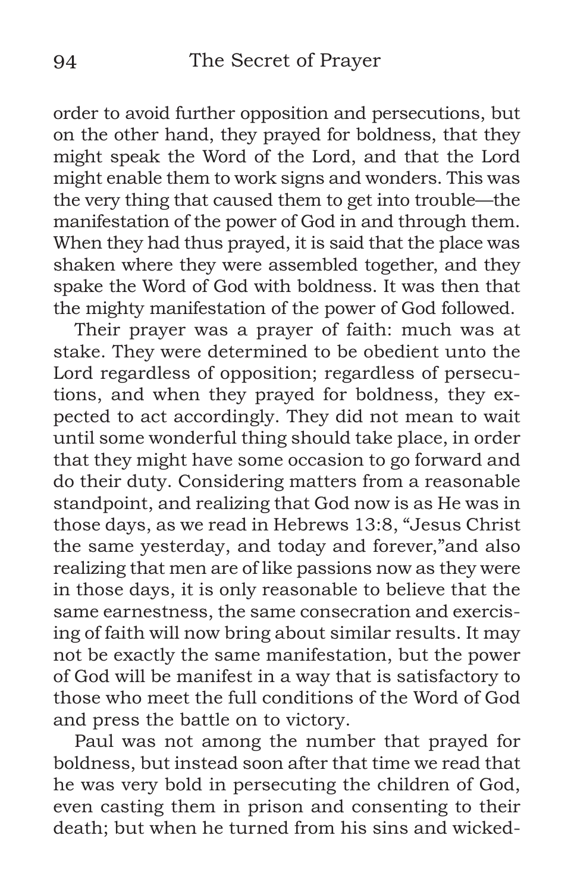order to avoid further opposition and persecutions, but on the other hand, they prayed for boldness, that they might speak the Word of the Lord, and that the Lord might enable them to work signs and wonders. This was the very thing that caused them to get into trouble—the manifestation of the power of God in and through them. When they had thus prayed, it is said that the place was shaken where they were assembled together, and they spake the Word of God with boldness. It was then that the mighty manifestation of the power of God followed.

Their prayer was a prayer of faith: much was at stake. They were determined to be obedient unto the Lord regardless of opposition; regardless of persecutions, and when they prayed for boldness, they expected to act accordingly. They did not mean to wait until some wonderful thing should take place, in order that they might have some occasion to go forward and do their duty. Considering matters from a reasonable standpoint, and realizing that God now is as He was in those days, as we read in Hebrews 13:8, "Jesus Christ the same yesterday, and today and forever,"and also realizing that men are of like passions now as they were in those days, it is only reasonable to believe that the same earnestness, the same consecration and exercising of faith will now bring about similar results. It may not be exactly the same manifestation, but the power of God will be manifest in a way that is satisfactory to those who meet the full conditions of the Word of God and press the battle on to victory.

Paul was not among the number that prayed for boldness, but instead soon after that time we read that he was very bold in persecuting the children of God, even casting them in prison and consenting to their death; but when he turned from his sins and wicked-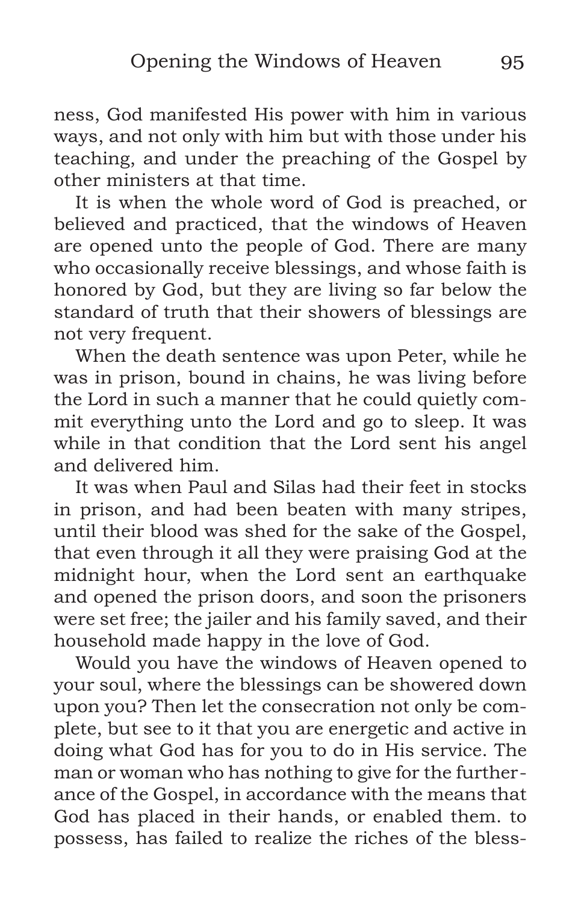ness, God manifested His power with him in various ways, and not only with him but with those under his teaching, and under the preaching of the Gospel by other ministers at that time.

It is when the whole word of God is preached, or believed and practiced, that the windows of Heaven are opened unto the people of God. There are many who occasionally receive blessings, and whose faith is honored by God, but they are living so far below the standard of truth that their showers of blessings are not very frequent.

When the death sentence was upon Peter, while he was in prison, bound in chains, he was living before the Lord in such a manner that he could quietly commit everything unto the Lord and go to sleep. It was while in that condition that the Lord sent his angel and delivered him.

It was when Paul and Silas had their feet in stocks in prison, and had been beaten with many stripes, until their blood was shed for the sake of the Gospel, that even through it all they were praising God at the midnight hour, when the Lord sent an earthquake and opened the prison doors, and soon the prisoners were set free; the jailer and his family saved, and their household made happy in the love of God.

Would you have the windows of Heaven opened to your soul, where the blessings can be showered down upon you? Then let the consecration not only be complete, but see to it that you are energetic and active in doing what God has for you to do in His service. The man or woman who has nothing to give for the furtherance of the Gospel, in accordance with the means that God has placed in their hands, or enabled them. to possess, has failed to realize the riches of the bless-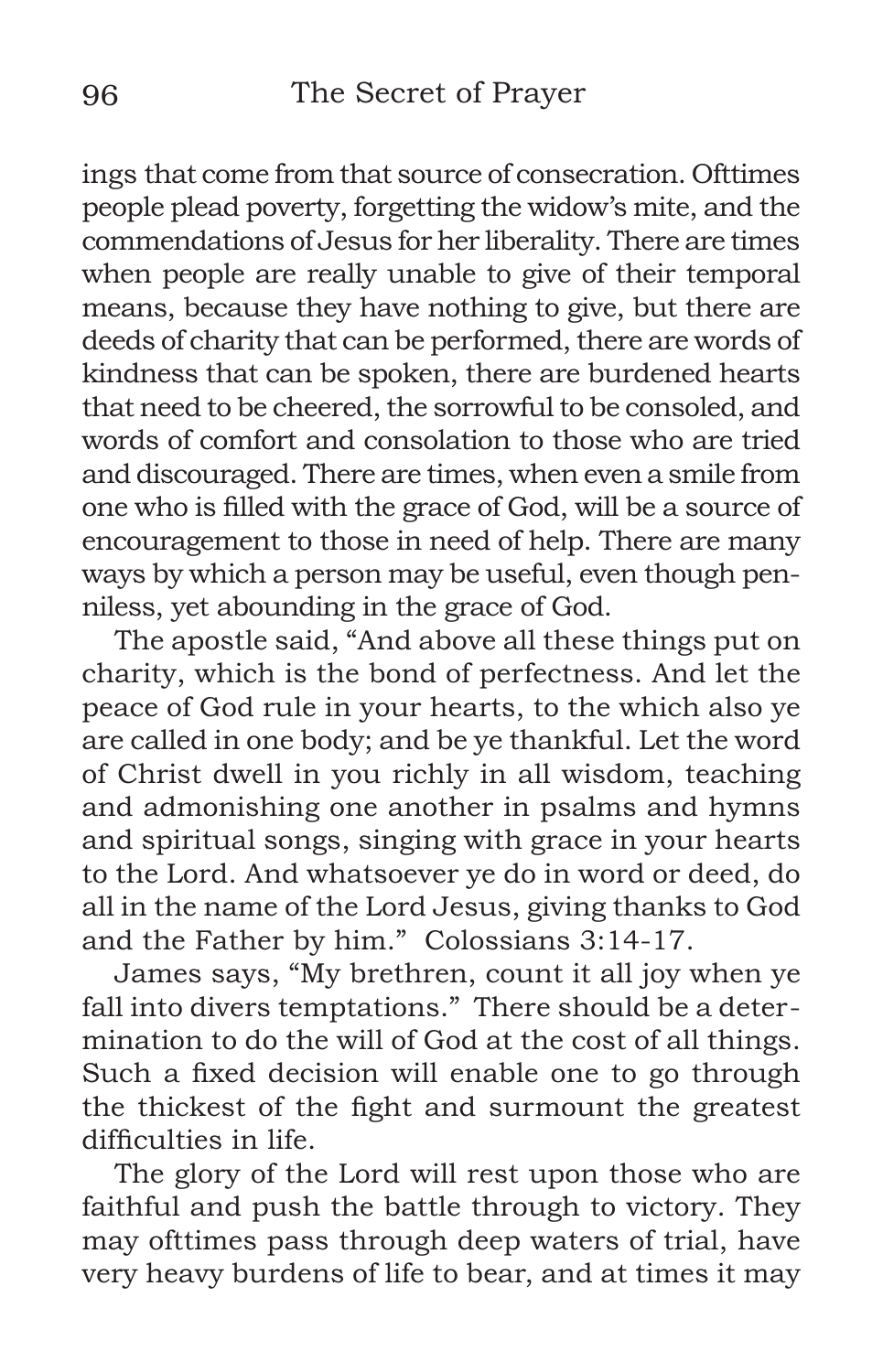ings that come from that source of consecration. Ofttimes people plead poverty, forgetting the widow's mite, and the commendations of Jesus for her liberality. There are times when people are really unable to give of their temporal means, because they have nothing to give, but there are deeds of charity that can be performed, there are words of kindness that can be spoken, there are burdened hearts that need to be cheered, the sorrowful to be consoled, and words of comfort and consolation to those who are tried and discouraged. There are times, when even a smile from one who is filled with the grace of God, will be a source of encouragement to those in need of help. There are many ways by which a person may be useful, even though penniless, yet abounding in the grace of God.

The apostle said, "And above all these things put on charity, which is the bond of perfectness. And let the peace of God rule in your hearts, to the which also ye are called in one body; and be ye thankful. Let the word of Christ dwell in you richly in all wisdom, teaching and admonishing one another in psalms and hymns and spiritual songs, singing with grace in your hearts to the Lord. And whatsoever ye do in word or deed, do all in the name of the Lord Jesus, giving thanks to God and the Father by him." Colossians 3:14-17.

James says, "My brethren, count it all joy when ye fall into divers temptations." There should be a determination to do the will of God at the cost of all things. Such a fixed decision will enable one to go through the thickest of the fight and surmount the greatest difficulties in life.

The glory of the Lord will rest upon those who are faithful and push the battle through to victory. They may ofttimes pass through deep waters of trial, have very heavy burdens of life to bear, and at times it may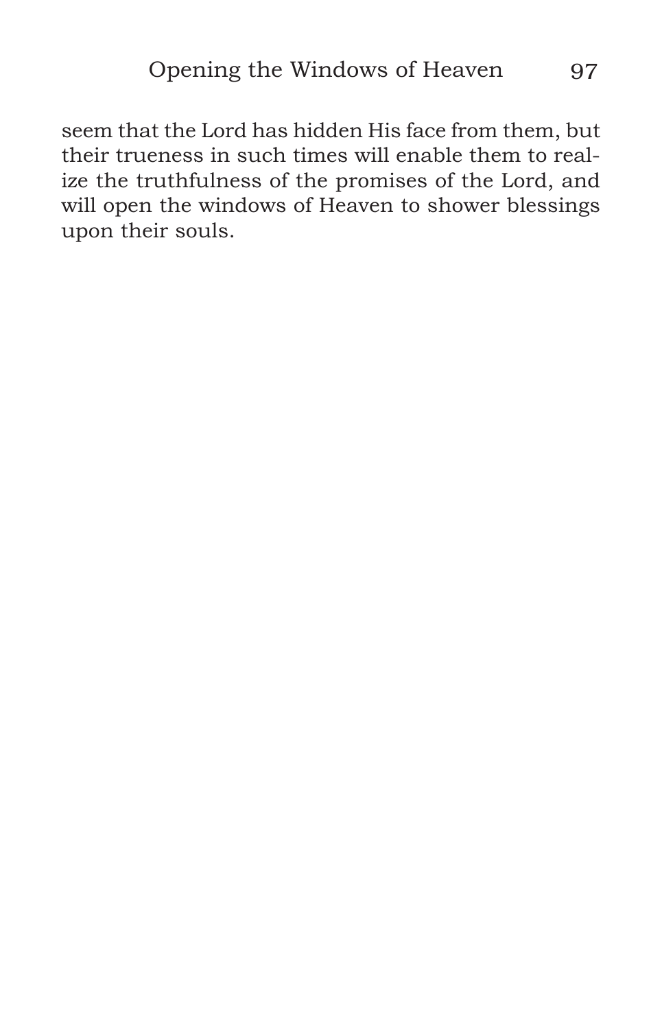seem that the Lord has hidden His face from them, but their trueness in such times will enable them to realize the truthfulness of the promises of the Lord, and will open the windows of Heaven to shower blessings upon their souls.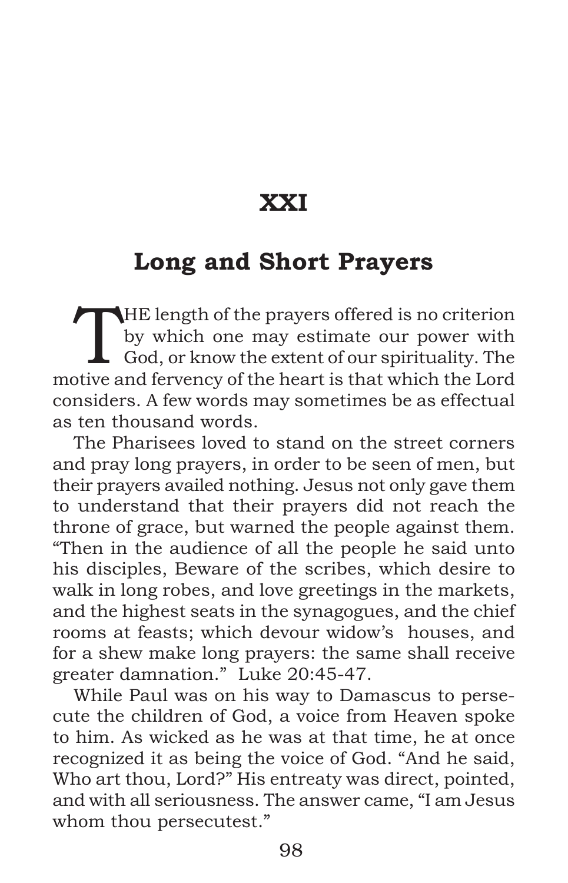# XXI

## Long and Short Prayers

THE length of the prayers offered is no criterion by which one may estimate our power with God, or know the extent of our spirituality. The motive and fervency of the heart is that which the Lord considers. A few words may sometimes be as effectual as ten thousand words.

The Pharisees loved to stand on the street corners and pray long prayers, in order to be seen of men, but their prayers availed nothing. Jesus not only gave them to understand that their prayers did not reach the throne of grace, but warned the people against them. "Then in the audience of all the people he said unto his disciples, Beware of the scribes, which desire to walk in long robes, and love greetings in the markets, and the highest seats in the synagogues, and the chief rooms at feasts; which devour widow's houses, and for a shew make long prayers: the same shall receive greater damnation." Luke 20:45-47.

While Paul was on his way to Damascus to persecute the children of God, a voice from Heaven spoke to him. As wicked as he was at that time, he at once recognized it as being the voice of God. "And he said, Who art thou, Lord?" His entreaty was direct, pointed, and with all seriousness. The answer came, "I am Jesus whom thou persecutest."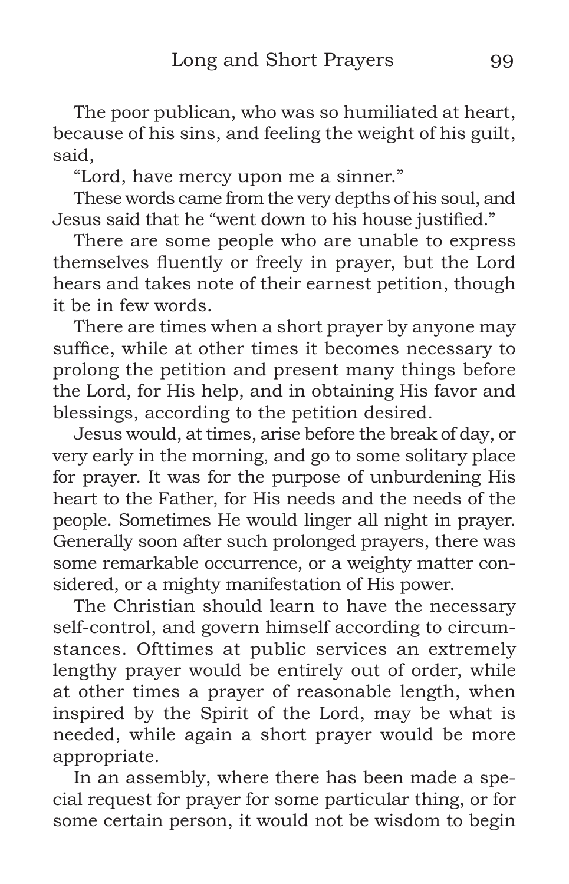The poor publican, who was so humiliated at heart, because of his sins, and feeling the weight of his guilt, said,

"Lord, have mercy upon me a sinner."

These words came from the very depths of his soul, and Jesus said that he "went down to his house justified."

There are some people who are unable to express themselves fluently or freely in prayer, but the Lord hears and takes note of their earnest petition, though it be in few words.

There are times when a short prayer by anyone may suffice, while at other times it becomes necessary to prolong the petition and present many things before the Lord, for His help, and in obtaining His favor and blessings, according to the petition desired.

Jesus would, at times, arise before the break of day, or very early in the morning, and go to some solitary place for prayer. It was for the purpose of unburdening His heart to the Father, for His needs and the needs of the people. Sometimes He would linger all night in prayer. Generally soon after such prolonged prayers, there was some remarkable occurrence, or a weighty matter considered, or a mighty manifestation of His power.

The Christian should learn to have the necessary self-control, and govern himself according to circumstances. Ofttimes at public services an extremely lengthy prayer would be entirely out of order, while at other times a prayer of reasonable length, when inspired by the Spirit of the Lord, may be what is needed, while again a short prayer would be more appropriate.

In an assembly, where there has been made a special request for prayer for some particular thing, or for some certain person, it would not be wisdom to begin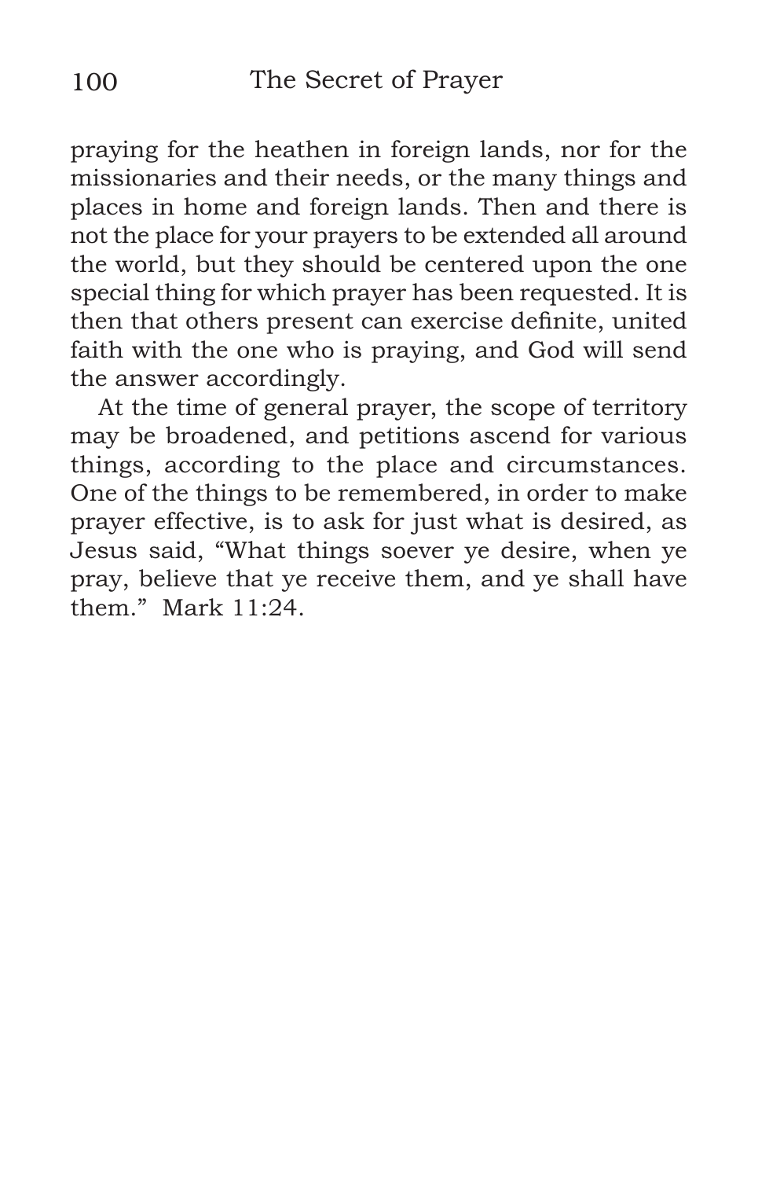praying for the heathen in foreign lands, nor for the missionaries and their needs, or the many things and places in home and foreign lands. Then and there is not the place for your prayers to be extended all around the world, but they should be centered upon the one special thing for which prayer has been requested. It is then that others present can exercise definite, united faith with the one who is praying, and God will send the answer accordingly.

At the time of general prayer, the scope of territory may be broadened, and petitions ascend for various things, according to the place and circumstances. One of the things to be remembered, in order to make prayer effective, is to ask for just what is desired, as Jesus said, "What things soever ye desire, when ye pray, believe that ye receive them, and ye shall have them." Mark 11:24.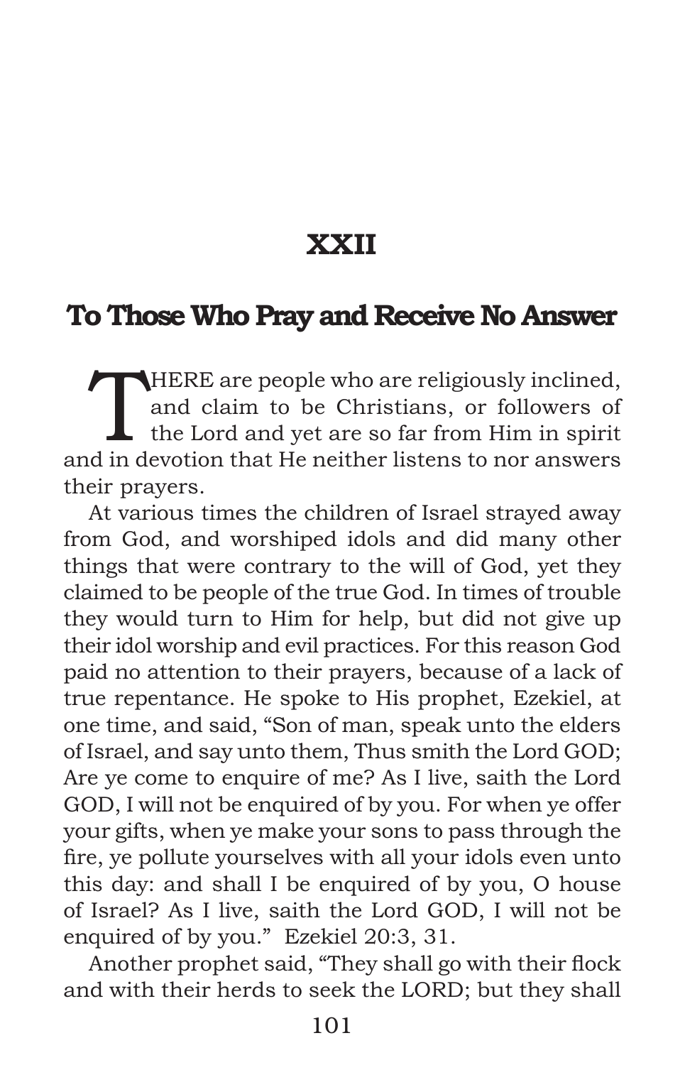# XXII

## To Those Who Pray and Receive No Answer

THERE are people who are religiously inclined, and claim to be Christians, or followers of the Lord and yet are so far from Him in spirit and in devotion that He neither listens to nor answers their prayers.

At various times the children of Israel strayed away from God, and worshiped idols and did many other things that were contrary to the will of God, yet they claimed to be people of the true God. In times of trouble they would turn to Him for help, but did not give up their idol worship and evil practices. For this reason God paid no attention to their prayers, because of a lack of true repentance. He spoke to His prophet, Ezekiel, at one time, and said, "Son of man, speak unto the elders of Israel, and say unto them, Thus smith the Lord GOD; Are ye come to enquire of me? As I live, saith the Lord GOD, I will not be enquired of by you. For when ye offer your gifts, when ye make your sons to pass through the fire, ye pollute yourselves with all your idols even unto this day: and shall I be enquired of by you, O house of Israel? As I live, saith the Lord GOD, I will not be enquired of by you." Ezekiel 20:3, 31.

Another prophet said, "They shall go with their flock and with their herds to seek the LORD; but they shall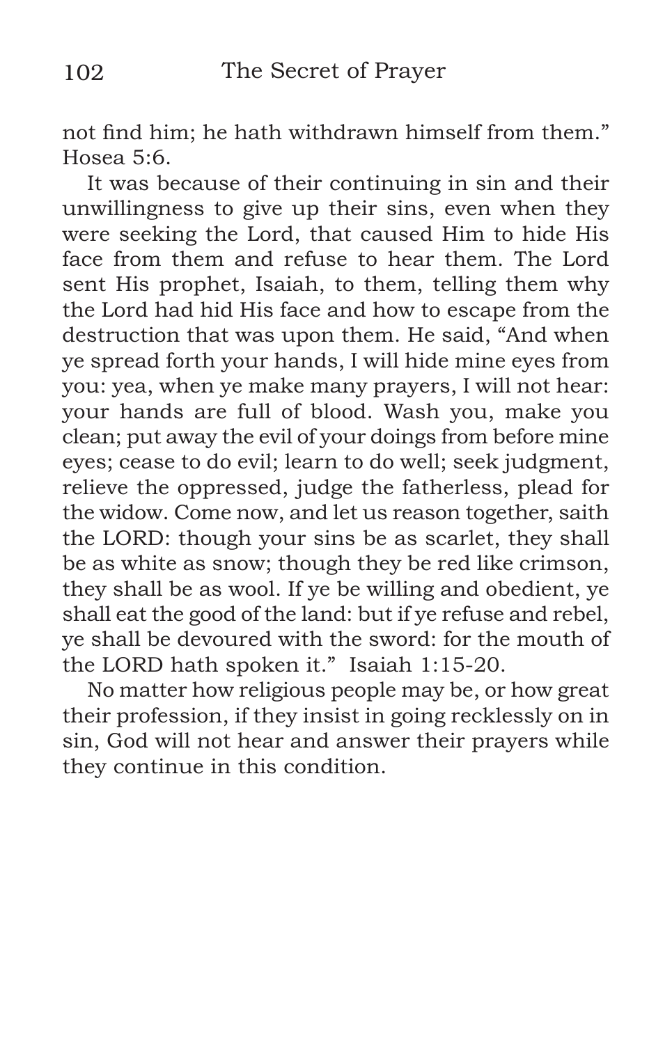not find him; he hath withdrawn himself from them." Hosea 5:6.

It was because of their continuing in sin and their unwillingness to give up their sins, even when they were seeking the Lord, that caused Him to hide His face from them and refuse to hear them. The Lord sent His prophet, Isaiah, to them, telling them why the Lord had hid His face and how to escape from the destruction that was upon them. He said, "And when ye spread forth your hands, I will hide mine eyes from you: yea, when ye make many prayers, I will not hear: your hands are full of blood. Wash you, make you clean; put away the evil of your doings from before mine eyes; cease to do evil; learn to do well; seek judgment, relieve the oppressed, judge the fatherless, plead for the widow. Come now, and let us reason together, saith the LORD: though your sins be as scarlet, they shall be as white as snow; though they be red like crimson, they shall be as wool. If ye be willing and obedient, ye shall eat the good of the land: but if ye refuse and rebel, ye shall be devoured with the sword: for the mouth of the LORD hath spoken it." Isaiah 1:15-20.

No matter how religious people may be, or how great their profession, if they insist in going recklessly on in sin, God will not hear and answer their prayers while they continue in this condition.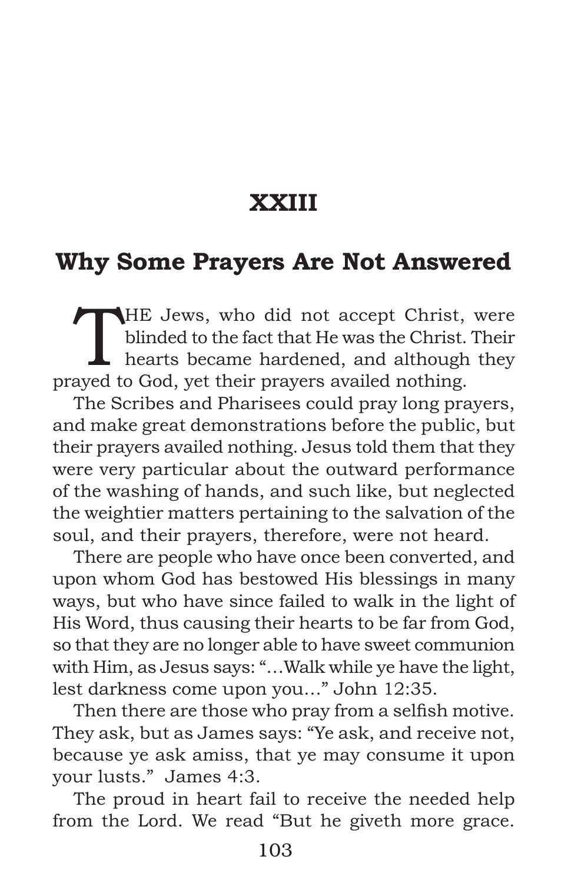# XXIII

## Why Some Prayers Are Not Answered

THE Jews, who did not accept Christ, were blinded to the fact that He was the Christ. Their hearts became hardened, and although they prayed to God, yet their prayers availed nothing.

The Scribes and Pharisees could pray long prayers, and make great demonstrations before the public, but their prayers availed nothing. Jesus told them that they were very particular about the outward performance of the washing of hands, and such like, but neglected the weightier matters pertaining to the salvation of the soul, and their prayers, therefore, were not heard.

There are people who have once been converted, and upon whom God has bestowed His blessings in many ways, but who have since failed to walk in the light of His Word, thus causing their hearts to be far from God, so that they are no longer able to have sweet communion with Him, as Jesus says: "…Walk while ye have the light, lest darkness come upon you…" John 12:35.

Then there are those who pray from a selfish motive. They ask, but as James says: "Ye ask, and receive not, because ye ask amiss, that ye may consume it upon your lusts." James 4:3.

The proud in heart fail to receive the needed help from the Lord. We read "But he giveth more grace.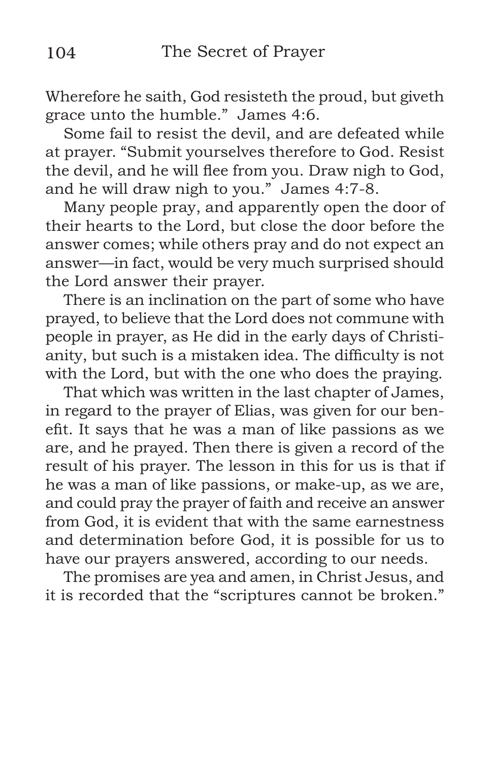Wherefore he saith, God resisteth the proud, but giveth grace unto the humble." James 4:6.

Some fail to resist the devil, and are defeated while at prayer. "Submit yourselves therefore to God. Resist the devil, and he will flee from you. Draw nigh to God, and he will draw nigh to you." James 4:7-8.

Many people pray, and apparently open the door of their hearts to the Lord, but close the door before the answer comes; while others pray and do not expect an answer—in fact, would be very much surprised should the Lord answer their prayer.

There is an inclination on the part of some who have prayed, to believe that the Lord does not commune with people in prayer, as He did in the early days of Christianity, but such is a mistaken idea. The difficulty is not with the Lord, but with the one who does the praying.

That which was written in the last chapter of James, in regard to the prayer of Elias, was given for our benefit. It says that he was a man of like passions as we are, and he prayed. Then there is given a record of the result of his prayer. The lesson in this for us is that if he was a man of like passions, or make-up, as we are, and could pray the prayer of faith and receive an answer from God, it is evident that with the same earnestness and determination before God, it is possible for us to have our prayers answered, according to our needs.

The promises are yea and amen, in Christ Jesus, and it is recorded that the "scriptures cannot be broken."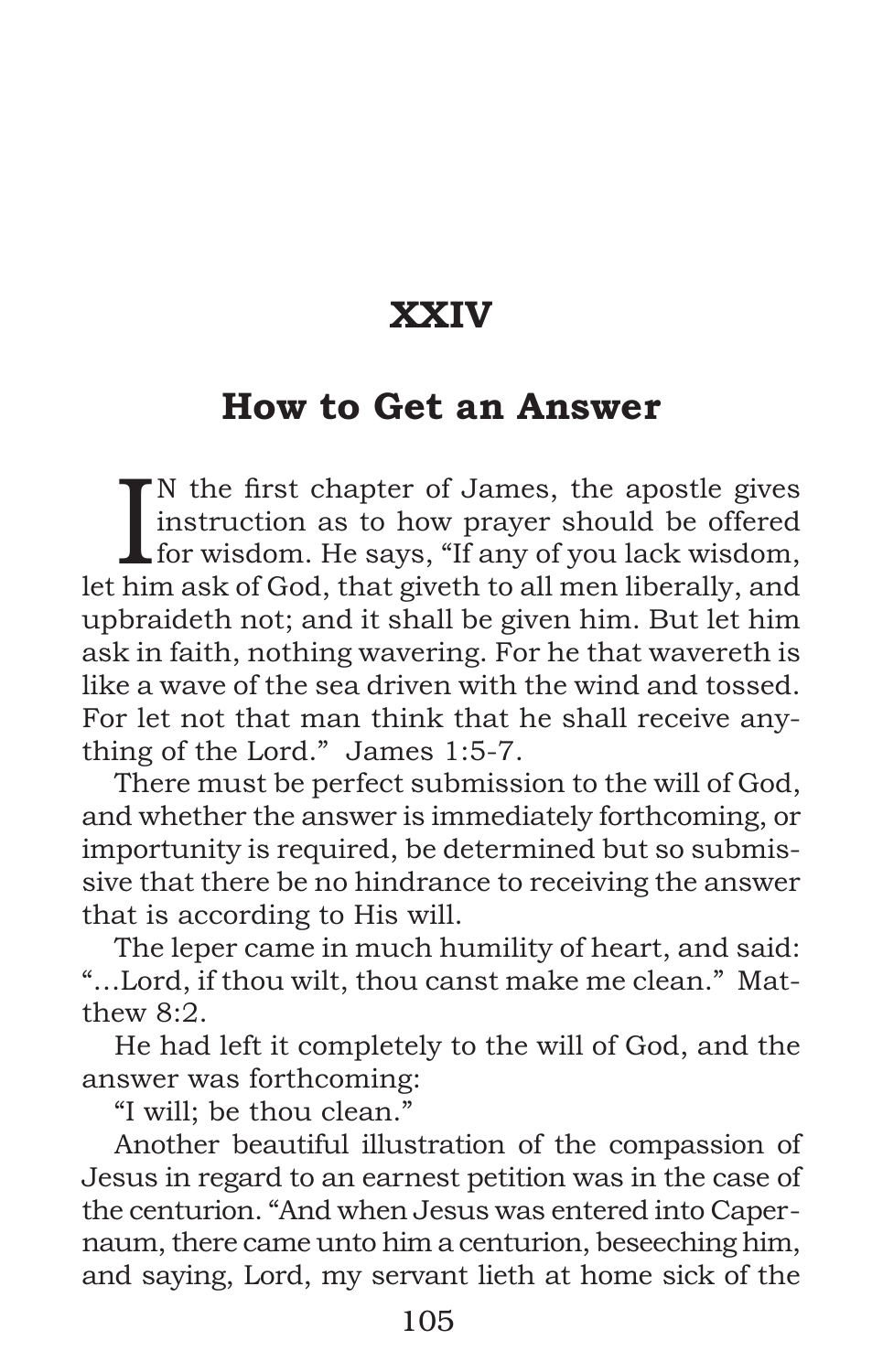# XXIV

## How to Get an Answer

IN the first chapter of James, the apostle gives instruction as to how prayer should be offered for wisdom. He says, "If any of you lack wisdom, let him ask of God, that giveth to all men liberally, and upbraideth not; and it shall be given him. But let him ask in faith, nothing wavering. For he that wavereth is like a wave of the sea driven with the wind and tossed. For let not that man think that he shall receive anything of the Lord." James 1:5-7.

There must be perfect submission to the will of God, and whether the answer is immediately forthcoming, or importunity is required, be determined but so submissive that there be no hindrance to receiving the answer that is according to His will.

The leper came in much humility of heart, and said: "…Lord, if thou wilt, thou canst make me clean." Matthew 8:2.

He had left it completely to the will of God, and the answer was forthcoming:

"I will; be thou clean."

Another beautiful illustration of the compassion of Jesus in regard to an earnest petition was in the case of the centurion. "And when Jesus was entered into Capernaum, there came unto him a centurion, beseeching him, and saying, Lord, my servant lieth at home sick of the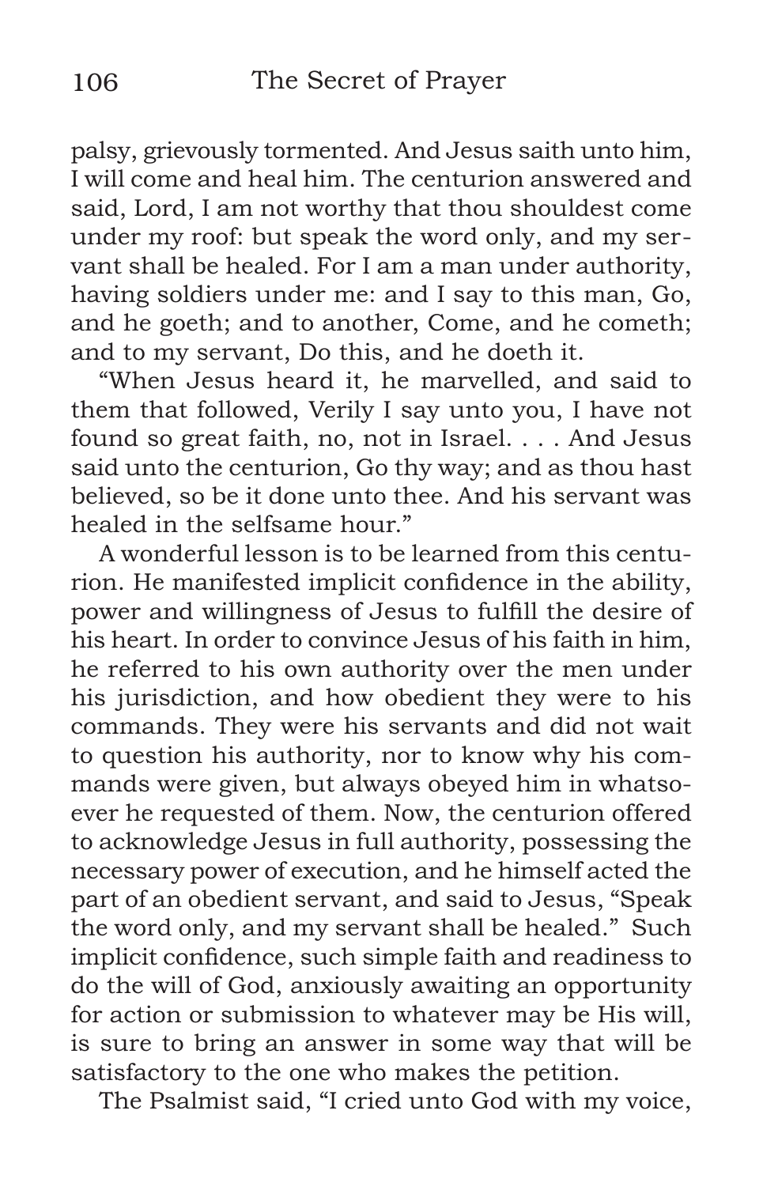palsy, grievously tormented. And Jesus saith unto him, I will come and heal him. The centurion answered and said, Lord, I am not worthy that thou shouldest come under my roof: but speak the word only, and my servant shall be healed. For I am a man under authority, having soldiers under me: and I say to this man, Go, and he goeth; and to another, Come, and he cometh; and to my servant, Do this, and he doeth it.

"When Jesus heard it, he marvelled, and said to them that followed, Verily I say unto you, I have not found so great faith, no, not in Israel. . . . And Jesus said unto the centurion, Go thy way; and as thou hast believed, so be it done unto thee. And his servant was healed in the selfsame hour."

A wonderful lesson is to be learned from this centurion. He manifested implicit confidence in the ability, power and willingness of Jesus to fulfill the desire of his heart. In order to convince Jesus of his faith in him, he referred to his own authority over the men under his jurisdiction, and how obedient they were to his commands. They were his servants and did not wait to question his authority, nor to know why his commands were given, but always obeyed him in whatsoever he requested of them. Now, the centurion offered to acknowledge Jesus in full authority, possessing the necessary power of execution, and he himself acted the part of an obedient servant, and said to Jesus, "Speak the word only, and my servant shall be healed." Such implicit confidence, such simple faith and readiness to do the will of God, anxiously awaiting an opportunity for action or submission to whatever may be His will, is sure to bring an answer in some way that will be satisfactory to the one who makes the petition.

The Psalmist said, "I cried unto God with my voice,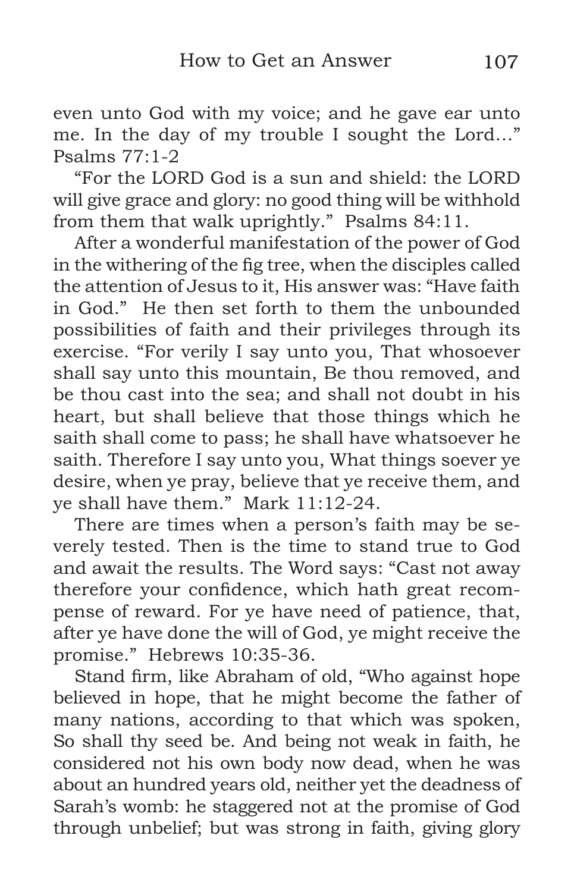even unto God with my voice; and he gave ear unto me. In the day of my trouble I sought the Lord…" Psalms 77:1-2

"For the LORD God is a sun and shield: the LORD will give grace and glory: no good thing will be withhold from them that walk uprightly." Psalms 84:11.

After a wonderful manifestation of the power of God in the withering of the fig tree, when the disciples called the attention of Jesus to it, His answer was: "Have faith in God." He then set forth to them the unbounded possibilities of faith and their privileges through its exercise. "For verily I say unto you, That whosoever shall say unto this mountain, Be thou removed, and be thou cast into the sea; and shall not doubt in his heart, but shall believe that those things which he saith shall come to pass; he shall have whatsoever he saith. Therefore I say unto you, What things soever ye desire, when ye pray, believe that ye receive them, and ye shall have them." Mark 11:12-24.

There are times when a person's faith may be severely tested. Then is the time to stand true to God and await the results. The Word says: "Cast not away therefore your confidence, which hath great recompense of reward. For ye have need of patience, that, after ye have done the will of God, ye might receive the promise." Hebrews 10:35-36.

Stand firm, like Abraham of old, "Who against hope believed in hope, that he might become the father of many nations, according to that which was spoken, So shall thy seed be. And being not weak in faith, he considered not his own body now dead, when he was about an hundred years old, neither yet the deadness of Sarah's womb: he staggered not at the promise of God through unbelief; but was strong in faith, giving glory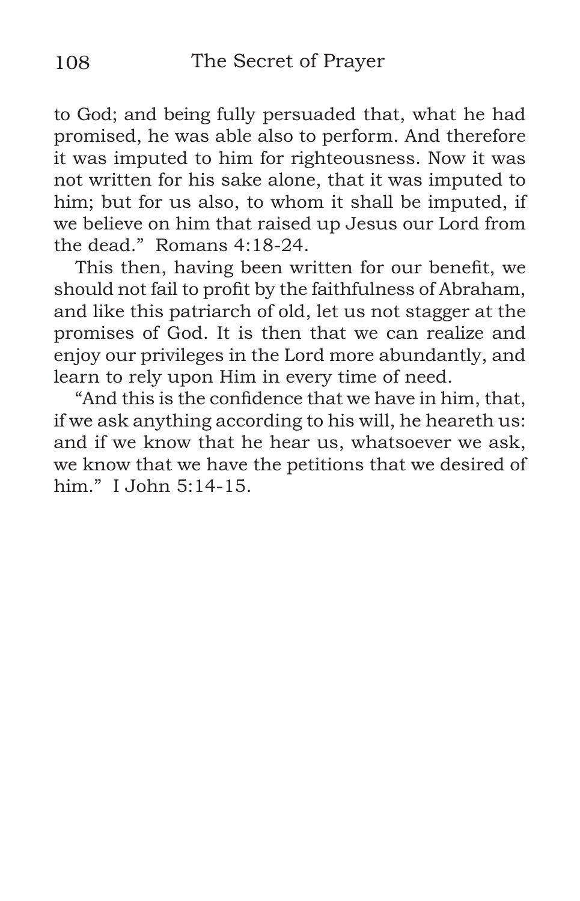to God; and being fully persuaded that, what he had promised, he was able also to perform. And therefore it was imputed to him for righteousness. Now it was not written for his sake alone, that it was imputed to him; but for us also, to whom it shall be imputed, if we believe on him that raised up Jesus our Lord from the dead." Romans 4:18-24.

This then, having been written for our benefit, we should not fail to profit by the faithfulness of Abraham, and like this patriarch of old, let us not stagger at the promises of God. It is then that we can realize and enjoy our privileges in the Lord more abundantly, and learn to rely upon Him in every time of need.

"And this is the confidence that we have in him, that, if we ask anything according to his will, he heareth us: and if we know that he hear us, whatsoever we ask, we know that we have the petitions that we desired of him." I John 5:14-15.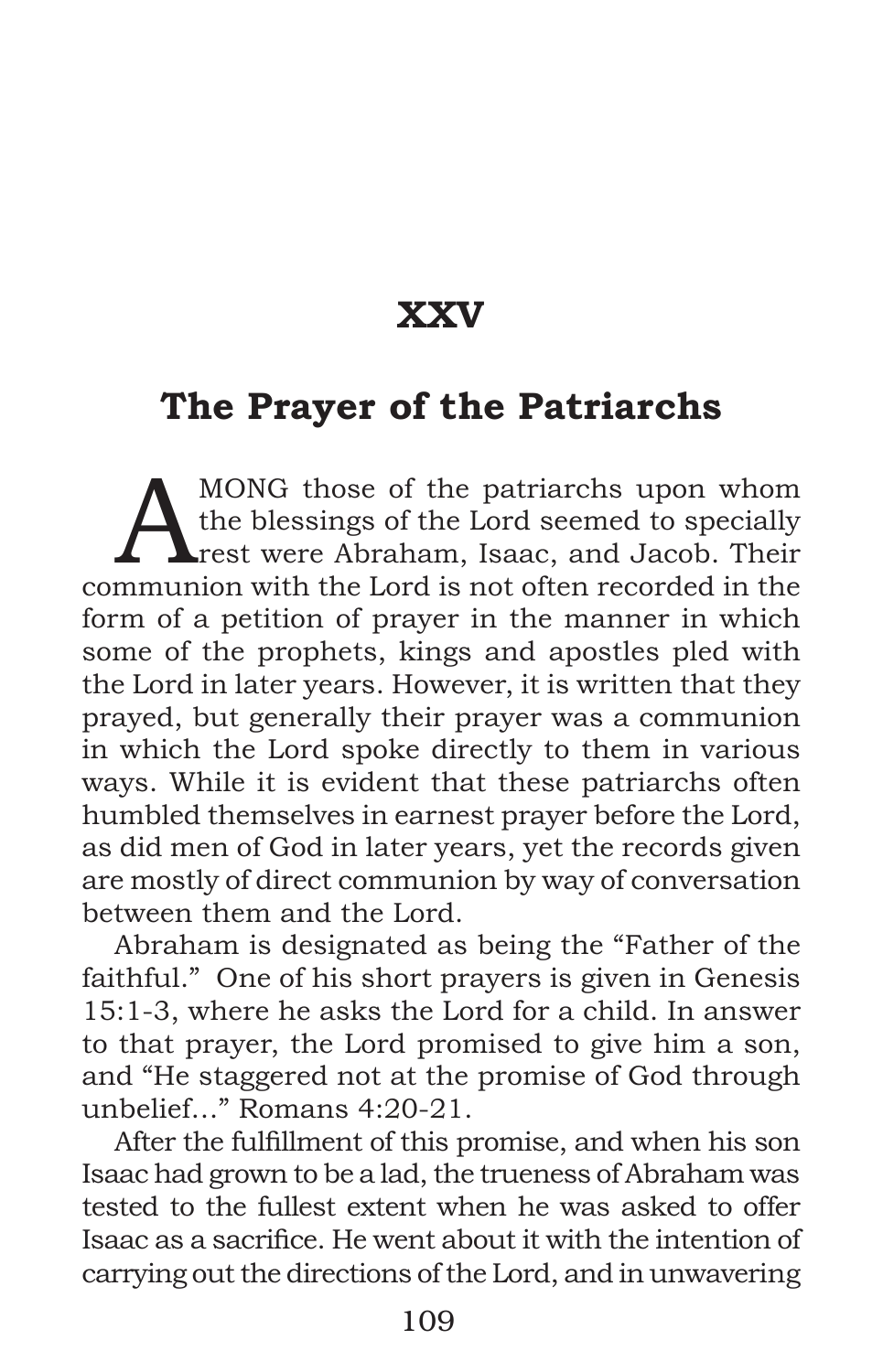# XXV

## The Prayer of the Patriarchs

AMONG those of the patriarchs upon whom the blessings of the Lord seemed to specially rest were Abraham, Isaac, and Jacob. Their communion with the Lord is not often recorded in the form of a petition of prayer in the manner in which some of the prophets, kings and apostles pled with the Lord in later years. However, it is written that they prayed, but generally their prayer was a communion in which the Lord spoke directly to them in various ways. While it is evident that these patriarchs often humbled themselves in earnest prayer before the Lord, as did men of God in later years, yet the records given are mostly of direct communion by way of conversation between them and the Lord.

Abraham is designated as being the "Father of the faithful." One of his short prayers is given in Genesis 15:1-3, where he asks the Lord for a child. In answer to that prayer, the Lord promised to give him a son, and "He staggered not at the promise of God through unbelief..." Romans 4:20-21.

After the fulfillment of this promise, and when his son Isaac had grown to be a lad, the trueness of Abraham was tested to the fullest extent when he was asked to offer Isaac as a sacrifice. He went about it with the intention of carrying out the directions of the Lord, and in unwavering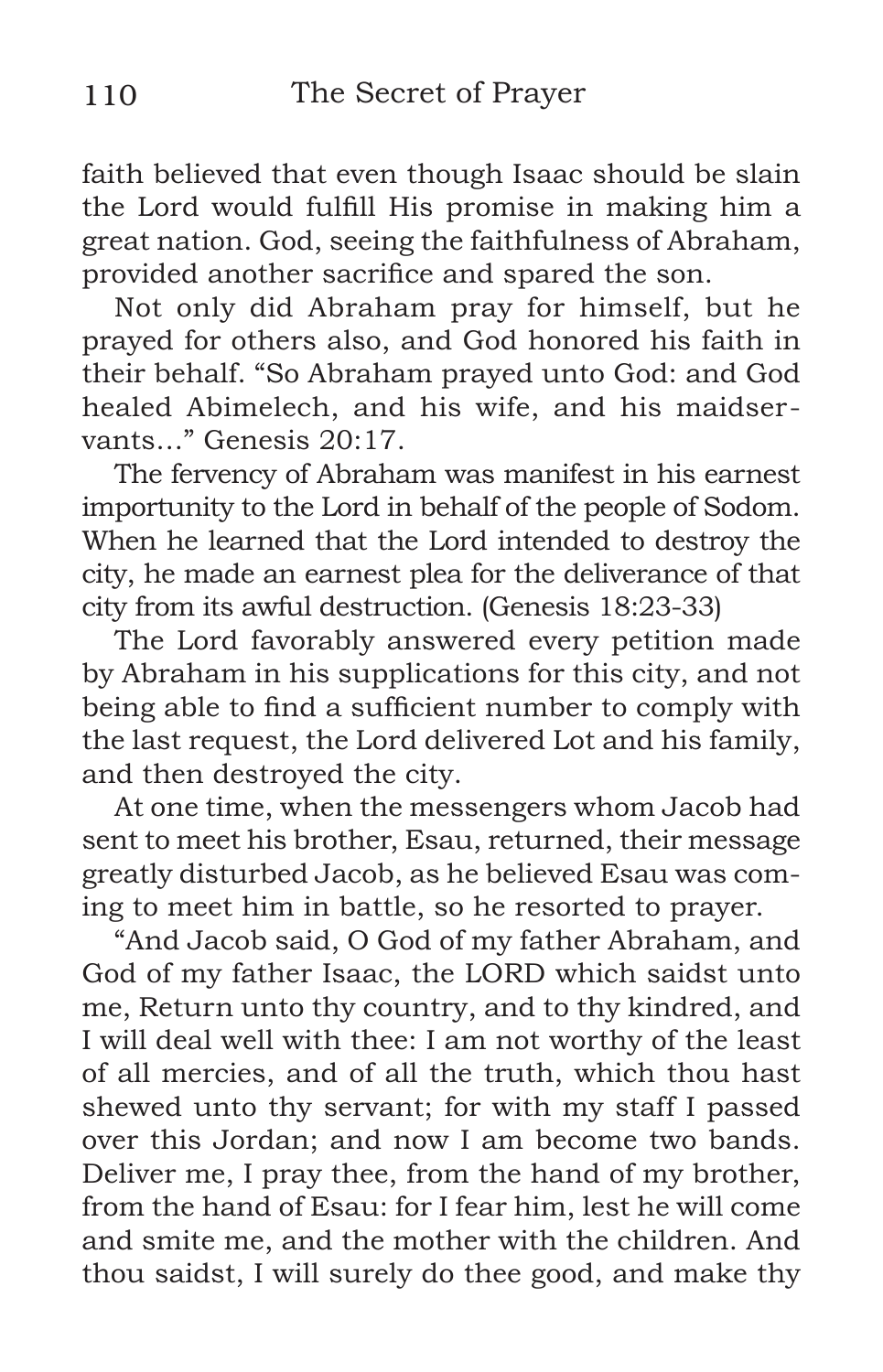faith believed that even though Isaac should be slain the Lord would fulfill His promise in making him a great nation. God, seeing the faithfulness of Abraham, provided another sacrifice and spared the son.

Not only did Abraham pray for himself, but he prayed for others also, and God honored his faith in their behalf. "So Abraham prayed unto God: and God healed Abimelech, and his wife, and his maidservants…" Genesis 20:17.

The fervency of Abraham was manifest in his earnest importunity to the Lord in behalf of the people of Sodom. When he learned that the Lord intended to destroy the city, he made an earnest plea for the deliverance of that city from its awful destruction. (Genesis 18:23-33)

The Lord favorably answered every petition made by Abraham in his supplications for this city, and not being able to find a sufficient number to comply with the last request, the Lord delivered Lot and his family, and then destroyed the city.

At one time, when the messengers whom Jacob had sent to meet his brother, Esau, returned, their message greatly disturbed Jacob, as he believed Esau was coming to meet him in battle, so he resorted to prayer.

"And Jacob said, O God of my father Abraham, and God of my father Isaac, the LORD which saidst unto me, Return unto thy country, and to thy kindred, and I will deal well with thee: I am not worthy of the least of all mercies, and of all the truth, which thou hast shewed unto thy servant; for with my staff I passed over this Jordan; and now I am become two bands. Deliver me, I pray thee, from the hand of my brother, from the hand of Esau: for I fear him, lest he will come and smite me, and the mother with the children. And thou saidst, I will surely do thee good, and make thy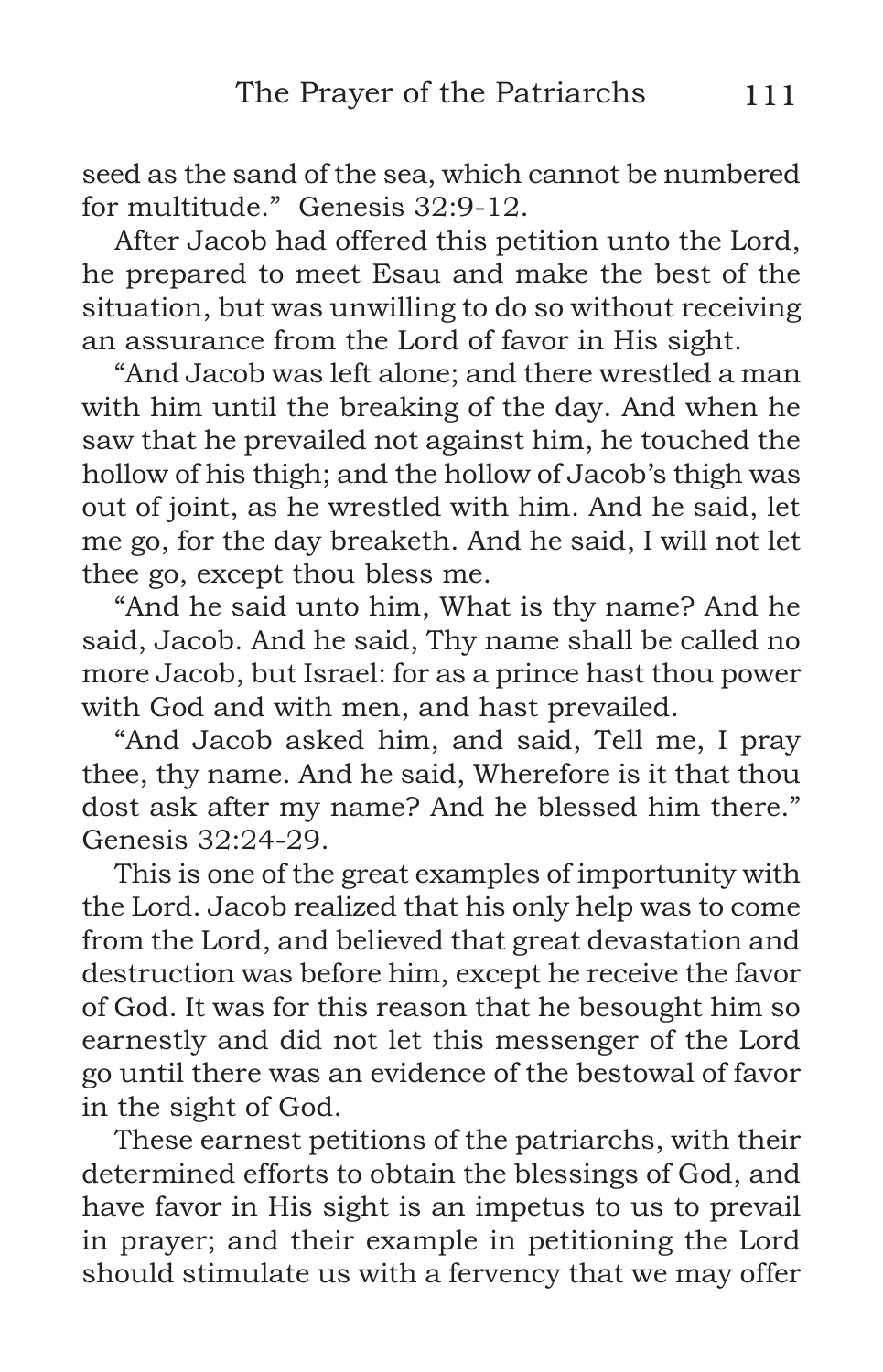seed as the sand of the sea, which cannot be numbered for multitude." Genesis 32:9-12.

After Jacob had offered this petition unto the Lord, he prepared to meet Esau and make the best of the situation, but was unwilling to do so without receiving an assurance from the Lord of favor in His sight.

"And Jacob was left alone; and there wrestled a man with him until the breaking of the day. And when he saw that he prevailed not against him, he touched the hollow of his thigh; and the hollow of Jacob's thigh was out of joint, as he wrestled with him. And he said, let me go, for the day breaketh. And he said, I will not let thee go, except thou bless me.

"And he said unto him, What is thy name? And he said, Jacob. And he said, Thy name shall be called no more Jacob, but Israel: for as a prince hast thou power with God and with men, and hast prevailed.

"And Jacob asked him, and said, Tell me, I pray thee, thy name. And he said, Wherefore is it that thou dost ask after my name? And he blessed him there." Genesis 32:24-29.

This is one of the great examples of importunity with the Lord. Jacob realized that his only help was to come from the Lord, and believed that great devastation and destruction was before him, except he receive the favor of God. It was for this reason that he besought him so earnestly and did not let this messenger of the Lord go until there was an evidence of the bestowal of favor in the sight of God.

These earnest petitions of the patriarchs, with their determined efforts to obtain the blessings of God, and have favor in His sight is an impetus to us to prevail in prayer; and their example in petitioning the Lord should stimulate us with a fervency that we may offer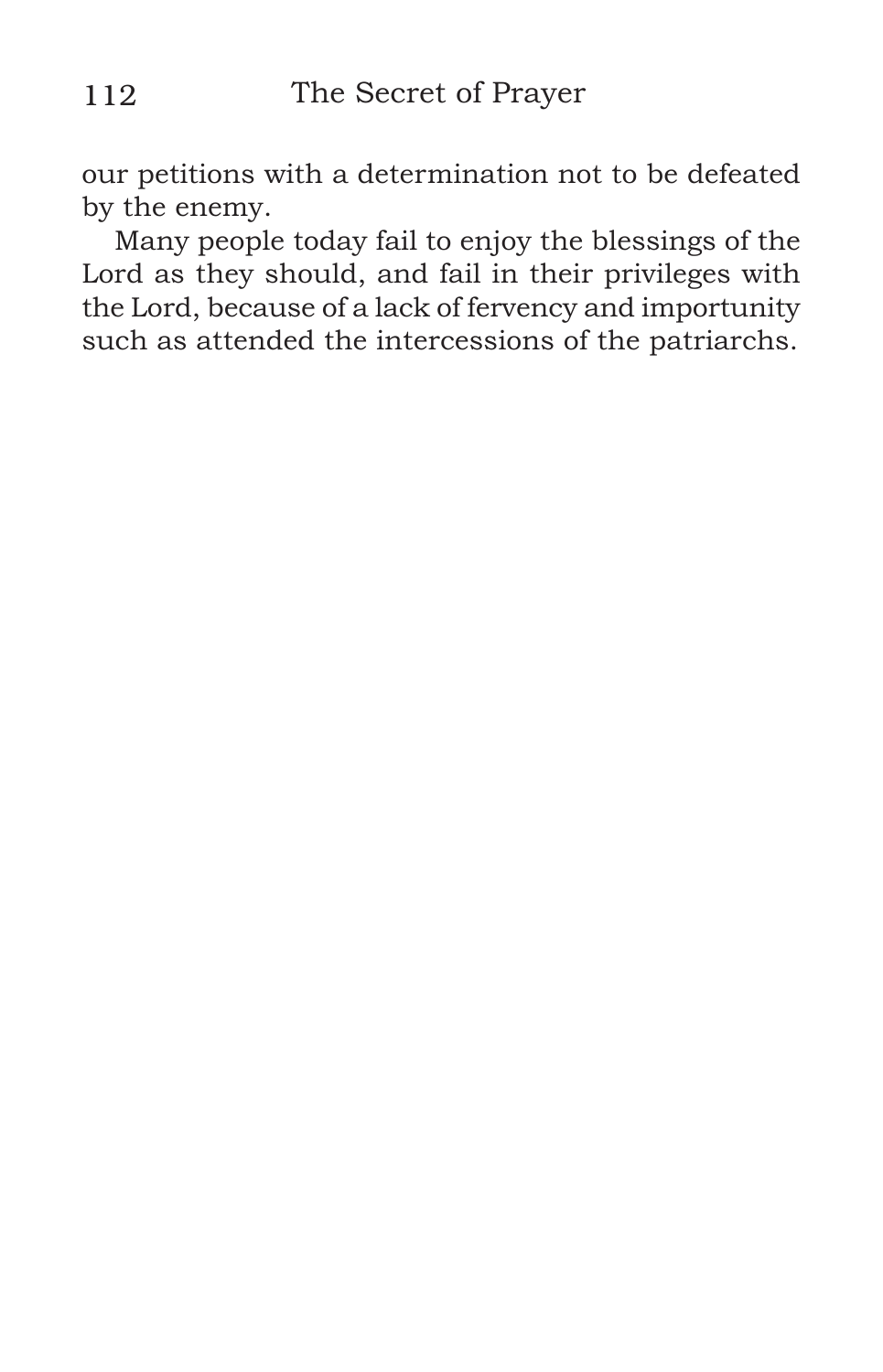our petitions with a determination not to be defeated by the enemy.

Many people today fail to enjoy the blessings of the Lord as they should, and fail in their privileges with the Lord, because of a lack of fervency and importunity such as attended the intercessions of the patriarchs.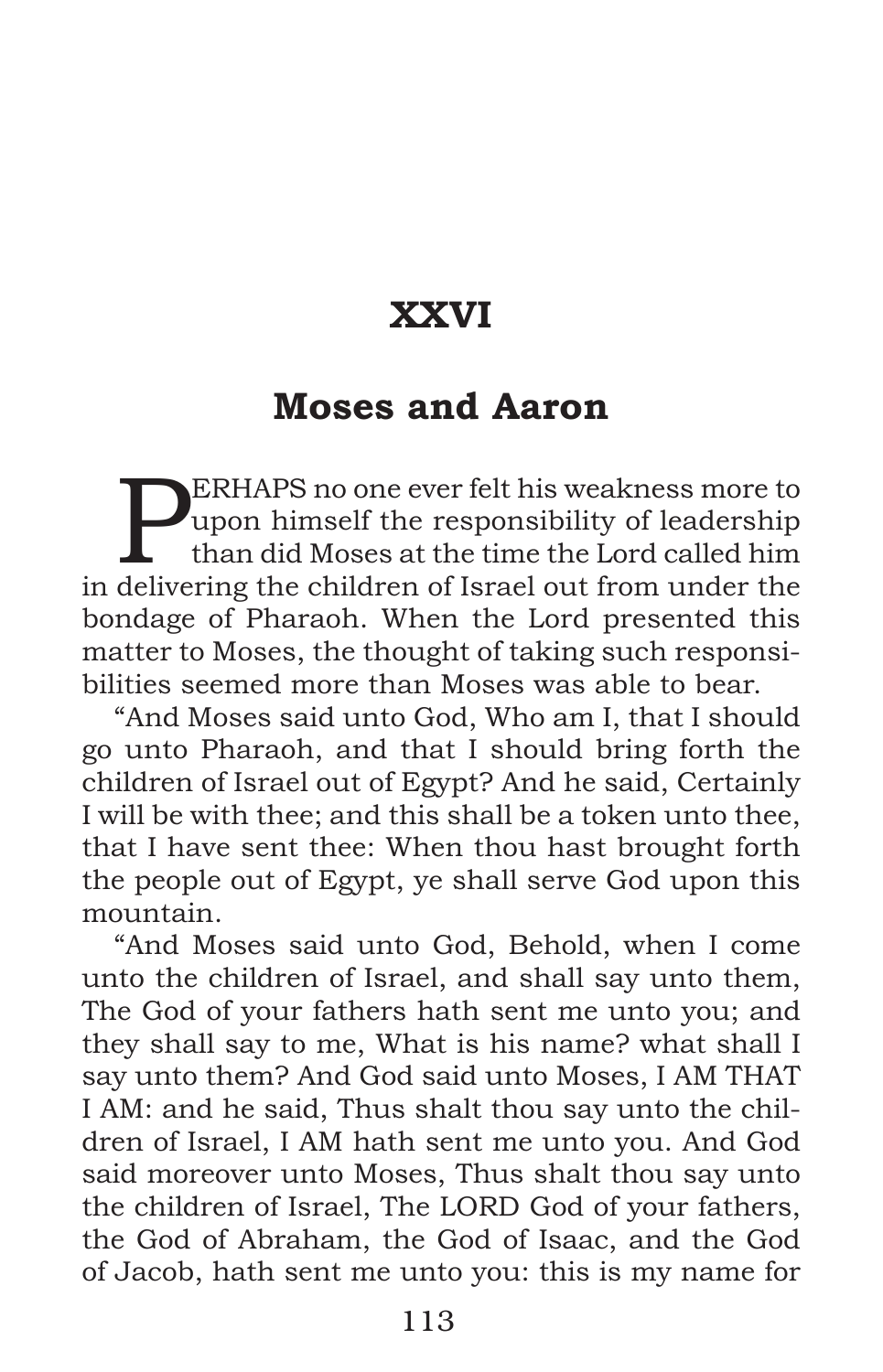# XXVI

## Moses and Aaron

PERHAPS no one ever felt his weakness more to upon himself the responsibility of leadership than did Moses at the time the Lord called him in delivering the children of Israel out from under the bondage of Pharaoh. When the Lord presented this matter to Moses, the thought of taking such responsibilities seemed more than Moses was able to bear.

"And Moses said unto God, Who am I, that I should go unto Pharaoh, and that I should bring forth the children of Israel out of Egypt? And he said, Certainly I will be with thee; and this shall be a token unto thee, that I have sent thee: When thou hast brought forth the people out of Egypt, ye shall serve God upon this mountain.

"And Moses said unto God, Behold, when I come unto the children of Israel, and shall say unto them, The God of your fathers hath sent me unto you; and they shall say to me, What is his name? what shall I say unto them? And God said unto Moses, I AM THAT I AM: and he said, Thus shalt thou say unto the children of Israel, I AM hath sent me unto you. And God said moreover unto Moses, Thus shalt thou say unto the children of Israel, The LORD God of your fathers, the God of Abraham, the God of Isaac, and the God of Jacob, hath sent me unto you: this is my name for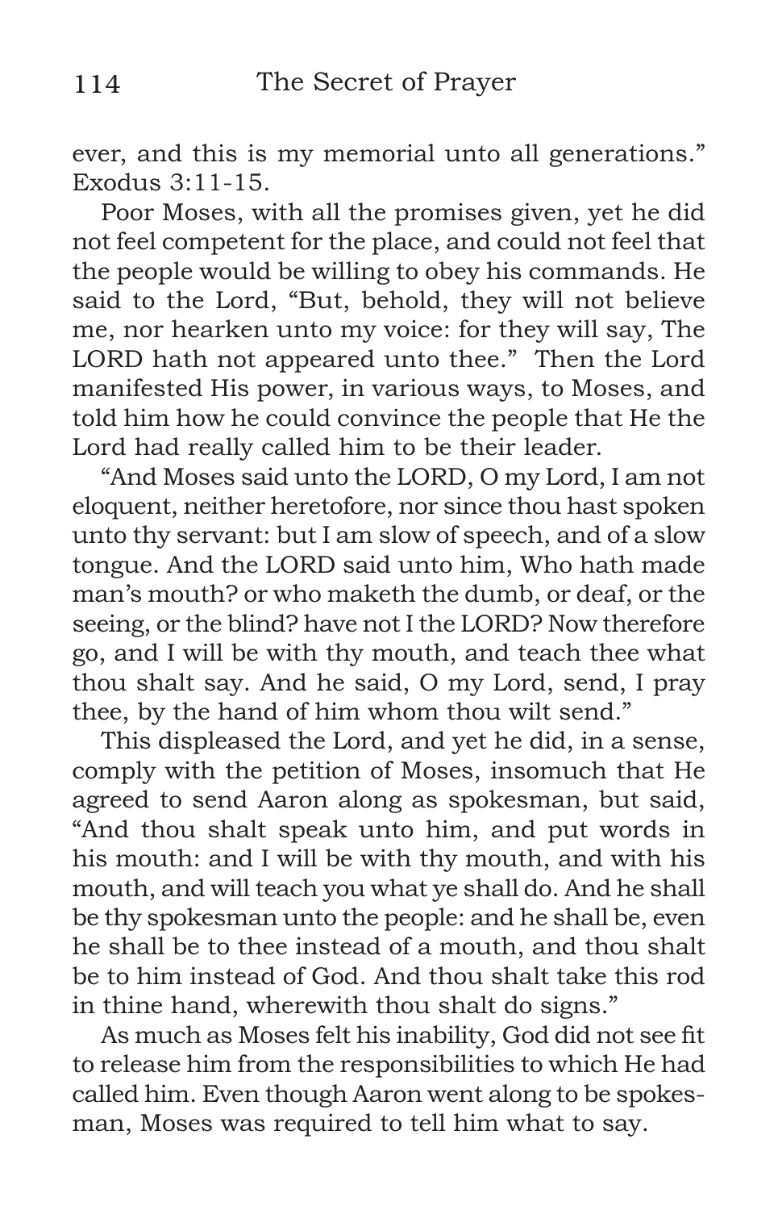ever, and this is my memorial unto all generations." Exodus 3:11-15.

Poor Moses, with all the promises given, yet he did not feel competent for the place, and could not feel that the people would be willing to obey his commands. He said to the Lord, "But, behold, they will not believe me, nor hearken unto my voice: for they will say, The LORD hath not appeared unto thee." Then the Lord manifested His power, in various ways, to Moses, and told him how he could convince the people that He the Lord had really called him to be their leader.

"And Moses said unto the LORD, O my Lord, I am not eloquent, neither heretofore, nor since thou hast spoken unto thy servant: but I am slow of speech, and of a slow tongue. And the LORD said unto him, Who hath made man's mouth? or who maketh the dumb, or deaf, or the seeing, or the blind? have not I the LORD? Now therefore go, and I will be with thy mouth, and teach thee what thou shalt say. And he said, O my Lord, send, I pray thee, by the hand of him whom thou wilt send."

This displeased the Lord, and yet he did, in a sense, comply with the petition of Moses, insomuch that He agreed to send Aaron along as spokesman, but said, "And thou shalt speak unto him, and put words in his mouth: and I will be with thy mouth, and with his mouth, and will teach you what ye shall do. And he shall be thy spokesman unto the people: and he shall be, even he shall be to thee instead of a mouth, and thou shalt be to him instead of God. And thou shalt take this rod in thine hand, wherewith thou shalt do signs."

As much as Moses felt his inability, God did not see fit to release him from the responsibilities to which He had called him. Even though Aaron went along to be spokesman, Moses was required to tell him what to say.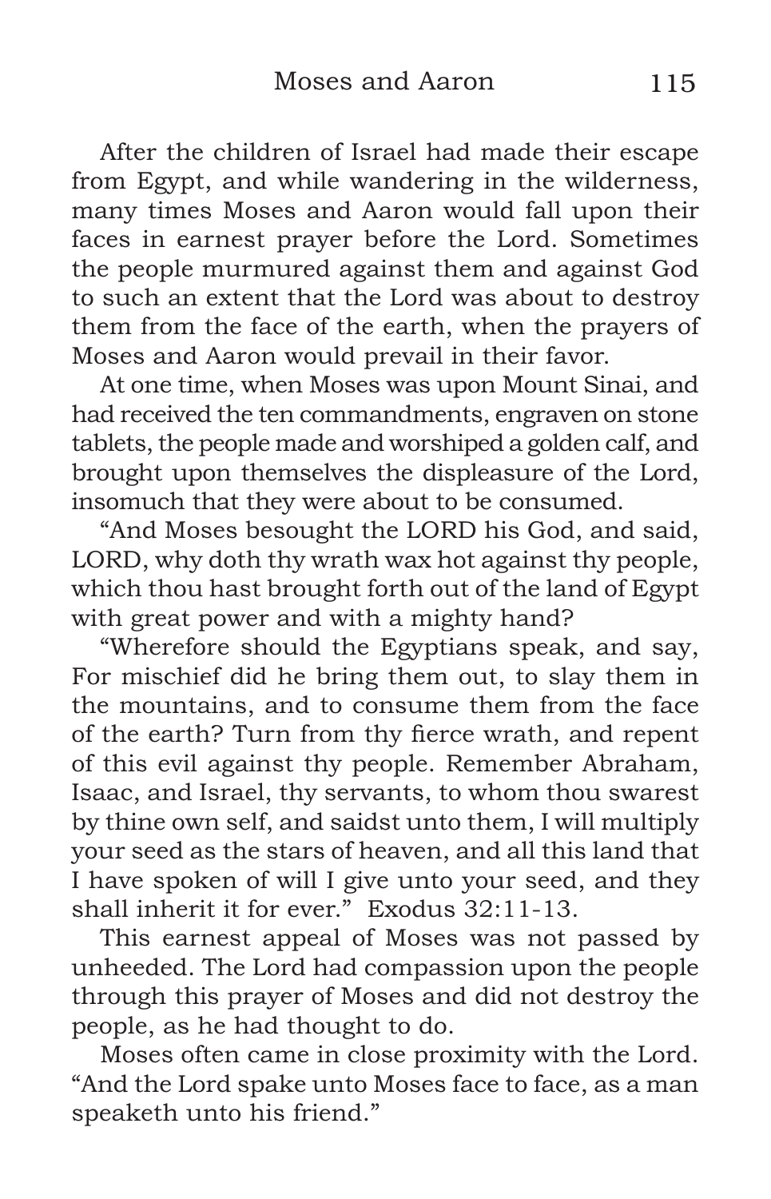After the children of Israel had made their escape from Egypt, and while wandering in the wilderness, many times Moses and Aaron would fall upon their faces in earnest prayer before the Lord. Sometimes the people murmured against them and against God to such an extent that the Lord was about to destroy them from the face of the earth, when the prayers of Moses and Aaron would prevail in their favor.

At one time, when Moses was upon Mount Sinai, and had received the ten commandments, engraven on stone tablets, the people made and worshiped a golden calf, and brought upon themselves the displeasure of the Lord, insomuch that they were about to be consumed.

"And Moses besought the LORD his God, and said, LORD, why doth thy wrath wax hot against thy people, which thou hast brought forth out of the land of Egypt with great power and with a mighty hand?

"Wherefore should the Egyptians speak, and say, For mischief did he bring them out, to slay them in the mountains, and to consume them from the face of the earth? Turn from thy fierce wrath, and repent of this evil against thy people. Remember Abraham, Isaac, and Israel, thy servants, to whom thou swarest by thine own self, and saidst unto them, I will multiply your seed as the stars of heaven, and all this land that I have spoken of will I give unto your seed, and they shall inherit it for ever." Exodus 32:11-13.

This earnest appeal of Moses was not passed by unheeded. The Lord had compassion upon the people through this prayer of Moses and did not destroy the people, as he had thought to do.

Moses often came in close proximity with the Lord. "And the Lord spake unto Moses face to face, as a man speaketh unto his friend."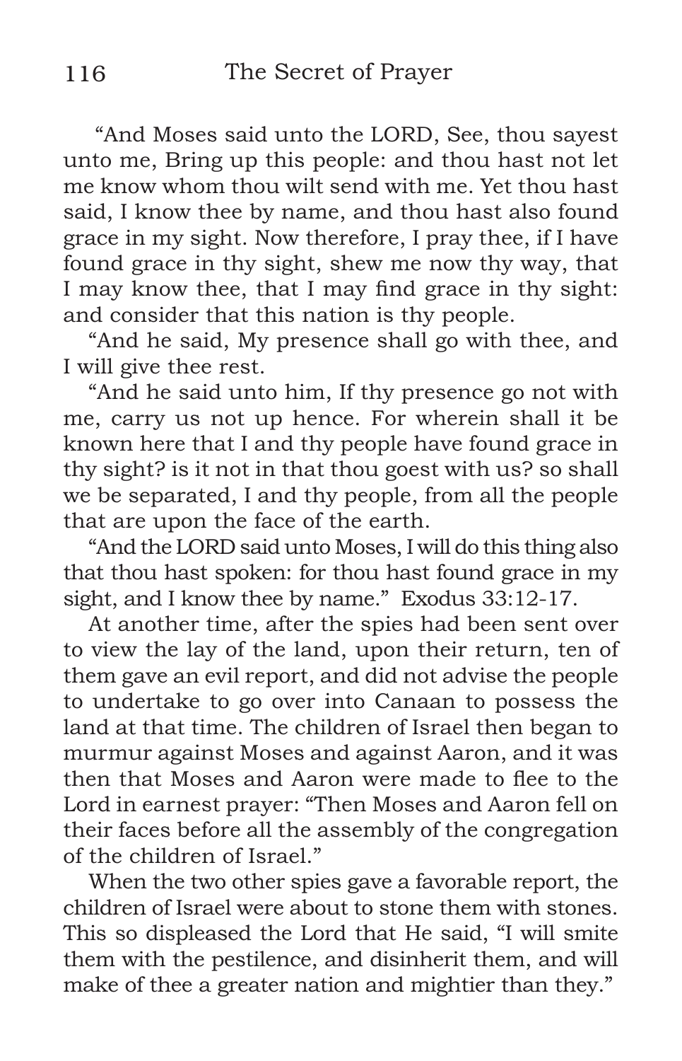"And Moses said unto the LORD, See, thou sayest unto me, Bring up this people: and thou hast not let me know whom thou wilt send with me. Yet thou hast said, I know thee by name, and thou hast also found grace in my sight. Now therefore, I pray thee, if I have found grace in thy sight, shew me now thy way, that I may know thee, that I may find grace in thy sight: and consider that this nation is thy people.

"And he said, My presence shall go with thee, and I will give thee rest.

"And he said unto him, If thy presence go not with me, carry us not up hence. For wherein shall it be known here that I and thy people have found grace in thy sight? is it not in that thou goest with us? so shall we be separated, I and thy people, from all the people that are upon the face of the earth.

"And the LORD said unto Moses, I will do this thing also that thou hast spoken: for thou hast found grace in my sight, and I know thee by name." Exodus 33:12-17.

At another time, after the spies had been sent over to view the lay of the land, upon their return, ten of them gave an evil report, and did not advise the people to undertake to go over into Canaan to possess the land at that time. The children of Israel then began to murmur against Moses and against Aaron, and it was then that Moses and Aaron were made to flee to the Lord in earnest prayer: "Then Moses and Aaron fell on their faces before all the assembly of the congregation of the children of Israel."

When the two other spies gave a favorable report, the children of Israel were about to stone them with stones. This so displeased the Lord that He said, "I will smite them with the pestilence, and disinherit them, and will make of thee a greater nation and mightier than they."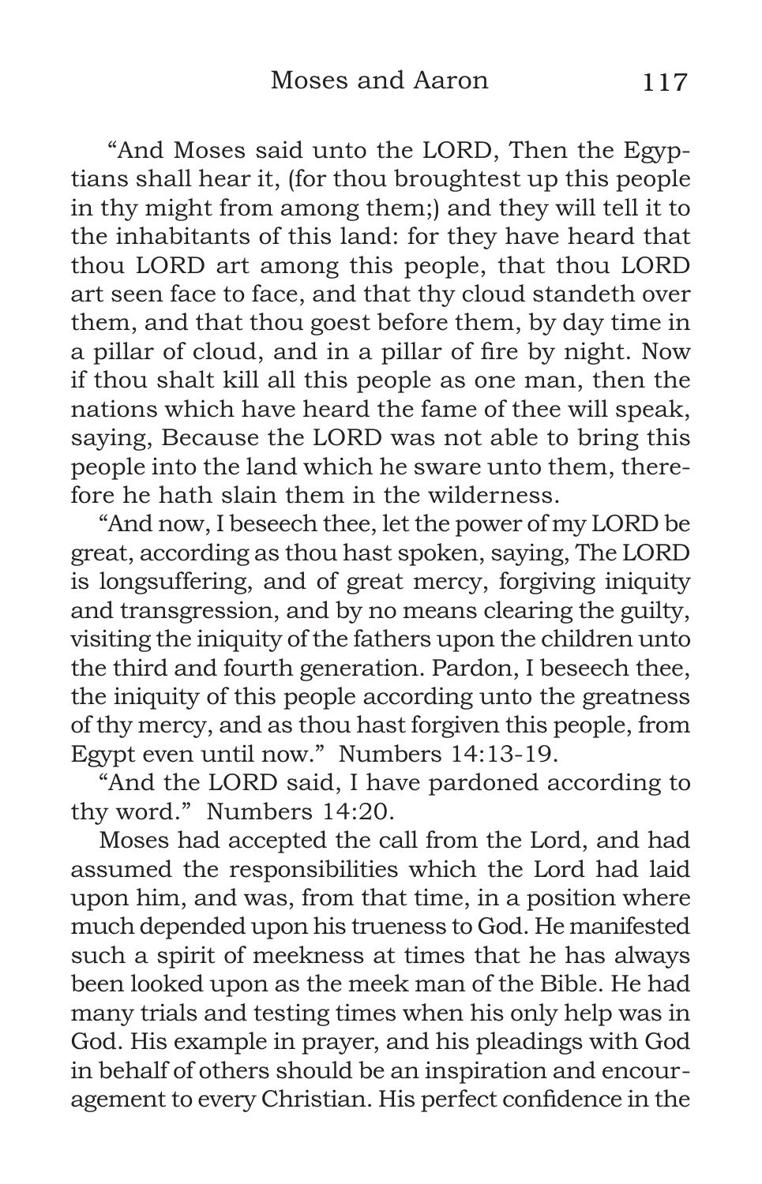"And Moses said unto the LORD, Then the Egyptians shall hear it, (for thou broughtest up this people in thy might from among them;) and they will tell it to the inhabitants of this land: for they have heard that thou LORD art among this people, that thou LORD art seen face to face, and that thy cloud standeth over them, and that thou goest before them, by day time in a pillar of cloud, and in a pillar of fire by night. Now if thou shalt kill all this people as one man, then the nations which have heard the fame of thee will speak, saying, Because the LORD was not able to bring this people into the land which he sware unto them, therefore he hath slain them in the wilderness.

"And now, I beseech thee, let the power of my LORD be great, according as thou hast spoken, saying, The LORD is longsuffering, and of great mercy, forgiving iniquity and transgression, and by no means clearing the guilty, visiting the iniquity of the fathers upon the children unto the third and fourth generation. Pardon, I beseech thee, the iniquity of this people according unto the greatness of thy mercy, and as thou hast forgiven this people, from Egypt even until now." Numbers 14:13-19.

"And the LORD said, I have pardoned according to thy word." Numbers 14:20.

Moses had accepted the call from the Lord, and had assumed the responsibilities which the Lord had laid upon him, and was, from that time, in a position where much depended upon his trueness to God. He manifested such a spirit of meekness at times that he has always been looked upon as the meek man of the Bible. He had many trials and testing times when his only help was in God. His example in prayer, and his pleadings with God in behalf of others should be an inspiration and encouragement to every Christian. His perfect confidence in the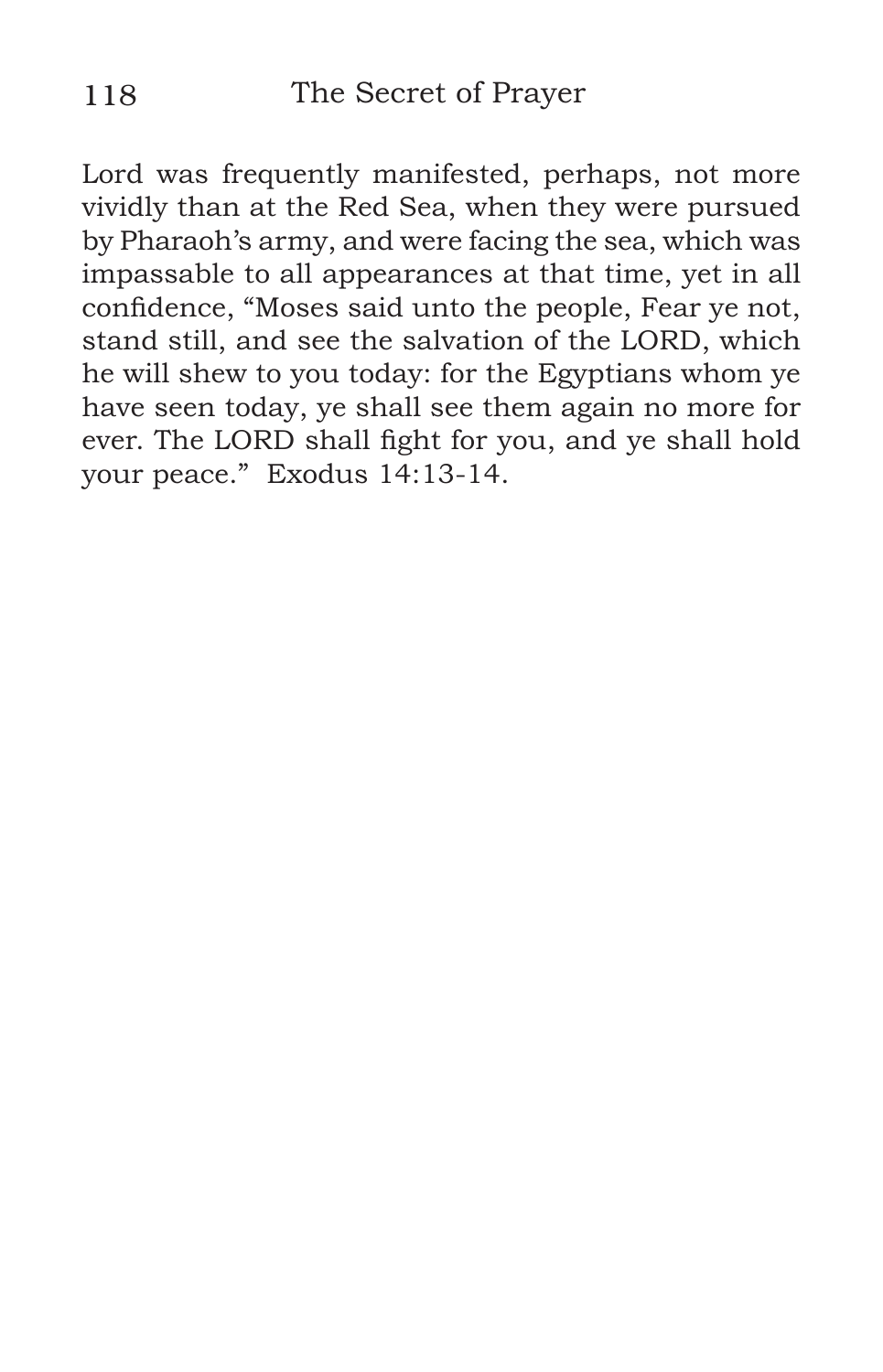Lord was frequently manifested, perhaps, not more vividly than at the Red Sea, when they were pursued by Pharaoh's army, and were facing the sea, which was impassable to all appearances at that time, yet in all confidence, "Moses said unto the people, Fear ye not, stand still, and see the salvation of the LORD, which he will shew to you today: for the Egyptians whom ye have seen today, ye shall see them again no more for ever. The LORD shall fight for you, and ye shall hold your peace." Exodus 14:13-14.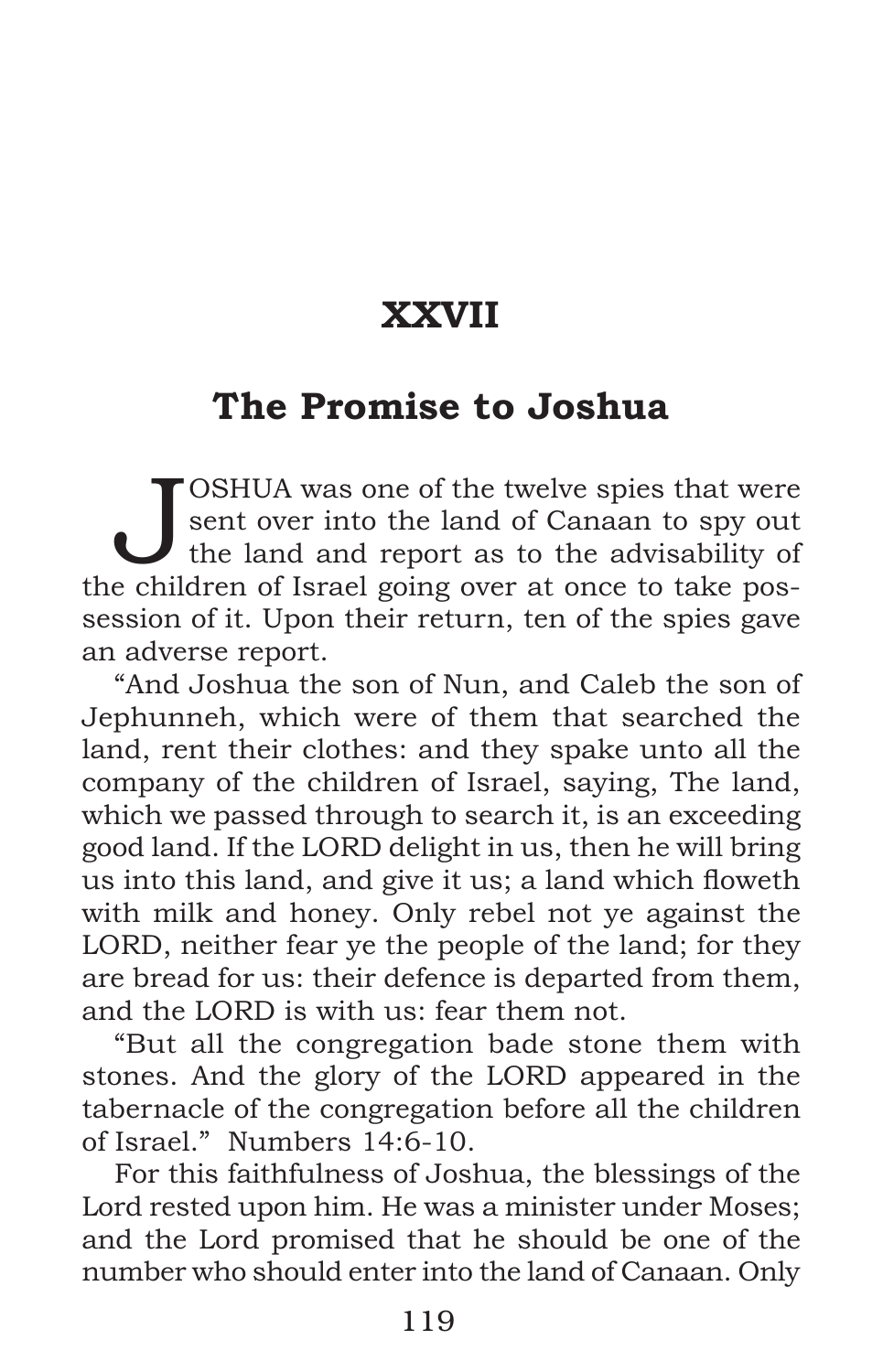# XXVII

## The Promise to Joshua

JOSHUA was one of the twelve spies that were sent over into the land of Canaan to spy out the land and report as to the advisability of the children of Israel going over at once to take possession of it. Upon their return, ten of the spies gave an adverse report.

"And Joshua the son of Nun, and Caleb the son of Jephunneh, which were of them that searched the land, rent their clothes: and they spake unto all the company of the children of Israel, saying, The land, which we passed through to search it, is an exceeding good land. If the LORD delight in us, then he will bring us into this land, and give it us; a land which floweth with milk and honey. Only rebel not ye against the LORD, neither fear ye the people of the land; for they are bread for us: their defence is departed from them, and the LORD is with us: fear them not.

"But all the congregation bade stone them with stones. And the glory of the LORD appeared in the tabernacle of the congregation before all the children of Israel." Numbers 14:6-10.

For this faithfulness of Joshua, the blessings of the Lord rested upon him. He was a minister under Moses; and the Lord promised that he should be one of the number who should enter into the land of Canaan. Only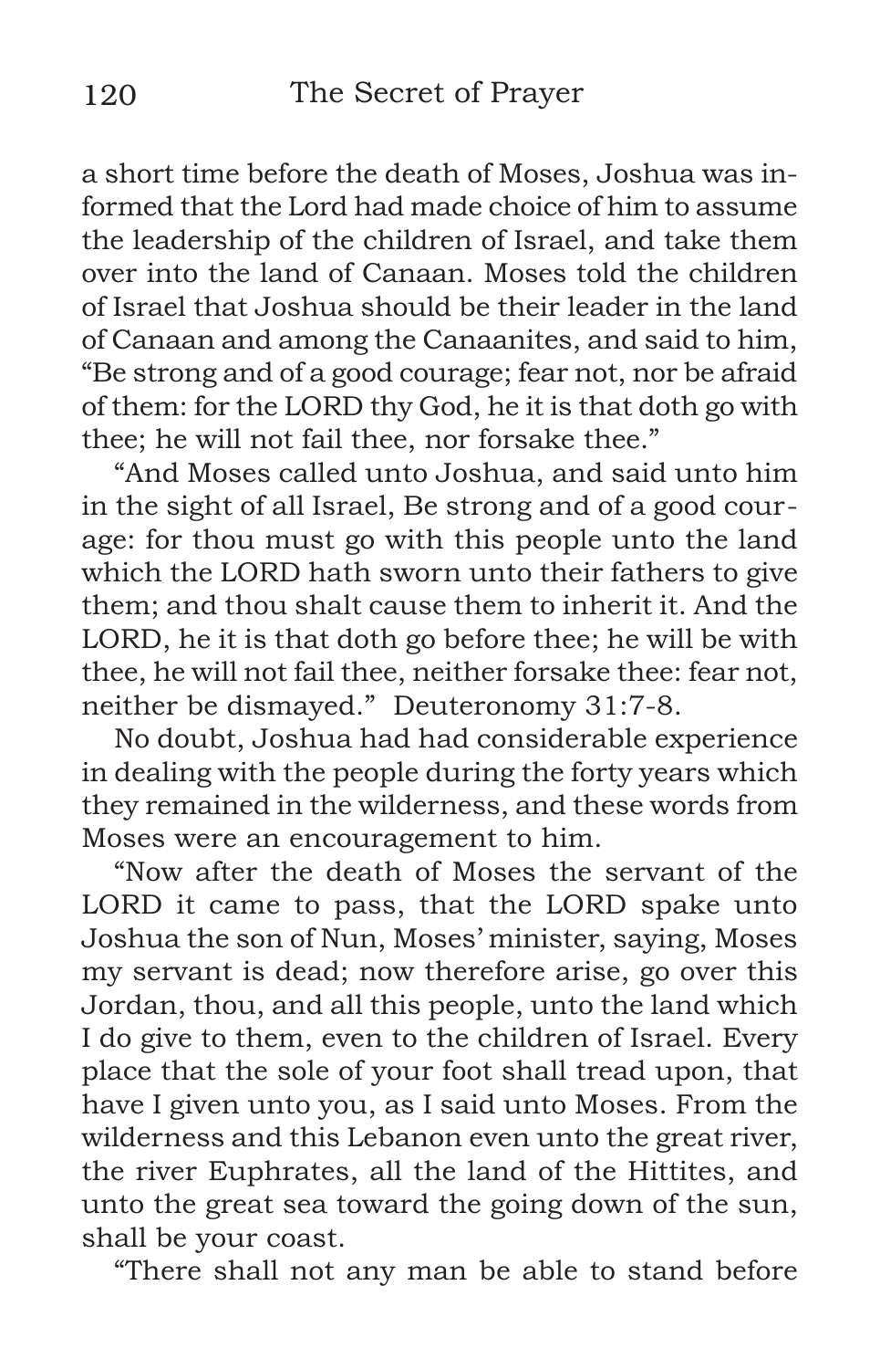a short time before the death of Moses, Joshua was informed that the Lord had made choice of him to assume the leadership of the children of Israel, and take them over into the land of Canaan. Moses told the children of Israel that Joshua should be their leader in the land of Canaan and among the Canaanites, and said to him, "Be strong and of a good courage; fear not, nor be afraid of them: for the LORD thy God, he it is that doth go with thee; he will not fail thee, nor forsake thee."

"And Moses called unto Joshua, and said unto him in the sight of all Israel, Be strong and of a good courage: for thou must go with this people unto the land which the LORD hath sworn unto their fathers to give them; and thou shalt cause them to inherit it. And the LORD, he it is that doth go before thee; he will be with thee, he will not fail thee, neither forsake thee: fear not, neither be dismayed." Deuteronomy 31:7-8.

No doubt, Joshua had had considerable experience in dealing with the people during the forty years which they remained in the wilderness, and these words from Moses were an encouragement to him.

"Now after the death of Moses the servant of the LORD it came to pass, that the LORD spake unto Joshua the son of Nun, Moses' minister, saying, Moses my servant is dead; now therefore arise, go over this Jordan, thou, and all this people, unto the land which I do give to them, even to the children of Israel. Every place that the sole of your foot shall tread upon, that have I given unto you, as I said unto Moses. From the wilderness and this Lebanon even unto the great river, the river Euphrates, all the land of the Hittites, and unto the great sea toward the going down of the sun, shall be your coast.

"There shall not any man be able to stand before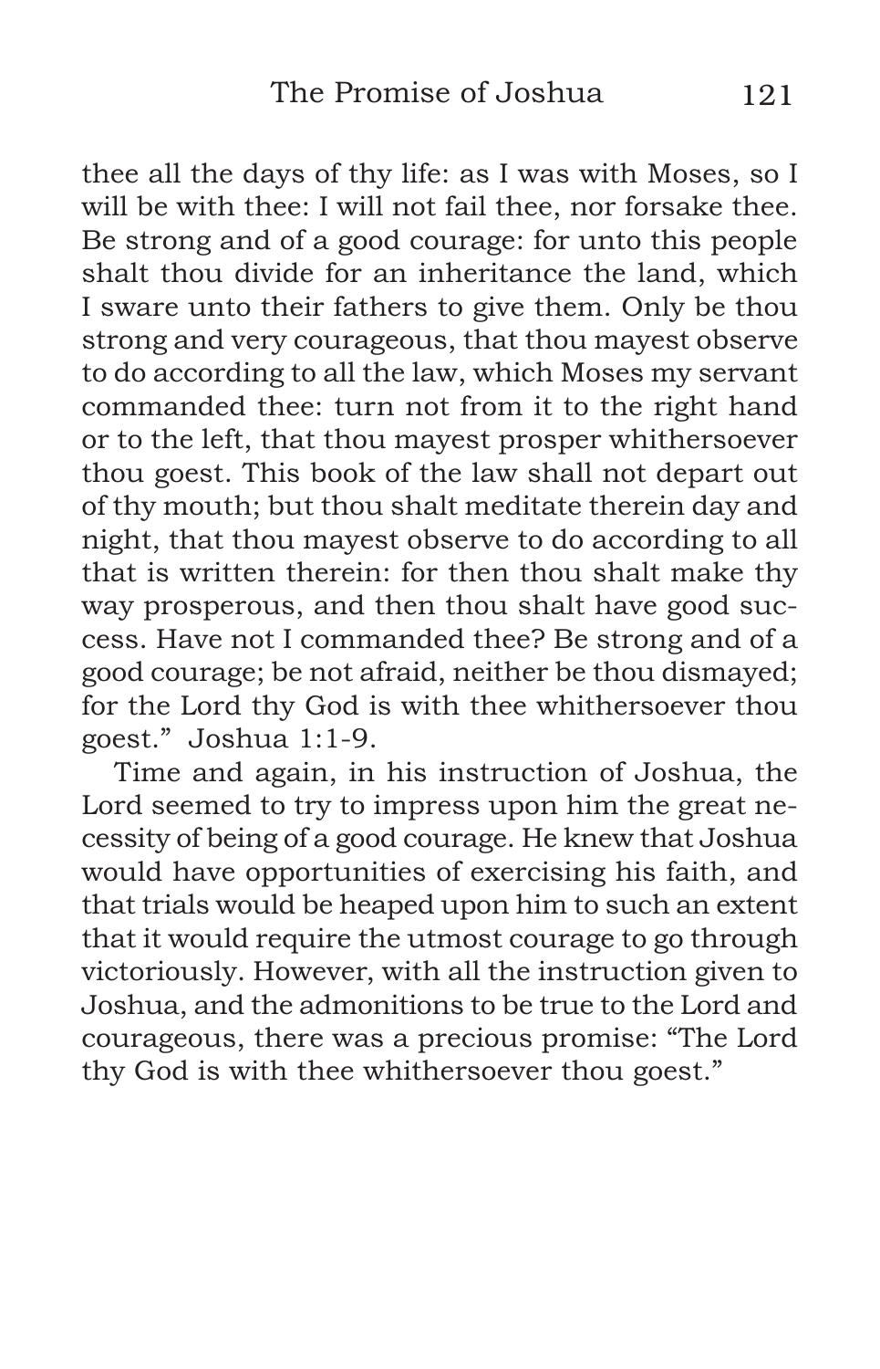thee all the days of thy life: as I was with Moses, so I will be with thee: I will not fail thee, nor forsake thee. Be strong and of a good courage: for unto this people shalt thou divide for an inheritance the land, which I sware unto their fathers to give them. Only be thou strong and very courageous, that thou mayest observe to do according to all the law, which Moses my servant commanded thee: turn not from it to the right hand or to the left, that thou mayest prosper whithersoever thou goest. This book of the law shall not depart out of thy mouth; but thou shalt meditate therein day and night, that thou mayest observe to do according to all that is written therein: for then thou shalt make thy way prosperous, and then thou shalt have good success. Have not I commanded thee? Be strong and of a good courage; be not afraid, neither be thou dismayed; for the Lord thy God is with thee whithersoever thou goest." Joshua 1:1-9.

Time and again, in his instruction of Joshua, the Lord seemed to try to impress upon him the great necessity of being of a good courage. He knew that Joshua would have opportunities of exercising his faith, and that trials would be heaped upon him to such an extent that it would require the utmost courage to go through victoriously. However, with all the instruction given to Joshua, and the admonitions to be true to the Lord and courageous, there was a precious promise: "The Lord thy God is with thee whithersoever thou goest."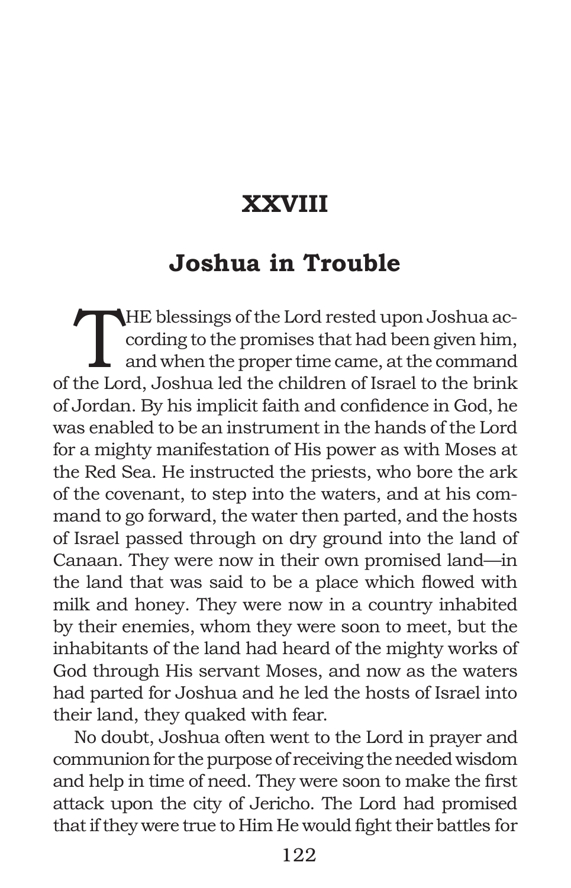# XXVIII

## Joshua in Trouble

THE blessings of the Lord rested upon Joshua according to the promises that had been given him, and when the proper time came, at the command of the Lord, Joshua led the children of Israel to the brink of Jordan. By his implicit faith and confidence in God, he was enabled to be an instrument in the hands of the Lord for a mighty manifestation of His power as with Moses at the Red Sea. He instructed the priests, who bore the ark of the covenant, to step into the waters, and at his command to go forward, the water then parted, and the hosts of Israel passed through on dry ground into the land of Canaan. They were now in their own promised land—in the land that was said to be a place which flowed with milk and honey. They were now in a country inhabited by their enemies, whom they were soon to meet, but the inhabitants of the land had heard of the mighty works of God through His servant Moses, and now as the waters had parted for Joshua and he led the hosts of Israel into their land, they quaked with fear.

No doubt, Joshua often went to the Lord in prayer and communion for the purpose of receiving the needed wisdom and help in time of need. They were soon to make the first attack upon the city of Jericho. The Lord had promised that if they were true to Him He would fight their battles for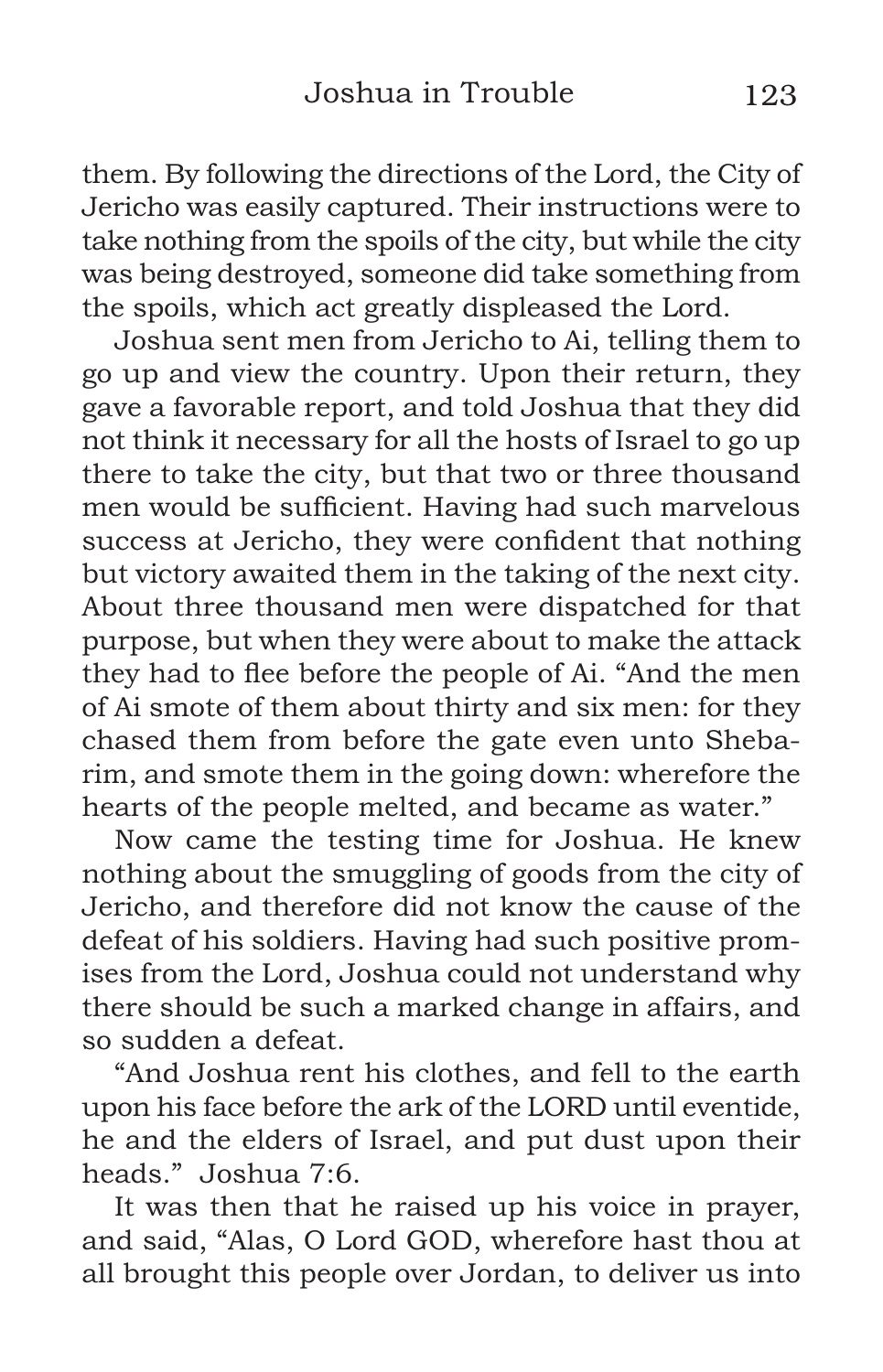them. By following the directions of the Lord, the City of Jericho was easily captured. Their instructions were to take nothing from the spoils of the city, but while the city was being destroyed, someone did take something from the spoils, which act greatly displeased the Lord.

Joshua sent men from Jericho to Ai, telling them to go up and view the country. Upon their return, they gave a favorable report, and told Joshua that they did not think it necessary for all the hosts of Israel to go up there to take the city, but that two or three thousand men would be sufficient. Having had such marvelous success at Jericho, they were confident that nothing but victory awaited them in the taking of the next city. About three thousand men were dispatched for that purpose, but when they were about to make the attack they had to flee before the people of Ai. "And the men of Ai smote of them about thirty and six men: for they chased them from before the gate even unto Shebarim, and smote them in the going down: wherefore the hearts of the people melted, and became as water."

Now came the testing time for Joshua. He knew nothing about the smuggling of goods from the city of Jericho, and therefore did not know the cause of the defeat of his soldiers. Having had such positive promises from the Lord, Joshua could not understand why there should be such a marked change in affairs, and so sudden a defeat.

"And Joshua rent his clothes, and fell to the earth upon his face before the ark of the LORD until eventide, he and the elders of Israel, and put dust upon their heads." Joshua 7:6.

It was then that he raised up his voice in prayer, and said, "Alas, O Lord GOD, wherefore hast thou at all brought this people over Jordan, to deliver us into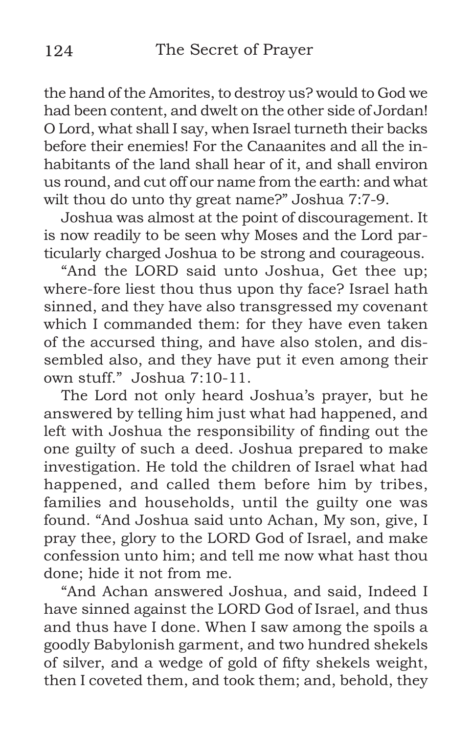the hand of the Amorites, to destroy us? would to God we had been content, and dwelt on the other side of Jordan! O Lord, what shall I say, when Israel turneth their backs before their enemies! For the Canaanites and all the inhabitants of the land shall hear of it, and shall environ us round, and cut off our name from the earth: and what wilt thou do unto thy great name?" Joshua 7:7-9.

Joshua was almost at the point of discouragement. It is now readily to be seen why Moses and the Lord particularly charged Joshua to be strong and courageous.

"And the LORD said unto Joshua, Get thee up; where-fore liest thou thus upon thy face? Israel hath sinned, and they have also transgressed my covenant which I commanded them: for they have even taken of the accursed thing, and have also stolen, and dissembled also, and they have put it even among their own stuff." Joshua 7:10-11.

The Lord not only heard Joshua's prayer, but he answered by telling him just what had happened, and left with Joshua the responsibility of finding out the one guilty of such a deed. Joshua prepared to make investigation. He told the children of Israel what had happened, and called them before him by tribes, families and households, until the guilty one was found. "And Joshua said unto Achan, My son, give, I pray thee, glory to the LORD God of Israel, and make confession unto him; and tell me now what hast thou done; hide it not from me.

"And Achan answered Joshua, and said, Indeed I have sinned against the LORD God of Israel, and thus and thus have I done. When I saw among the spoils a goodly Babylonish garment, and two hundred shekels of silver, and a wedge of gold of fifty shekels weight, then I coveted them, and took them; and, behold, they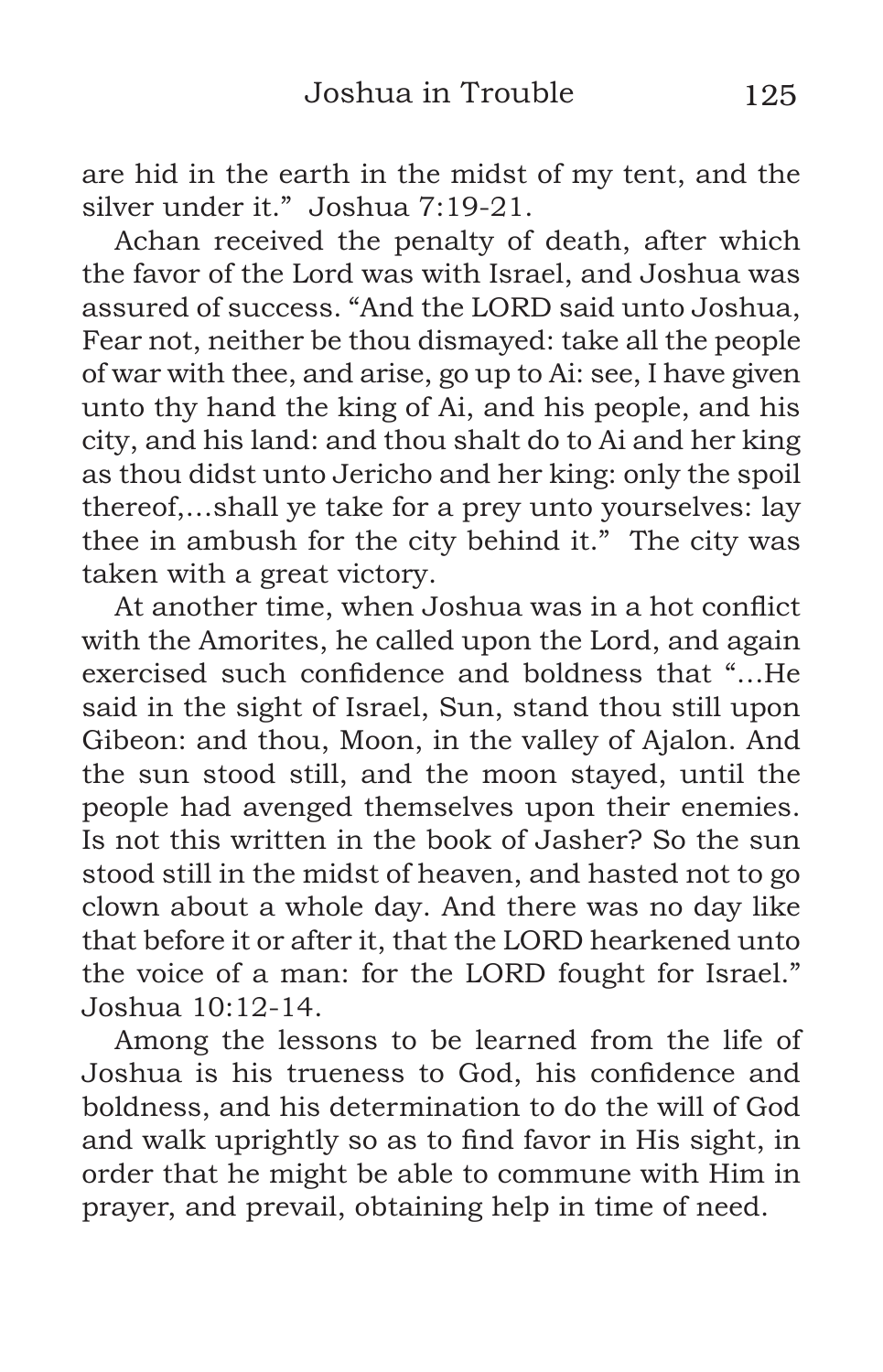are hid in the earth in the midst of my tent, and the silver under it." Joshua 7:19-21.

Achan received the penalty of death, after which the favor of the Lord was with Israel, and Joshua was assured of success. "And the LORD said unto Joshua, Fear not, neither be thou dismayed: take all the people of war with thee, and arise, go up to Ai: see, I have given unto thy hand the king of Ai, and his people, and his city, and his land: and thou shalt do to Ai and her king as thou didst unto Jericho and her king: only the spoil thereof,…shall ye take for a prey unto yourselves: lay thee in ambush for the city behind it." The city was taken with a great victory.

At another time, when Joshua was in a hot conflict with the Amorites, he called upon the Lord, and again exercised such confidence and boldness that "…He said in the sight of Israel, Sun, stand thou still upon Gibeon: and thou, Moon, in the valley of Ajalon. And the sun stood still, and the moon stayed, until the people had avenged themselves upon their enemies. Is not this written in the book of Jasher? So the sun stood still in the midst of heaven, and hasted not to go clown about a whole day. And there was no day like that before it or after it, that the LORD hearkened unto the voice of a man: for the LORD fought for Israel." Joshua 10:12-14.

Among the lessons to be learned from the life of Joshua is his trueness to God, his confidence and boldness, and his determination to do the will of God and walk uprightly so as to find favor in His sight, in order that he might be able to commune with Him in prayer, and prevail, obtaining help in time of need.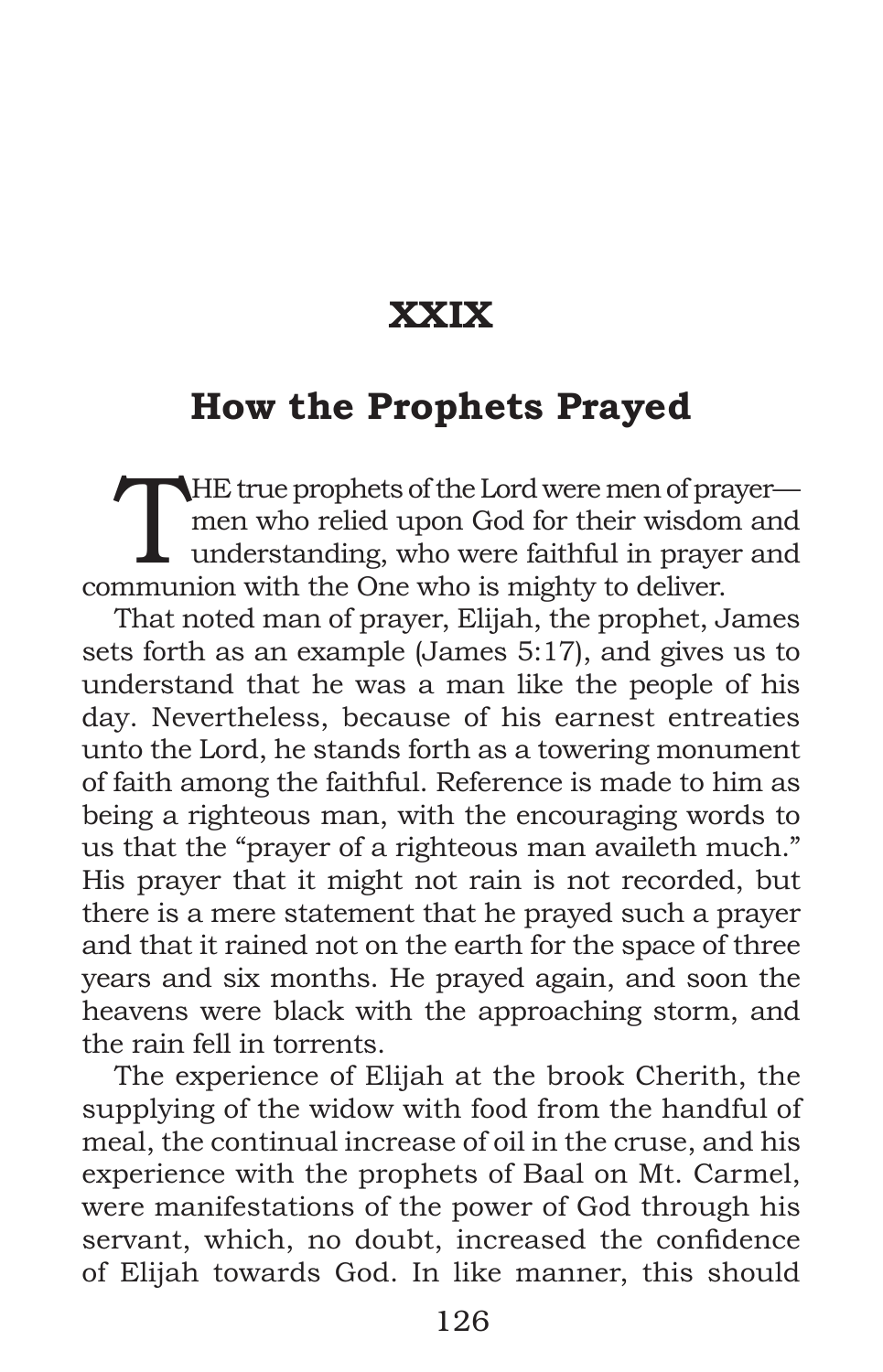# XXIX

## How the Prophets Prayed

THE true prophets of the Lord were men of prayer—men who relied upon God for their wisdom and understanding, who were faithful in prayer and communion with the One who is mighty to deliver.

That noted man of prayer, Elijah, the prophet, James sets forth as an example (James 5:17), and gives us to understand that he was a man like the people of his day. Nevertheless, because of his earnest entreaties unto the Lord, he stands forth as a towering monument of faith among the faithful. Reference is made to him as being a righteous man, with the encouraging words to us that the "prayer of a righteous man availeth much." His prayer that it might not rain is not recorded, but there is a mere statement that he prayed such a prayer and that it rained not on the earth for the space of three years and six months. He prayed again, and soon the heavens were black with the approaching storm, and the rain fell in torrents.

The experience of Elijah at the brook Cherith, the supplying of the widow with food from the handful of meal, the continual increase of oil in the cruse, and his experience with the prophets of Baal on Mt. Carmel, were manifestations of the power of God through his servant, which, no doubt, increased the confidence of Elijah towards God. In like manner, this should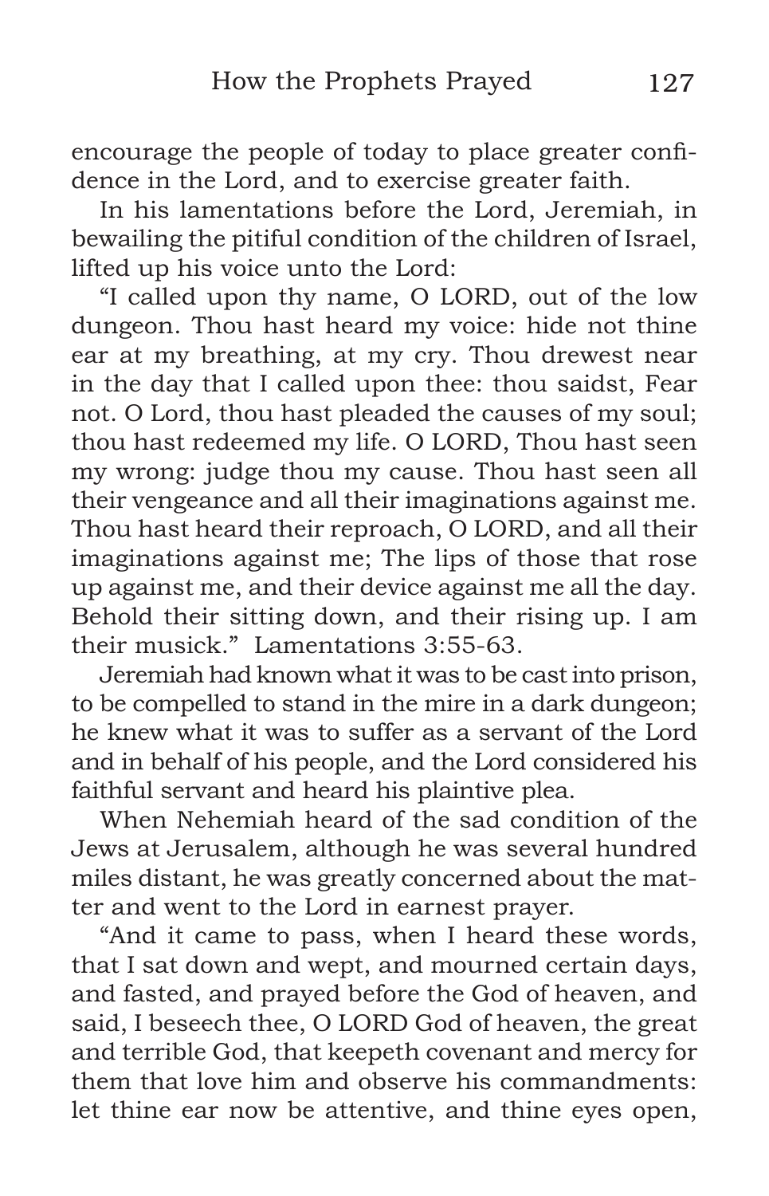encourage the people of today to place greater confidence in the Lord, and to exercise greater faith.

In his lamentations before the Lord, Jeremiah, in bewailing the pitiful condition of the children of Israel, lifted up his voice unto the Lord:

"I called upon thy name, O LORD, out of the low dungeon. Thou hast heard my voice: hide not thine ear at my breathing, at my cry. Thou drewest near in the day that I called upon thee: thou saidst, Fear not. O Lord, thou hast pleaded the causes of my soul; thou hast redeemed my life. O LORD, Thou hast seen my wrong: judge thou my cause. Thou hast seen all their vengeance and all their imaginations against me. Thou hast heard their reproach, O LORD, and all their imaginations against me; The lips of those that rose up against me, and their device against me all the day. Behold their sitting down, and their rising up. I am their musick." Lamentations 3:55-63.

Jeremiah had known what it was to be cast into prison, to be compelled to stand in the mire in a dark dungeon; he knew what it was to suffer as a servant of the Lord and in behalf of his people, and the Lord considered his faithful servant and heard his plaintive plea.

When Nehemiah heard of the sad condition of the Jews at Jerusalem, although he was several hundred miles distant, he was greatly concerned about the matter and went to the Lord in earnest prayer.

"And it came to pass, when I heard these words, that I sat down and wept, and mourned certain days, and fasted, and prayed before the God of heaven, and said, I beseech thee, O LORD God of heaven, the great and terrible God, that keepeth covenant and mercy for them that love him and observe his commandments: let thine ear now be attentive, and thine eyes open,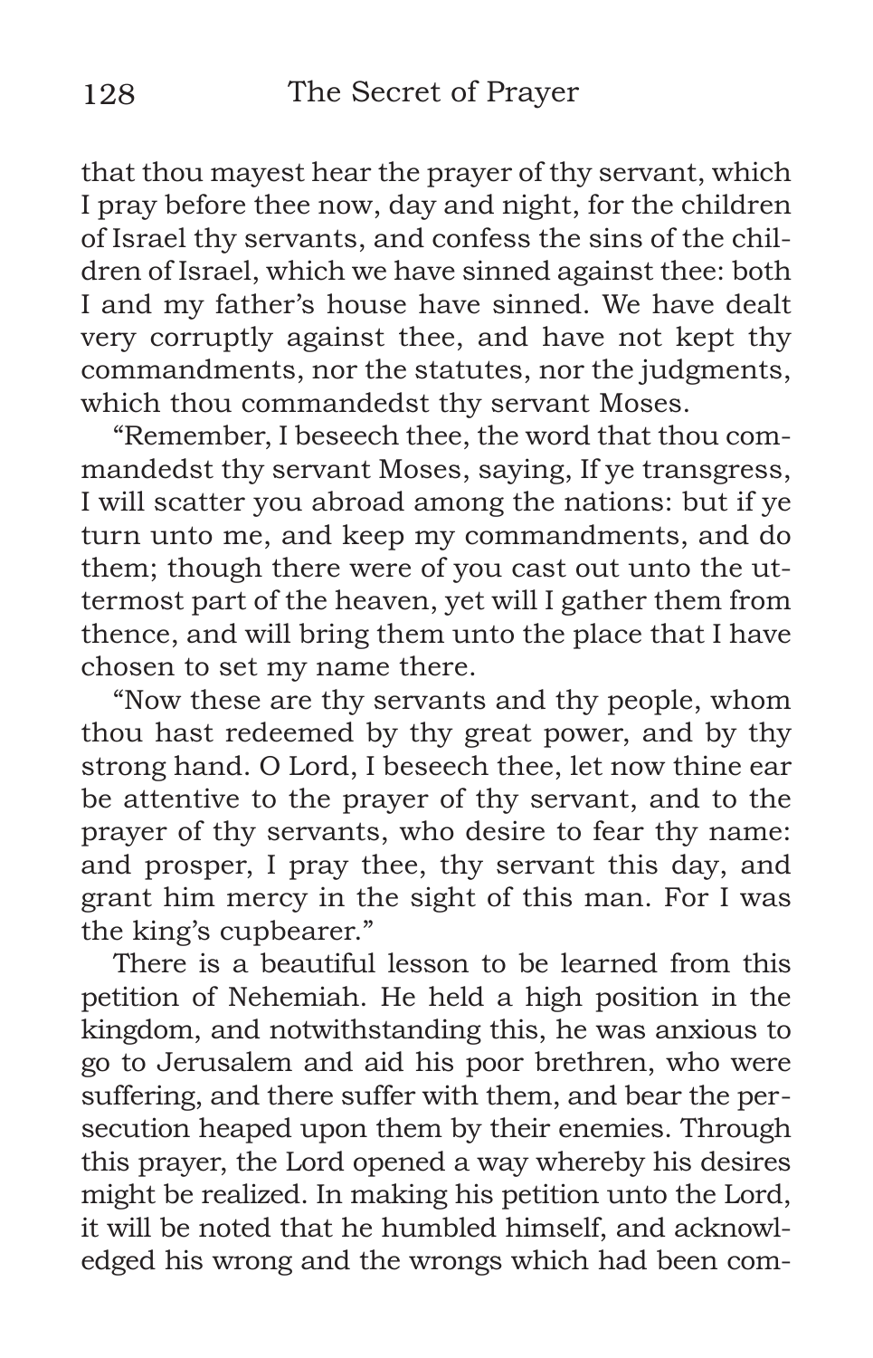that thou mayest hear the prayer of thy servant, which I pray before thee now, day and night, for the children of Israel thy servants, and confess the sins of the children of Israel, which we have sinned against thee: both I and my father's house have sinned. We have dealt very corruptly against thee, and have not kept thy commandments, nor the statutes, nor the judgments, which thou commandedst thy servant Moses.

"Remember, I beseech thee, the word that thou commandedst thy servant Moses, saying, If ye transgress, I will scatter you abroad among the nations: but if ye turn unto me, and keep my commandments, and do them; though there were of you cast out unto the uttermost part of the heaven, yet will I gather them from thence, and will bring them unto the place that I have chosen to set my name there.

"Now these are thy servants and thy people, whom thou hast redeemed by thy great power, and by thy strong hand. O Lord, I beseech thee, let now thine ear be attentive to the prayer of thy servant, and to the prayer of thy servants, who desire to fear thy name: and prosper, I pray thee, thy servant this day, and grant him mercy in the sight of this man. For I was the king's cupbearer."

There is a beautiful lesson to be learned from this petition of Nehemiah. He held a high position in the kingdom, and notwithstanding this, he was anxious to go to Jerusalem and aid his poor brethren, who were suffering, and there suffer with them, and bear the persecution heaped upon them by their enemies. Through this prayer, the Lord opened a way whereby his desires might be realized. In making his petition unto the Lord, it will be noted that he humbled himself, and acknowledged his wrong and the wrongs which had been com-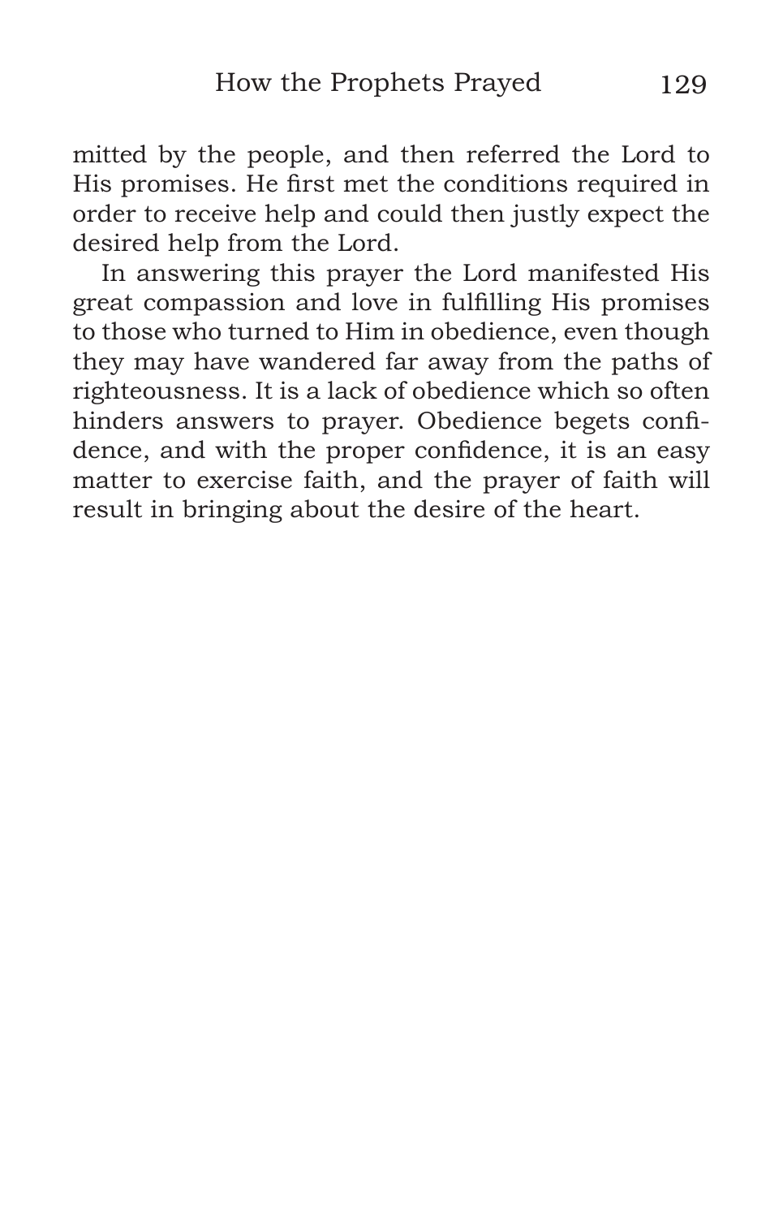mitted by the people, and then referred the Lord to His promises. He first met the conditions required in order to receive help and could then justly expect the desired help from the Lord.

In answering this prayer the Lord manifested His great compassion and love in fulfilling His promises to those who turned to Him in obedience, even though they may have wandered far away from the paths of righteousness. It is a lack of obedience which so often hinders answers to prayer. Obedience begets confidence, and with the proper confidence, it is an easy matter to exercise faith, and the prayer of faith will result in bringing about the desire of the heart.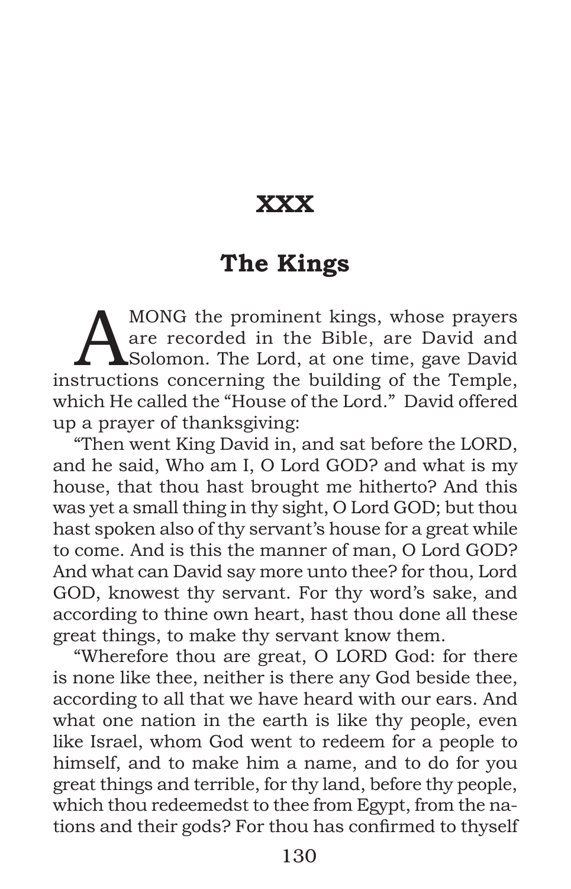# XXX

## The Kings

AMONG the prominent kings, whose prayers are recorded in the Bible, are David and Solomon. The Lord, at one time, gave David instructions concerning the building of the Temple, which He called the "House of the Lord." David offered up a prayer of thanksgiving:

"Then went King David in, and sat before the LORD, and he said, Who am I, O Lord GOD? and what is my house, that thou hast brought me hitherto? And this was yet a small thing in thy sight, O Lord GOD; but thou hast spoken also of thy servant's house for a great while to come. And is this the manner of man, O Lord GOD? And what can David say more unto thee? for thou, Lord GOD, knowest thy servant. For thy word's sake, and according to thine own heart, hast thou done all these great things, to make thy servant know them.

"Wherefore thou are great, O LORD God: for there is none like thee, neither is there any God beside thee, according to all that we have heard with our ears. And what one nation in the earth is like thy people, even like Israel, whom God went to redeem for a people to himself, and to make him a name, and to do for you great things and terrible, for thy land, before thy people, which thou redeemedst to thee from Egypt, from the nations and their gods? For thou has confirmed to thyself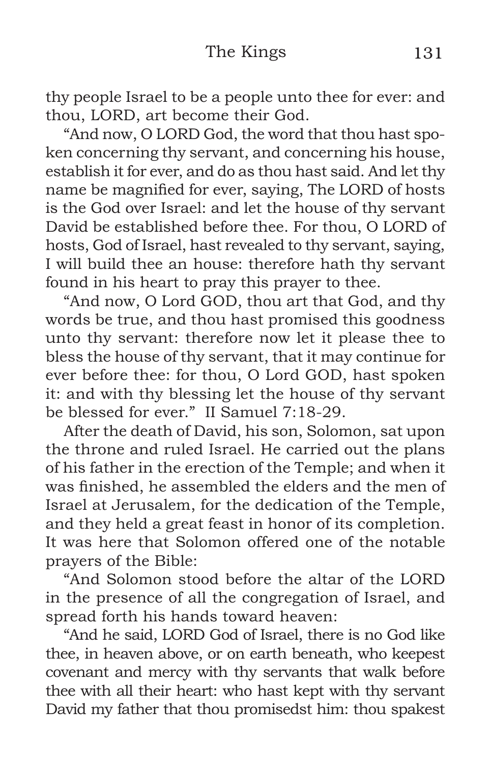thy people Israel to be a people unto thee for ever: and thou, LORD, art become their God.

"And now, O LORD God, the word that thou hast spoken concerning thy servant, and concerning his house, establish it for ever, and do as thou hast said. And let thy name be magnified for ever, saying, The LORD of hosts is the God over Israel: and let the house of thy servant David be established before thee. For thou, O LORD of hosts, God of Israel, hast revealed to thy servant, saying, I will build thee an house: therefore hath thy servant found in his heart to pray this prayer to thee.

"And now, O Lord GOD, thou art that God, and thy words be true, and thou hast promised this goodness unto thy servant: therefore now let it please thee to bless the house of thy servant, that it may continue for ever before thee: for thou, O Lord GOD, hast spoken it: and with thy blessing let the house of thy servant be blessed for ever." II Samuel 7:18-29.

After the death of David, his son, Solomon, sat upon the throne and ruled Israel. He carried out the plans of his father in the erection of the Temple; and when it was finished, he assembled the elders and the men of Israel at Jerusalem, for the dedication of the Temple, and they held a great feast in honor of its completion. It was here that Solomon offered one of the notable prayers of the Bible:

"And Solomon stood before the altar of the LORD in the presence of all the congregation of Israel, and spread forth his hands toward heaven:

"And he said, LORD God of Israel, there is no God like thee, in heaven above, or on earth beneath, who keepest covenant and mercy with thy servants that walk before thee with all their heart: who hast kept with thy servant David my father that thou promisedst him: thou spakest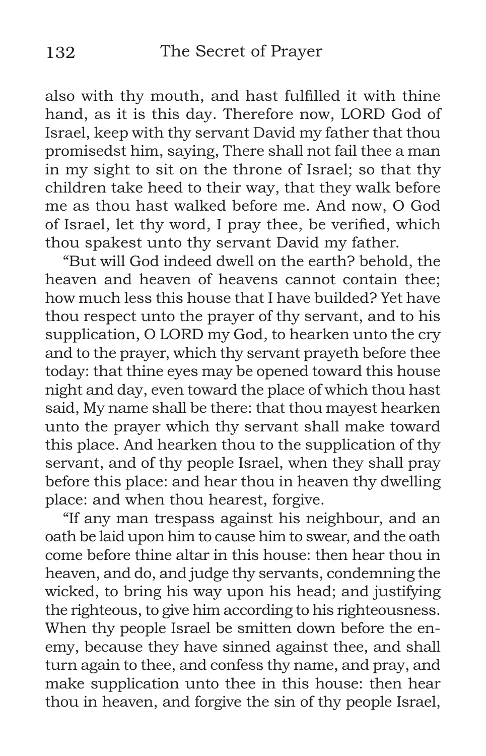also with thy mouth, and hast fulfilled it with thine hand, as it is this day. Therefore now, LORD God of Israel, keep with thy servant David my father that thou promisedst him, saying, There shall not fail thee a man in my sight to sit on the throne of Israel; so that thy children take heed to their way, that they walk before me as thou hast walked before me. And now, O God of Israel, let thy word, I pray thee, be verified, which thou spakest unto thy servant David my father.

"But will God indeed dwell on the earth? behold, the heaven and heaven of heavens cannot contain thee; how much less this house that I have builded? Yet have thou respect unto the prayer of thy servant, and to his supplication, O LORD my God, to hearken unto the cry and to the prayer, which thy servant prayeth before thee today: that thine eyes may be opened toward this house night and day, even toward the place of which thou hast said, My name shall be there: that thou mayest hearken unto the prayer which thy servant shall make toward this place. And hearken thou to the supplication of thy servant, and of thy people Israel, when they shall pray before this place: and hear thou in heaven thy dwelling place: and when thou hearest, forgive.

"If any man trespass against his neighbour, and an oath be laid upon him to cause him to swear, and the oath come before thine altar in this house: then hear thou in heaven, and do, and judge thy servants, condemning the wicked, to bring his way upon his head; and justifying the righteous, to give him according to his righteousness. When thy people Israel be smitten down before the enemy, because they have sinned against thee, and shall turn again to thee, and confess thy name, and pray, and make supplication unto thee in this house: then hear thou in heaven, and forgive the sin of thy people Israel,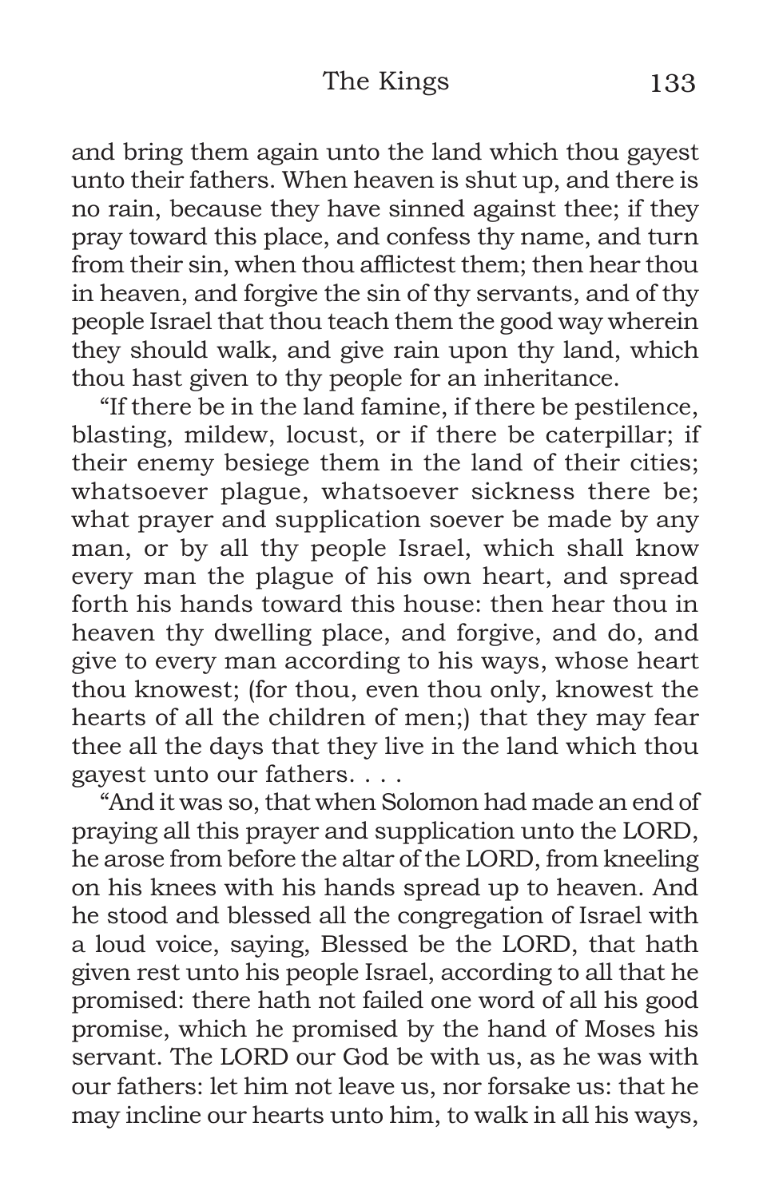and bring them again unto the land which thou gavest unto their fathers. When heaven is shut up, and there is no rain, because they have sinned against thee; if they pray toward this place, and confess thy name, and turn from their sin, when thou afflictest them; then hear thou in heaven, and forgive the sin of thy servants, and of thy people Israel that thou teach them the good way wherein they should walk, and give rain upon thy land, which thou hast given to thy people for an inheritance.

"If there be in the land famine, if there be pestilence, blasting, mildew, locust, or if there be caterpillar; if their enemy besiege them in the land of their cities; whatsoever plague, whatsoever sickness there be; what prayer and supplication soever be made by any man, or by all thy people Israel, which shall know every man the plague of his own heart, and spread forth his hands toward this house: then hear thou in heaven thy dwelling place, and forgive, and do, and give to every man according to his ways, whose heart thou knowest; (for thou, even thou only, knowest the hearts of all the children of men;) that they may fear thee all the days that they live in the land which thou gavest unto our fathers. . . .

"And it was so, that when Solomon had made an end of praying all this prayer and supplication unto the LORD, he arose from before the altar of the LORD, from kneeling on his knees with his hands spread up to heaven. And he stood and blessed all the congregation of Israel with a loud voice, saying, Blessed be the LORD, that hath given rest unto his people Israel, according to all that he promised: there hath not failed one word of all his good promise, which he promised by the hand of Moses his servant. The LORD our God be with us, as he was with our fathers: let him not leave us, nor forsake us: that he may incline our hearts unto him, to walk in all his ways,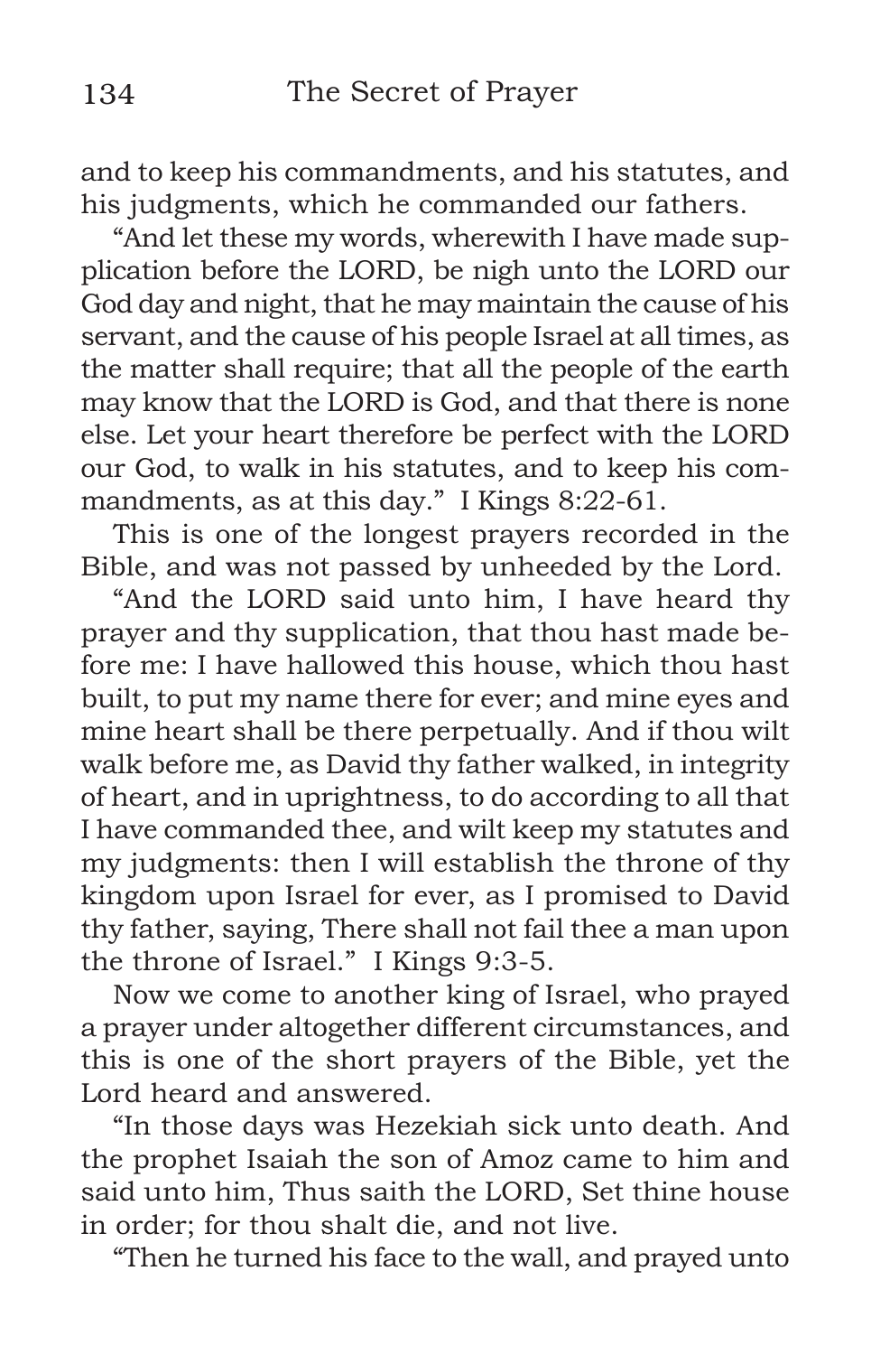and to keep his commandments, and his statutes, and his judgments, which he commanded our fathers.

"And let these my words, wherewith I have made supplication before the LORD, be nigh unto the LORD our God day and night, that he may maintain the cause of his servant, and the cause of his people Israel at all times, as the matter shall require; that all the people of the earth may know that the LORD is God, and that there is none else. Let your heart therefore be perfect with the LORD our God, to walk in his statutes, and to keep his commandments, as at this day." I Kings 8:22-61.

This is one of the longest prayers recorded in the Bible, and was not passed by unheeded by the Lord.

"And the LORD said unto him, I have heard thy prayer and thy supplication, that thou hast made before me: I have hallowed this house, which thou hast built, to put my name there for ever; and mine eyes and mine heart shall be there perpetually. And if thou wilt walk before me, as David thy father walked, in integrity of heart, and in uprightness, to do according to all that I have commanded thee, and wilt keep my statutes and my judgments: then I will establish the throne of thy kingdom upon Israel for ever, as I promised to David thy father, saying, There shall not fail thee a man upon the throne of Israel." I Kings 9:3-5.

Now we come to another king of Israel, who prayed a prayer under altogether different circumstances, and this is one of the short prayers of the Bible, yet the Lord heard and answered.

"In those days was Hezekiah sick unto death. And the prophet Isaiah the son of Amoz came to him and said unto him, Thus saith the LORD, Set thine house in order; for thou shalt die, and not live.

"Then he turned his face to the wall, and prayed unto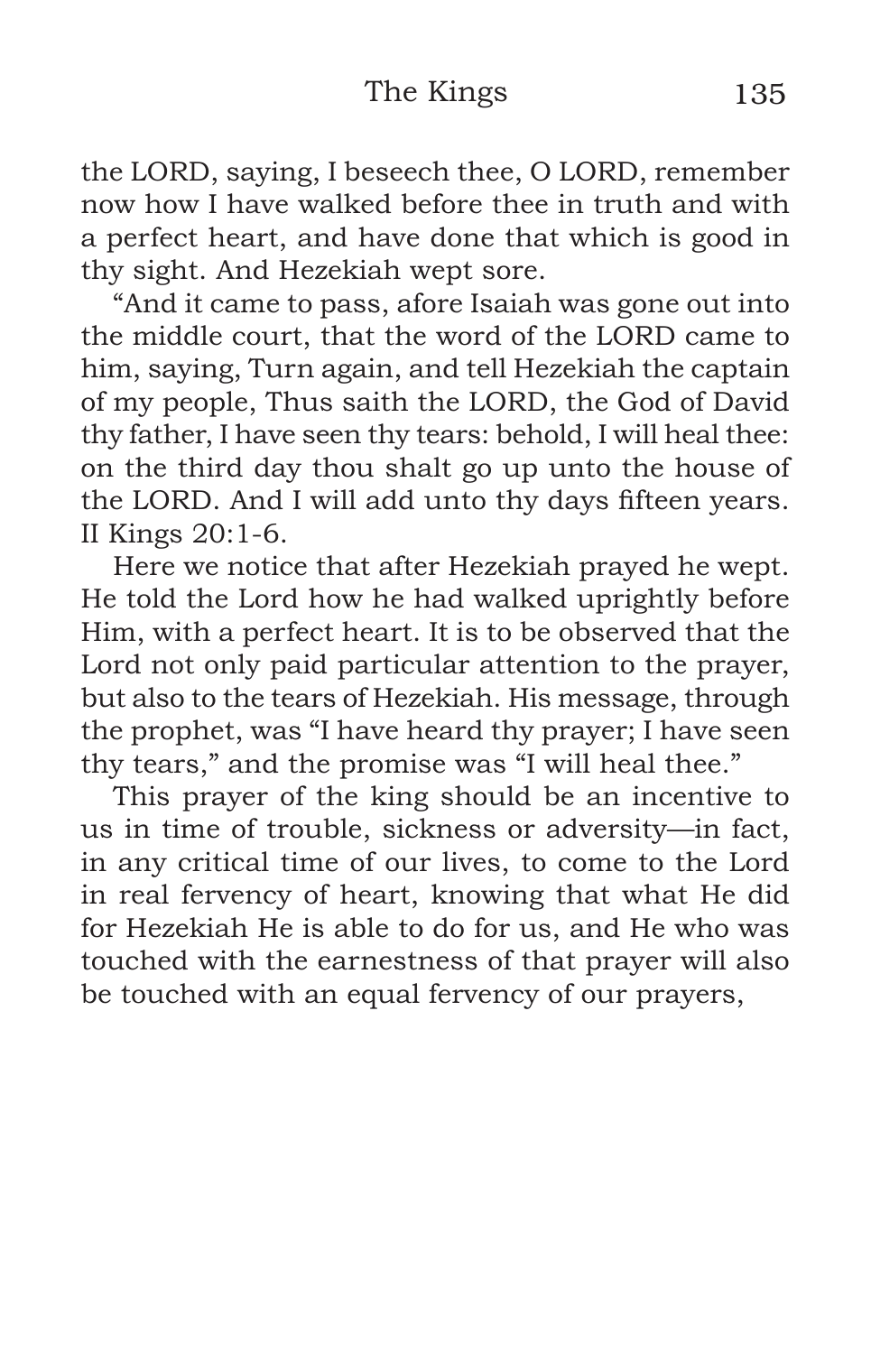the LORD, saying, I beseech thee, O LORD, remember now how I have walked before thee in truth and with a perfect heart, and have done that which is good in thy sight. And Hezekiah wept sore.

"And it came to pass, afore Isaiah was gone out into the middle court, that the word of the LORD came to him, saying, Turn again, and tell Hezekiah the captain of my people, Thus saith the LORD, the God of David thy father, I have seen thy tears: behold, I will heal thee: on the third day thou shalt go up unto the house of the LORD. And I will add unto thy days fifteen years. II Kings 20:1-6.

Here we notice that after Hezekiah prayed he wept. He told the Lord how he had walked uprightly before Him, with a perfect heart. It is to be observed that the Lord not only paid particular attention to the prayer, but also to the tears of Hezekiah. His message, through the prophet, was "I have heard thy prayer; I have seen thy tears," and the promise was "I will heal thee."

This prayer of the king should be an incentive to us in time of trouble, sickness or adversity—in fact, in any critical time of our lives, to come to the Lord in real fervency of heart, knowing that what He did for Hezekiah He is able to do for us, and He who was touched with the earnestness of that prayer will also be touched with an equal fervency of our prayers,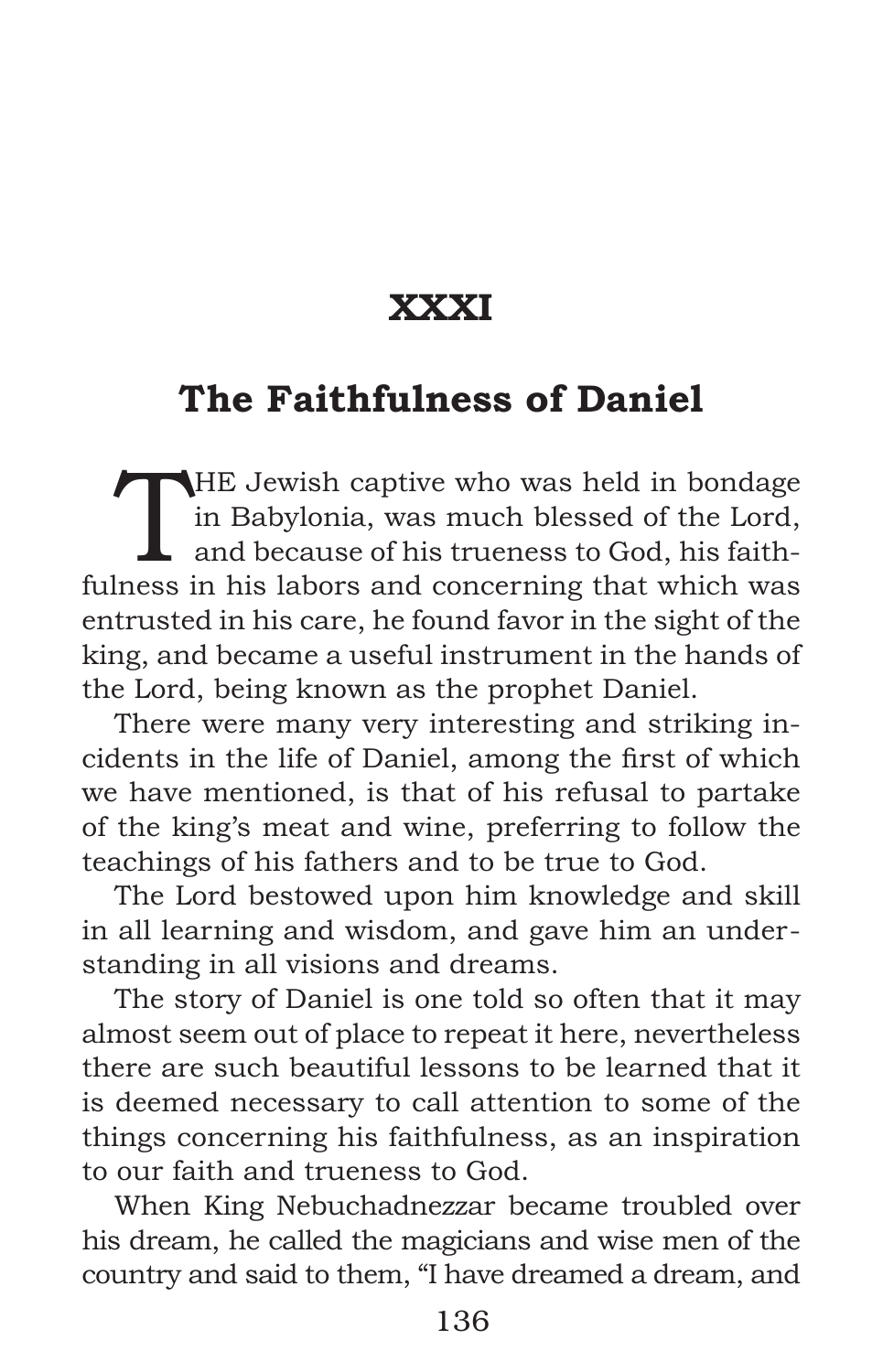# XXXI

## The Faithfulness of Daniel

THE Jewish captive who was held in bondage in Babylonia, was much blessed of the Lord, and because of his trueness to God, his faithfulness in his labors and concerning that which was entrusted in his care, he found favor in the sight of the king, and became a useful instrument in the hands of the Lord, being known as the prophet Daniel.

There were many very interesting and striking incidents in the life of Daniel, among the first of which we have mentioned, is that of his refusal to partake of the king's meat and wine, preferring to follow the teachings of his fathers and to be true to God.

The Lord bestowed upon him knowledge and skill in all learning and wisdom, and gave him an understanding in all visions and dreams.

The story of Daniel is one told so often that it may almost seem out of place to repeat it here, nevertheless there are such beautiful lessons to be learned that it is deemed necessary to call attention to some of the things concerning his faithfulness, as an inspiration to our faith and trueness to God.

When King Nebuchadnezzar became troubled over his dream, he called the magicians and wise men of the country and said to them, "I have dreamed a dream, and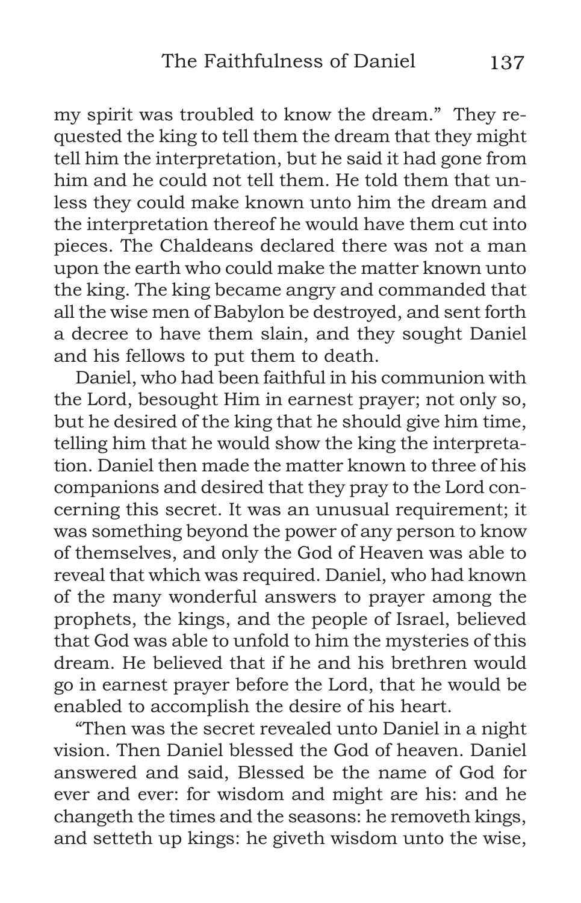my spirit was troubled to know the dream." They requested the king to tell them the dream that they might tell him the interpretation, but he said it had gone from him and he could not tell them. He told them that unless they could make known unto him the dream and the interpretation thereof he would have them cut into pieces. The Chaldeans declared there was not a man upon the earth who could make the matter known unto the king. The king became angry and commanded that all the wise men of Babylon be destroyed, and sent forth a decree to have them slain, and they sought Daniel and his fellows to put them to death.

Daniel, who had been faithful in his communion with the Lord, besought Him in earnest prayer; not only so, but he desired of the king that he should give him time, telling him that he would show the king the interpretation. Daniel then made the matter known to three of his companions and desired that they pray to the Lord concerning this secret. It was an unusual requirement; it was something beyond the power of any person to know of themselves, and only the God of Heaven was able to reveal that which was required. Daniel, who had known of the many wonderful answers to prayer among the prophets, the kings, and the people of Israel, believed that God was able to unfold to him the mysteries of this dream. He believed that if he and his brethren would go in earnest prayer before the Lord, that he would be enabled to accomplish the desire of his heart.

"Then was the secret revealed unto Daniel in a night vision. Then Daniel blessed the God of heaven. Daniel answered and said, Blessed be the name of God for ever and ever: for wisdom and might are his: and he changeth the times and the seasons: he removeth kings, and setteth up kings: he giveth wisdom unto the wise,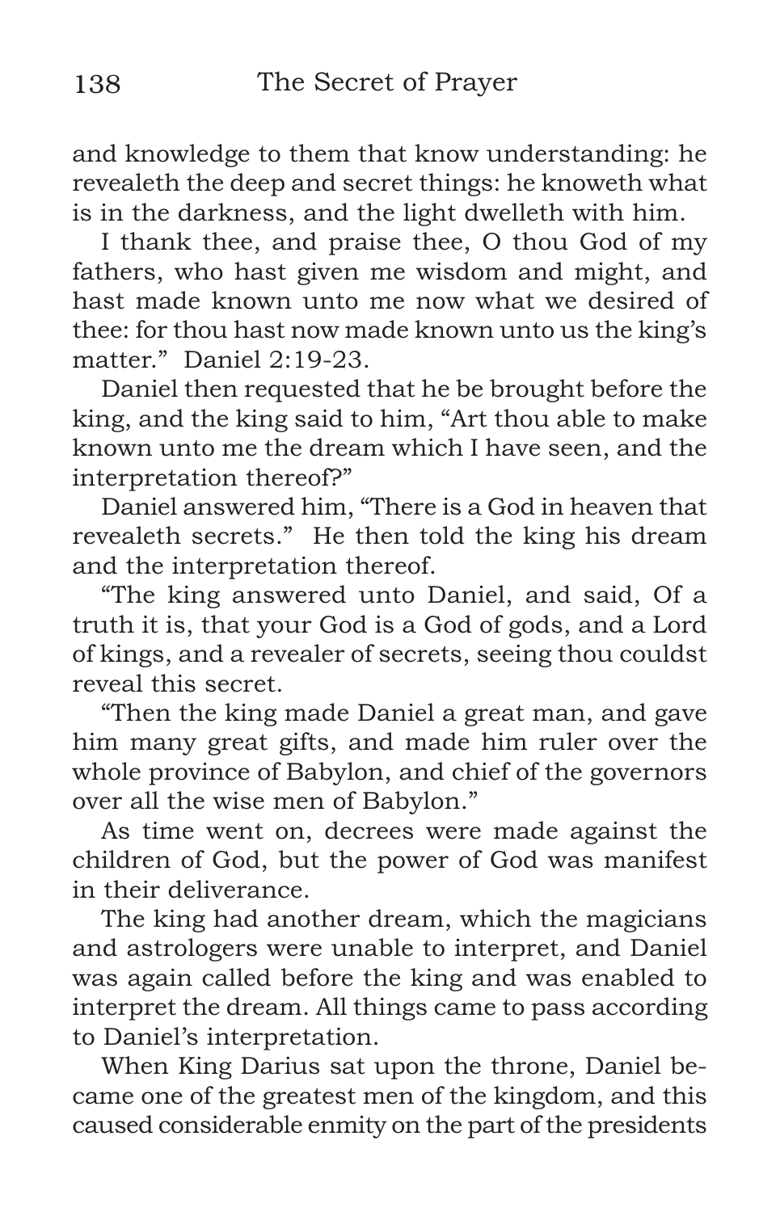and knowledge to them that know understanding: he revealeth the deep and secret things: he knoweth what is in the darkness, and the light dwelleth with him.

I thank thee, and praise thee, O thou God of my fathers, who hast given me wisdom and might, and hast made known unto me now what we desired of thee: for thou hast now made known unto us the king's matter." Daniel 2:19-23.

Daniel then requested that he be brought before the king, and the king said to him, "Art thou able to make known unto me the dream which I have seen, and the interpretation thereof?"

Daniel answered him, "There is a God in heaven that revealeth secrets." He then told the king his dream and the interpretation thereof.

"The king answered unto Daniel, and said, Of a truth it is, that your God is a God of gods, and a Lord of kings, and a revealer of secrets, seeing thou couldst reveal this secret.

"Then the king made Daniel a great man, and gave him many great gifts, and made him ruler over the whole province of Babylon, and chief of the governors over all the wise men of Babylon."

As time went on, decrees were made against the children of God, but the power of God was manifest in their deliverance.

The king had another dream, which the magicians and astrologers were unable to interpret, and Daniel was again called before the king and was enabled to interpret the dream. All things came to pass according to Daniel's interpretation.

When King Darius sat upon the throne, Daniel became one of the greatest men of the kingdom, and this caused considerable enmity on the part of the presidents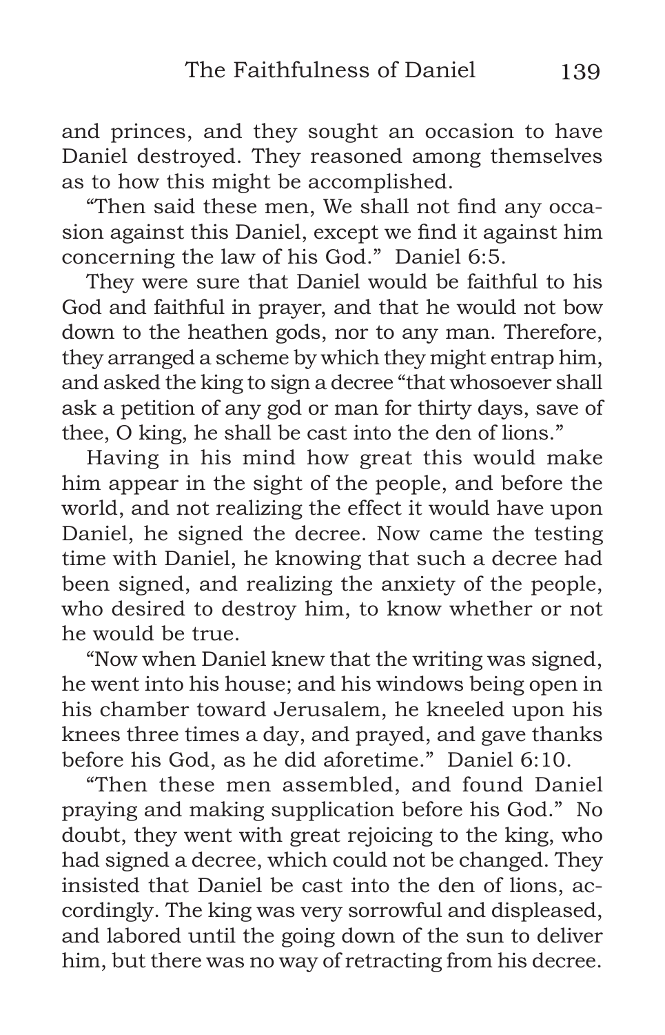and princes, and they sought an occasion to have Daniel destroyed. They reasoned among themselves as to how this might be accomplished.

"Then said these men, We shall not find any occasion against this Daniel, except we find it against him concerning the law of his God." Daniel 6:5.

They were sure that Daniel would be faithful to his God and faithful in prayer, and that he would not bow down to the heathen gods, nor to any man. Therefore, they arranged a scheme by which they might entrap him, and asked the king to sign a decree "that whosoever shall ask a petition of any god or man for thirty days, save of thee, O king, he shall be cast into the den of lions."

Having in his mind how great this would make him appear in the sight of the people, and before the world, and not realizing the effect it would have upon Daniel, he signed the decree. Now came the testing time with Daniel, he knowing that such a decree had been signed, and realizing the anxiety of the people, who desired to destroy him, to know whether or not he would be true.

"Now when Daniel knew that the writing was signed, he went into his house; and his windows being open in his chamber toward Jerusalem, he kneeled upon his knees three times a day, and prayed, and gave thanks before his God, as he did aforetime." Daniel 6:10.

"Then these men assembled, and found Daniel praying and making supplication before his God." No doubt, they went with great rejoicing to the king, who had signed a decree, which could not be changed. They insisted that Daniel be cast into the den of lions, accordingly. The king was very sorrowful and displeased, and labored until the going down of the sun to deliver him, but there was no way of retracting from his decree.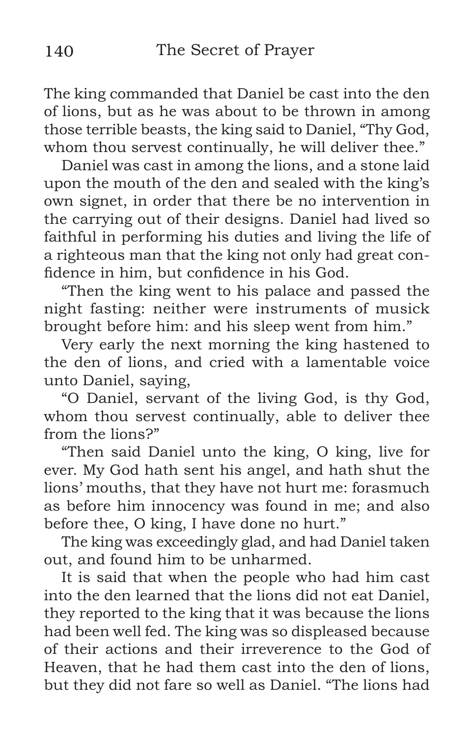The king commanded that Daniel be cast into the den of lions, but as he was about to be thrown in among those terrible beasts, the king said to Daniel, "Thy God, whom thou servest continually, he will deliver thee."

Daniel was cast in among the lions, and a stone laid upon the mouth of the den and sealed with the king's own signet, in order that there be no intervention in the carrying out of their designs. Daniel had lived so faithful in performing his duties and living the life of a righteous man that the king not only had great confidence in him, but confidence in his God.

"Then the king went to his palace and passed the night fasting: neither were instruments of musick brought before him: and his sleep went from him."

Very early the next morning the king hastened to the den of lions, and cried with a lamentable voice unto Daniel, saying,

"O Daniel, servant of the living God, is thy God, whom thou servest continually, able to deliver thee from the lions?"

"Then said Daniel unto the king, O king, live for ever. My God hath sent his angel, and hath shut the lions' mouths, that they have not hurt me: forasmuch as before him innocency was found in me; and also before thee, O king, I have done no hurt."

The king was exceedingly glad, and had Daniel taken out, and found him to be unharmed.

It is said that when the people who had him cast into the den learned that the lions did not eat Daniel, they reported to the king that it was because the lions had been well fed. The king was so displeased because of their actions and their irreverence to the God of Heaven, that he had them cast into the den of lions, but they did not fare so well as Daniel. "The lions had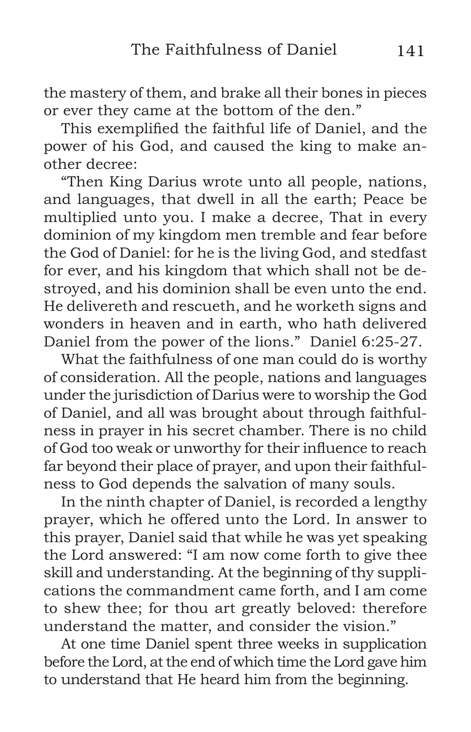the mastery of them, and brake all their bones in pieces or ever they came at the bottom of the den."

This exemplified the faithful life of Daniel, and the power of his God, and caused the king to make another decree:

"Then King Darius wrote unto all people, nations, and languages, that dwell in all the earth; Peace be multiplied unto you. I make a decree, That in every dominion of my kingdom men tremble and fear before the God of Daniel: for he is the living God, and stedfast for ever, and his kingdom that which shall not be destroyed, and his dominion shall be even unto the end. He delivereth and rescueth, and he worketh signs and wonders in heaven and in earth, who hath delivered Daniel from the power of the lions." Daniel 6:25-27.

What the faithfulness of one man could do is worthy of consideration. All the people, nations and languages under the jurisdiction of Darius were to worship the God of Daniel, and all was brought about through faithfulness in prayer in his secret chamber. There is no child of God too weak or unworthy for their influence to reach far beyond their place of prayer, and upon their faithfulness to God depends the salvation of many souls.

In the ninth chapter of Daniel, is recorded a lengthy prayer, which he offered unto the Lord. In answer to this prayer, Daniel said that while he was yet speaking the Lord answered: "I am now come forth to give thee skill and understanding. At the beginning of thy supplications the commandment came forth, and I am come to shew thee; for thou art greatly beloved: therefore understand the matter, and consider the vision."

At one time Daniel spent three weeks in supplication before the Lord, at the end of which time the Lord gave him to understand that He heard him from the beginning.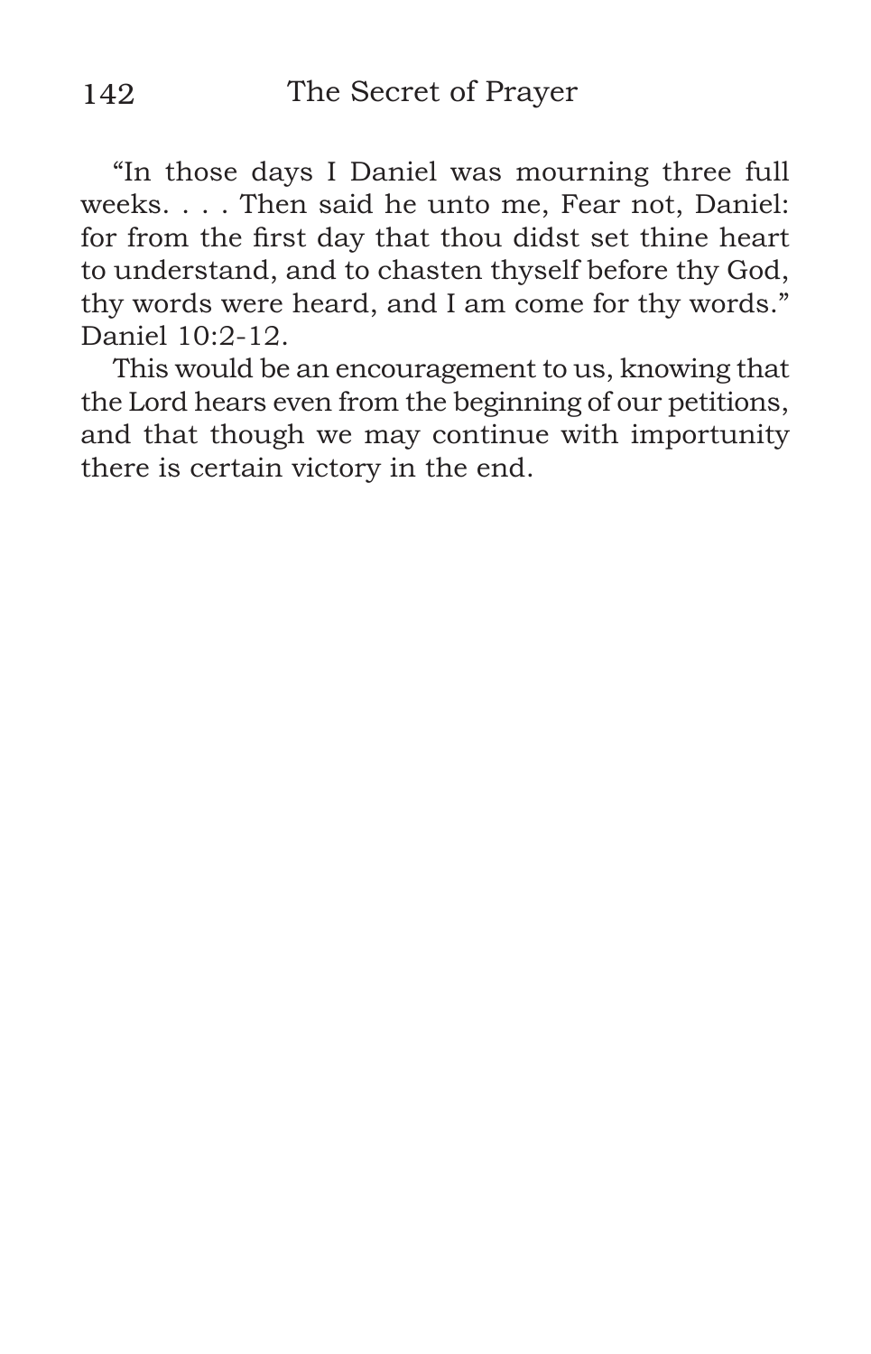"In those days I Daniel was mourning three full weeks. . . . Then said he unto me, Fear not, Daniel: for from the first day that thou didst set thine heart to understand, and to chasten thyself before thy God, thy words were heard, and I am come for thy words." Daniel 10:2-12.

This would be an encouragement to us, knowing that the Lord hears even from the beginning of our petitions, and that though we may continue with importunity there is certain victory in the end.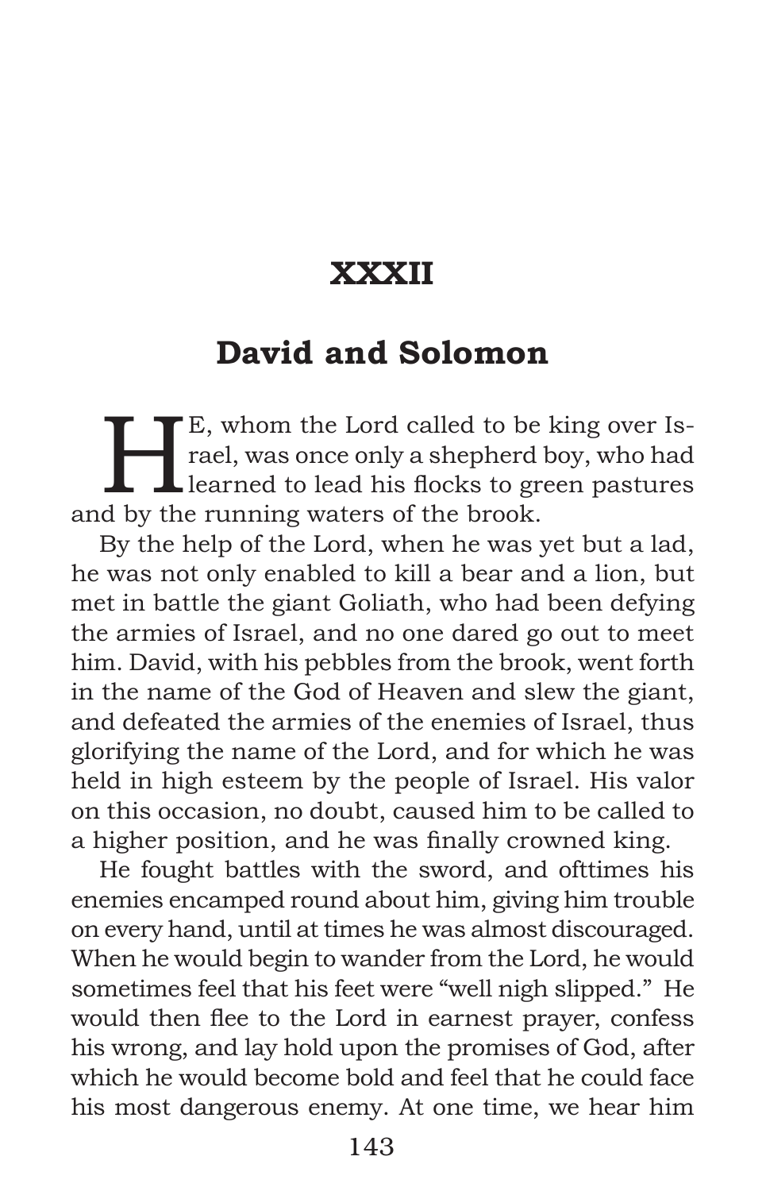# XXXII

## David and Solomon

HE, whom the Lord called to be king over Israel, was once only a shepherd boy, who had learned to lead his flocks to green pastures and by the running waters of the brook.

By the help of the Lord, when he was yet but a lad, he was not only enabled to kill a bear and a lion, but met in battle the giant Goliath, who had been defying the armies of Israel, and no one dared go out to meet him. David, with his pebbles from the brook, went forth in the name of the God of Heaven and slew the giant, and defeated the armies of the enemies of Israel, thus glorifying the name of the Lord, and for which he was held in high esteem by the people of Israel. His valor on this occasion, no doubt, caused him to be called to a higher position, and he was finally crowned king.

He fought battles with the sword, and ofttimes his enemies encamped round about him, giving him trouble on every hand, until at times he was almost discouraged. When he would begin to wander from the Lord, he would sometimes feel that his feet were "well nigh slipped." He would then flee to the Lord in earnest prayer, confess his wrong, and lay hold upon the promises of God, after which he would become bold and feel that he could face his most dangerous enemy. At one time, we hear him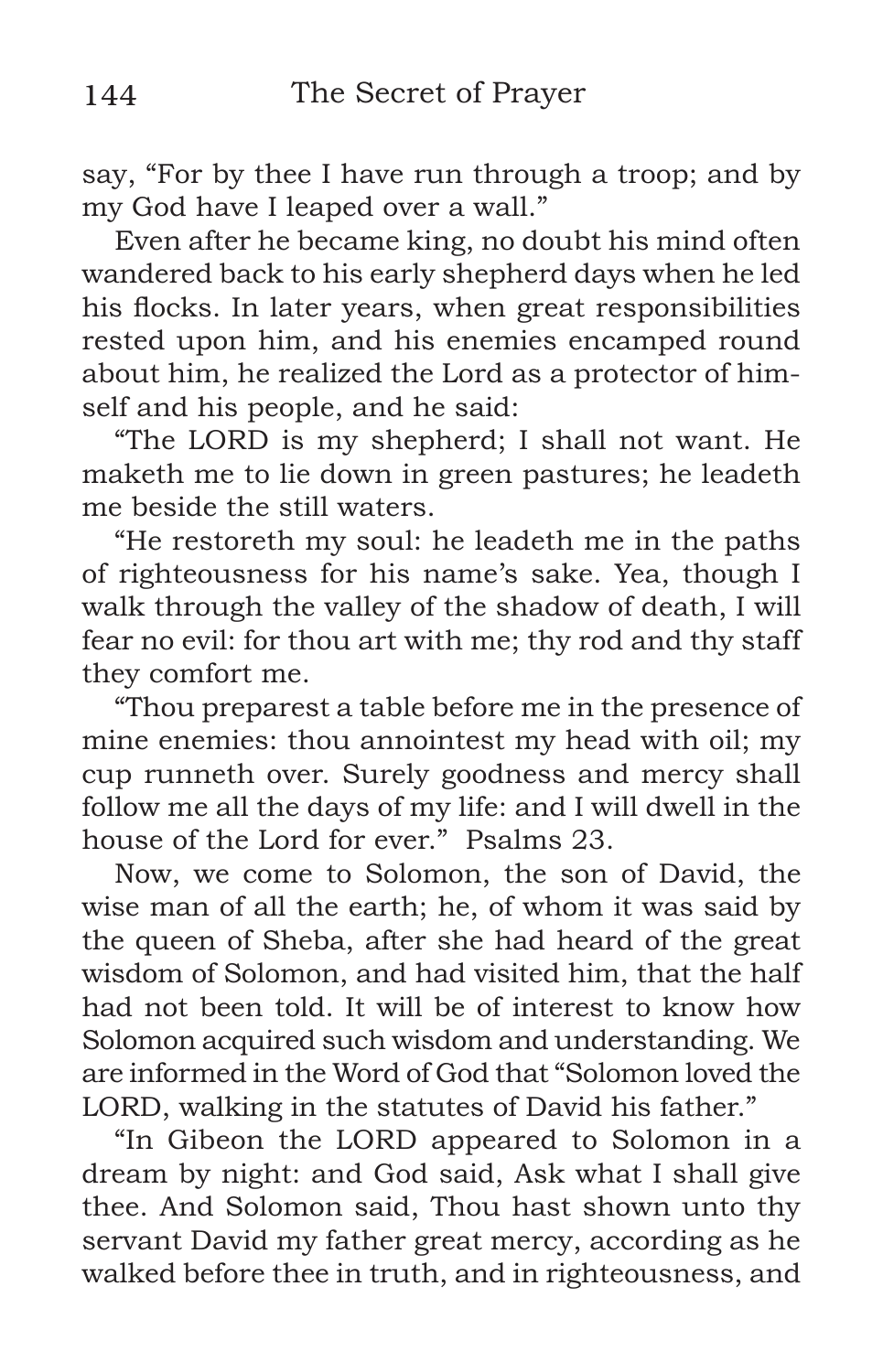say, "For by thee I have run through a troop; and by my God have I leaped over a wall."

Even after he became king, no doubt his mind often wandered back to his early shepherd days when he led his flocks. In later years, when great responsibilities rested upon him, and his enemies encamped round about him, he realized the Lord as a protector of himself and his people, and he said:

"The LORD is my shepherd; I shall not want. He maketh me to lie down in green pastures; he leadeth me beside the still waters.

"He restoreth my soul: he leadeth me in the paths of righteousness for his name's sake. Yea, though I walk through the valley of the shadow of death, I will fear no evil: for thou art with me; thy rod and thy staff they comfort me.

"Thou preparest a table before me in the presence of mine enemies: thou annointest my head with oil; my cup runneth over. Surely goodness and mercy shall follow me all the days of my life: and I will dwell in the house of the Lord for ever." Psalms 23.

Now, we come to Solomon, the son of David, the wise man of all the earth; he, of whom it was said by the queen of Sheba, after she had heard of the great wisdom of Solomon, and had visited him, that the half had not been told. It will be of interest to know how Solomon acquired such wisdom and understanding. We are informed in the Word of God that "Solomon loved the LORD, walking in the statutes of David his father."

"In Gibeon the LORD appeared to Solomon in a dream by night: and God said, Ask what I shall give thee. And Solomon said, Thou hast shown unto thy servant David my father great mercy, according as he walked before thee in truth, and in righteousness, and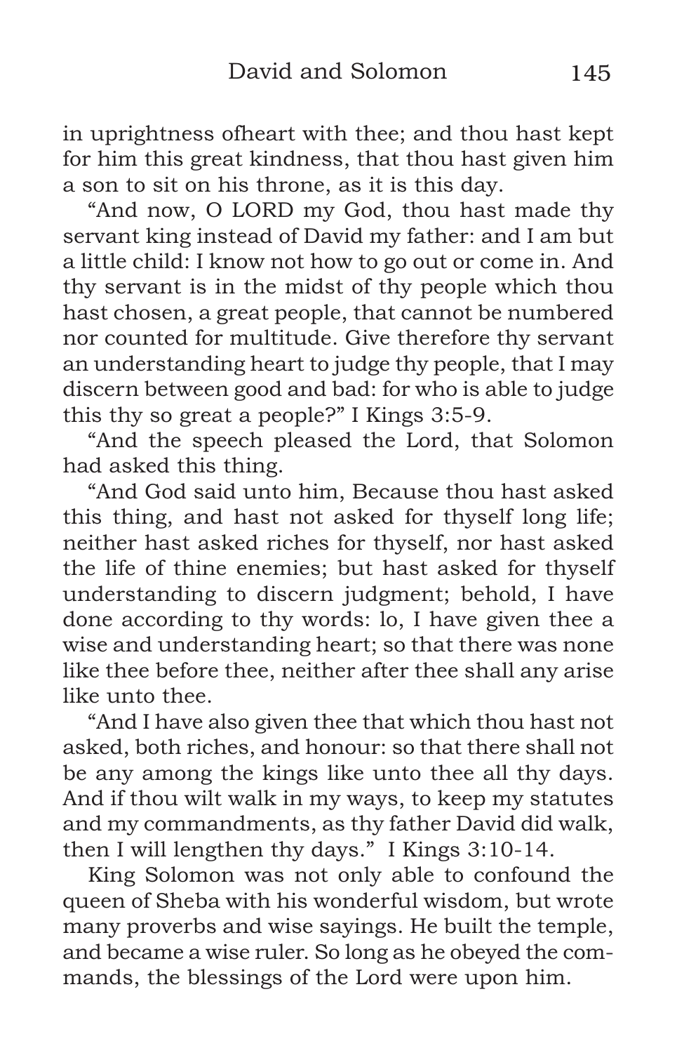in uprightness ofheart with thee; and thou hast kept for him this great kindness, that thou hast given him a son to sit on his throne, as it is this day.

"And now, O LORD my God, thou hast made thy servant king instead of David my father: and I am but a little child: I know not how to go out or come in. And thy servant is in the midst of thy people which thou hast chosen, a great people, that cannot be numbered nor counted for multitude. Give therefore thy servant an understanding heart to judge thy people, that I may discern between good and bad: for who is able to judge this thy so great a people?" I Kings 3:5-9.

"And the speech pleased the Lord, that Solomon had asked this thing.

"And God said unto him, Because thou hast asked this thing, and hast not asked for thyself long life; neither hast asked riches for thyself, nor hast asked the life of thine enemies; but hast asked for thyself understanding to discern judgment; behold, I have done according to thy words: lo, I have given thee a wise and understanding heart; so that there was none like thee before thee, neither after thee shall any arise like unto thee.

"And I have also given thee that which thou hast not asked, both riches, and honour: so that there shall not be any among the kings like unto thee all thy days. And if thou wilt walk in my ways, to keep my statutes and my commandments, as thy father David did walk, then I will lengthen thy days." I Kings 3:10-14.

King Solomon was not only able to confound the queen of Sheba with his wonderful wisdom, but wrote many proverbs and wise sayings. He built the temple, and became a wise ruler. So long as he obeyed the commands, the blessings of the Lord were upon him.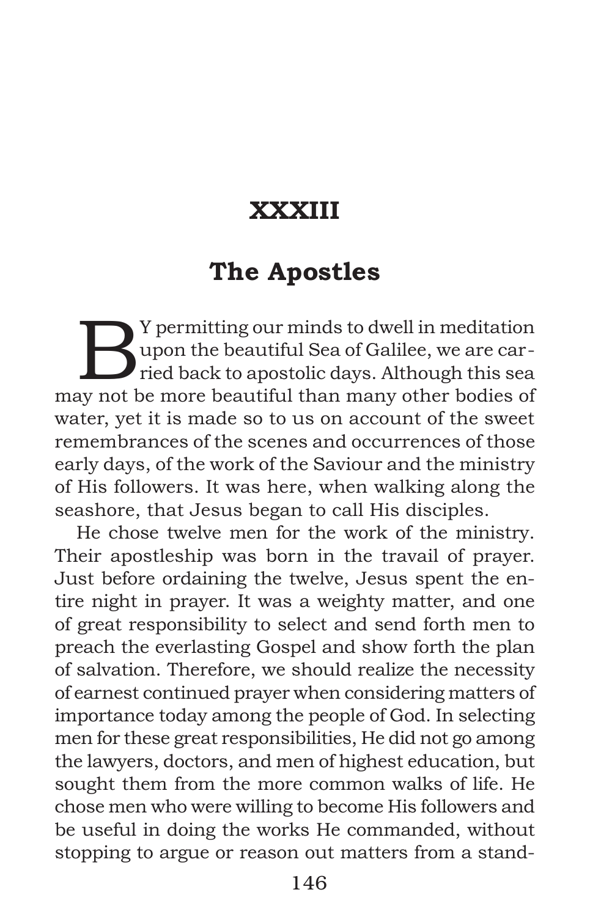# XXXIII

## The Apostles

BY permitting our minds to dwell in meditation upon the beautiful Sea of Galilee, we are carried back to apostolic days. Although this sea may not be more beautiful than many other bodies of water, yet it is made so to us on account of the sweet remembrances of the scenes and occurrences of those early days, of the work of the Saviour and the ministry of His followers. It was here, when walking along the seashore, that Jesus began to call His disciples.

He chose twelve men for the work of the ministry. Their apostleship was born in the travail of prayer. Just before ordaining the twelve, Jesus spent the entire night in prayer. It was a weighty matter, and one of great responsibility to select and send forth men to preach the everlasting Gospel and show forth the plan of salvation. Therefore, we should realize the necessity of earnest continued prayer when considering matters of importance today among the people of God. In selecting men for these great responsibilities, He did not go among the lawyers, doctors, and men of highest education, but sought them from the more common walks of life. He chose men who were willing to become His followers and be useful in doing the works He commanded, without stopping to argue or reason out matters from a stand-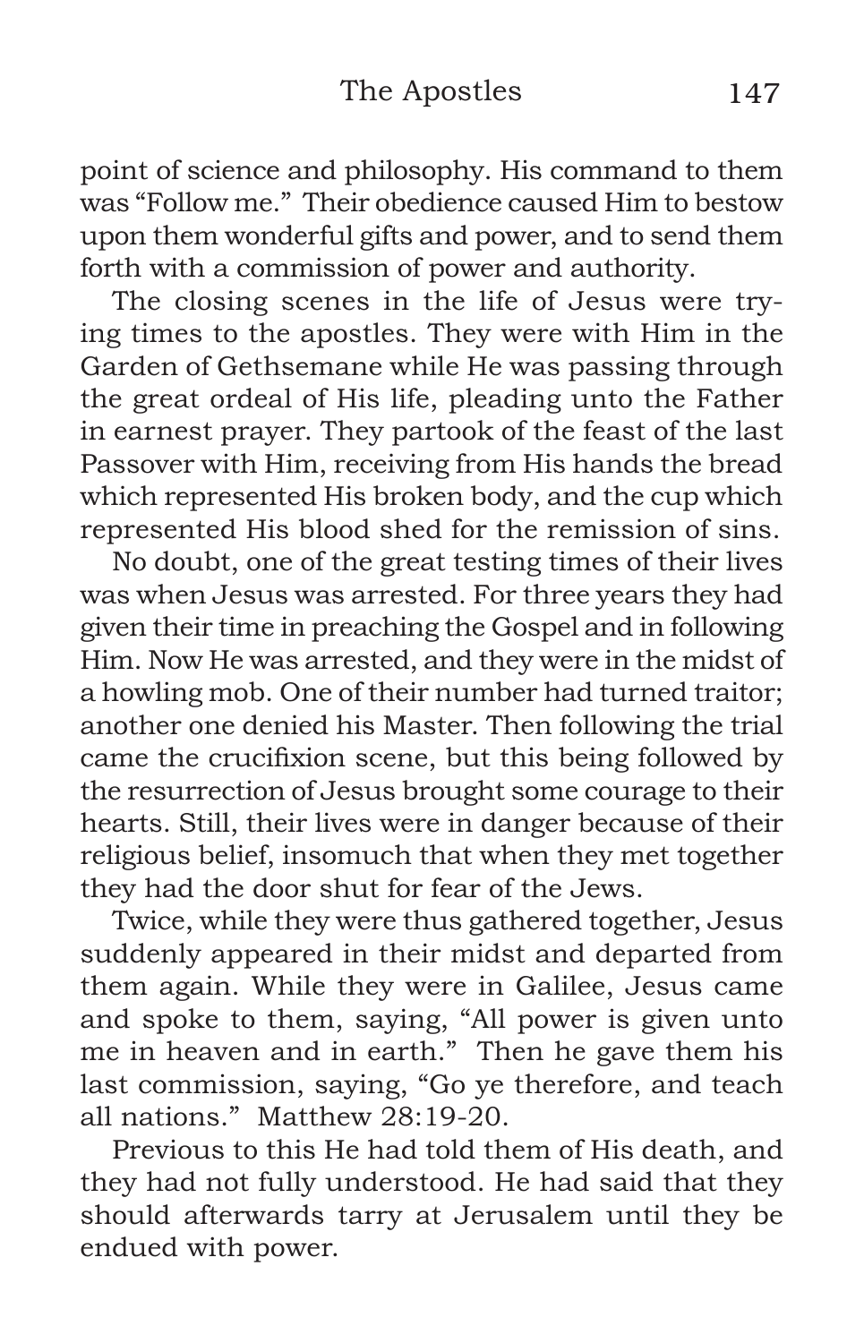point of science and philosophy. His command to them was "Follow me." Their obedience caused Him to bestow upon them wonderful gifts and power, and to send them forth with a commission of power and authority.

The closing scenes in the life of Jesus were trying times to the apostles. They were with Him in the Garden of Gethsemane while He was passing through the great ordeal of His life, pleading unto the Father in earnest prayer. They partook of the feast of the last Passover with Him, receiving from His hands the bread which represented His broken body, and the cup which represented His blood shed for the remission of sins.

No doubt, one of the great testing times of their lives was when Jesus was arrested. For three years they had given their time in preaching the Gospel and in following Him. Now He was arrested, and they were in the midst of a howling mob. One of their number had turned traitor; another one denied his Master. Then following the trial came the crucifixion scene, but this being followed by the resurrection of Jesus brought some courage to their hearts. Still, their lives were in danger because of their religious belief, insomuch that when they met together they had the door shut for fear of the Jews.

Twice, while they were thus gathered together, Jesus suddenly appeared in their midst and departed from them again. While they were in Galilee, Jesus came and spoke to them, saying, "All power is given unto me in heaven and in earth." Then he gave them his last commission, saying, "Go ye therefore, and teach all nations." Matthew 28:19-20.

Previous to this He had told them of His death, and they had not fully understood. He had said that they should afterwards tarry at Jerusalem until they be endued with power.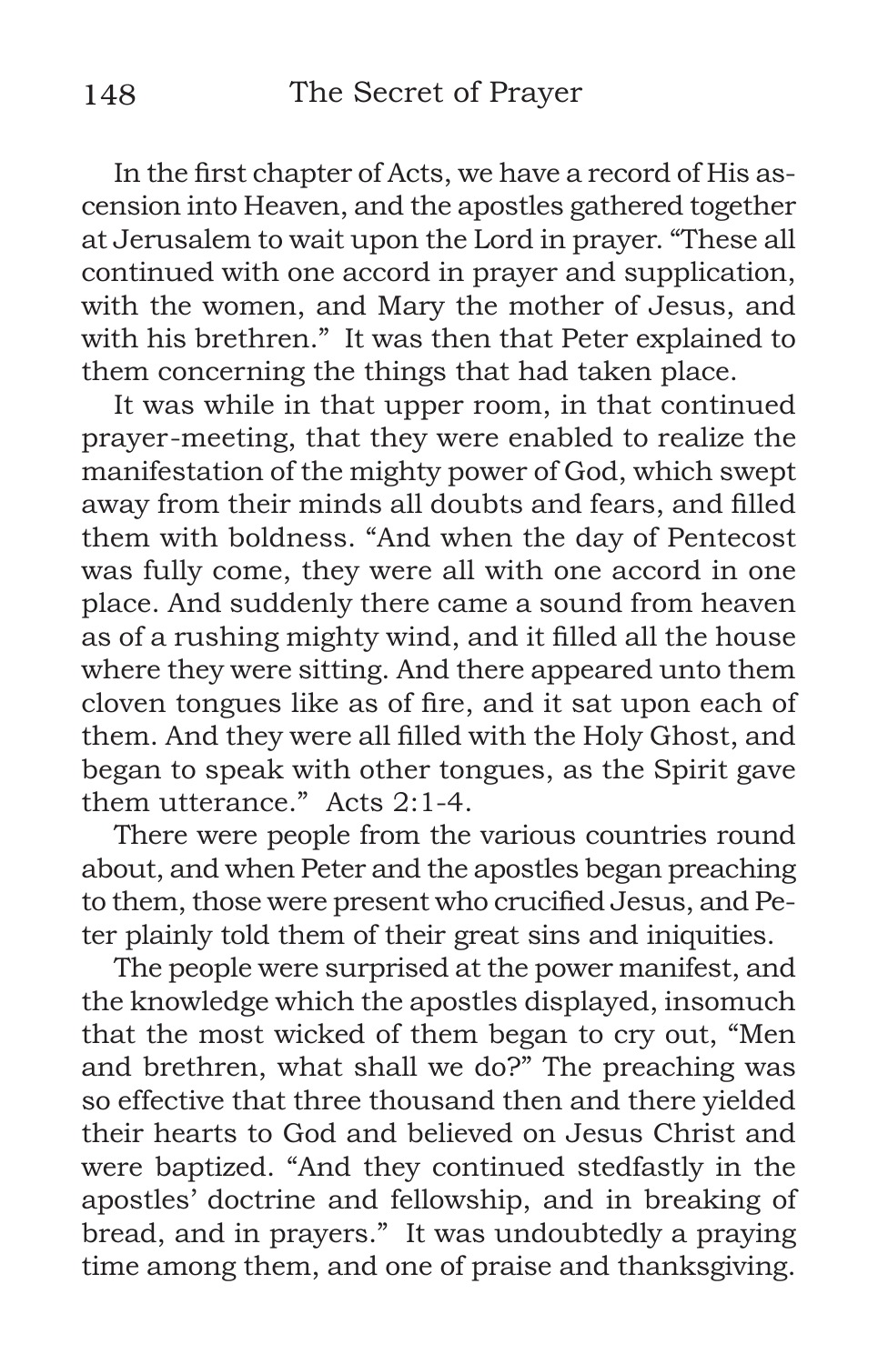In the first chapter of Acts, we have a record of His ascension into Heaven, and the apostles gathered together at Jerusalem to wait upon the Lord in prayer. "These all continued with one accord in prayer and supplication, with the women, and Mary the mother of Jesus, and with his brethren." It was then that Peter explained to them concerning the things that had taken place.

It was while in that upper room, in that continued prayer-meeting, that they were enabled to realize the manifestation of the mighty power of God, which swept away from their minds all doubts and fears, and filled them with boldness. "And when the day of Pentecost was fully come, they were all with one accord in one place. And suddenly there came a sound from heaven as of a rushing mighty wind, and it filled all the house where they were sitting. And there appeared unto them cloven tongues like as of fire, and it sat upon each of them. And they were all filled with the Holy Ghost, and began to speak with other tongues, as the Spirit gave them utterance." Acts 2:1-4.

There were people from the various countries round about, and when Peter and the apostles began preaching to them, those were present who crucified Jesus, and Peter plainly told them of their great sins and iniquities.

The people were surprised at the power manifest, and the knowledge which the apostles displayed, insomuch that the most wicked of them began to cry out, "Men and brethren, what shall we do?" The preaching was so effective that three thousand then and there yielded their hearts to God and believed on Jesus Christ and were baptized. "And they continued stedfastly in the apostles' doctrine and fellowship, and in breaking of bread, and in prayers." It was undoubtedly a praying time among them, and one of praise and thanksgiving.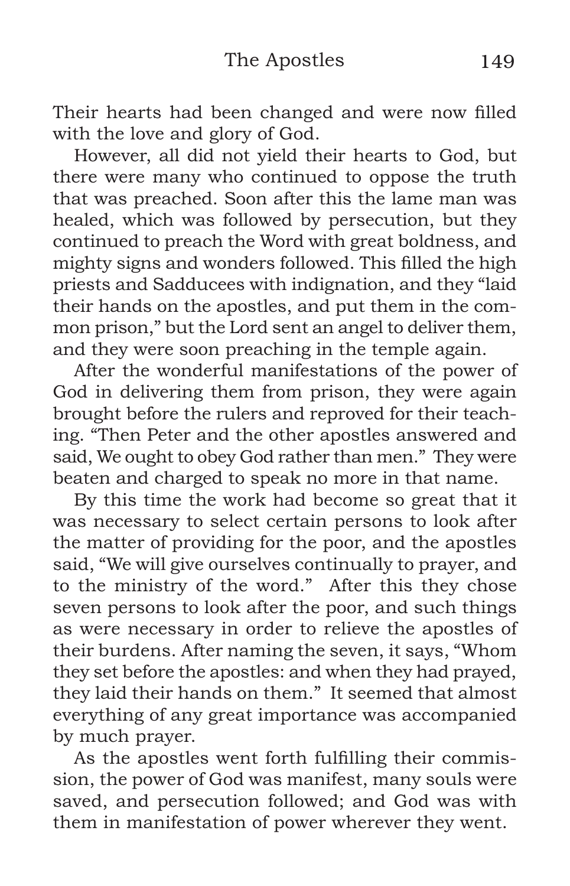Their hearts had been changed and were now filled with the love and glory of God.

However, all did not yield their hearts to God, but there were many who continued to oppose the truth that was preached. Soon after this the lame man was healed, which was followed by persecution, but they continued to preach the Word with great boldness, and mighty signs and wonders followed. This filled the high priests and Sadducees with indignation, and they "laid their hands on the apostles, and put them in the common prison," but the Lord sent an angel to deliver them, and they were soon preaching in the temple again.

After the wonderful manifestations of the power of God in delivering them from prison, they were again brought before the rulers and reproved for their teaching. "Then Peter and the other apostles answered and said, We ought to obey God rather than men." They were beaten and charged to speak no more in that name.

By this time the work had become so great that it was necessary to select certain persons to look after the matter of providing for the poor, and the apostles said, "We will give ourselves continually to prayer, and to the ministry of the word." After this they chose seven persons to look after the poor, and such things as were necessary in order to relieve the apostles of their burdens. After naming the seven, it says, "Whom they set before the apostles: and when they had prayed, they laid their hands on them." It seemed that almost everything of any great importance was accompanied by much prayer.

As the apostles went forth fulfilling their commission, the power of God was manifest, many souls were saved, and persecution followed; and God was with them in manifestation of power wherever they went.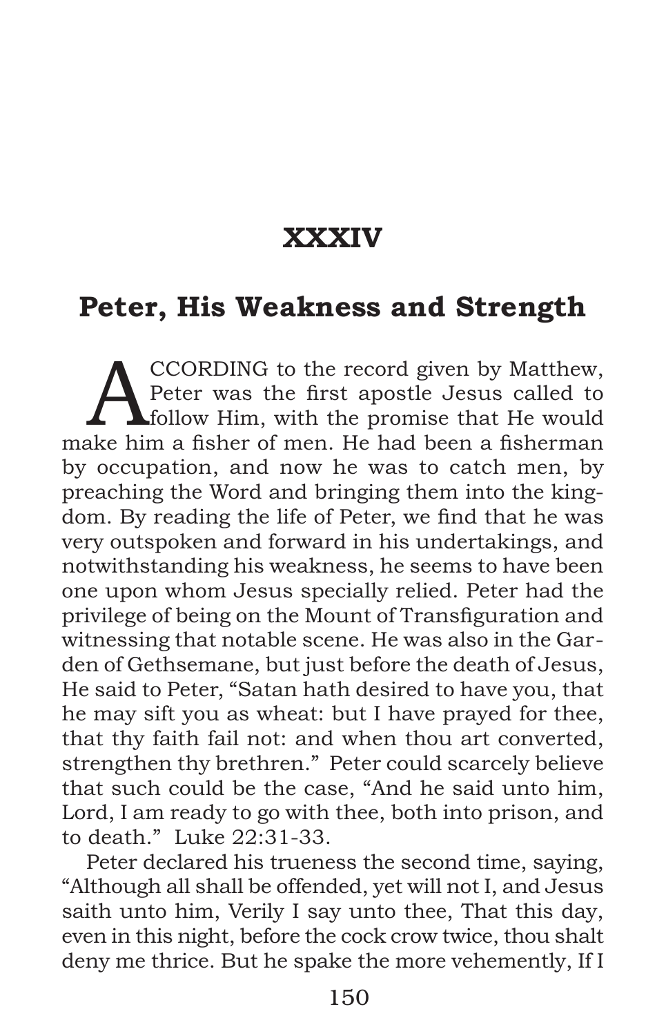# XXXIV

## Peter, His Weakness and Strength

ACCORDING to the record given by Matthew, Peter was the first apostle Jesus called to follow Him, with the promise that He would make him a fisher of men. He had been a fisherman by occupation, and now he was to catch men, by preaching the Word and bringing them into the kingdom. By reading the life of Peter, we find that he was very outspoken and forward in his undertakings, and notwithstanding his weakness, he seems to have been one upon whom Jesus specially relied. Peter had the privilege of being on the Mount of Transfiguration and witnessing that notable scene. He was also in the Garden of Gethsemane, but just before the death of Jesus, He said to Peter, "Satan hath desired to have you, that he may sift you as wheat: but I have prayed for thee, that thy faith fail not: and when thou art converted, strengthen thy brethren." Peter could scarcely believe that such could be the case, "And he said unto him, Lord, I am ready to go with thee, both into prison, and to death." Luke 22:31-33.

Peter declared his trueness the second time, saying, "Although all shall be offended, yet will not I, and Jesus saith unto him, Verily I say unto thee, That this day, even in this night, before the cock crow twice, thou shalt deny me thrice. But he spake the more vehemently, If I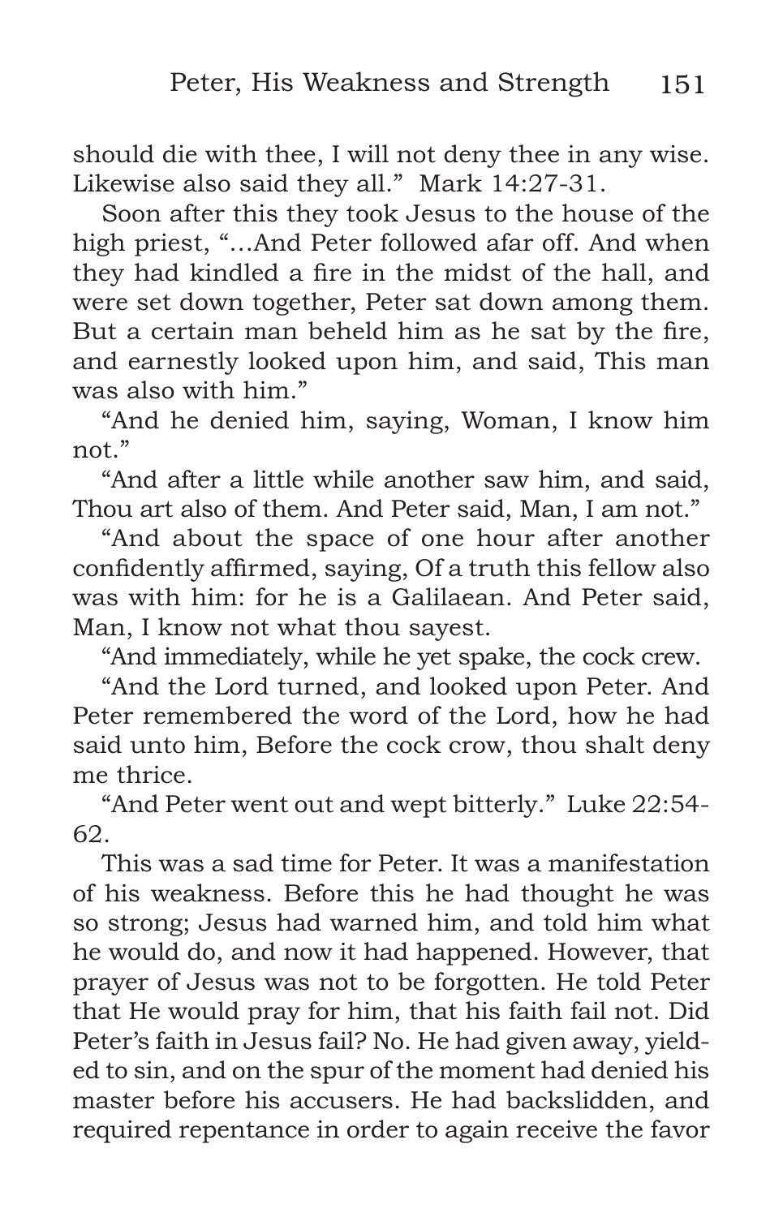should die with thee, I will not deny thee in any wise. Likewise also said they all." Mark 14:27-31.

Soon after this they took Jesus to the house of the high priest, "…And Peter followed afar off. And when they had kindled a fire in the midst of the hall, and were set down together, Peter sat down among them. But a certain man beheld him as he sat by the fire, and earnestly looked upon him, and said, This man was also with him."

"And he denied him, saying, Woman, I know him not."

"And after a little while another saw him, and said, Thou art also of them. And Peter said, Man, I am not."

"And about the space of one hour after another confidently affirmed, saying, Of a truth this fellow also was with him: for he is a Galilaean. And Peter said, Man, I know not what thou sayest.

"And immediately, while he yet spake, the cock crew.

"And the Lord turned, and looked upon Peter. And Peter remembered the word of the Lord, how he had said unto him, Before the cock crow, thou shalt deny me thrice.

"And Peter went out and wept bitterly." Luke 22:54-62.

This was a sad time for Peter. It was a manifestation of his weakness. Before this he had thought he was so strong; Jesus had warned him, and told him what he would do, and now it had happened. However, that prayer of Jesus was not to be forgotten. He told Peter that He would pray for him, that his faith fail not. Did Peter's faith in Jesus fail? No. He had given away, yielded to sin, and on the spur of the moment had denied his master before his accusers. He had backslidden, and required repentance in order to again receive the favor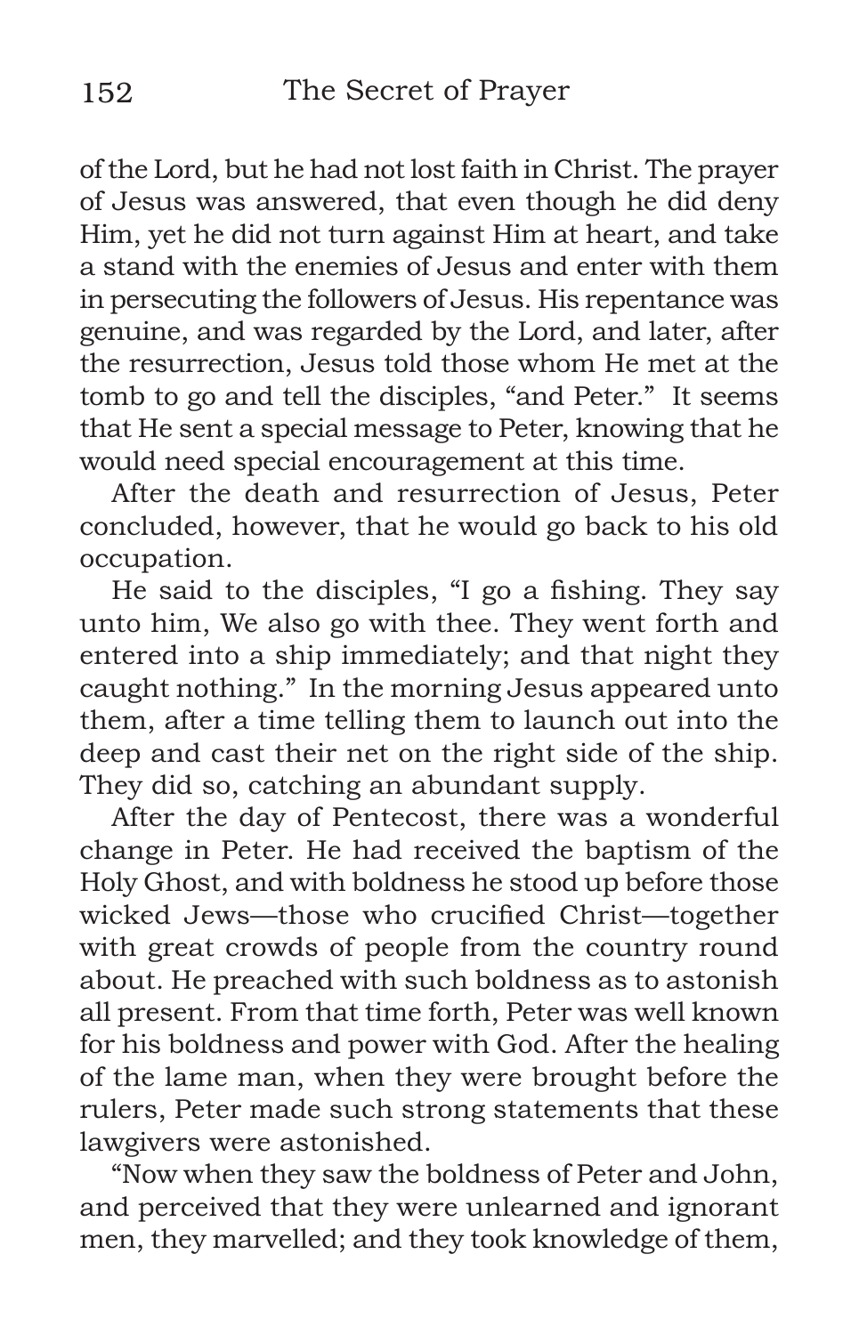of the Lord, but he had not lost faith in Christ. The prayer of Jesus was answered, that even though he did deny Him, yet he did not turn against Him at heart, and take a stand with the enemies of Jesus and enter with them in persecuting the followers of Jesus. His repentance was genuine, and was regarded by the Lord, and later, after the resurrection, Jesus told those whom He met at the tomb to go and tell the disciples, "and Peter." It seems that He sent a special message to Peter, knowing that he would need special encouragement at this time.

After the death and resurrection of Jesus, Peter concluded, however, that he would go back to his old occupation.

He said to the disciples, "I go a fishing. They say unto him, We also go with thee. They went forth and entered into a ship immediately; and that night they caught nothing." In the morning Jesus appeared unto them, after a time telling them to launch out into the deep and cast their net on the right side of the ship. They did so, catching an abundant supply.

After the day of Pentecost, there was a wonderful change in Peter. He had received the baptism of the Holy Ghost, and with boldness he stood up before those wicked Jews—those who crucified Christ—together with great crowds of people from the country round about. He preached with such boldness as to astonish all present. From that time forth, Peter was well known for his boldness and power with God. After the healing of the lame man, when they were brought before the rulers, Peter made such strong statements that these lawgivers were astonished.

"Now when they saw the boldness of Peter and John, and perceived that they were unlearned and ignorant men, they marvelled; and they took knowledge of them,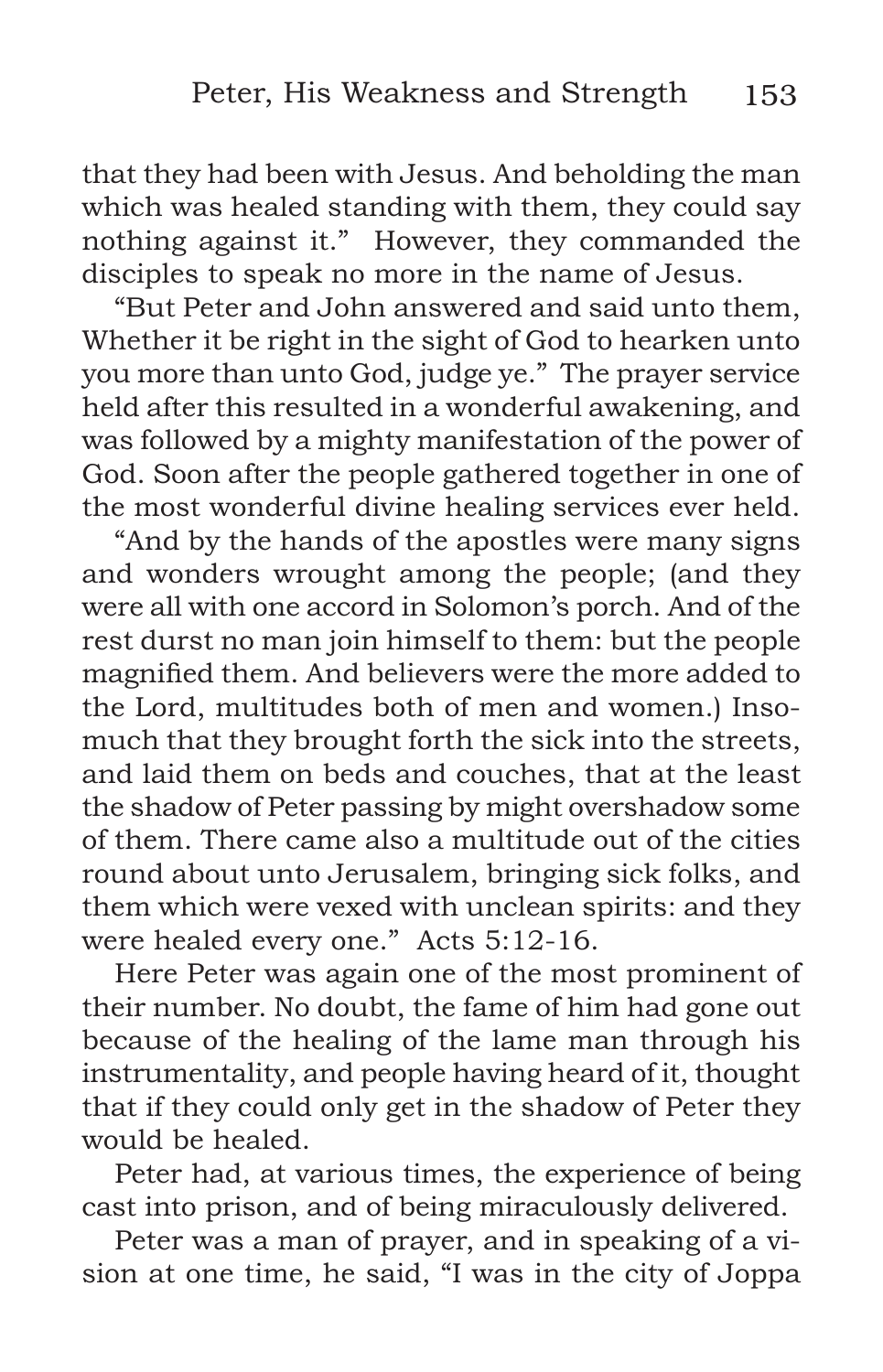that they had been with Jesus. And beholding the man which was healed standing with them, they could say nothing against it." However, they commanded the disciples to speak no more in the name of Jesus.

"But Peter and John answered and said unto them, Whether it be right in the sight of God to hearken unto you more than unto God, judge ye." The prayer service held after this resulted in a wonderful awakening, and was followed by a mighty manifestation of the power of God. Soon after the people gathered together in one of the most wonderful divine healing services ever held.

"And by the hands of the apostles were many signs and wonders wrought among the people; (and they were all with one accord in Solomon's porch. And of the rest durst no man join himself to them: but the people magnified them. And believers were the more added to the Lord, multitudes both of men and women.) Insomuch that they brought forth the sick into the streets, and laid them on beds and couches, that at the least the shadow of Peter passing by might overshadow some of them. There came also a multitude out of the cities round about unto Jerusalem, bringing sick folks, and them which were vexed with unclean spirits: and they were healed every one." Acts 5:12-16.

Here Peter was again one of the most prominent of their number. No doubt, the fame of him had gone out because of the healing of the lame man through his instrumentality, and people having heard of it, thought that if they could only get in the shadow of Peter they would be healed.

Peter had, at various times, the experience of being cast into prison, and of being miraculously delivered.

Peter was a man of prayer, and in speaking of a vision at one time, he said, "I was in the city of Joppa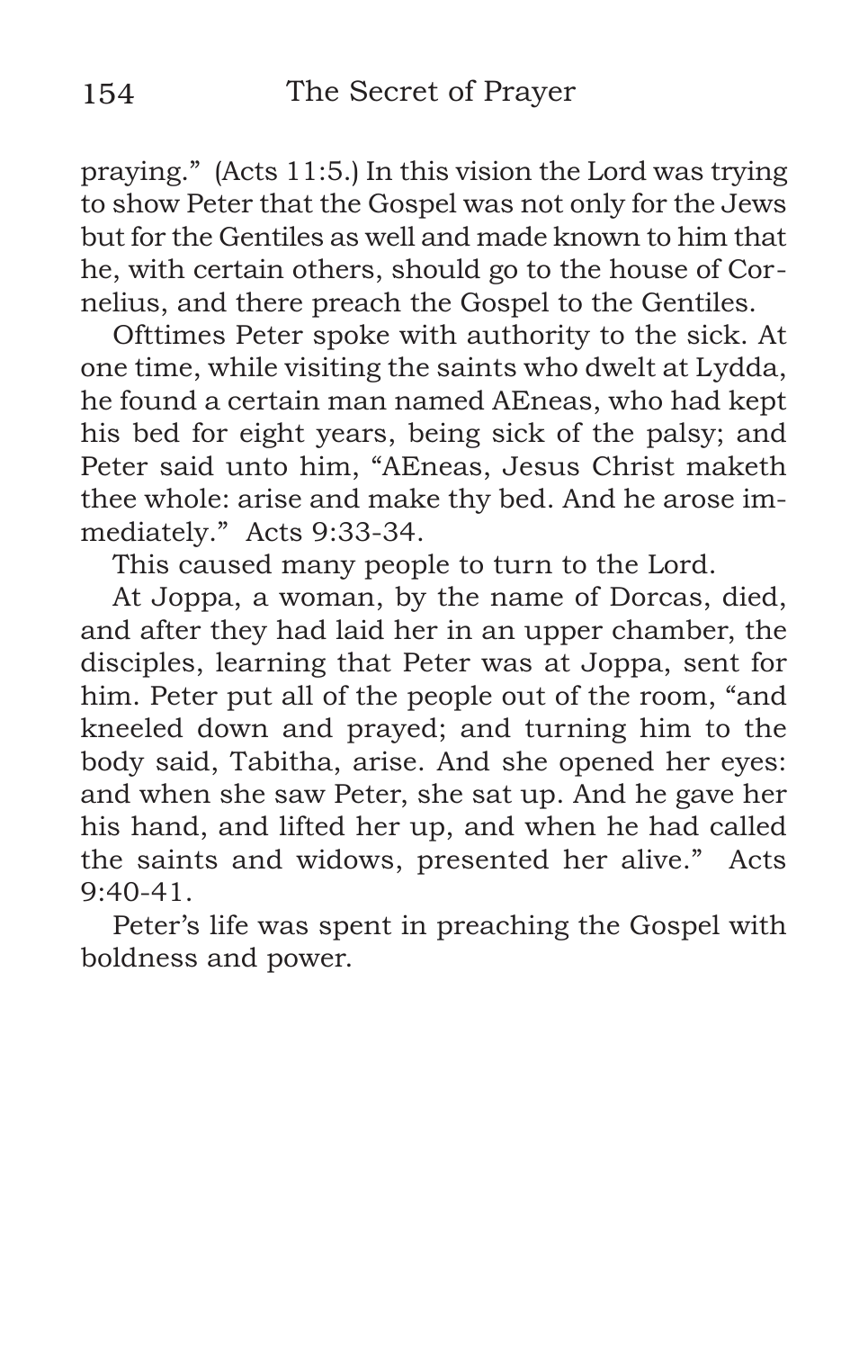praying." (Acts 11:5.) In this vision the Lord was trying to show Peter that the Gospel was not only for the Jews but for the Gentiles as well and made known to him that he, with certain others, should go to the house of Cornelius, and there preach the Gospel to the Gentiles.

Ofttimes Peter spoke with authority to the sick. At one time, while visiting the saints who dwelt at Lydda, he found a certain man named AEneas, who had kept his bed for eight years, being sick of the palsy; and Peter said unto him, "AEneas, Jesus Christ maketh thee whole: arise and make thy bed. And he arose immediately." Acts 9:33-34.

This caused many people to turn to the Lord.

At Joppa, a woman, by the name of Dorcas, died, and after they had laid her in an upper chamber, the disciples, learning that Peter was at Joppa, sent for him. Peter put all of the people out of the room, "and kneeled down and prayed; and turning him to the body said, Tabitha, arise. And she opened her eyes: and when she saw Peter, she sat up. And he gave her his hand, and lifted her up, and when he had called the saints and widows, presented her alive." Acts 9:40-41.

Peter's life was spent in preaching the Gospel with boldness and power.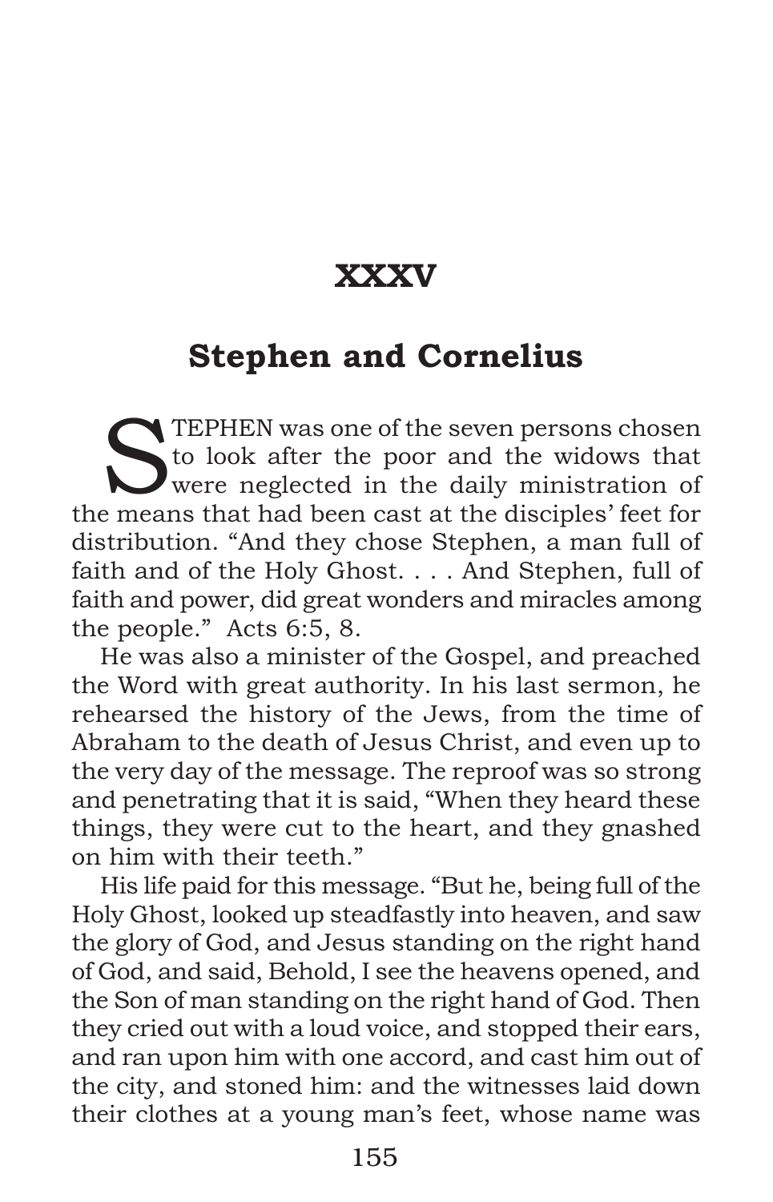# XXXV

## Stephen and Cornelius

STEPHEN was one of the seven persons chosen to look after the poor and the widows that were neglected in the daily ministration of the means that had been cast at the disciples' feet for distribution. "And they chose Stephen, a man full of faith and of the Holy Ghost. . . . And Stephen, full of faith and power, did great wonders and miracles among the people." Acts 6:5, 8.

He was also a minister of the Gospel, and preached the Word with great authority. In his last sermon, he rehearsed the history of the Jews, from the time of Abraham to the death of Jesus Christ, and even up to the very day of the message. The reproof was so strong and penetrating that it is said, "When they heard these things, they were cut to the heart, and they gnashed on him with their teeth."

His life paid for this message. "But he, being full of the Holy Ghost, looked up steadfastly into heaven, and saw the glory of God, and Jesus standing on the right hand of God, and said, Behold, I see the heavens opened, and the Son of man standing on the right hand of God. Then they cried out with a loud voice, and stopped their ears, and ran upon him with one accord, and cast him out of the city, and stoned him: and the witnesses laid down their clothes at a young man's feet, whose name was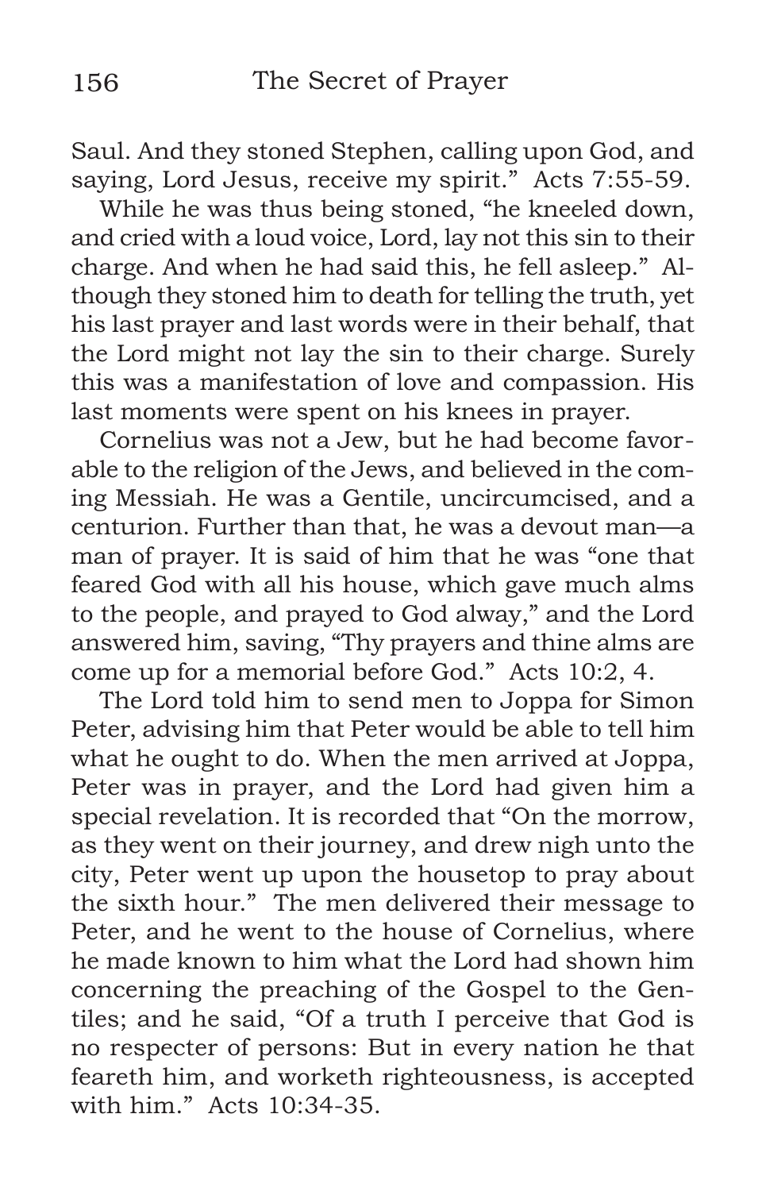Saul. And they stoned Stephen, calling upon God, and saying, Lord Jesus, receive my spirit." Acts 7:55-59.

While he was thus being stoned, "he kneeled down, and cried with a loud voice, Lord, lay not this sin to their charge. And when he had said this, he fell asleep." Although they stoned him to death for telling the truth, yet his last prayer and last words were in their behalf, that the Lord might not lay the sin to their charge. Surely this was a manifestation of love and compassion. His last moments were spent on his knees in prayer.

Cornelius was not a Jew, but he had become favorable to the religion of the Jews, and believed in the coming Messiah. He was a Gentile, uncircumcised, and a centurion. Further than that, he was a devout man—a man of prayer. It is said of him that he was "one that feared God with all his house, which gave much alms to the people, and prayed to God alway," and the Lord answered him, saying, "Thy prayers and thine alms are come up for a memorial before God." Acts 10:2, 4.

The Lord told him to send men to Joppa for Simon Peter, advising him that Peter would be able to tell him what he ought to do. When the men arrived at Joppa, Peter was in prayer, and the Lord had given him a special revelation. It is recorded that "On the morrow, as they went on their journey, and drew nigh unto the city, Peter went up upon the housetop to pray about the sixth hour." The men delivered their message to Peter, and he went to the house of Cornelius, where he made known to him what the Lord had shown him concerning the preaching of the Gospel to the Gentiles; and he said, "Of a truth I perceive that God is no respecter of persons: But in every nation he that feareth him, and worketh righteousness, is accepted with him." Acts 10:34-35.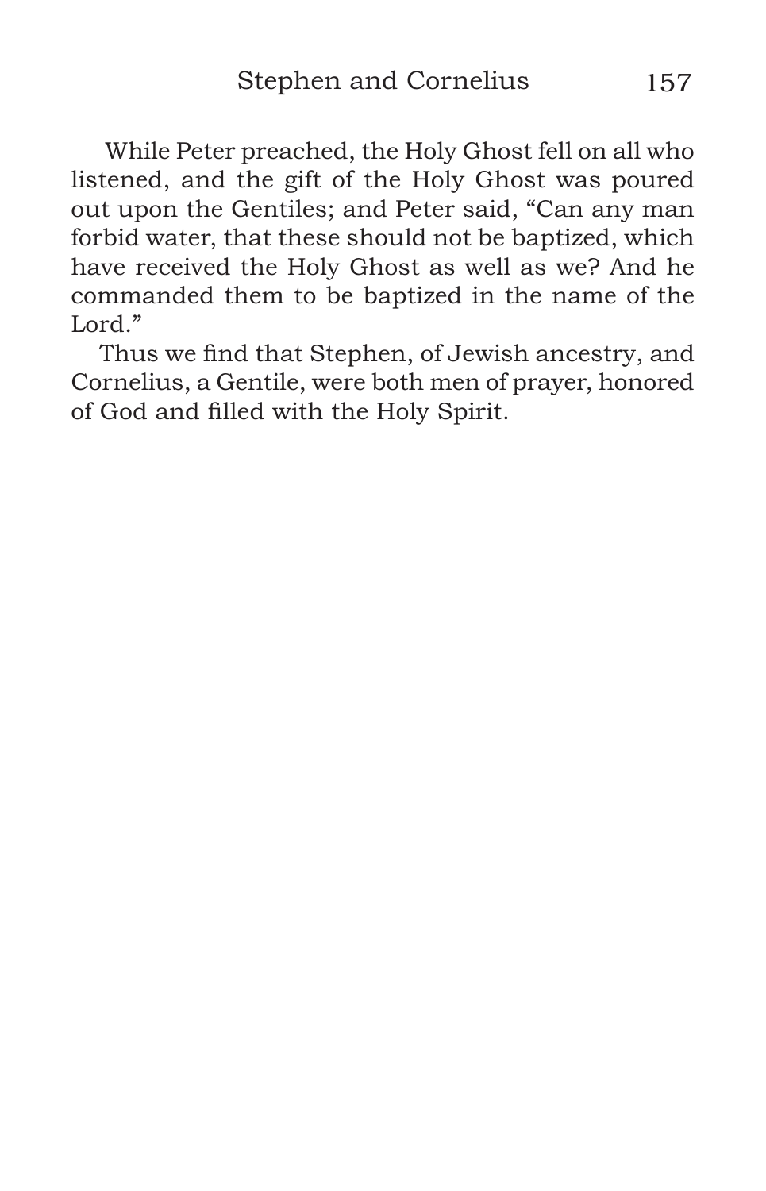While Peter preached, the Holy Ghost fell on all who listened, and the gift of the Holy Ghost was poured out upon the Gentiles; and Peter said, "Can any man forbid water, that these should not be baptized, which have received the Holy Ghost as well as we? And he commanded them to be baptized in the name of the Lord."

Thus we find that Stephen, of Jewish ancestry, and Cornelius, a Gentile, were both men of prayer, honored of God and filled with the Holy Spirit.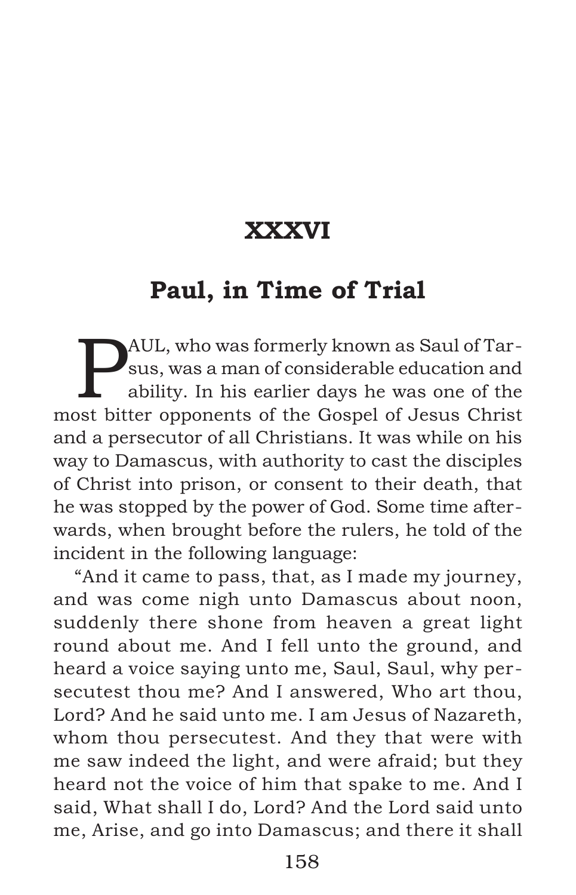## XXXVI

## Paul, in Time of Trial

PAUL, who was formerly known as Saul of Tarsus, was a man of considerable education and ability. In his earlier days he was one of the most bitter opponents of the Gospel of Jesus Christ and a persecutor of all Christians. It was while on his way to Damascus, with authority to cast the disciples of Christ into prison, or consent to their death, that he was stopped by the power of God. Some time afterwards, when brought before the rulers, he told of the incident in the following language:

"And it came to pass, that, as I made my journey, and was come nigh unto Damascus about noon, suddenly there shone from heaven a great light round about me. And I fell unto the ground, and heard a voice saying unto me, Saul, Saul, why persecutest thou me? And I answered, Who art thou, Lord? And he said unto me. I am Jesus of Nazareth, whom thou persecutest. And they that were with me saw indeed the light, and were afraid; but they heard not the voice of him that spake to me. And I said, What shall I do, Lord? And the Lord said unto me, Arise, and go into Damascus; and there it shall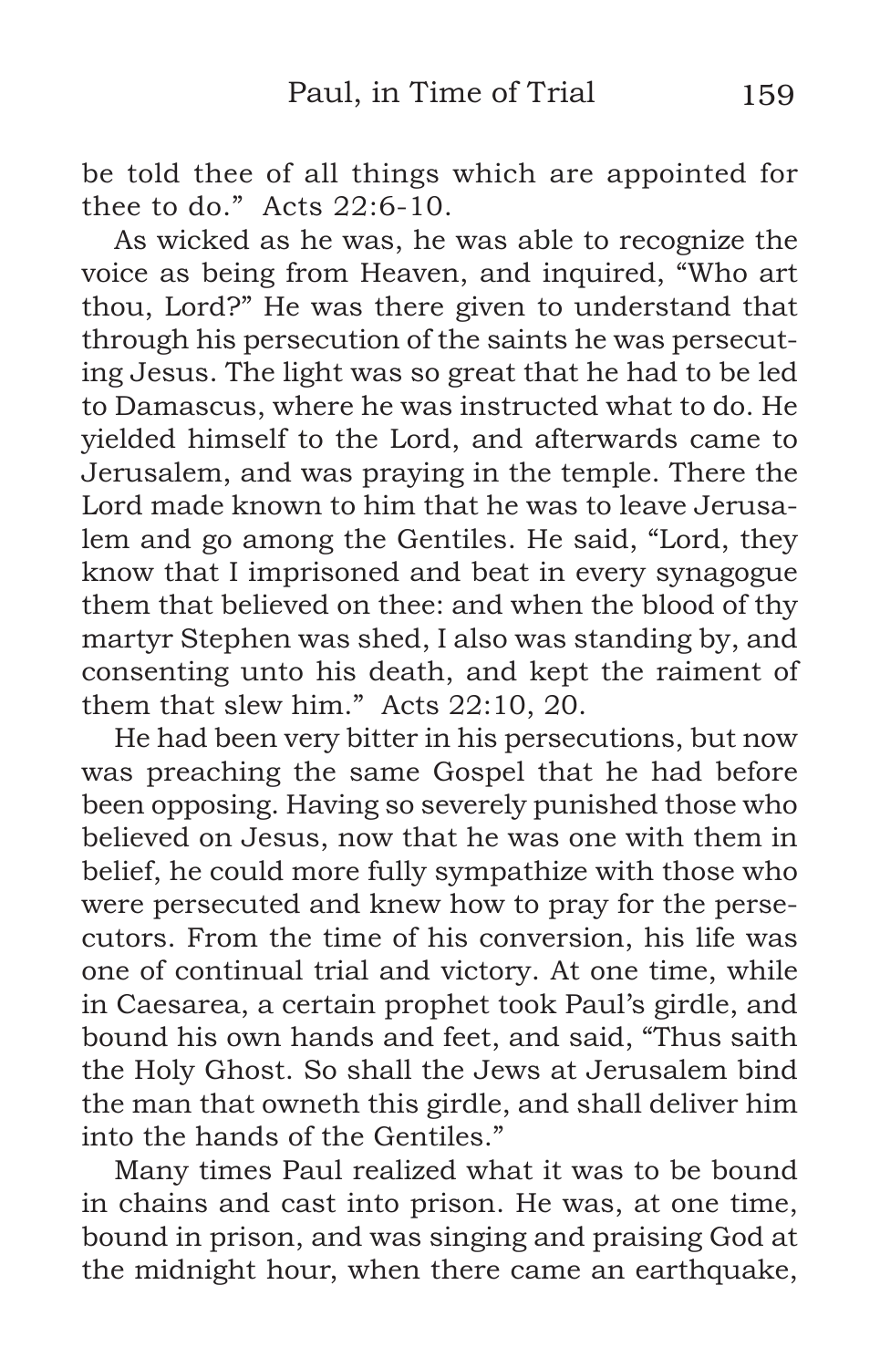be told thee of all things which are appointed for thee to do." Acts 22:6-10.

As wicked as he was, he was able to recognize the voice as being from Heaven, and inquired, "Who art thou, Lord?" He was there given to understand that through his persecution of the saints he was persecuting Jesus. The light was so great that he had to be led to Damascus, where he was instructed what to do. He yielded himself to the Lord, and afterwards came to Jerusalem, and was praying in the temple. There the Lord made known to him that he was to leave Jerusalem and go among the Gentiles. He said, "Lord, they know that I imprisoned and beat in every synagogue them that believed on thee: and when the blood of thy martyr Stephen was shed, I also was standing by, and consenting unto his death, and kept the raiment of them that slew him." Acts 22:10, 20.

He had been very bitter in his persecutions, but now was preaching the same Gospel that he had before been opposing. Having so severely punished those who believed on Jesus, now that he was one with them in belief, he could more fully sympathize with those who were persecuted and knew how to pray for the persecutors. From the time of his conversion, his life was one of continual trial and victory. At one time, while in Caesarea, a certain prophet took Paul's girdle, and bound his own hands and feet, and said, "Thus saith the Holy Ghost. So shall the Jews at Jerusalem bind the man that owneth this girdle, and shall deliver him into the hands of the Gentiles."

Many times Paul realized what it was to be bound in chains and cast into prison. He was, at one time, bound in prison, and was singing and praising God at the midnight hour, when there came an earthquake,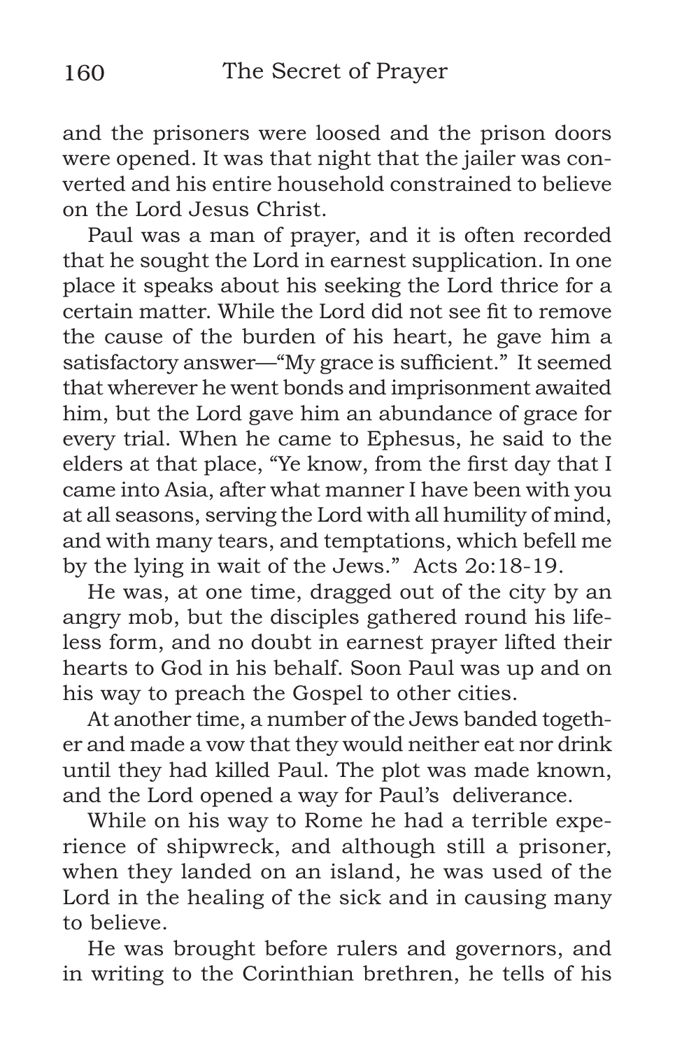and the prisoners were loosed and the prison doors were opened. It was that night that the jailer was converted and his entire household constrained to believe on the Lord Jesus Christ.

Paul was a man of prayer, and it is often recorded that he sought the Lord in earnest supplication. In one place it speaks about his seeking the Lord thrice for a certain matter. While the Lord did not see fit to remove the cause of the burden of his heart, he gave him a satisfactory answer—"My grace is sufficient." It seemed that wherever he went bonds and imprisonment awaited him, but the Lord gave him an abundance of grace for every trial. When he came to Ephesus, he said to the elders at that place, "Ye know, from the first day that I came into Asia, after what manner I have been with you at all seasons, serving the Lord with all humility of mind, and with many tears, and temptations, which befell me by the lying in wait of the Jews." Acts 2o:18-19.

He was, at one time, dragged out of the city by an angry mob, but the disciples gathered round his lifeless form, and no doubt in earnest prayer lifted their hearts to God in his behalf. Soon Paul was up and on his way to preach the Gospel to other cities.

At another time, a number of the Jews banded together and made a vow that they would neither eat nor drink until they had killed Paul. The plot was made known, and the Lord opened a way for Paul's deliverance.

While on his way to Rome he had a terrible experience of shipwreck, and although still a prisoner, when they landed on an island, he was used of the Lord in the healing of the sick and in causing many to believe.

He was brought before rulers and governors, and in writing to the Corinthian brethren, he tells of his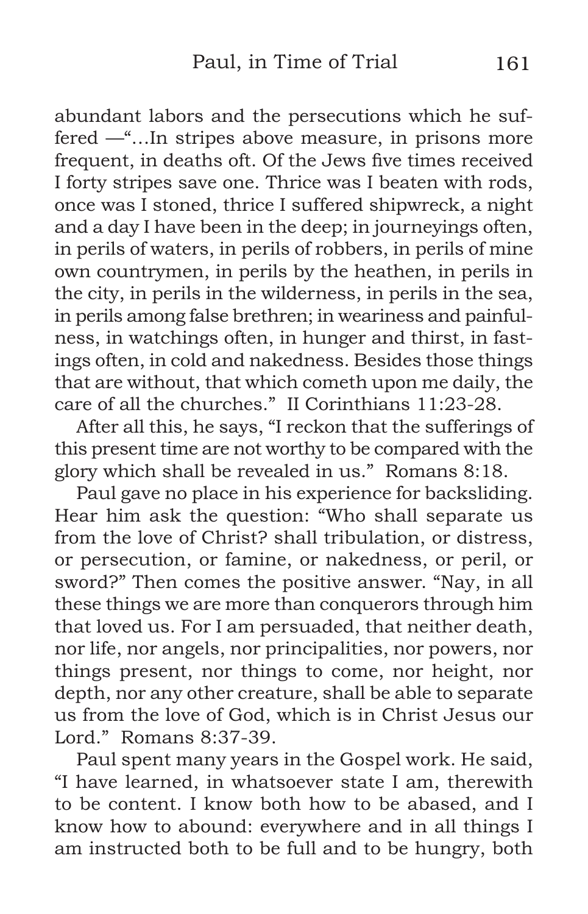abundant labors and the persecutions which he suffered —"…In stripes above measure, in prisons more frequent, in deaths oft. Of the Jews five times received I forty stripes save one. Thrice was I beaten with rods, once was I stoned, thrice I suffered shipwreck, a night and a day I have been in the deep; in journeyings often, in perils of waters, in perils of robbers, in perils of mine own countrymen, in perils by the heathen, in perils in the city, in perils in the wilderness, in perils in the sea, in perils among false brethren; in weariness and painfulness, in watchings often, in hunger and thirst, in fastings often, in cold and nakedness. Besides those things that are without, that which cometh upon me daily, the care of all the churches." II Corinthians 11:23-28.

After all this, he says, "I reckon that the sufferings of this present time are not worthy to be compared with the glory which shall be revealed in us." Romans 8:18.

Paul gave no place in his experience for backsliding. Hear him ask the question: "Who shall separate us from the love of Christ? shall tribulation, or distress, or persecution, or famine, or nakedness, or peril, or sword?" Then comes the positive answer. "Nay, in all these things we are more than conquerors through him that loved us. For I am persuaded, that neither death, nor life, nor angels, nor principalities, nor powers, nor things present, nor things to come, nor height, nor depth, nor any other creature, shall be able to separate us from the love of God, which is in Christ Jesus our Lord." Romans 8:37-39.

Paul spent many years in the Gospel work. He said, "I have learned, in whatsoever state I am, therewith to be content. I know both how to be abased, and I know how to abound: everywhere and in all things I am instructed both to be full and to be hungry, both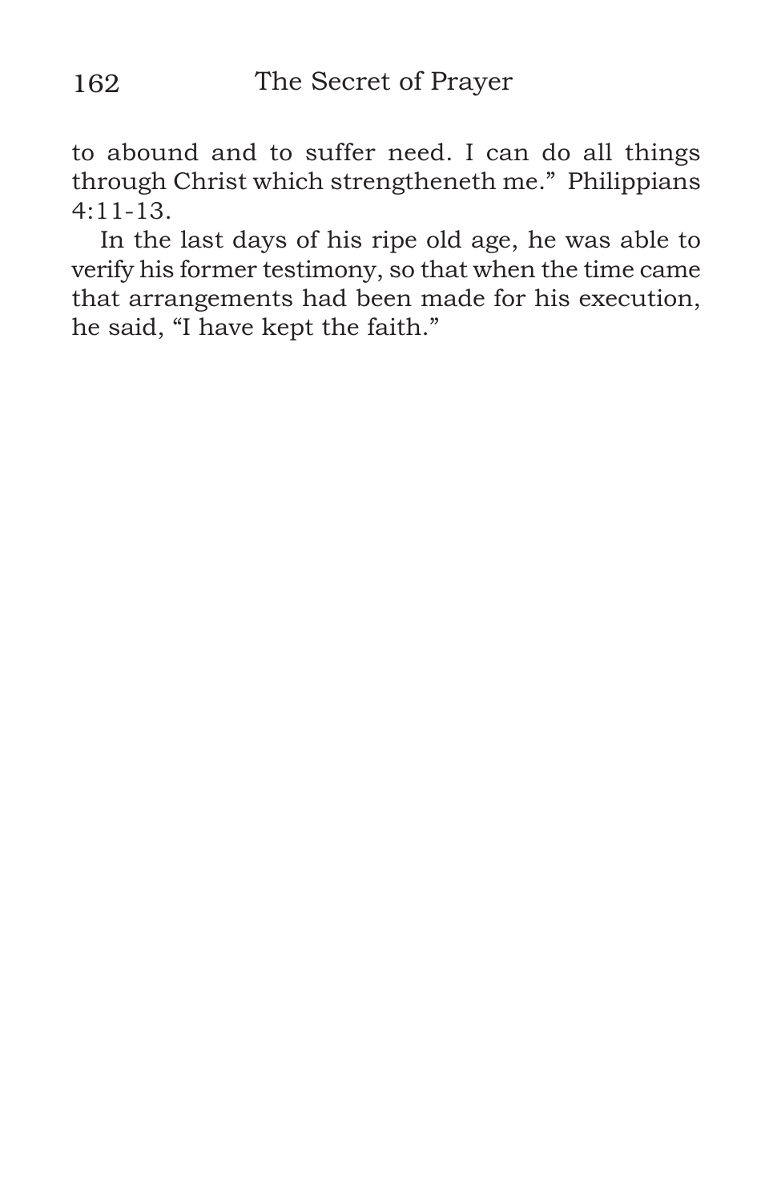to abound and to suffer need. I can do all things through Christ which strengtheneth me." Philippians 4:11-13.

In the last days of his ripe old age, he was able to verify his former testimony, so that when the time came that arrangements had been made for his execution, he said, "I have kept the faith."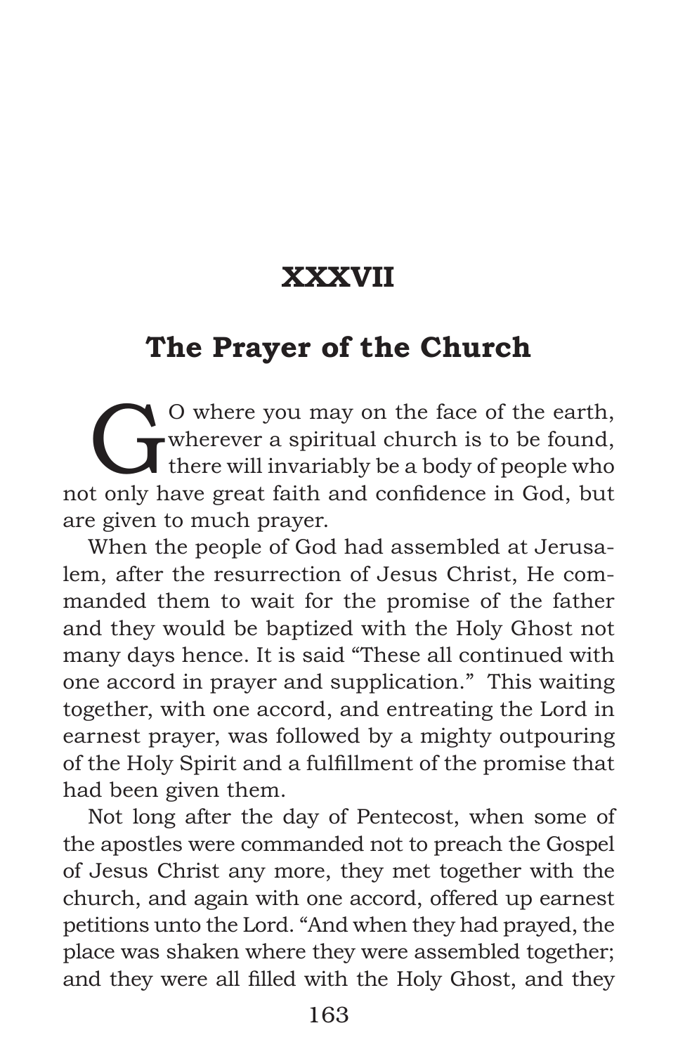# XXXVII

## The Prayer of the Church

GO where you may on the face of the earth, wherever a spiritual church is to be found, there will invariably be a body of people who not only have great faith and confidence in God, but are given to much prayer.

When the people of God had assembled at Jerusalem, after the resurrection of Jesus Christ, He commanded them to wait for the promise of the father and they would be baptized with the Holy Ghost not many days hence. It is said "These all continued with one accord in prayer and supplication." This waiting together, with one accord, and entreating the Lord in earnest prayer, was followed by a mighty outpouring of the Holy Spirit and a fulfillment of the promise that had been given them.

Not long after the day of Pentecost, when some of the apostles were commanded not to preach the Gospel of Jesus Christ any more, they met together with the church, and again with one accord, offered up earnest petitions unto the Lord. "And when they had prayed, the place was shaken where they were assembled together; and they were all filled with the Holy Ghost, and they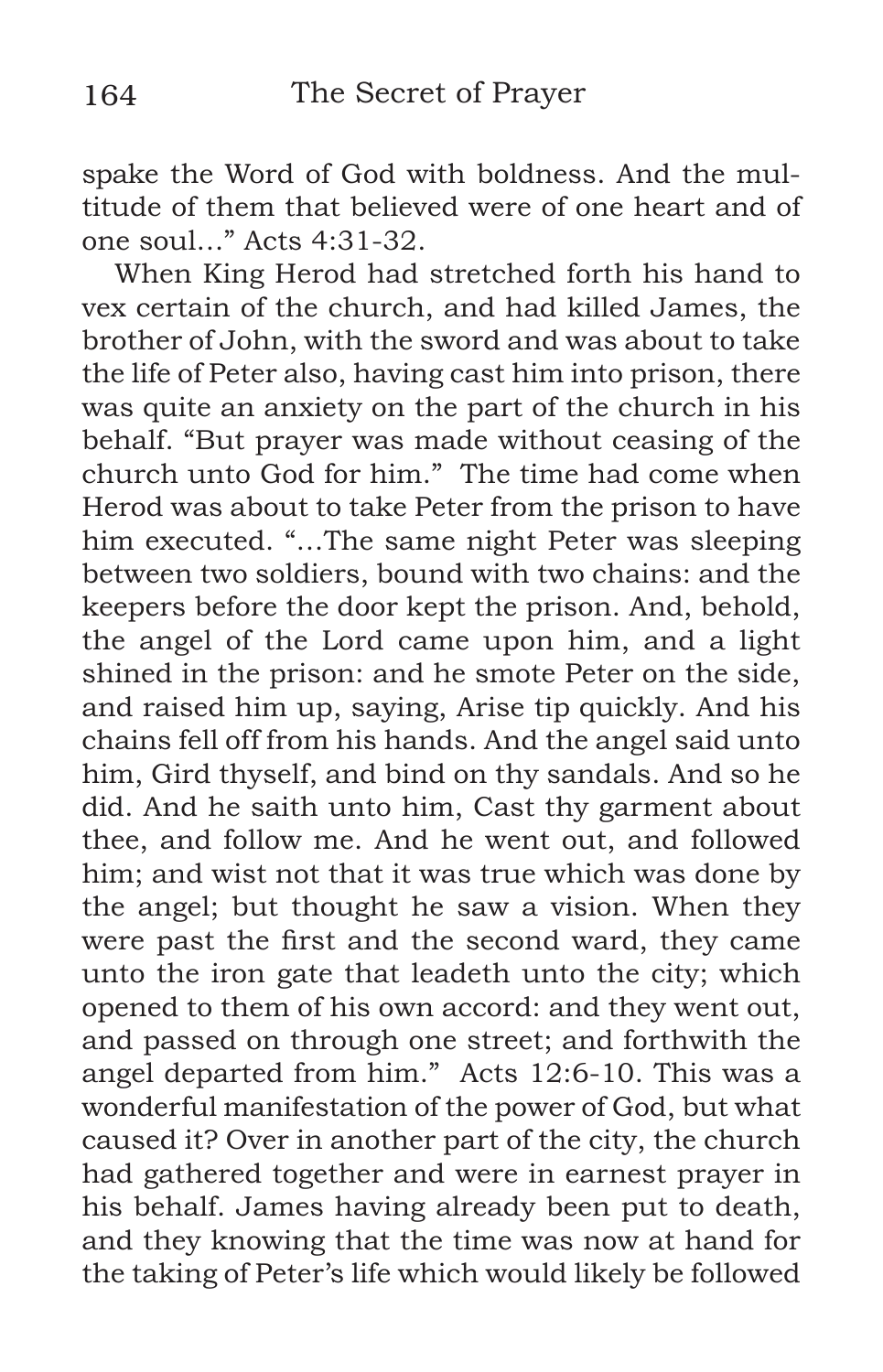spake the Word of God with boldness. And the multitude of them that believed were of one heart and of one soul…" Acts 4:31-32.

When King Herod had stretched forth his hand to vex certain of the church, and had killed James, the brother of John, with the sword and was about to take the life of Peter also, having cast him into prison, there was quite an anxiety on the part of the church in his behalf. "But prayer was made without ceasing of the church unto God for him." The time had come when Herod was about to take Peter from the prison to have him executed. "…The same night Peter was sleeping between two soldiers, bound with two chains: and the keepers before the door kept the prison. And, behold, the angel of the Lord came upon him, and a light shined in the prison: and he smote Peter on the side, and raised him up, saying, Arise tip quickly. And his chains fell off from his hands. And the angel said unto him, Gird thyself, and bind on thy sandals. And so he did. And he saith unto him, Cast thy garment about thee, and follow me. And he went out, and followed him; and wist not that it was true which was done by the angel; but thought he saw a vision. When they were past the first and the second ward, they came unto the iron gate that leadeth unto the city; which opened to them of his own accord: and they went out, and passed on through one street; and forthwith the angel departed from him." Acts 12:6-10. This was a wonderful manifestation of the power of God, but what caused it? Over in another part of the city, the church had gathered together and were in earnest prayer in his behalf. James having already been put to death, and they knowing that the time was now at hand for the taking of Peter's life which would likely be followed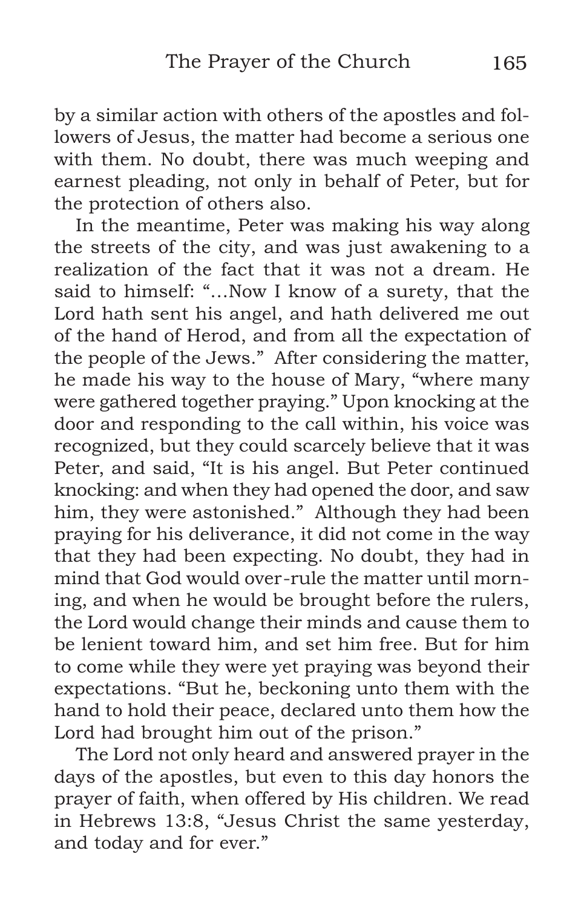by a similar action with others of the apostles and followers of Jesus, the matter had become a serious one with them. No doubt, there was much weeping and earnest pleading, not only in behalf of Peter, but for the protection of others also.

In the meantime, Peter was making his way along the streets of the city, and was just awakening to a realization of the fact that it was not a dream. He said to himself: "...Now I know of a surety, that the Lord hath sent his angel, and hath delivered me out of the hand of Herod, and from all the expectation of the people of the Jews." After considering the matter, he made his way to the house of Mary, "where many were gathered together praying." Upon knocking at the door and responding to the call within, his voice was recognized, but they could scarcely believe that it was Peter, and said, "It is his angel. But Peter continued knocking: and when they had opened the door, and saw him, they were astonished." Although they had been praying for his deliverance, it did not come in the way that they had been expecting. No doubt, they had in mind that God would over-rule the matter until morning, and when he would be brought before the rulers, the Lord would change their minds and cause them to be lenient toward him, and set him free. But for him to come while they were yet praying was beyond their expectations. "But he, beckoning unto them with the hand to hold their peace, declared unto them how the Lord had brought him out of the prison."

The Lord not only heard and answered prayer in the days of the apostles, but even to this day honors the prayer of faith, when offered by His children. We read in Hebrews 13:8, "Jesus Christ the same yesterday, and today and for ever."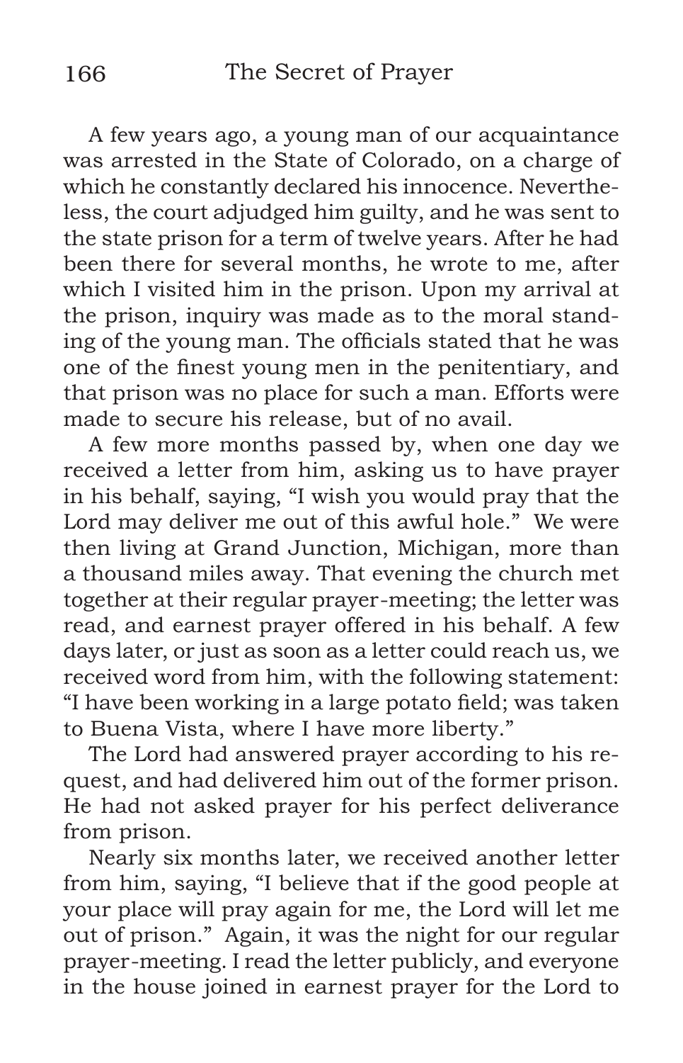A few years ago, a young man of our acquaintance was arrested in the State of Colorado, on a charge of which he constantly declared his innocence. Nevertheless, the court adjudged him guilty, and he was sent to the state prison for a term of twelve years. After he had been there for several months, he wrote to me, after which I visited him in the prison. Upon my arrival at the prison, inquiry was made as to the moral standing of the young man. The officials stated that he was one of the finest young men in the penitentiary, and that prison was no place for such a man. Efforts were made to secure his release, but of no avail.

A few more months passed by, when one day we received a letter from him, asking us to have prayer in his behalf, saying, "I wish you would pray that the Lord may deliver me out of this awful hole." We were then living at Grand Junction, Michigan, more than a thousand miles away. That evening the church met together at their regular prayer-meeting; the letter was read, and earnest prayer offered in his behalf. A few days later, or just as soon as a letter could reach us, we received word from him, with the following statement: "I have been working in a large potato field; was taken to Buena Vista, where I have more liberty."

The Lord had answered prayer according to his request, and had delivered him out of the former prison. He had not asked prayer for his perfect deliverance from prison.

Nearly six months later, we received another letter from him, saying, "I believe that if the good people at your place will pray again for me, the Lord will let me out of prison." Again, it was the night for our regular prayer-meeting. I read the letter publicly, and everyone in the house joined in earnest prayer for the Lord to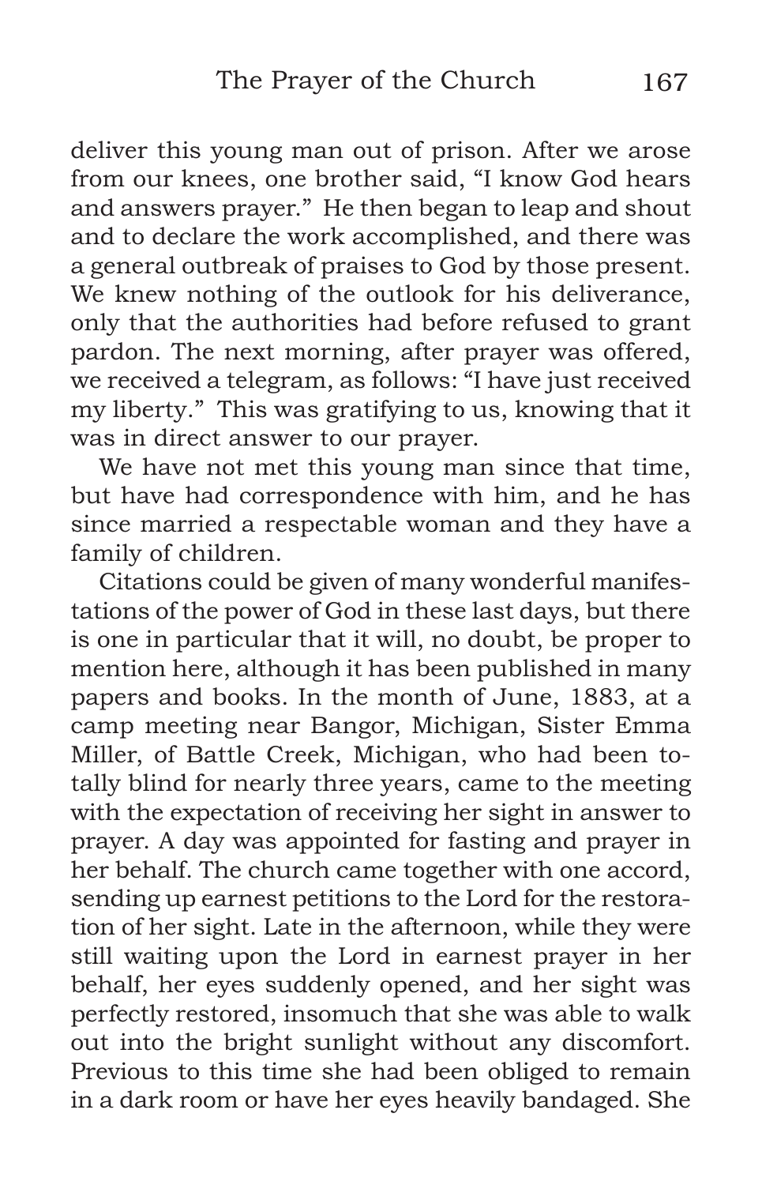deliver this young man out of prison. After we arose from our knees, one brother said, "I know God hears and answers prayer." He then began to leap and shout and to declare the work accomplished, and there was a general outbreak of praises to God by those present. We knew nothing of the outlook for his deliverance, only that the authorities had before refused to grant pardon. The next morning, after prayer was offered, we received a telegram, as follows: "I have just received my liberty." This was gratifying to us, knowing that it was in direct answer to our prayer.

We have not met this young man since that time, but have had correspondence with him, and he has since married a respectable woman and they have a family of children.

Citations could be given of many wonderful manifestations of the power of God in these last days, but there is one in particular that it will, no doubt, be proper to mention here, although it has been published in many papers and books. In the month of June, 1883, at a camp meeting near Bangor, Michigan, Sister Emma Miller, of Battle Creek, Michigan, who had been totally blind for nearly three years, came to the meeting with the expectation of receiving her sight in answer to prayer. A day was appointed for fasting and prayer in her behalf. The church came together with one accord, sending up earnest petitions to the Lord for the restoration of her sight. Late in the afternoon, while they were still waiting upon the Lord in earnest prayer in her behalf, her eyes suddenly opened, and her sight was perfectly restored, insomuch that she was able to walk out into the bright sunlight without any discomfort. Previous to this time she had been obliged to remain in a dark room or have her eyes heavily bandaged. She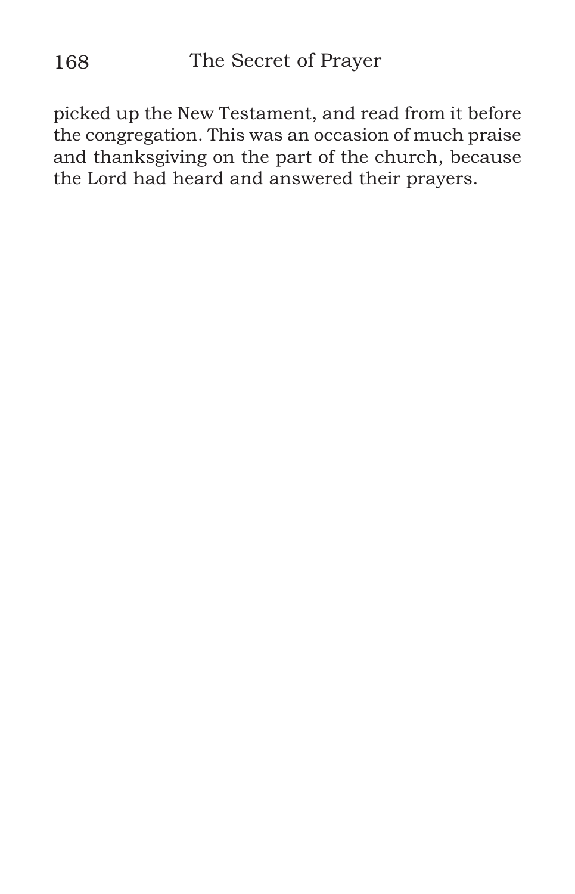picked up the New Testament, and read from it before the congregation. This was an occasion of much praise and thanksgiving on the part of the church, because the Lord had heard and answered their prayers.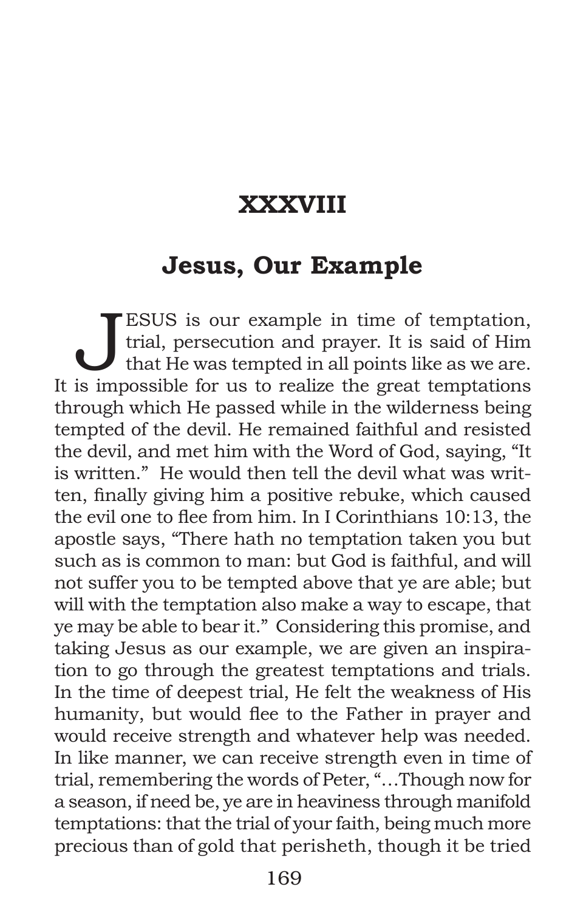# XXXVIII

## Jesus, Our Example

JESUS is our example in time of temptation, trial, persecution and prayer. It is said of Him that He was tempted in all points like as we are. It is impossible for us to realize the great temptations through which He passed while in the wilderness being tempted of the devil. He remained faithful and resisted the devil, and met him with the Word of God, saying, "It is written." He would then tell the devil what was written, finally giving him a positive rebuke, which caused the evil one to flee from him. In I Corinthians 10:13, the apostle says, "There hath no temptation taken you but such as is common to man: but God is faithful, and will not suffer you to be tempted above that ye are able; but will with the temptation also make a way to escape, that ye may be able to bear it." Considering this promise, and taking Jesus as our example, we are given an inspiration to go through the greatest temptations and trials. In the time of deepest trial, He felt the weakness of His humanity, but would flee to the Father in prayer and would receive strength and whatever help was needed. In like manner, we can receive strength even in time of trial, remembering the words of Peter, "…Though now for a season, if need be, ye are in heaviness through manifold temptations: that the trial of your faith, being much more precious than of gold that perisheth, though it be tried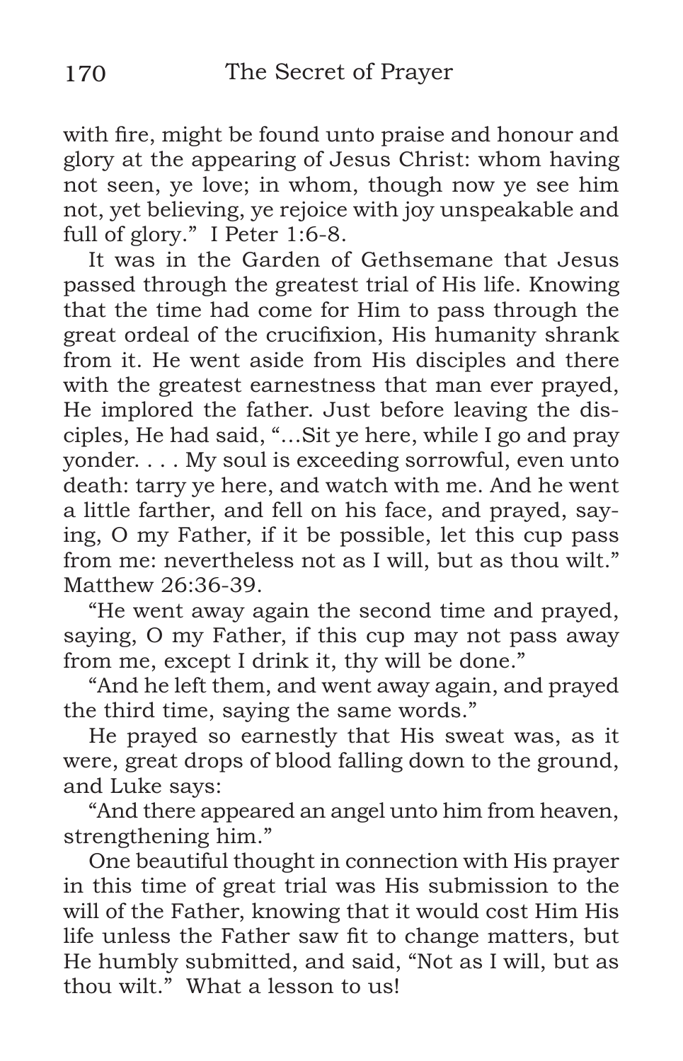with fire, might be found unto praise and honour and glory at the appearing of Jesus Christ: whom having not seen, ye love; in whom, though now ye see him not, yet believing, ye rejoice with joy unspeakable and full of glory." I Peter 1:6-8.

It was in the Garden of Gethsemane that Jesus passed through the greatest trial of His life. Knowing that the time had come for Him to pass through the great ordeal of the crucifixion, His humanity shrank from it. He went aside from His disciples and there with the greatest earnestness that man ever prayed, He implored the father. Just before leaving the disciples, He had said, "…Sit ye here, while I go and pray yonder. . . . My soul is exceeding sorrowful, even unto death: tarry ye here, and watch with me. And he went a little farther, and fell on his face, and prayed, saying, O my Father, if it be possible, let this cup pass from me: nevertheless not as I will, but as thou wilt." Matthew 26:36-39.

"He went away again the second time and prayed, saying, O my Father, if this cup may not pass away from me, except I drink it, thy will be done."

"And he left them, and went away again, and prayed the third time, saying the same words."

He prayed so earnestly that His sweat was, as it were, great drops of blood falling down to the ground, and Luke says:

"And there appeared an angel unto him from heaven, strengthening him."

One beautiful thought in connection with His prayer in this time of great trial was His submission to the will of the Father, knowing that it would cost Him His life unless the Father saw fit to change matters, but He humbly submitted, and said, "Not as I will, but as thou wilt." What a lesson to us!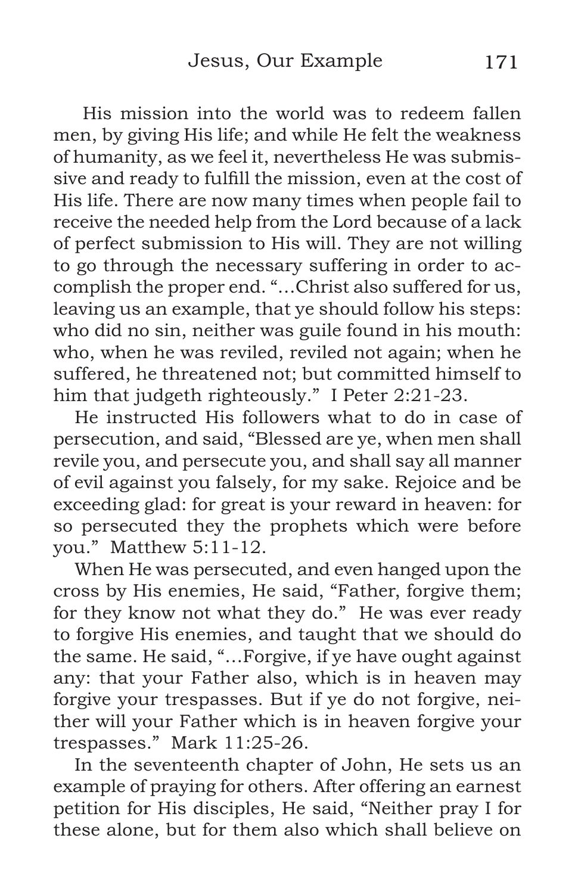His mission into the world was to redeem fallen men, by giving His life; and while He felt the weakness of humanity, as we feel it, nevertheless He was submissive and ready to fulfill the mission, even at the cost of His life. There are now many times when people fail to receive the needed help from the Lord because of a lack of perfect submission to His will. They are not willing to go through the necessary suffering in order to accomplish the proper end. "…Christ also suffered for us, leaving us an example, that ye should follow his steps: who did no sin, neither was guile found in his mouth: who, when he was reviled, reviled not again; when he suffered, he threatened not; but committed himself to him that judgeth righteously." I Peter 2:21-23.

He instructed His followers what to do in case of persecution, and said, "Blessed are ye, when men shall revile you, and persecute you, and shall say all manner of evil against you falsely, for my sake. Rejoice and be exceeding glad: for great is your reward in heaven: for so persecuted they the prophets which were before you." Matthew 5:11-12.

When He was persecuted, and even hanged upon the cross by His enemies, He said, "Father, forgive them; for they know not what they do." He was ever ready to forgive His enemies, and taught that we should do the same. He said, "…Forgive, if ye have ought against any: that your Father also, which is in heaven may forgive your trespasses. But if ye do not forgive, neither will your Father which is in heaven forgive your trespasses." Mark 11:25-26.

In the seventeenth chapter of John, He sets us an example of praying for others. After offering an earnest petition for His disciples, He said, "Neither pray I for these alone, but for them also which shall believe on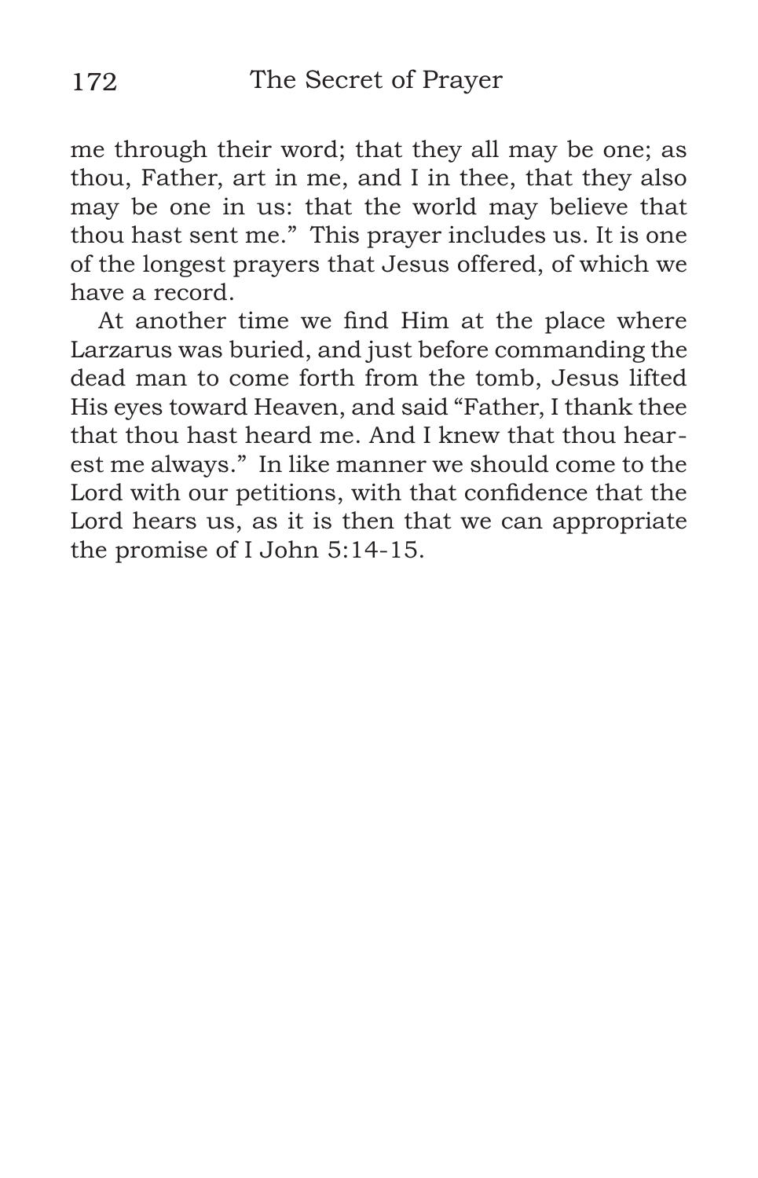me through their word; that they all may be one; as thou, Father, art in me, and I in thee, that they also may be one in us: that the world may believe that thou hast sent me." This prayer includes us. It is one of the longest prayers that Jesus offered, of which we have a record.

At another time we find Him at the place where Larzarus was buried, and just before commanding the dead man to come forth from the tomb, Jesus lifted His eyes toward Heaven, and said "Father, I thank thee that thou hast heard me. And I knew that thou hearest me always." In like manner we should come to the Lord with our petitions, with that confidence that the Lord hears us, as it is then that we can appropriate the promise of I John 5:14-15.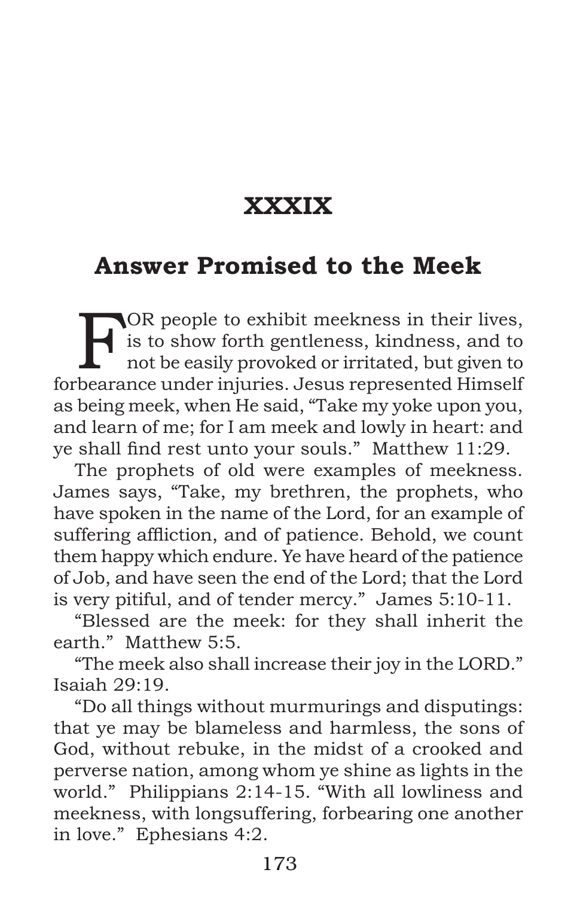# XXXIX

## Answer Promised to the Meek

FOR people to exhibit meekness in their lives, is to show forth gentleness, kindness, and to not be easily provoked or irritated, but given to forbearance under injuries. Jesus represented Himself as being meek, when He said, "Take my yoke upon you, and learn of me; for I am meek and lowly in heart: and ye shall find rest unto your souls." Matthew 11:29.

The prophets of old were examples of meekness. James says, "Take, my brethren, the prophets, who have spoken in the name of the Lord, for an example of suffering affliction, and of patience. Behold, we count them happy which endure. Ye have heard of the patience of Job, and have seen the end of the Lord; that the Lord is very pitiful, and of tender mercy." James 5:10-11.

"Blessed are the meek: for they shall inherit the earth." Matthew 5:5.

"The meek also shall increase their joy in the LORD." Isaiah 29:19.

"Do all things without murmurings and disputings: that ye may be blameless and harmless, the sons of God, without rebuke, in the midst of a crooked and perverse nation, among whom ye shine as lights in the world." Philippians 2:14-15. "With all lowliness and meekness, with longsuffering, forbearing one another in love." Ephesians 4:2.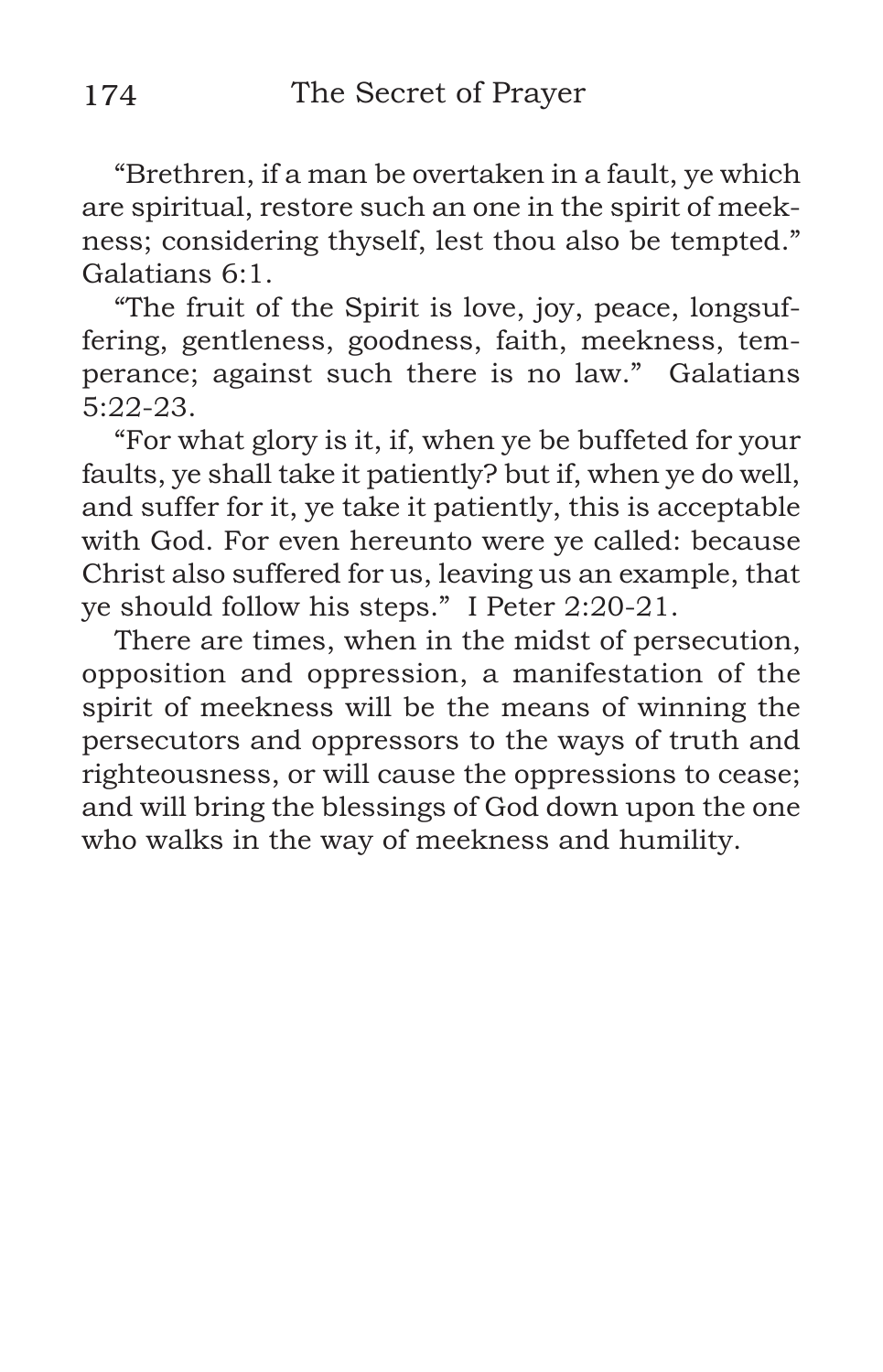"Brethren, if a man be overtaken in a fault, ye which are spiritual, restore such an one in the spirit of meekness; considering thyself, lest thou also be tempted." Galatians 6:1.

"The fruit of the Spirit is love, joy, peace, longsuffering, gentleness, goodness, faith, meekness, temperance; against such there is no law." Galatians 5:22-23.

"For what glory is it, if, when ye be buffeted for your faults, ye shall take it patiently? but if, when ye do well, and suffer for it, ye take it patiently, this is acceptable with God. For even hereunto were ye called: because Christ also suffered for us, leaving us an example, that ye should follow his steps." I Peter 2:20-21.

There are times, when in the midst of persecution, opposition and oppression, a manifestation of the spirit of meekness will be the means of winning the persecutors and oppressors to the ways of truth and righteousness, or will cause the oppressions to cease; and will bring the blessings of God down upon the one who walks in the way of meekness and humility.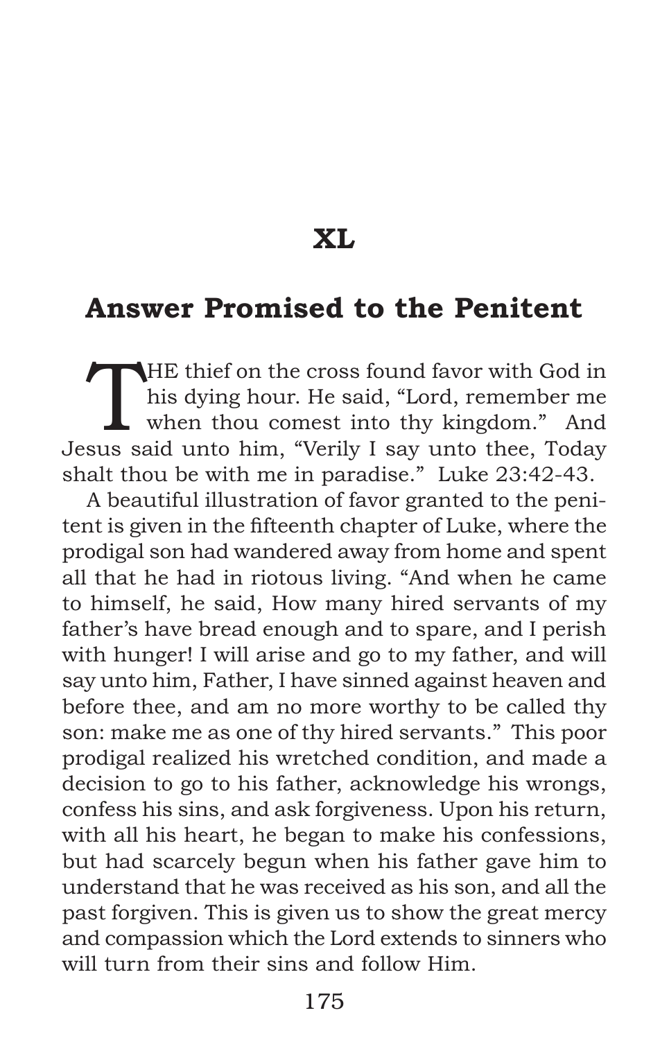# XL

## Answer Promised to the Penitent

THE thief on the cross found favor with God in his dying hour. He said, "Lord, remember me when thou comest into thy kingdom." And Jesus said unto him, "Verily I say unto thee, Today shalt thou be with me in paradise." Luke 23:42-43.

A beautiful illustration of favor granted to the penitent is given in the fifteenth chapter of Luke, where the prodigal son had wandered away from home and spent all that he had in riotous living. "And when he came to himself, he said, How many hired servants of my father's have bread enough and to spare, and I perish with hunger! I will arise and go to my father, and will say unto him, Father, I have sinned against heaven and before thee, and am no more worthy to be called thy son: make me as one of thy hired servants." This poor prodigal realized his wretched condition, and made a decision to go to his father, acknowledge his wrongs, confess his sins, and ask forgiveness. Upon his return, with all his heart, he began to make his confessions, but had scarcely begun when his father gave him to understand that he was received as his son, and all the past forgiven. This is given us to show the great mercy and compassion which the Lord extends to sinners who will turn from their sins and follow Him.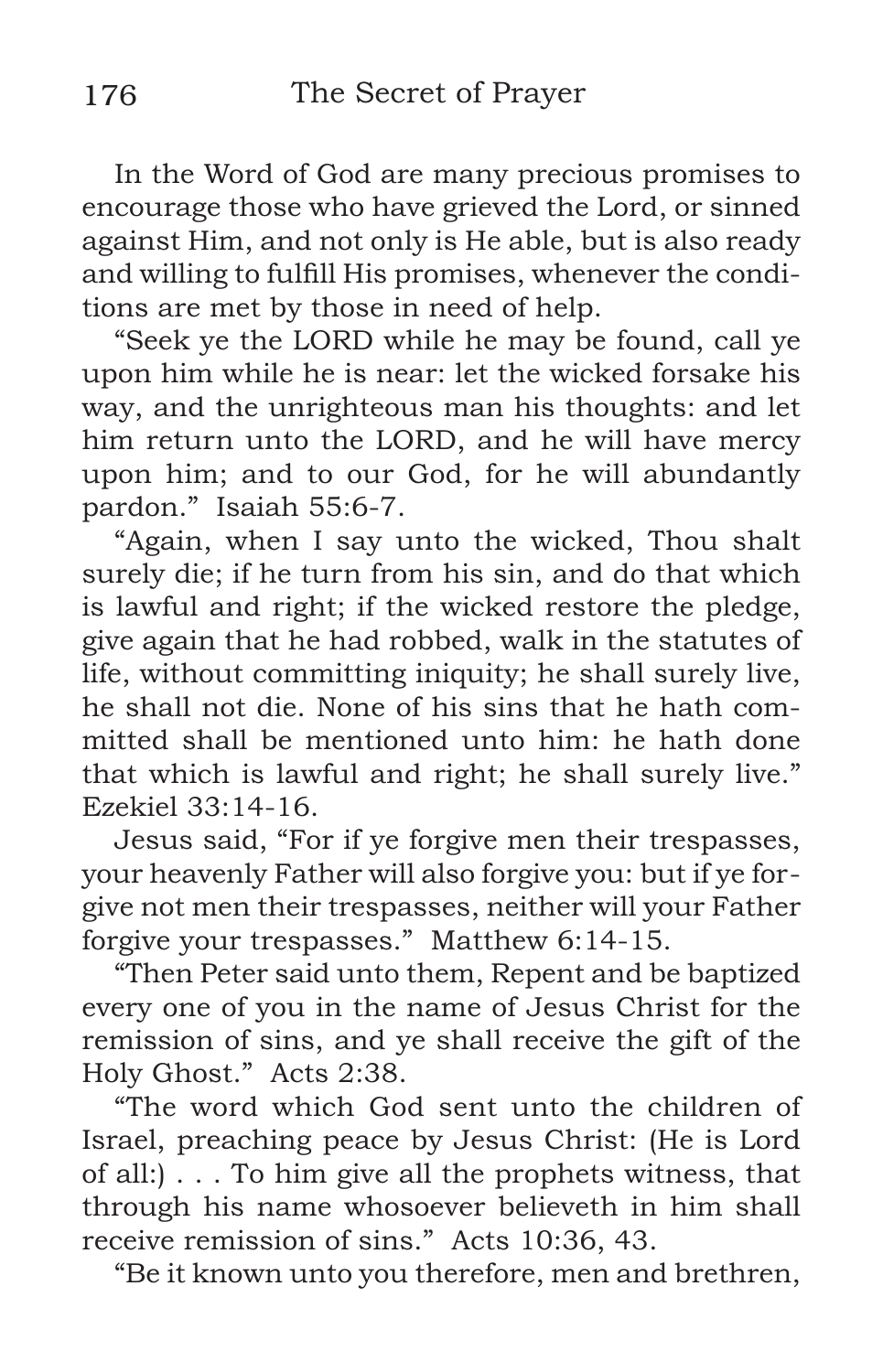In the Word of God are many precious promises to encourage those who have grieved the Lord, or sinned against Him, and not only is He able, but is also ready and willing to fulfill His promises, whenever the conditions are met by those in need of help.

"Seek ye the LORD while he may be found, call ye upon him while he is near: let the wicked forsake his way, and the unrighteous man his thoughts: and let him return unto the LORD, and he will have mercy upon him; and to our God, for he will abundantly pardon." Isaiah 55:6-7.

"Again, when I say unto the wicked, Thou shalt surely die; if he turn from his sin, and do that which is lawful and right; if the wicked restore the pledge, give again that he had robbed, walk in the statutes of life, without committing iniquity; he shall surely live, he shall not die. None of his sins that he hath committed shall be mentioned unto him: he hath done that which is lawful and right; he shall surely live." Ezekiel 33:14-16.

Jesus said, "For if ye forgive men their trespasses, your heavenly Father will also forgive you: but if ye forgive not men their trespasses, neither will your Father forgive your trespasses." Matthew 6:14-15.

"Then Peter said unto them, Repent and be baptized every one of you in the name of Jesus Christ for the remission of sins, and ye shall receive the gift of the Holy Ghost." Acts 2:38.

"The word which God sent unto the children of Israel, preaching peace by Jesus Christ: (He is Lord of all:) . . . To him give all the prophets witness, that through his name whosoever believeth in him shall receive remission of sins." Acts 10:36, 43.

"Be it known unto you therefore, men and brethren,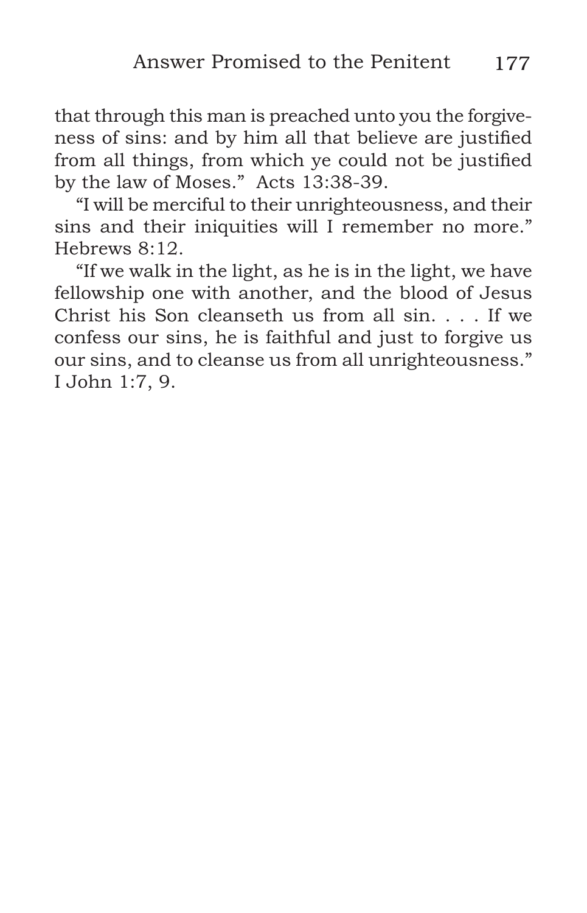that through this man is preached unto you the forgiveness of sins: and by him all that believe are justified from all things, from which ye could not be justified by the law of Moses." Acts 13:38-39.

"I will be merciful to their unrighteousness, and their sins and their iniquities will I remember no more." Hebrews 8:12.

"If we walk in the light, as he is in the light, we have fellowship one with another, and the blood of Jesus Christ his Son cleanseth us from all sin. . . . If we confess our sins, he is faithful and just to forgive us our sins, and to cleanse us from all unrighteousness." I John 1:7, 9.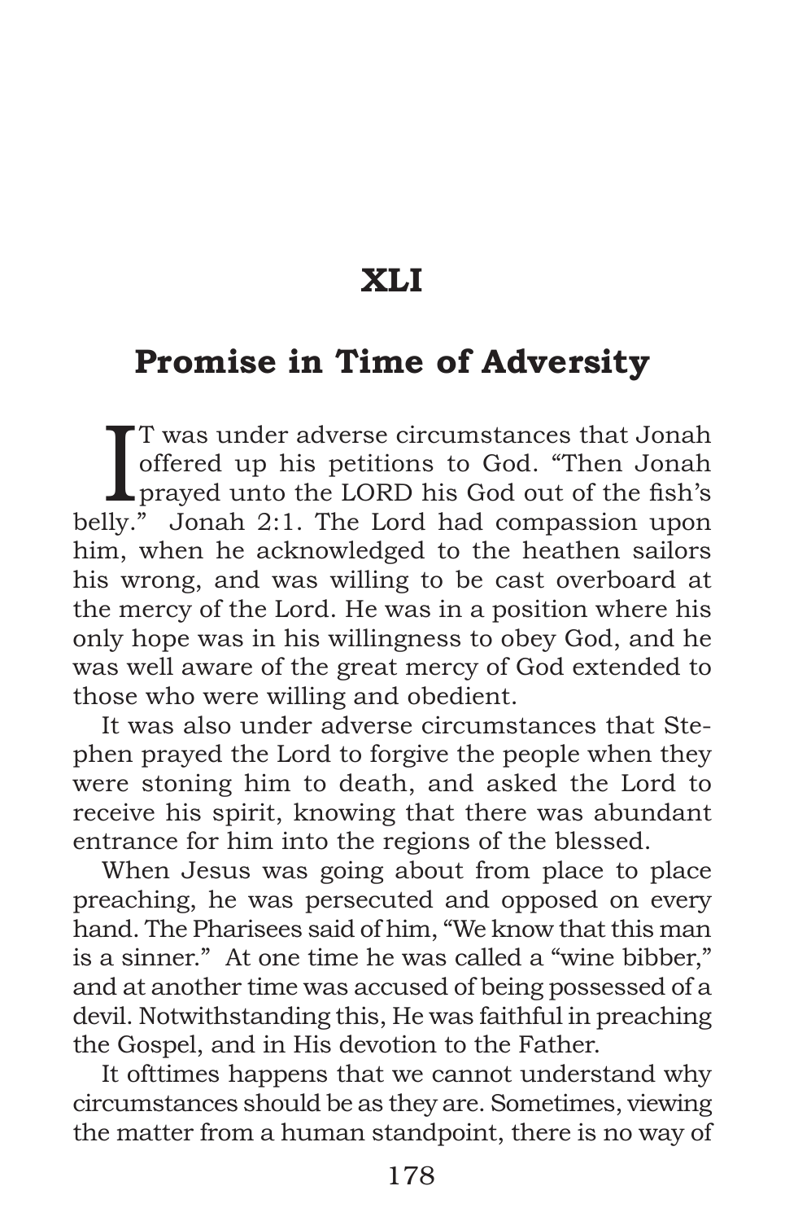# XLI

## Promise in Time of Adversity

IT was under adverse circumstances that Jonah offered up his petitions to God. "Then Jonah prayed unto the LORD his God out of the fish's belly." Jonah 2:1. The Lord had compassion upon him, when he acknowledged to the heathen sailors his wrong, and was willing to be cast overboard at the mercy of the Lord. He was in a position where his only hope was in his willingness to obey God, and he was well aware of the great mercy of God extended to those who were willing and obedient.

It was also under adverse circumstances that Stephen prayed the Lord to forgive the people when they were stoning him to death, and asked the Lord to receive his spirit, knowing that there was abundant entrance for him into the regions of the blessed.

When Jesus was going about from place to place preaching, he was persecuted and opposed on every hand. The Pharisees said of him, "We know that this man is a sinner." At one time he was called a "wine bibber," and at another time was accused of being possessed of a devil. Notwithstanding this, He was faithful in preaching the Gospel, and in His devotion to the Father.

It ofttimes happens that we cannot understand why circumstances should be as they are. Sometimes, viewing the matter from a human standpoint, there is no way of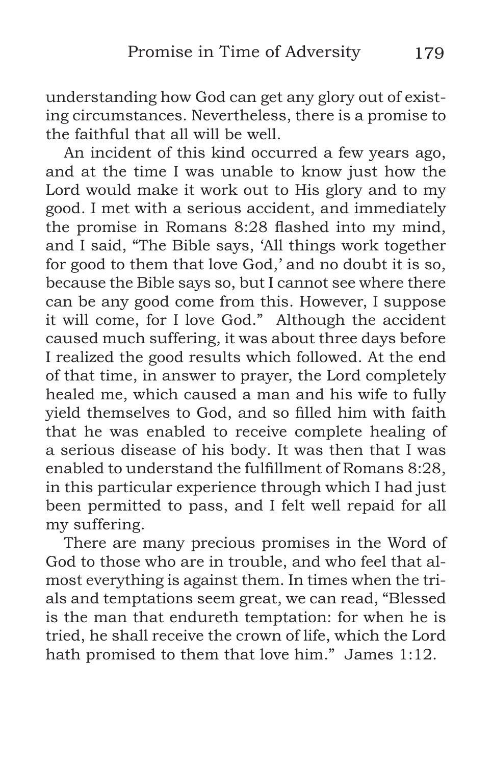understanding how God can get any glory out of existing circumstances. Nevertheless, there is a promise to the faithful that all will be well.

An incident of this kind occurred a few years ago, and at the time I was unable to know just how the Lord would make it work out to His glory and to my good. I met with a serious accident, and immediately the promise in Romans 8:28 flashed into my mind, and I said, "The Bible says, 'All things work together for good to them that love God,' and no doubt it is so, because the Bible says so, but I cannot see where there can be any good come from this. However, I suppose it will come, for I love God." Although the accident caused much suffering, it was about three days before I realized the good results which followed. At the end of that time, in answer to prayer, the Lord completely healed me, which caused a man and his wife to fully yield themselves to God, and so filled him with faith that he was enabled to receive complete healing of a serious disease of his body. It was then that I was enabled to understand the fulfillment of Romans 8:28, in this particular experience through which I had just been permitted to pass, and I felt well repaid for all my suffering.

There are many precious promises in the Word of God to those who are in trouble, and who feel that almost everything is against them. In times when the trials and temptations seem great, we can read, "Blessed is the man that endureth temptation: for when he is tried, he shall receive the crown of life, which the Lord hath promised to them that love him." James 1:12.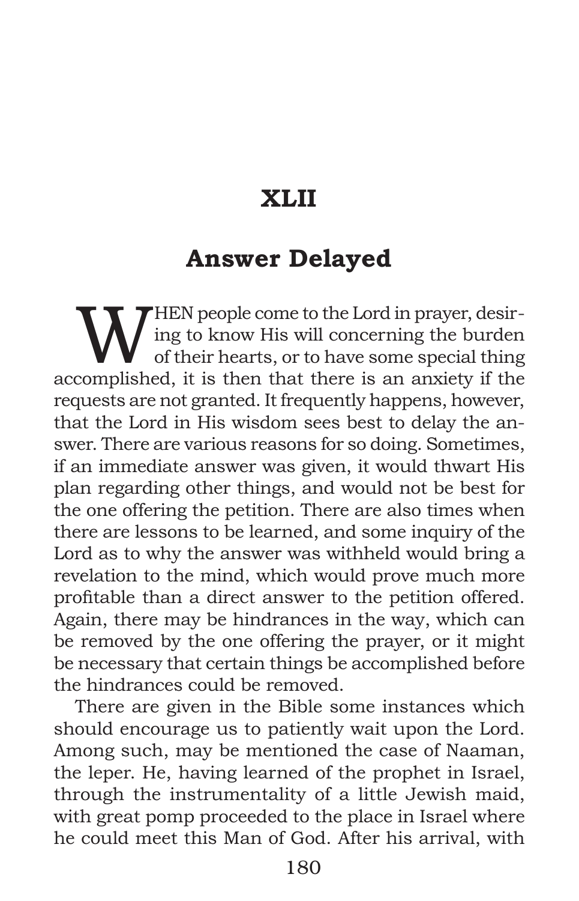# XLII

## Answer Delayed

WHEN people come to the Lord in prayer, desiring to know His will concerning the burden of their hearts, or to have some special thing accomplished, it is then that there is an anxiety if the requests are not granted. It frequently happens, however, that the Lord in His wisdom sees best to delay the answer. There are various reasons for so doing. Sometimes, if an immediate answer was given, it would thwart His plan regarding other things, and would not be best for the one offering the petition. There are also times when there are lessons to be learned, and some inquiry of the Lord as to why the answer was withheld would bring a revelation to the mind, which would prove much more profitable than a direct answer to the petition offered. Again, there may be hindrances in the way, which can be removed by the one offering the prayer, or it might be necessary that certain things be accomplished before the hindrances could be removed.

There are given in the Bible some instances which should encourage us to patiently wait upon the Lord. Among such, may be mentioned the case of Naaman, the leper. He, having learned of the prophet in Israel, through the instrumentality of a little Jewish maid, with great pomp proceeded to the place in Israel where he could meet this Man of God. After his arrival, with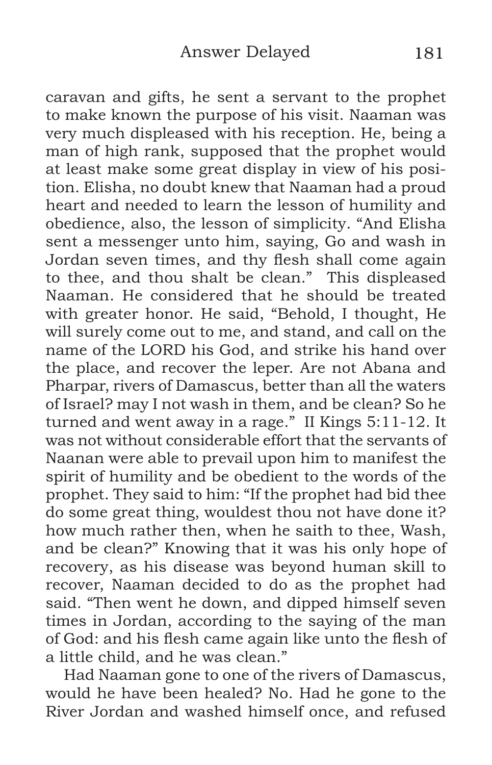caravan and gifts, he sent a servant to the prophet to make known the purpose of his visit. Naaman was very much displeased with his reception. He, being a man of high rank, supposed that the prophet would at least make some great display in view of his position. Elisha, no doubt knew that Naaman had a proud heart and needed to learn the lesson of humility and obedience, also, the lesson of simplicity. "And Elisha sent a messenger unto him, saying, Go and wash in Jordan seven times, and thy flesh shall come again to thee, and thou shalt be clean." This displeased Naaman. He considered that he should be treated with greater honor. He said, "Behold, I thought, He will surely come out to me, and stand, and call on the name of the LORD his God, and strike his hand over the place, and recover the leper. Are not Abana and Pharpar, rivers of Damascus, better than all the waters of Israel? may I not wash in them, and be clean? So he turned and went away in a rage." II Kings 5:11-12. It was not without considerable effort that the servants of Naanan were able to prevail upon him to manifest the spirit of humility and be obedient to the words of the prophet. They said to him: "If the prophet had bid thee do some great thing, wouldest thou not have done it? how much rather then, when he saith to thee, Wash, and be clean?" Knowing that it was his only hope of recovery, as his disease was beyond human skill to recover, Naaman decided to do as the prophet had said. "Then went he down, and dipped himself seven times in Jordan, according to the saying of the man of God: and his flesh came again like unto the flesh of a little child, and he was clean."

Had Naaman gone to one of the rivers of Damascus, would he have been healed? No. Had he gone to the River Jordan and washed himself once, and refused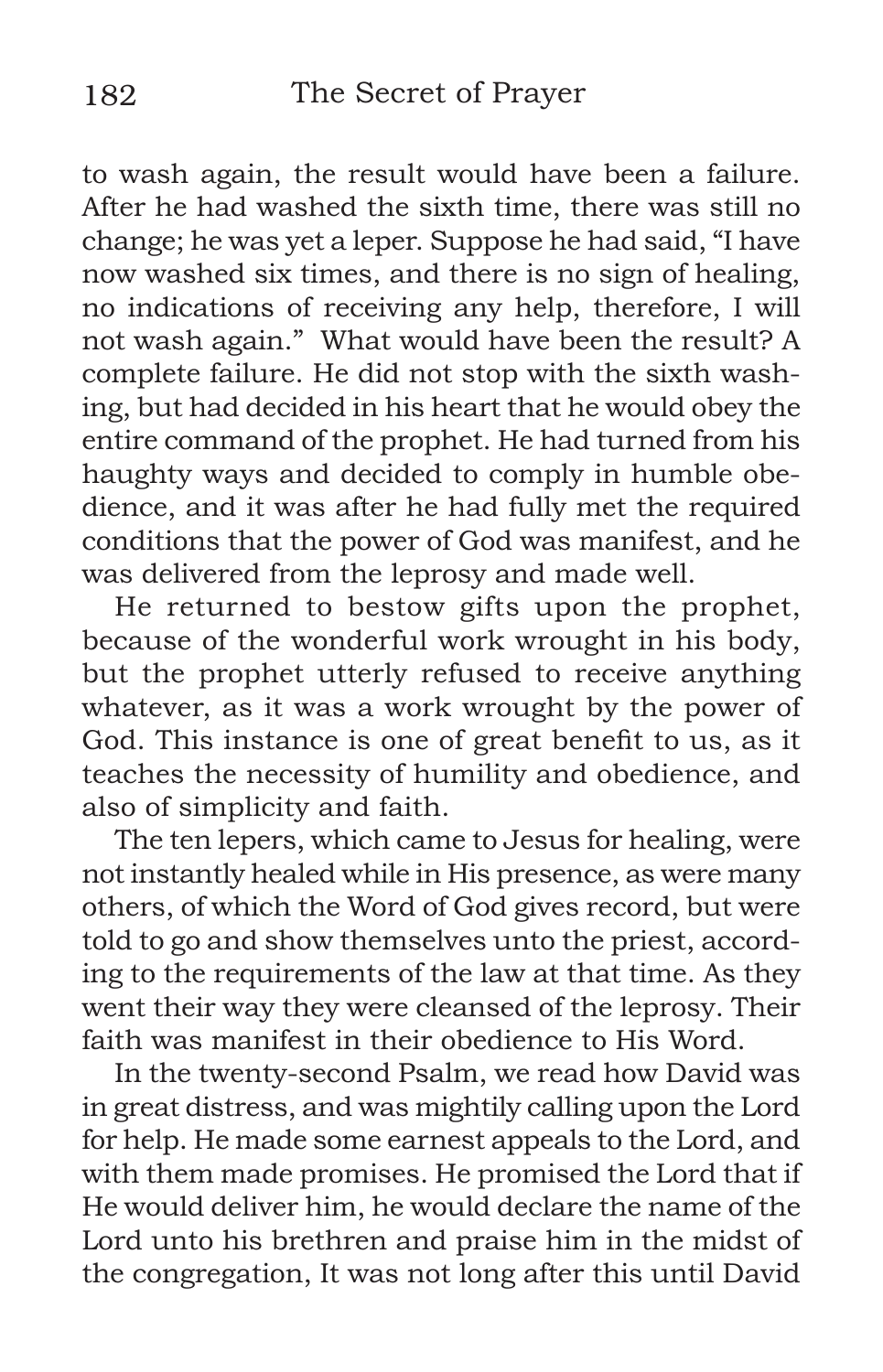to wash again, the result would have been a failure. After he had washed the sixth time, there was still no change; he was yet a leper. Suppose he had said, "I have now washed six times, and there is no sign of healing, no indications of receiving any help, therefore, I will not wash again." What would have been the result? A complete failure. He did not stop with the sixth washing, but had decided in his heart that he would obey the entire command of the prophet. He had turned from his haughty ways and decided to comply in humble obedience, and it was after he had fully met the required conditions that the power of God was manifest, and he was delivered from the leprosy and made well.

He returned to bestow gifts upon the prophet, because of the wonderful work wrought in his body, but the prophet utterly refused to receive anything whatever, as it was a work wrought by the power of God. This instance is one of great benefit to us, as it teaches the necessity of humility and obedience, and also of simplicity and faith.

The ten lepers, which came to Jesus for healing, were not instantly healed while in His presence, as were many others, of which the Word of God gives record, but were told to go and show themselves unto the priest, according to the requirements of the law at that time. As they went their way they were cleansed of the leprosy. Their faith was manifest in their obedience to His Word.

In the twenty-second Psalm, we read how David was in great distress, and was mightily calling upon the Lord for help. He made some earnest appeals to the Lord, and with them made promises. He promised the Lord that if He would deliver him, he would declare the name of the Lord unto his brethren and praise him in the midst of the congregation, It was not long after this until David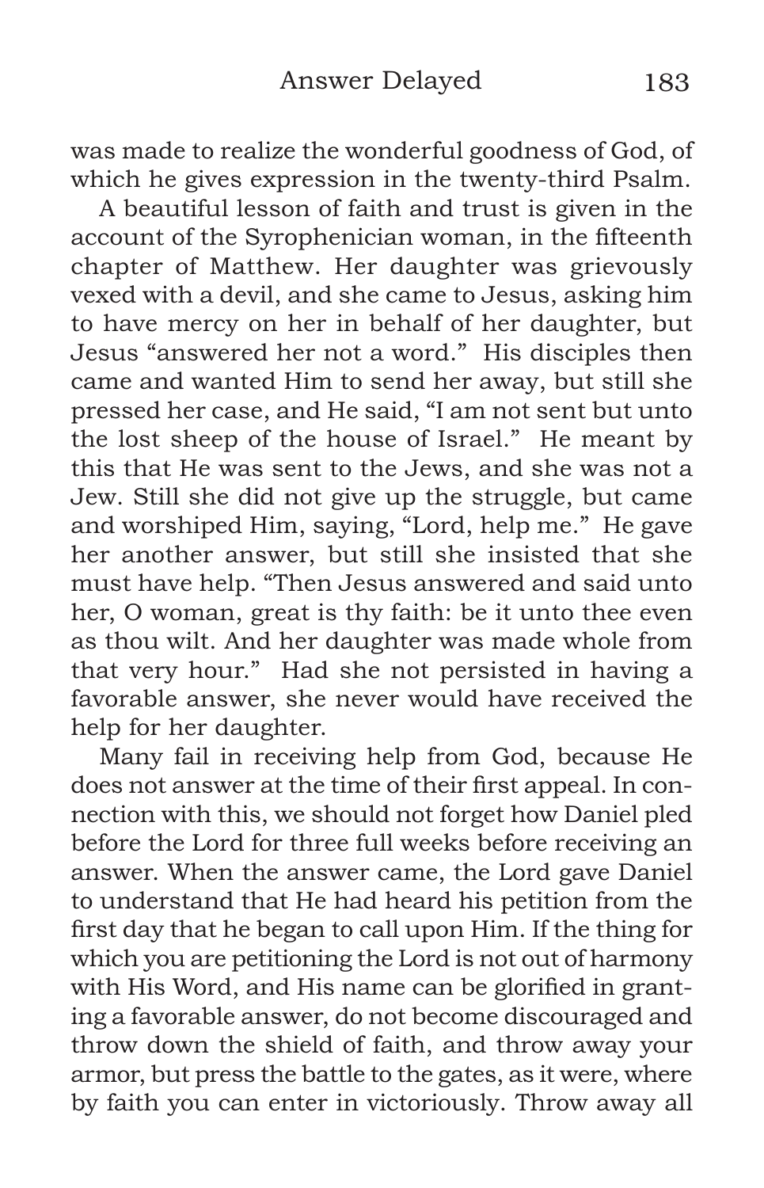was made to realize the wonderful goodness of God, of which he gives expression in the twenty-third Psalm.

A beautiful lesson of faith and trust is given in the account of the Syrophenician woman, in the fifteenth chapter of Matthew. Her daughter was grievously vexed with a devil, and she came to Jesus, asking him to have mercy on her in behalf of her daughter, but Jesus "answered her not a word." His disciples then came and wanted Him to send her away, but still she pressed her case, and He said, "I am not sent but unto the lost sheep of the house of Israel." He meant by this that He was sent to the Jews, and she was not a Jew. Still she did not give up the struggle, but came and worshiped Him, saying, "Lord, help me." He gave her another answer, but still she insisted that she must have help. "Then Jesus answered and said unto her, O woman, great is thy faith: be it unto thee even as thou wilt. And her daughter was made whole from that very hour." Had she not persisted in having a favorable answer, she never would have received the help for her daughter.

Many fail in receiving help from God, because He does not answer at the time of their first appeal. In connection with this, we should not forget how Daniel pled before the Lord for three full weeks before receiving an answer. When the answer came, the Lord gave Daniel to understand that He had heard his petition from the first day that he began to call upon Him. If the thing for which you are petitioning the Lord is not out of harmony with His Word, and His name can be glorified in granting a favorable answer, do not become discouraged and throw down the shield of faith, and throw away your armor, but press the battle to the gates, as it were, where by faith you can enter in victoriously. Throw away all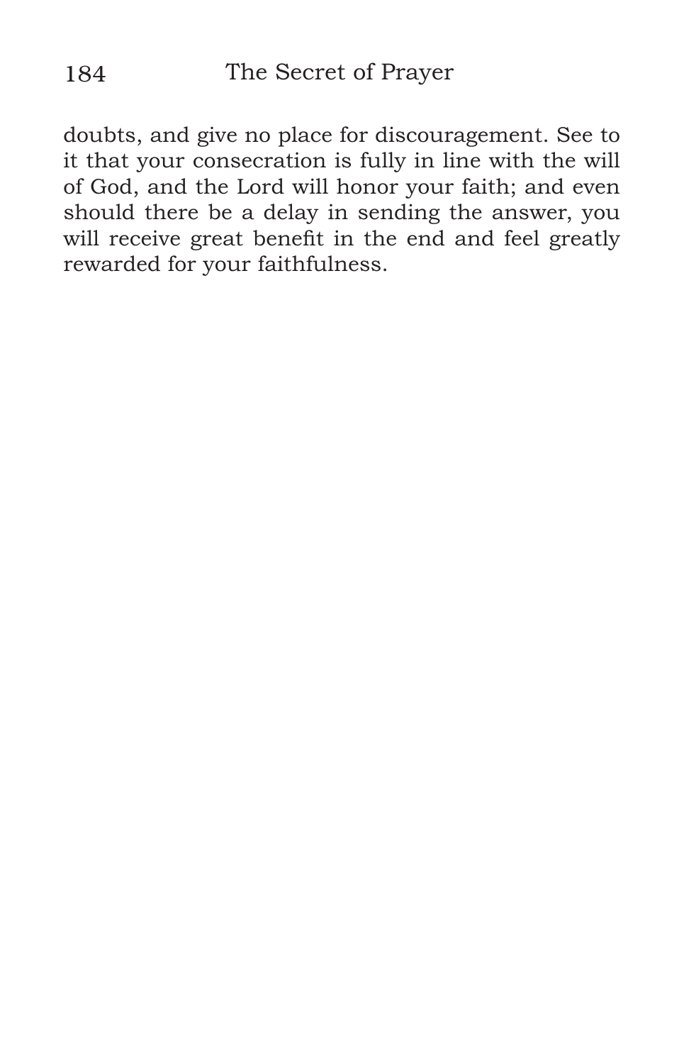doubts, and give no place for discouragement. See to it that your consecration is fully in line with the will of God, and the Lord will honor your faith; and even should there be a delay in sending the answer, you will receive great benefit in the end and feel greatly rewarded for your faithfulness.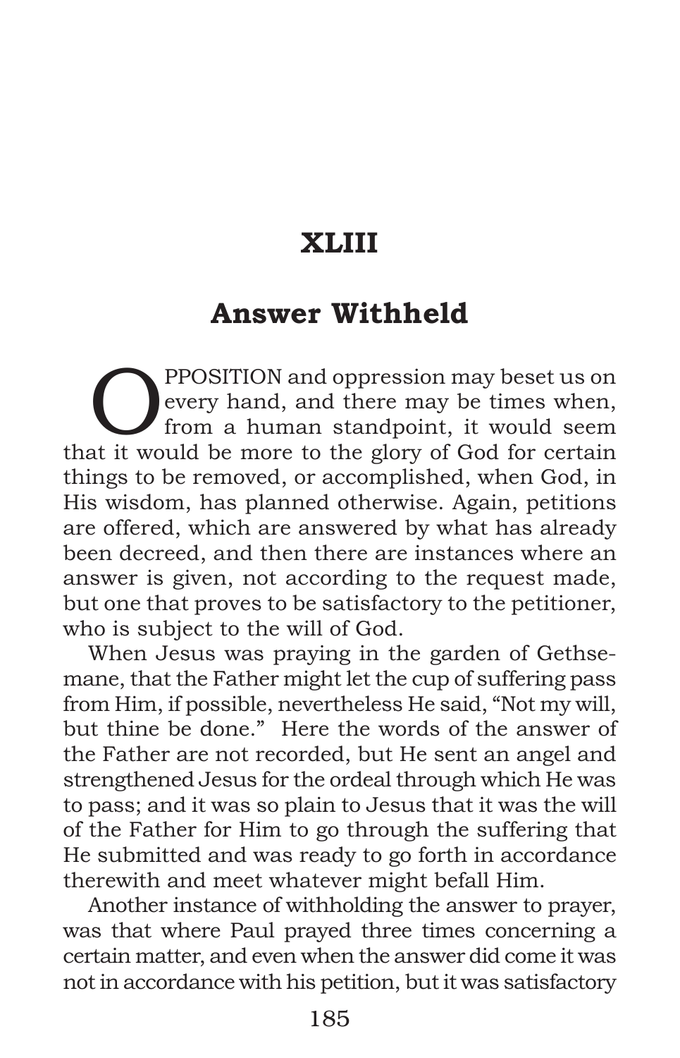# XLIII

## Answer Withheld

OPPOSITION and oppression may beset us on every hand, and there may be times when, from a human standpoint, it would seem that it would be more to the glory of God for certain things to be removed, or accomplished, when God, in His wisdom, has planned otherwise. Again, petitions are offered, which are answered by what has already been decreed, and then there are instances where an answer is given, not according to the request made, but one that proves to be satisfactory to the petitioner, who is subject to the will of God.

When Jesus was praying in the garden of Gethsemane, that the Father might let the cup of suffering pass from Him, if possible, nevertheless He said, "Not my will, but thine be done." Here the words of the answer of the Father are not recorded, but He sent an angel and strengthened Jesus for the ordeal through which He was to pass; and it was so plain to Jesus that it was the will of the Father for Him to go through the suffering that He submitted and was ready to go forth in accordance therewith and meet whatever might befall Him.

Another instance of withholding the answer to prayer, was that where Paul prayed three times concerning a certain matter, and even when the answer did come it was not in accordance with his petition, but it was satisfactory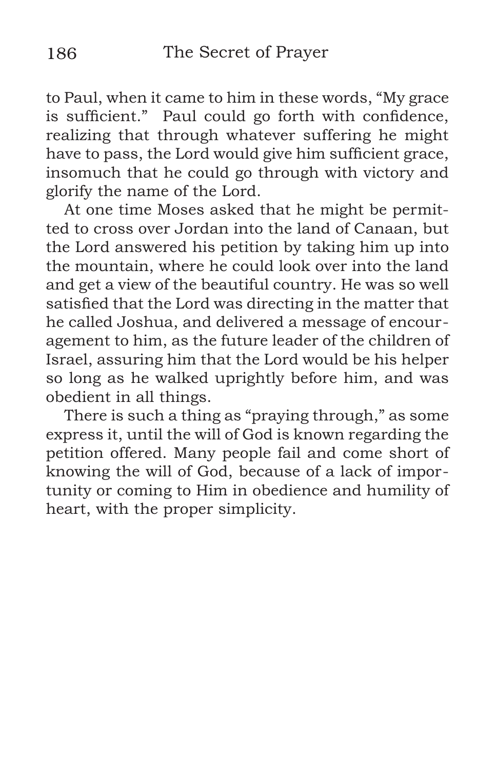to Paul, when it came to him in these words, "My grace is sufficient." Paul could go forth with confidence, realizing that through whatever suffering he might have to pass, the Lord would give him sufficient grace, insomuch that he could go through with victory and glorify the name of the Lord.

At one time Moses asked that he might be permitted to cross over Jordan into the land of Canaan, but the Lord answered his petition by taking him up into the mountain, where he could look over into the land and get a view of the beautiful country. He was so well satisfied that the Lord was directing in the matter that he called Joshua, and delivered a message of encouragement to him, as the future leader of the children of Israel, assuring him that the Lord would be his helper so long as he walked uprightly before him, and was obedient in all things.

There is such a thing as "praying through," as some express it, until the will of God is known regarding the petition offered. Many people fail and come short of knowing the will of God, because of a lack of importunity or coming to Him in obedience and humility of heart, with the proper simplicity.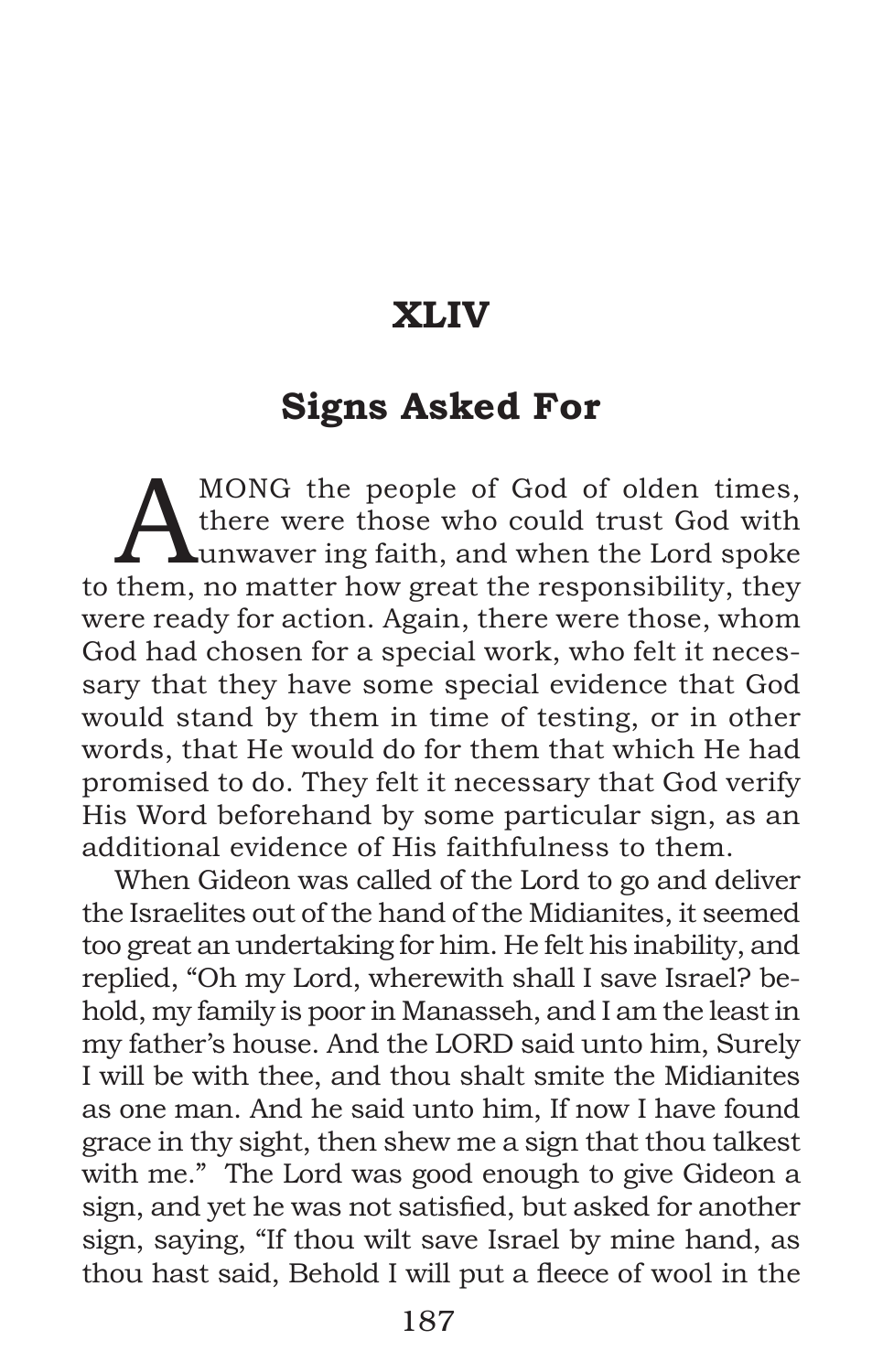# XLIV

## Signs Asked For

AMONG the people of God of olden times, there were those who could trust God with unwavering faith, and when the Lord spoke to them, no matter how great the responsibility, they were ready for action. Again, there were those, whom God had chosen for a special work, who felt it necessary that they have some special evidence that God would stand by them in time of testing, or in other words, that He would do for them that which He had promised to do. They felt it necessary that God verify His Word beforehand by some particular sign, as an additional evidence of His faithfulness to them.

When Gideon was called of the Lord to go and deliver the Israelites out of the hand of the Midianites, it seemed too great an undertaking for him. He felt his inability, and replied, "Oh my Lord, wherewith shall I save Israel? behold, my family is poor in Manasseh, and I am the least in my father's house. And the LORD said unto him, Surely I will be with thee, and thou shalt smite the Midianites as one man. And he said unto him, If now I have found grace in thy sight, then shew me a sign that thou talkest with me." The Lord was good enough to give Gideon a sign, and yet he was not satisfied, but asked for another sign, saying, "If thou wilt save Israel by mine hand, as thou hast said, Behold I will put a fleece of wool in the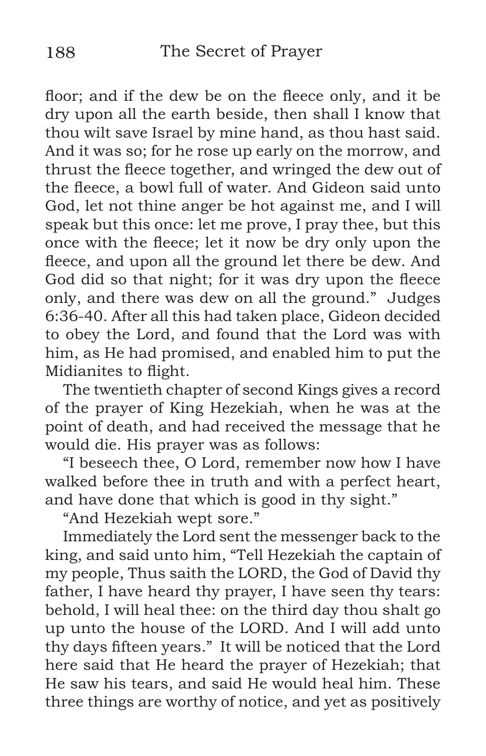floor; and if the dew be on the fleece only, and it be dry upon all the earth beside, then shall I know that thou wilt save Israel by mine hand, as thou hast said. And it was so; for he rose up early on the morrow, and thrust the fleece together, and wringed the dew out of the fleece, a bowl full of water. And Gideon said unto God, let not thine anger be hot against me, and I will speak but this once: let me prove, I pray thee, but this once with the fleece; let it now be dry only upon the fleece, and upon all the ground let there be dew. And God did so that night; for it was dry upon the fleece only, and there was dew on all the ground." Judges 6:36-40. After all this had taken place, Gideon decided to obey the Lord, and found that the Lord was with him, as He had promised, and enabled him to put the Midianites to flight.

The twentieth chapter of second Kings gives a record of the prayer of King Hezekiah, when he was at the point of death, and had received the message that he would die. His prayer was as follows:

"I beseech thee, O Lord, remember now how I have walked before thee in truth and with a perfect heart, and have done that which is good in thy sight."

"And Hezekiah wept sore."

Immediately the Lord sent the messenger back to the king, and said unto him, "Tell Hezekiah the captain of my people, Thus saith the LORD, the God of David thy father, I have heard thy prayer, I have seen thy tears: behold, I will heal thee: on the third day thou shalt go up unto the house of the LORD. And I will add unto thy days fifteen years." It will be noticed that the Lord here said that He heard the prayer of Hezekiah; that He saw his tears, and said He would heal him. These three things are worthy of notice, and yet as positively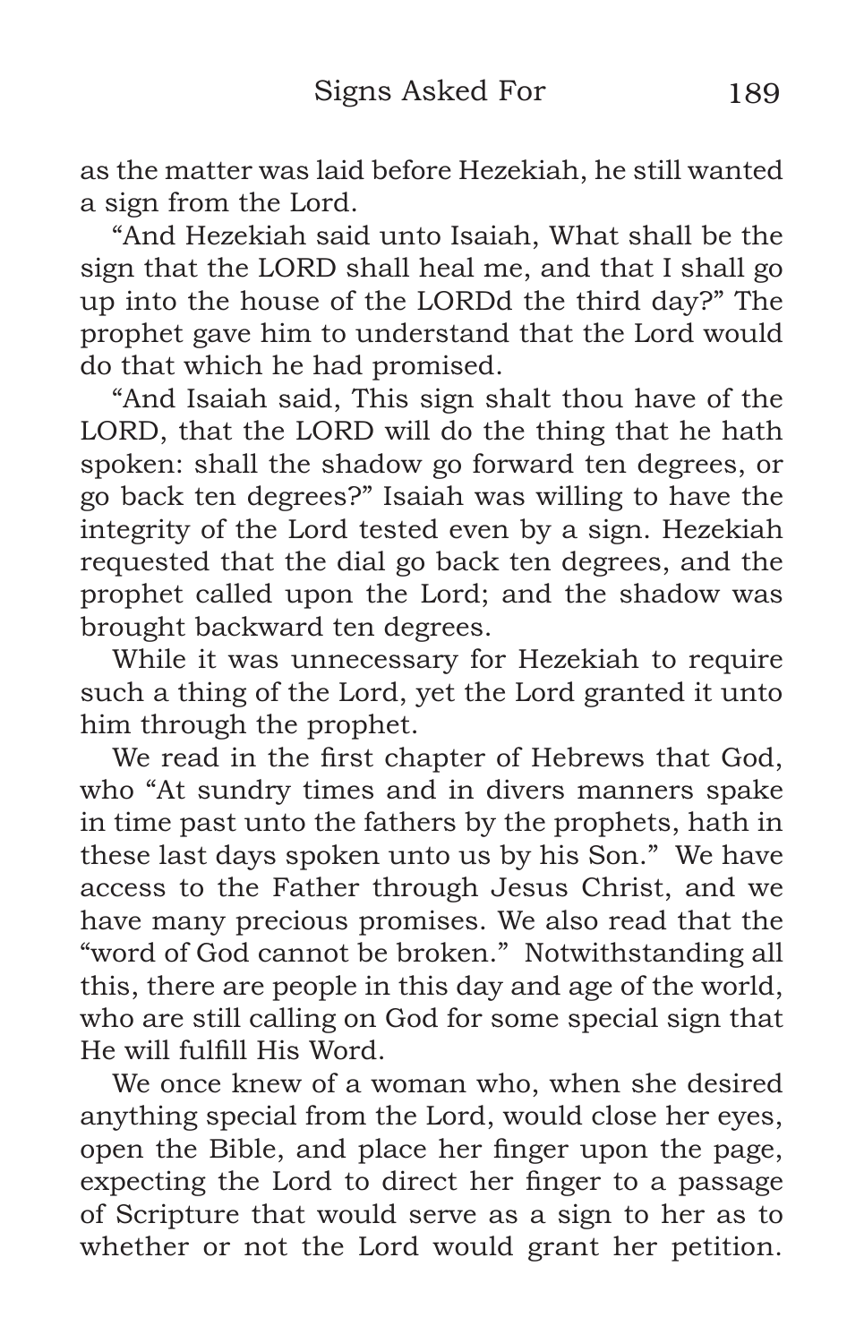as the matter was laid before Hezekiah, he still wanted a sign from the Lord.

“And Hezekiah said unto Isaiah, What shall be the sign that the LORD shall heal me, and that I shall go up into the house of the LORDd the third day?” The prophet gave him to understand that the Lord would do that which he had promised.

“And Isaiah said, This sign shalt thou have of the LORD, that the LORD will do the thing that he hath spoken: shall the shadow go forward ten degrees, or go back ten degrees?” Isaiah was willing to have the integrity of the Lord tested even by a sign. Hezekiah requested that the dial go back ten degrees, and the prophet called upon the Lord; and the shadow was brought backward ten degrees.

While it was unnecessary for Hezekiah to require such a thing of the Lord, yet the Lord granted it unto him through the prophet.

We read in the first chapter of Hebrews that God, who “At sundry times and in divers manners spake in time past unto the fathers by the prophets, hath in these last days spoken unto us by his Son.” We have access to the Father through Jesus Christ, and we have many precious promises. We also read that the “word of God cannot be broken.” Notwithstanding all this, there are people in this day and age of the world, who are still calling on God for some special sign that He will fulfill His Word.

We once knew of a woman who, when she desired anything special from the Lord, would close her eyes, open the Bible, and place her finger upon the page, expecting the Lord to direct her finger to a passage of Scripture that would serve as a sign to her as to whether or not the Lord would grant her petition.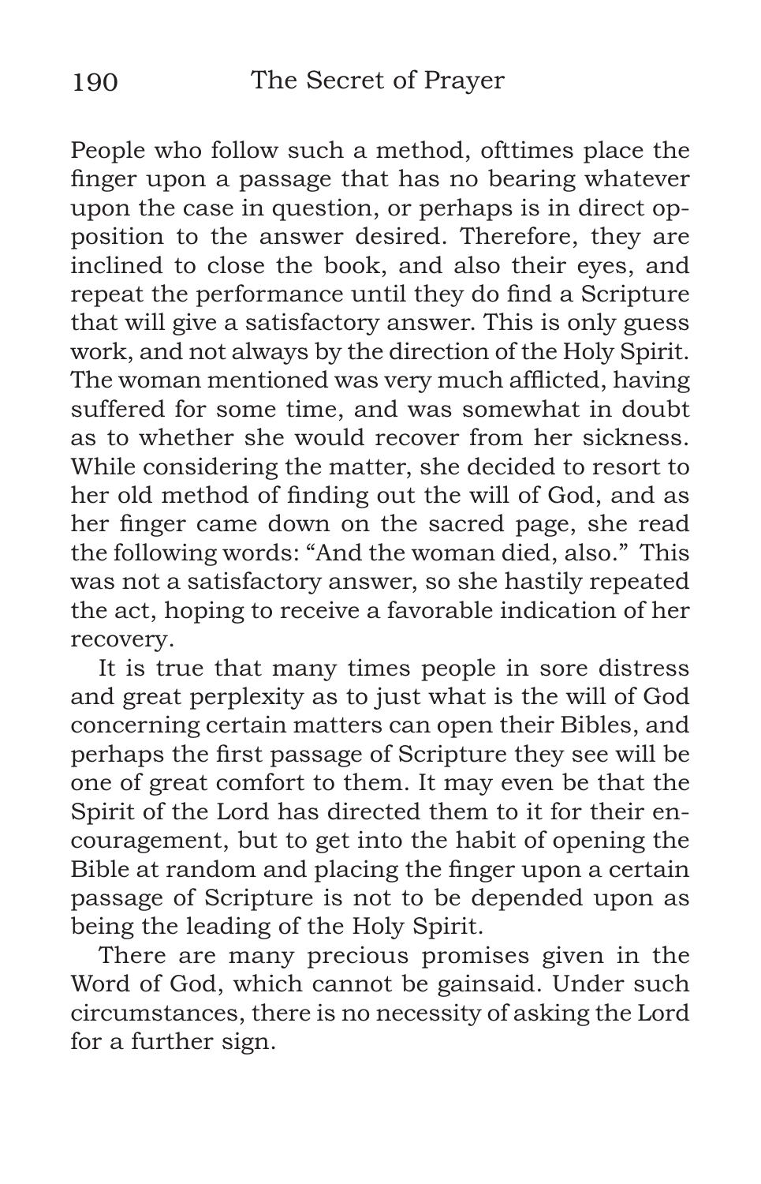People who follow such a method, ofttimes place the finger upon a passage that has no bearing whatever upon the case in question, or perhaps is in direct opposition to the answer desired. Therefore, they are inclined to close the book, and also their eyes, and repeat the performance until they do find a Scripture that will give a satisfactory answer. This is only guess work, and not always by the direction of the Holy Spirit. The woman mentioned was very much afflicted, having suffered for some time, and was somewhat in doubt as to whether she would recover from her sickness. While considering the matter, she decided to resort to her old method of finding out the will of God, and as her finger came down on the sacred page, she read the following words: "And the woman died, also." This was not a satisfactory answer, so she hastily repeated the act, hoping to receive a favorable indication of her recovery.

It is true that many times people in sore distress and great perplexity as to just what is the will of God concerning certain matters can open their Bibles, and perhaps the first passage of Scripture they see will be one of great comfort to them. It may even be that the Spirit of the Lord has directed them to it for their encouragement, but to get into the habit of opening the Bible at random and placing the finger upon a certain passage of Scripture is not to be depended upon as being the leading of the Holy Spirit.

There are many precious promises given in the Word of God, which cannot be gainsaid. Under such circumstances, there is no necessity of asking the Lord for a further sign.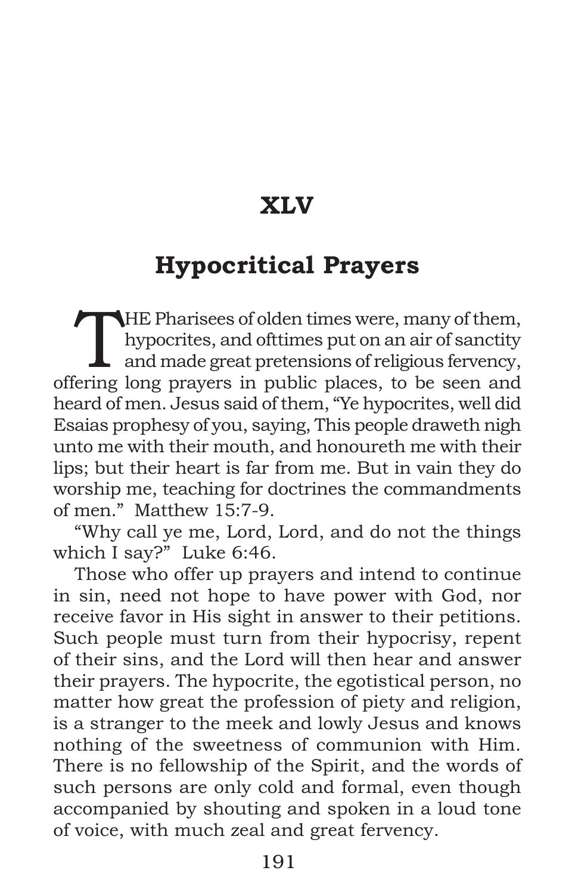# XLV

## Hypocritical Prayers

THE Pharisees of olden times were, many of them, hypocrites, and ofttimes put on an air of sanctity and made great pretensions of religious fervency, offering long prayers in public places, to be seen and heard of men. Jesus said of them, "Ye hypocrites, well did Esaias prophesy of you, saying, This people draweth nigh unto me with their mouth, and honoureth me with their lips; but their heart is far from me. But in vain they do worship me, teaching for doctrines the commandments of men." Matthew 15:7-9.

"Why call ye me, Lord, Lord, and do not the things which I say?" Luke 6:46.

Those who offer up prayers and intend to continue in sin, need not hope to have power with God, nor receive favor in His sight in answer to their petitions. Such people must turn from their hypocrisy, repent of their sins, and the Lord will then hear and answer their prayers. The hypocrite, the egotistical person, no matter how great the profession of piety and religion, is a stranger to the meek and lowly Jesus and knows nothing of the sweetness of communion with Him. There is no fellowship of the Spirit, and the words of such persons are only cold and formal, even though accompanied by shouting and spoken in a loud tone of voice, with much zeal and great fervency.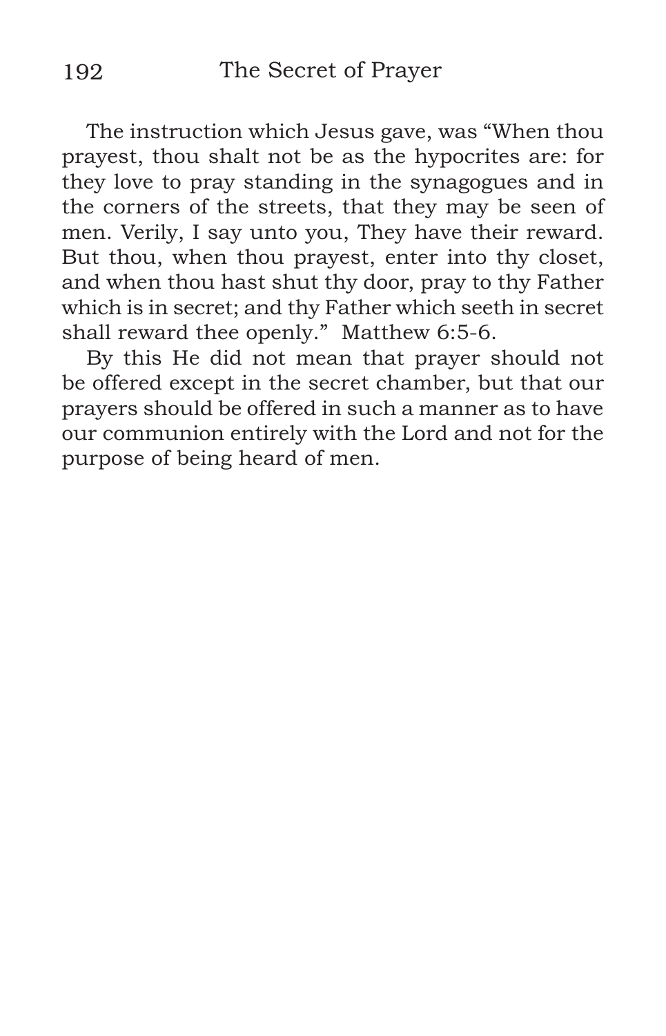The instruction which Jesus gave, was "When thou prayest, thou shalt not be as the hypocrites are: for they love to pray standing in the synagogues and in the corners of the streets, that they may be seen of men. Verily, I say unto you, They have their reward. But thou, when thou prayest, enter into thy closet, and when thou hast shut thy door, pray to thy Father which is in secret; and thy Father which seeth in secret shall reward thee openly." Matthew 6:5-6.

By this He did not mean that prayer should not be offered except in the secret chamber, but that our prayers should be offered in such a manner as to have our communion entirely with the Lord and not for the purpose of being heard of men.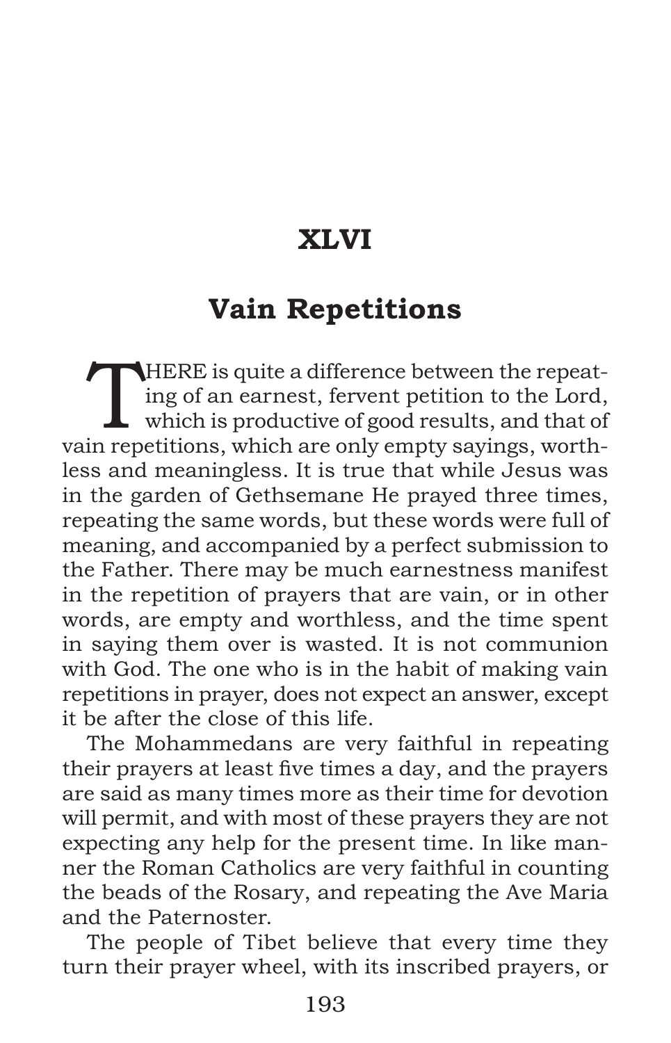## XLVI

## Vain Repetitions

THERE is quite a difference between the repeating of an earnest, fervent petition to the Lord, which is productive of good results, and that of vain repetitions, which are only empty sayings, worthless and meaningless. It is true that while Jesus was in the garden of Gethsemane He prayed three times, repeating the same words, but these words were full of meaning, and accompanied by a perfect submission to the Father. There may be much earnestness manifest in the repetition of prayers that are vain, or in other words, are empty and worthless, and the time spent in saying them over is wasted. It is not communion with God. The one who is in the habit of making vain repetitions in prayer, does not expect an answer, except it be after the close of this life.

The Mohammedans are very faithful in repeating their prayers at least five times a day, and the prayers are said as many times more as their time for devotion will permit, and with most of these prayers they are not expecting any help for the present time. In like manner the Roman Catholics are very faithful in counting the beads of the Rosary, and repeating the Ave Maria and the Paternoster.

The people of Tibet believe that every time they turn their prayer wheel, with its inscribed prayers, or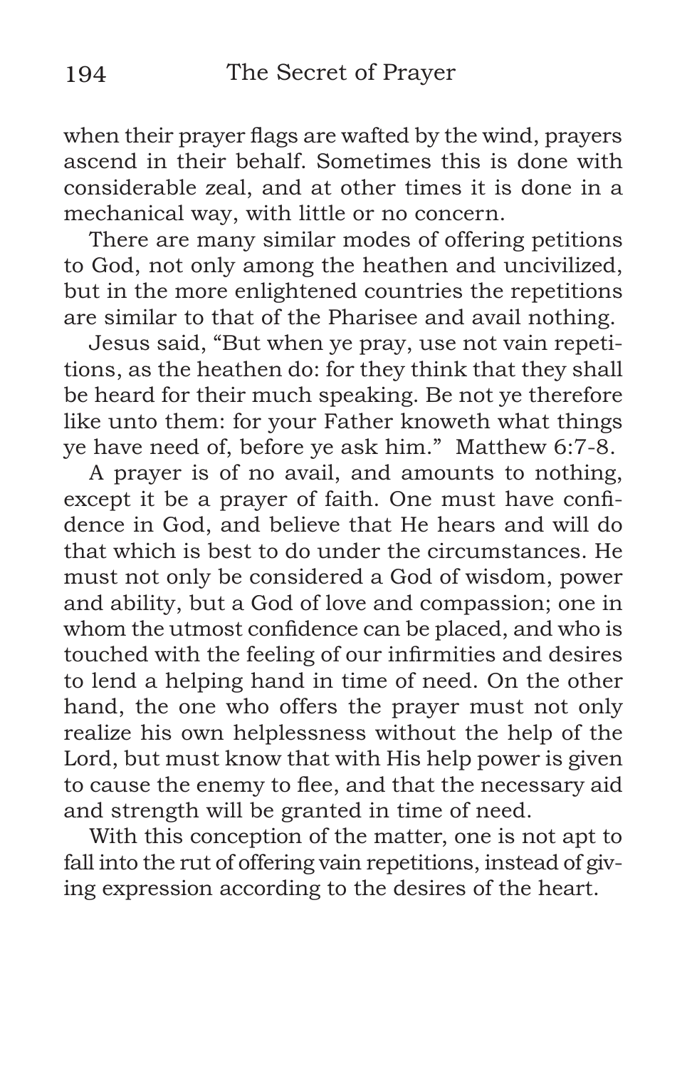when their prayer flags are wafted by the wind, prayers ascend in their behalf. Sometimes this is done with considerable zeal, and at other times it is done in a mechanical way, with little or no concern.

There are many similar modes of offering petitions to God, not only among the heathen and uncivilized, but in the more enlightened countries the repetitions are similar to that of the Pharisee and avail nothing.

Jesus said, "But when ye pray, use not vain repetitions, as the heathen do: for they think that they shall be heard for their much speaking. Be not ye therefore like unto them: for your Father knoweth what things ye have need of, before ye ask him." Matthew 6:7-8.

A prayer is of no avail, and amounts to nothing, except it be a prayer of faith. One must have confidence in God, and believe that He hears and will do that which is best to do under the circumstances. He must not only be considered a God of wisdom, power and ability, but a God of love and compassion; one in whom the utmost confidence can be placed, and who is touched with the feeling of our infirmities and desires to lend a helping hand in time of need. On the other hand, the one who offers the prayer must not only realize his own helplessness without the help of the Lord, but must know that with His help power is given to cause the enemy to flee, and that the necessary aid and strength will be granted in time of need.

With this conception of the matter, one is not apt to fall into the rut of offering vain repetitions, instead of giving expression according to the desires of the heart.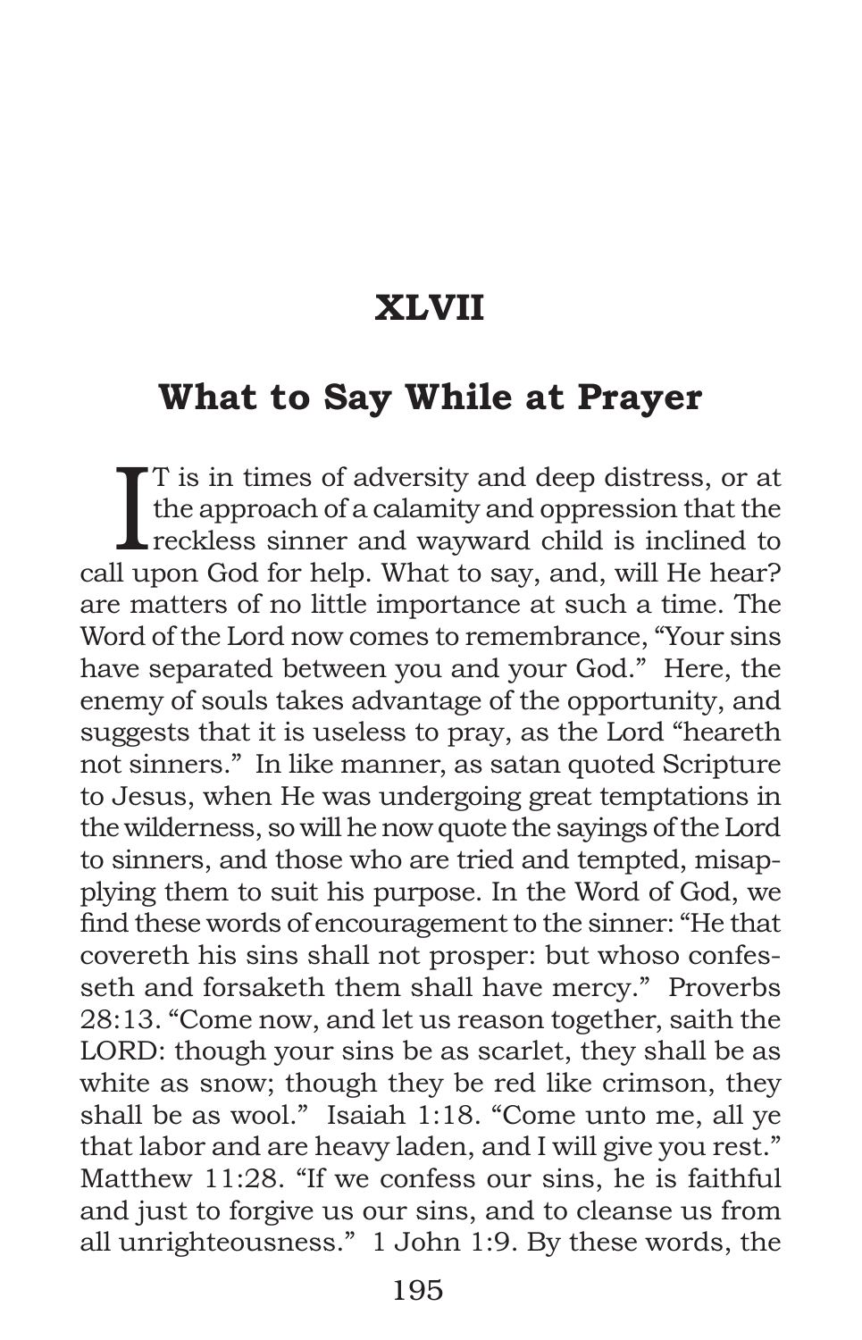# XLVII

## What to Say While at Prayer

IT is in times of adversity and deep distress, or at the approach of a calamity and oppression that the reckless sinner and wayward child is inclined to call upon God for help. What to say, and, will He hear? are matters of no little importance at such a time. The Word of the Lord now comes to remembrance, "Your sins have separated between you and your God." Here, the enemy of souls takes advantage of the opportunity, and suggests that it is useless to pray, as the Lord "heareth not sinners." In like manner, as satan quoted Scripture to Jesus, when He was undergoing great temptations in the wilderness, so will he now quote the sayings of the Lord to sinners, and those who are tried and tempted, misapplying them to suit his purpose. In the Word of God, we find these words of encouragement to the sinner: "He that covereth his sins shall not prosper: but whoso confesseth and forsaketh them shall have mercy." Proverbs 28:13. "Come now, and let us reason together, saith the LORD: though your sins be as scarlet, they shall be as white as snow; though they be red like crimson, they shall be as wool." Isaiah 1:18. "Come unto me, all ye that labor and are heavy laden, and I will give you rest." Matthew 11:28. "If we confess our sins, he is faithful and just to forgive us our sins, and to cleanse us from all unrighteousness." 1 John 1:9. By these words, the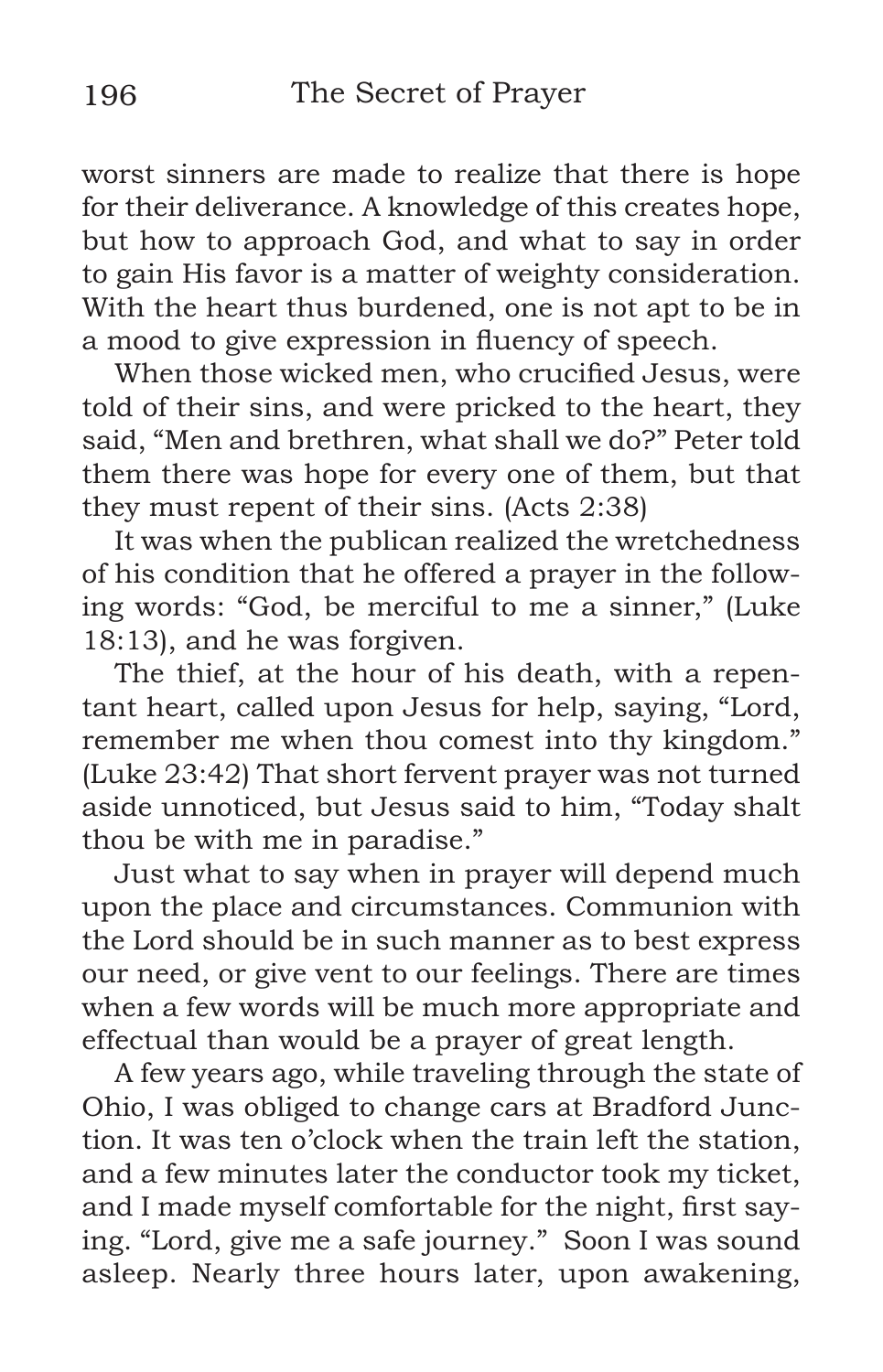worst sinners are made to realize that there is hope for their deliverance. A knowledge of this creates hope, but how to approach God, and what to say in order to gain His favor is a matter of weighty consideration. With the heart thus burdened, one is not apt to be in a mood to give expression in fluency of speech.

When those wicked men, who crucified Jesus, were told of their sins, and were pricked to the heart, they said, "Men and brethren, what shall we do?" Peter told them there was hope for every one of them, but that they must repent of their sins. (Acts 2:38)

It was when the publican realized the wretchedness of his condition that he offered a prayer in the following words: "God, be merciful to me a sinner," (Luke 18:13), and he was forgiven.

The thief, at the hour of his death, with a repentant heart, called upon Jesus for help, saying, "Lord, remember me when thou comest into thy kingdom." (Luke 23:42) That short fervent prayer was not turned aside unnoticed, but Jesus said to him, "Today shalt thou be with me in paradise."

Just what to say when in prayer will depend much upon the place and circumstances. Communion with the Lord should be in such manner as to best express our need, or give vent to our feelings. There are times when a few words will be much more appropriate and effectual than would be a prayer of great length.

A few years ago, while traveling through the state of Ohio, I was obliged to change cars at Bradford Junction. It was ten o'clock when the train left the station, and a few minutes later the conductor took my ticket, and I made myself comfortable for the night, first saying. "Lord, give me a safe journey." Soon I was sound asleep. Nearly three hours later, upon awakening,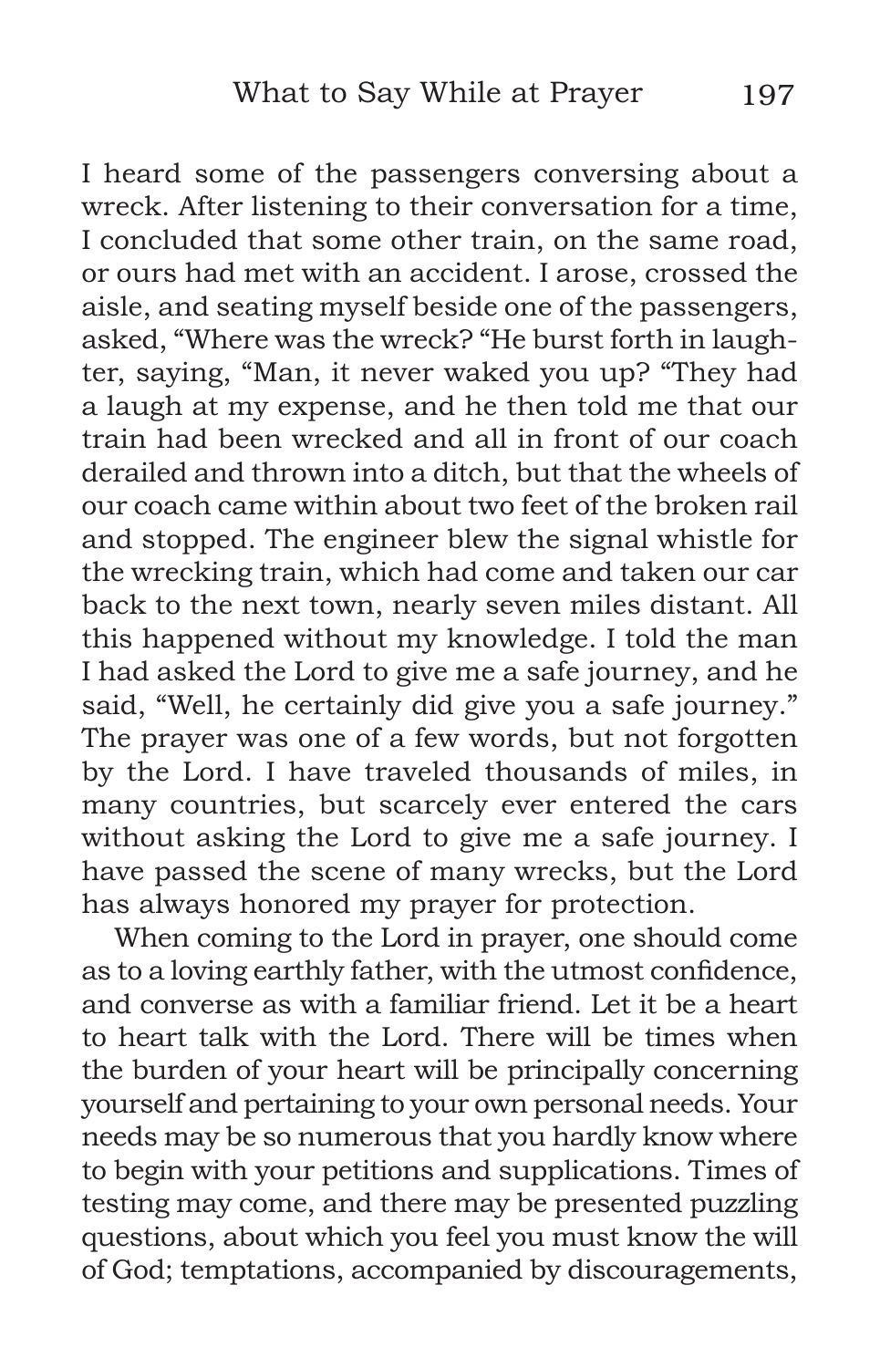I heard some of the passengers conversing about a wreck. After listening to their conversation for a time, I concluded that some other train, on the same road, or ours had met with an accident. I arose, crossed the aisle, and seating myself beside one of the passengers, asked, "Where was the wreck? "He burst forth in laughter, saying, "Man, it never waked you up? "They had a laugh at my expense, and he then told me that our train had been wrecked and all in front of our coach derailed and thrown into a ditch, but that the wheels of our coach came within about two feet of the broken rail and stopped. The engineer blew the signal whistle for the wrecking train, which had come and taken our car back to the next town, nearly seven miles distant. All this happened without my knowledge. I told the man I had asked the Lord to give me a safe journey, and he said, "Well, he certainly did give you a safe journey." The prayer was one of a few words, but not forgotten by the Lord. I have traveled thousands of miles, in many countries, but scarcely ever entered the cars without asking the Lord to give me a safe journey. I have passed the scene of many wrecks, but the Lord has always honored my prayer for protection.

When coming to the Lord in prayer, one should come as to a loving earthly father, with the utmost confidence, and converse as with a familiar friend. Let it be a heart to heart talk with the Lord. There will be times when the burden of your heart will be principally concerning yourself and pertaining to your own personal needs. Your needs may be so numerous that you hardly know where to begin with your petitions and supplications. Times of testing may come, and there may be presented puzzling questions, about which you feel you must know the will of God; temptations, accompanied by discouragements,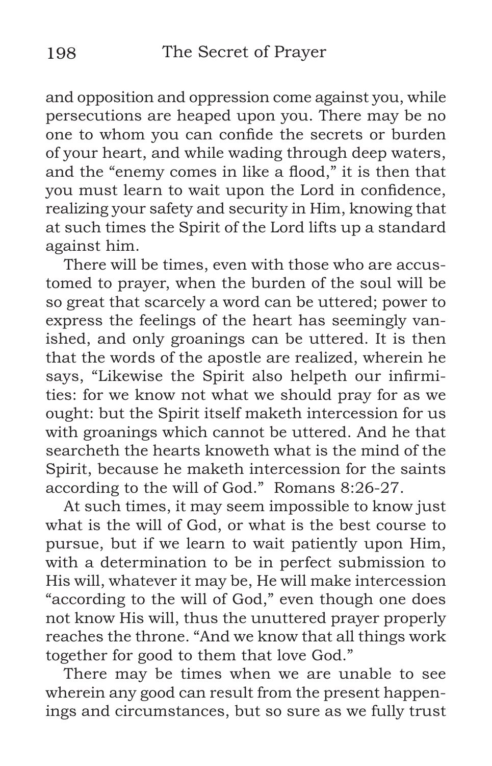and opposition and oppression come against you, while persecutions are heaped upon you. There may be no one to whom you can confide the secrets or burden of your heart, and while wading through deep waters, and the "enemy comes in like a flood," it is then that you must learn to wait upon the Lord in confidence, realizing your safety and security in Him, knowing that at such times the Spirit of the Lord lifts up a standard against him.

There will be times, even with those who are accustomed to prayer, when the burden of the soul will be so great that scarcely a word can be uttered; power to express the feelings of the heart has seemingly vanished, and only groanings can be uttered. It is then that the words of the apostle are realized, wherein he says, "Likewise the Spirit also helpeth our infirmities: for we know not what we should pray for as we ought: but the Spirit itself maketh intercession for us with groanings which cannot be uttered. And he that searcheth the hearts knoweth what is the mind of the Spirit, because he maketh intercession for the saints according to the will of God." Romans 8:26-27.

At such times, it may seem impossible to know just what is the will of God, or what is the best course to pursue, but if we learn to wait patiently upon Him, with a determination to be in perfect submission to His will, whatever it may be, He will make intercession "according to the will of God," even though one does not know His will, thus the unuttered prayer properly reaches the throne. "And we know that all things work together for good to them that love God."

There may be times when we are unable to see wherein any good can result from the present happenings and circumstances, but so sure as we fully trust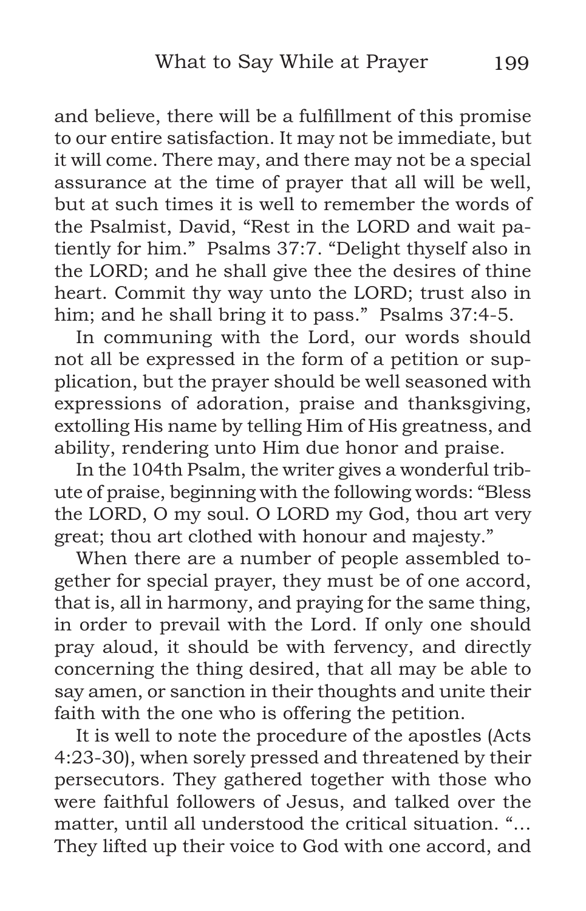and believe, there will be a fulfillment of this promise to our entire satisfaction. It may not be immediate, but it will come. There may, and there may not be a special assurance at the time of prayer that all will be well, but at such times it is well to remember the words of the Psalmist, David, "Rest in the LORD and wait patiently for him." Psalms 37:7. "Delight thyself also in the LORD; and he shall give thee the desires of thine heart. Commit thy way unto the LORD; trust also in him; and he shall bring it to pass." Psalms 37:4-5.

In communing with the Lord, our words should not all be expressed in the form of a petition or supplication, but the prayer should be well seasoned with expressions of adoration, praise and thanksgiving, extolling His name by telling Him of His greatness, and ability, rendering unto Him due honor and praise.

In the 104th Psalm, the writer gives a wonderful tribute of praise, beginning with the following words: "Bless the LORD, O my soul. O LORD my God, thou art very great; thou art clothed with honour and majesty."

When there are a number of people assembled together for special prayer, they must be of one accord, that is, all in harmony, and praying for the same thing, in order to prevail with the Lord. If only one should pray aloud, it should be with fervency, and directly concerning the thing desired, that all may be able to say amen, or sanction in their thoughts and unite their faith with the one who is offering the petition.

It is well to note the procedure of the apostles (Acts 4:23-30), when sorely pressed and threatened by their persecutors. They gathered together with those who were faithful followers of Jesus, and talked over the matter, until all understood the critical situation. "… They lifted up their voice to God with one accord, and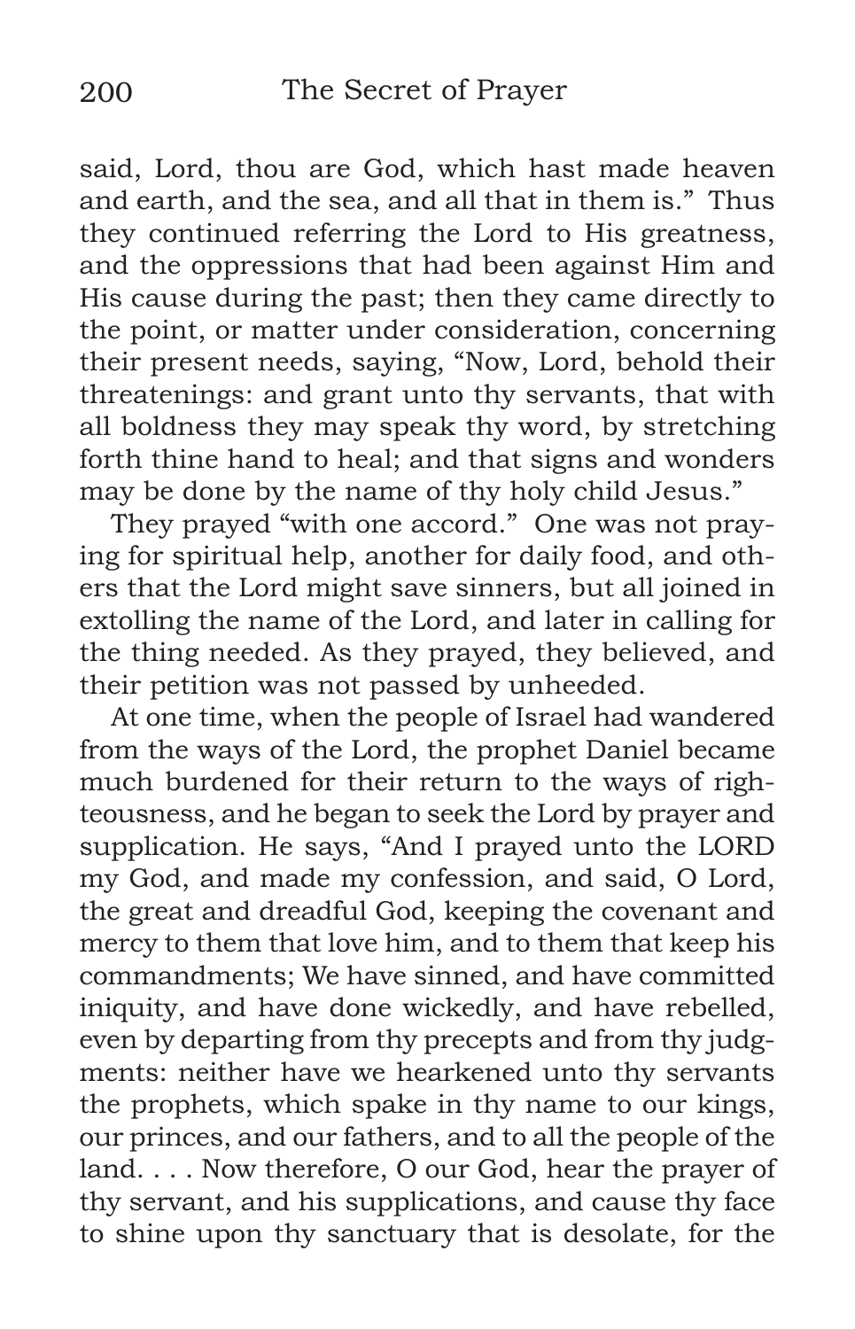said, Lord, thou are God, which hast made heaven and earth, and the sea, and all that in them is." Thus they continued referring the Lord to His greatness, and the oppressions that had been against Him and His cause during the past; then they came directly to the point, or matter under consideration, concerning their present needs, saying, "Now, Lord, behold their threatenings: and grant unto thy servants, that with all boldness they may speak thy word, by stretching forth thine hand to heal; and that signs and wonders may be done by the name of thy holy child Jesus."

They prayed "with one accord." One was not praying for spiritual help, another for daily food, and others that the Lord might save sinners, but all joined in extolling the name of the Lord, and later in calling for the thing needed. As they prayed, they believed, and their petition was not passed by unheeded.

At one time, when the people of Israel had wandered from the ways of the Lord, the prophet Daniel became much burdened for their return to the ways of righteousness, and he began to seek the Lord by prayer and supplication. He says, "And I prayed unto the LORD my God, and made my confession, and said, O Lord, the great and dreadful God, keeping the covenant and mercy to them that love him, and to them that keep his commandments; We have sinned, and have committed iniquity, and have done wickedly, and have rebelled, even by departing from thy precepts and from thy judgments: neither have we hearkened unto thy servants the prophets, which spake in thy name to our kings, our princes, and our fathers, and to all the people of the land. . . . Now therefore, O our God, hear the prayer of thy servant, and his supplications, and cause thy face to shine upon thy sanctuary that is desolate, for the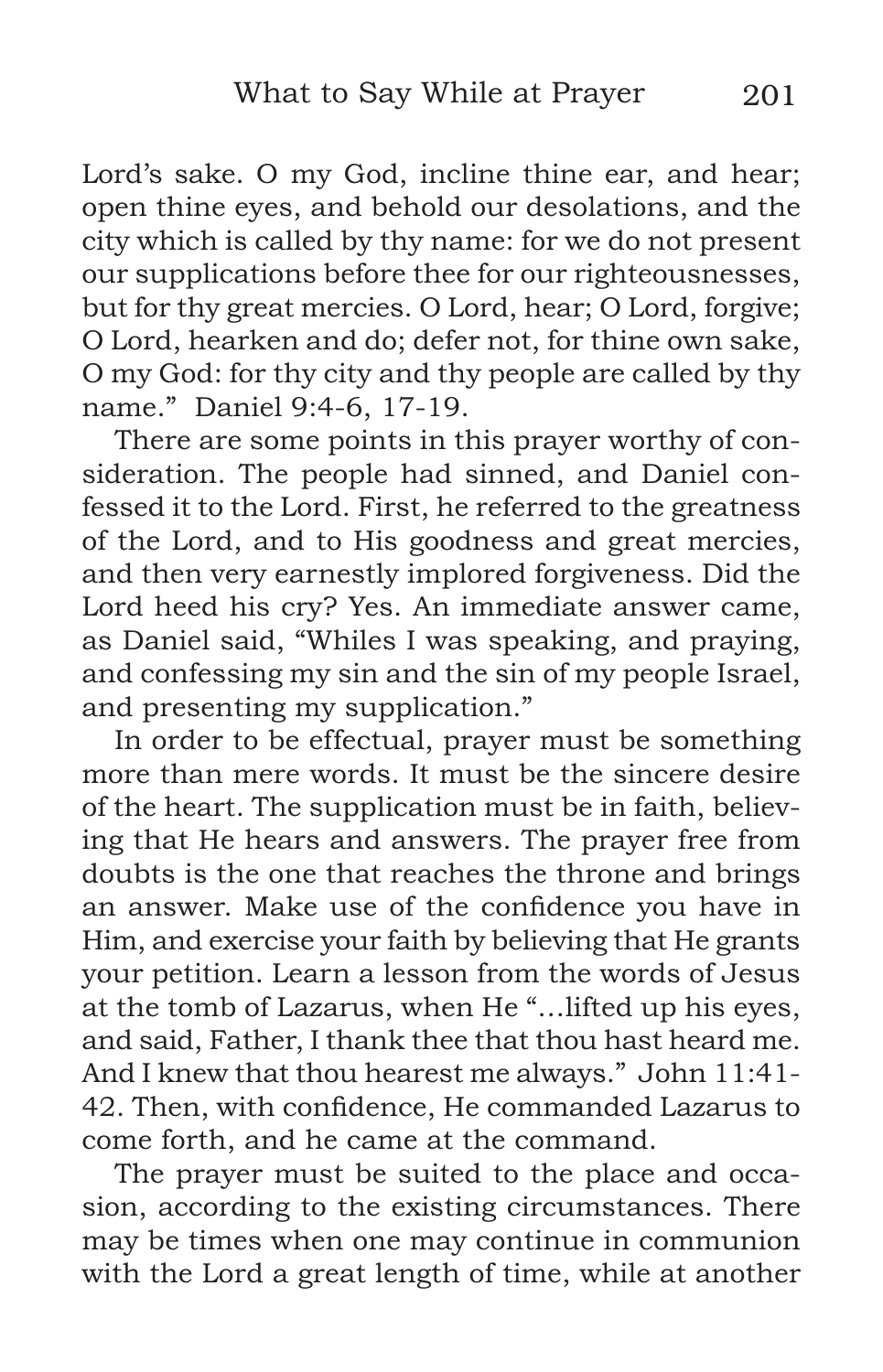Lord's sake. O my God, incline thine ear, and hear; open thine eyes, and behold our desolations, and the city which is called by thy name: for we do not present our supplications before thee for our righteousnesses, but for thy great mercies. O Lord, hear; O Lord, forgive; O Lord, hearken and do; defer not, for thine own sake, O my God: for thy city and thy people are called by thy name." Daniel 9:4-6, 17-19.

There are some points in this prayer worthy of consideration. The people had sinned, and Daniel confessed it to the Lord. First, he referred to the greatness of the Lord, and to His goodness and great mercies, and then very earnestly implored forgiveness. Did the Lord heed his cry? Yes. An immediate answer came, as Daniel said, "Whiles I was speaking, and praying, and confessing my sin and the sin of my people Israel, and presenting my supplication."

In order to be effectual, prayer must be something more than mere words. It must be the sincere desire of the heart. The supplication must be in faith, believing that He hears and answers. The prayer free from doubts is the one that reaches the throne and brings an answer. Make use of the confidence you have in Him, and exercise your faith by believing that He grants your petition. Learn a lesson from the words of Jesus at the tomb of Lazarus, when He "…lifted up his eyes, and said, Father, I thank thee that thou hast heard me. And I knew that thou hearest me always." John 11:41-42. Then, with confidence, He commanded Lazarus to come forth, and he came at the command.

The prayer must be suited to the place and occasion, according to the existing circumstances. There may be times when one may continue in communion with the Lord a great length of time, while at another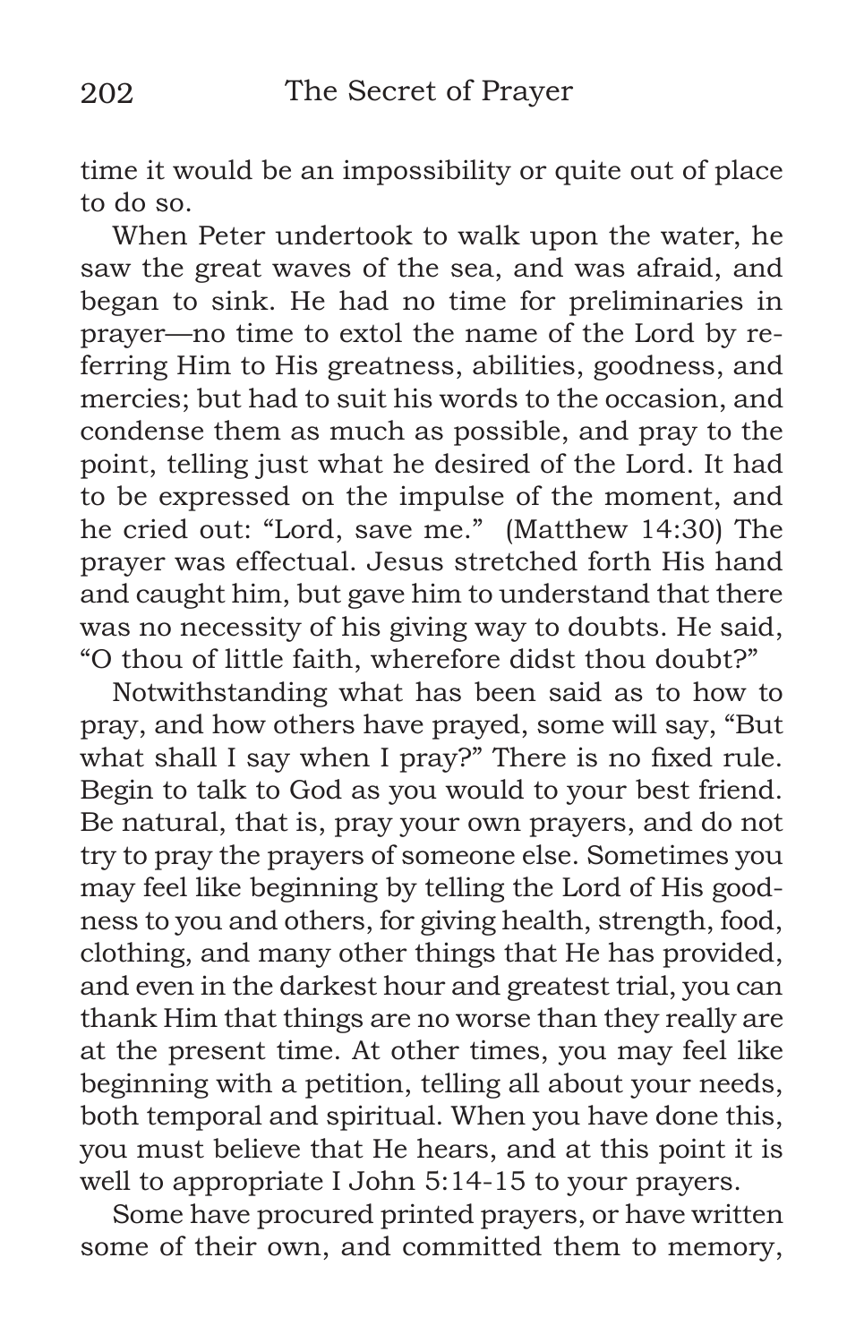time it would be an impossibility or quite out of place to do so.

When Peter undertook to walk upon the water, he saw the great waves of the sea, and was afraid, and began to sink. He had no time for preliminaries in prayer—no time to extol the name of the Lord by referring Him to His greatness, abilities, goodness, and mercies; but had to suit his words to the occasion, and condense them as much as possible, and pray to the point, telling just what he desired of the Lord. It had to be expressed on the impulse of the moment, and he cried out: "Lord, save me." (Matthew 14:30) The prayer was effectual. Jesus stretched forth His hand and caught him, but gave him to understand that there was no necessity of his giving way to doubts. He said, "O thou of little faith, wherefore didst thou doubt?"

Notwithstanding what has been said as to how to pray, and how others have prayed, some will say, "But what shall I say when I pray?" There is no fixed rule. Begin to talk to God as you would to your best friend. Be natural, that is, pray your own prayers, and do not try to pray the prayers of someone else. Sometimes you may feel like beginning by telling the Lord of His goodness to you and others, for giving health, strength, food, clothing, and many other things that He has provided, and even in the darkest hour and greatest trial, you can thank Him that things are no worse than they really are at the present time. At other times, you may feel like beginning with a petition, telling all about your needs, both temporal and spiritual. When you have done this, you must believe that He hears, and at this point it is well to appropriate I John 5:14-15 to your prayers.

Some have procured printed prayers, or have written some of their own, and committed them to memory,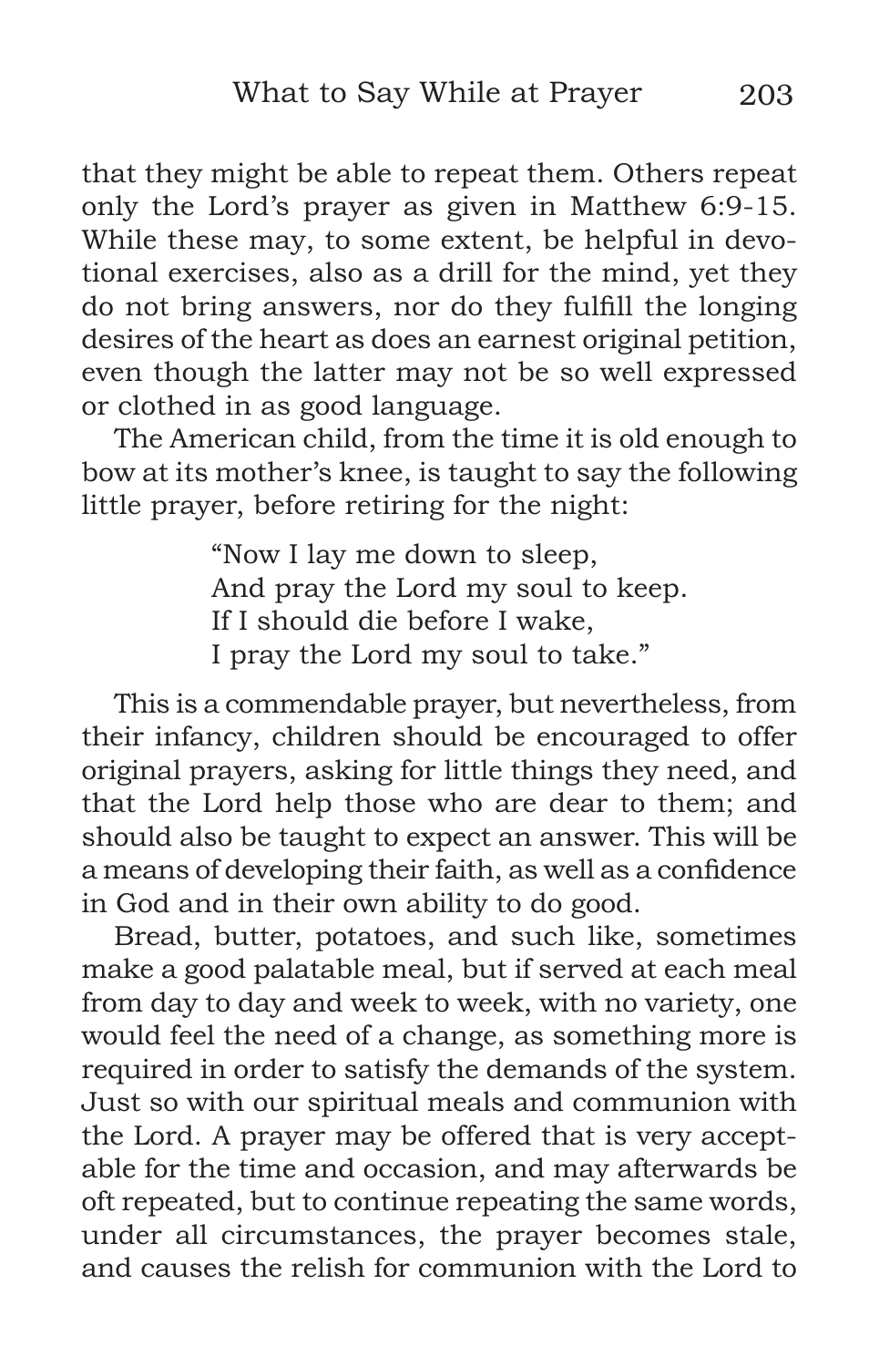that they might be able to repeat them. Others repeat only the Lord's prayer as given in Matthew 6:9-15. While these may, to some extent, be helpful in devotional exercises, also as a drill for the mind, yet they do not bring answers, nor do they fulfill the longing desires of the heart as does an earnest original petition, even though the latter may not be so well expressed or clothed in as good language.

The American child, from the time it is old enough to bow at its mother's knee, is taught to say the following little prayer, before retiring for the night:

> "Now I lay me down to sleep,  
> And pray the Lord my soul to keep.  
> If I should die before I wake,  
> I pray the Lord my soul to take."

This is a commendable prayer, but nevertheless, from their infancy, children should be encouraged to offer original prayers, asking for little things they need, and that the Lord help those who are dear to them; and should also be taught to expect an answer. This will be a means of developing their faith, as well as a confidence in God and in their own ability to do good.

Bread, butter, potatoes, and such like, sometimes make a good palatable meal, but if served at each meal from day to day and week to week, with no variety, one would feel the need of a change, as something more is required in order to satisfy the demands of the system. Just so with our spiritual meals and communion with the Lord. A prayer may be offered that is very acceptable for the time and occasion, and may afterwards be oft repeated, but to continue repeating the same words, under all circumstances, the prayer becomes stale, and causes the relish for communion with the Lord to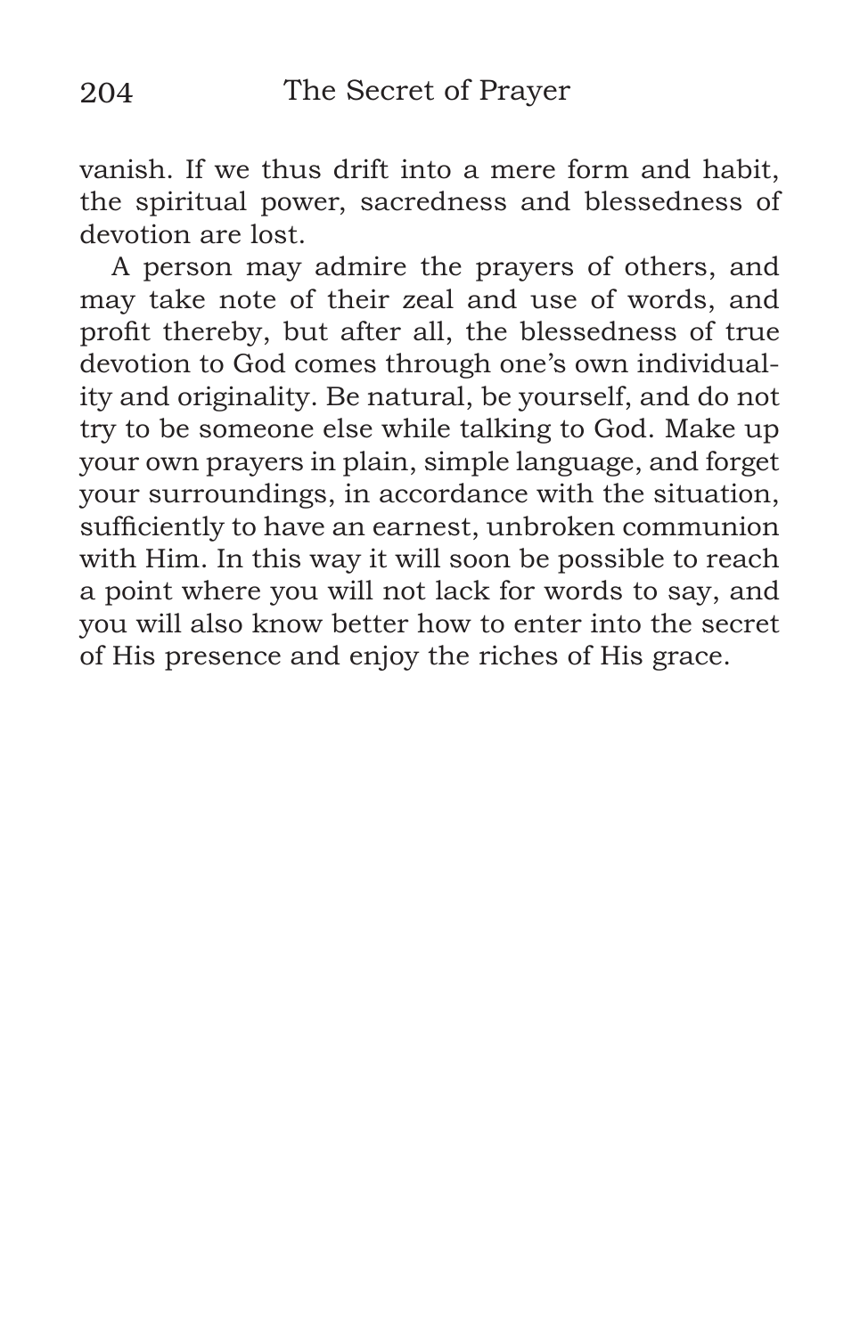vanish. If we thus drift into a mere form and habit, the spiritual power, sacredness and blessedness of devotion are lost.

A person may admire the prayers of others, and may take note of their zeal and use of words, and profit thereby, but after all, the blessedness of true devotion to God comes through one's own individuality and originality. Be natural, be yourself, and do not try to be someone else while talking to God. Make up your own prayers in plain, simple language, and forget your surroundings, in accordance with the situation, sufficiently to have an earnest, unbroken communion with Him. In this way it will soon be possible to reach a point where you will not lack for words to say, and you will also know better how to enter into the secret of His presence and enjoy the riches of His grace.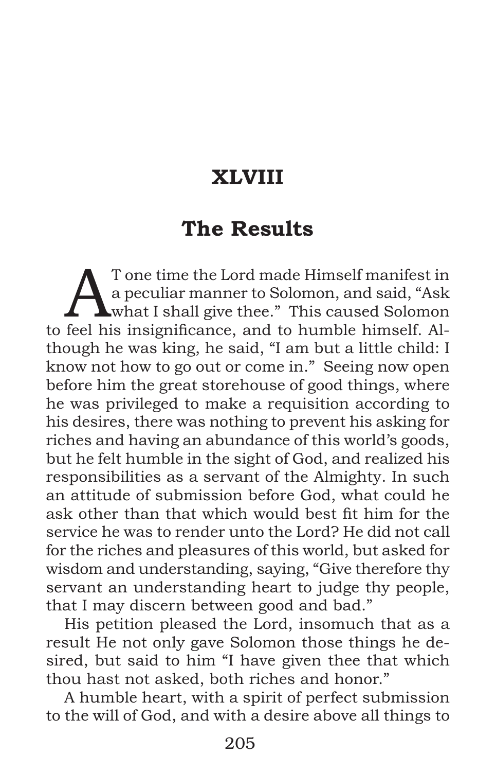# XLVIII

## The Results

AT one time the Lord made Himself manifest in a peculiar manner to Solomon, and said, "Ask what I shall give thee." This caused Solomon to feel his insignificance, and to humble himself. Although he was king, he said, "I am but a little child: I know not how to go out or come in." Seeing now open before him the great storehouse of good things, where he was privileged to make a requisition according to his desires, there was nothing to prevent his asking for riches and having an abundance of this world's goods, but he felt humble in the sight of God, and realized his responsibilities as a servant of the Almighty. In such an attitude of submission before God, what could he ask other than that which would best fit him for the service he was to render unto the Lord? He did not call for the riches and pleasures of this world, but asked for wisdom and understanding, saying, "Give therefore thy servant an understanding heart to judge thy people, that I may discern between good and bad."

His petition pleased the Lord, insomuch that as a result He not only gave Solomon those things he desired, but said to him "I have given thee that which thou hast not asked, both riches and honor."

A humble heart, with a spirit of perfect submission to the will of God, and with a desire above all things to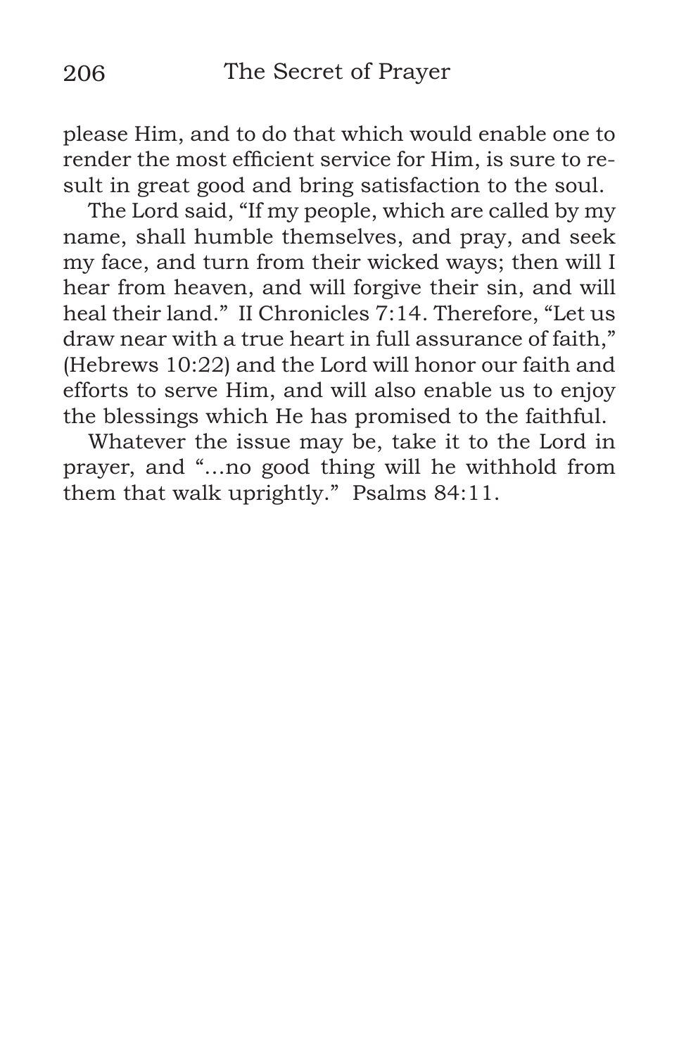please Him, and to do that which would enable one to render the most efficient service for Him, is sure to result in great good and bring satisfaction to the soul.

The Lord said, "If my people, which are called by my name, shall humble themselves, and pray, and seek my face, and turn from their wicked ways; then will I hear from heaven, and will forgive their sin, and will heal their land." II Chronicles 7:14. Therefore, "Let us draw near with a true heart in full assurance of faith," (Hebrews 10:22) and the Lord will honor our faith and efforts to serve Him, and will also enable us to enjoy the blessings which He has promised to the faithful.

Whatever the issue may be, take it to the Lord in prayer, and "...no good thing will he withhold from them that walk uprightly." Psalms 84:11.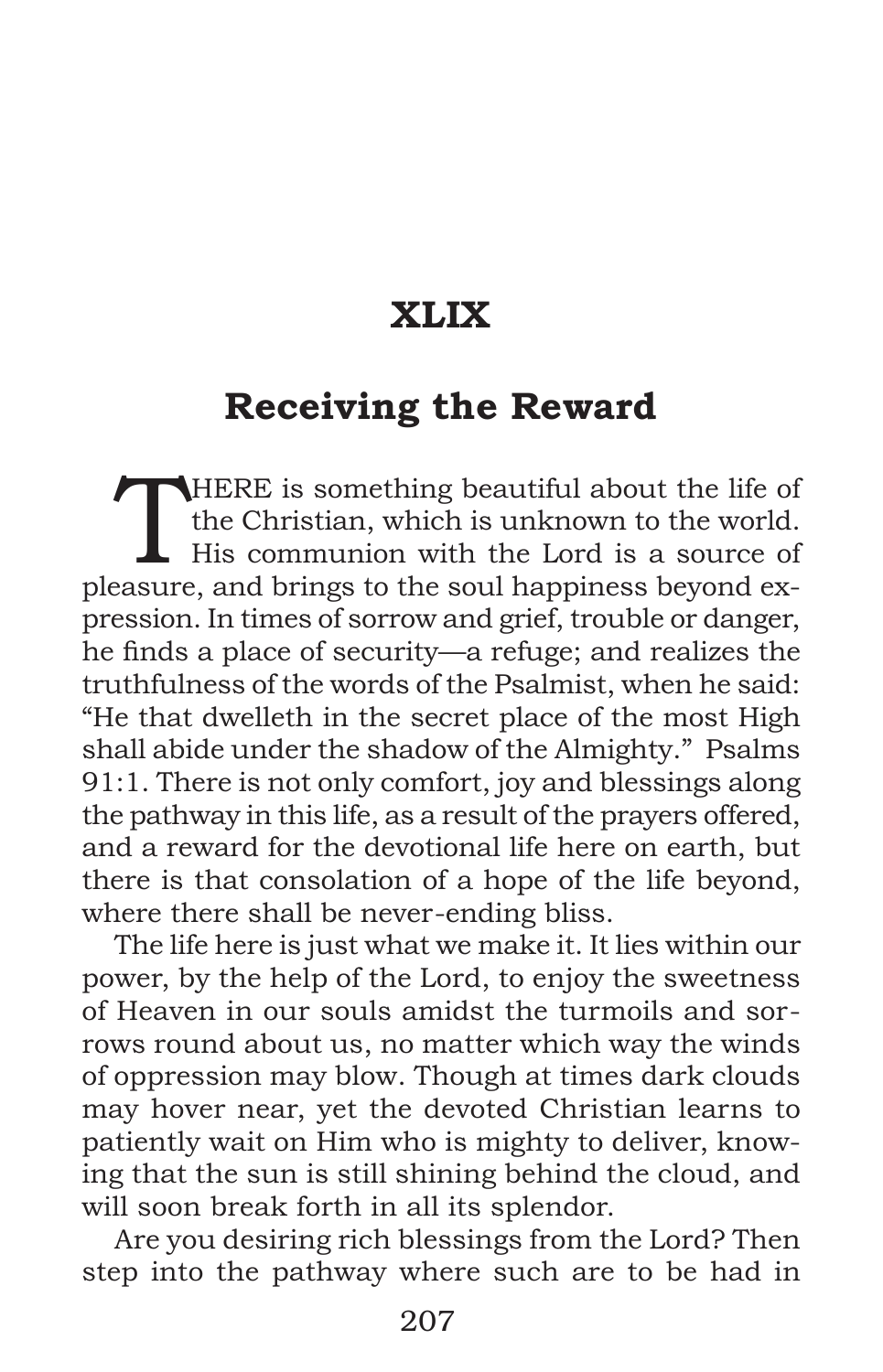# XLIX

## Receiving the Reward

THERE is something beautiful about the life of the Christian, which is unknown to the world. His communion with the Lord is a source of pleasure, and brings to the soul happiness beyond expression. In times of sorrow and grief, trouble or danger, he finds a place of security—a refuge; and realizes the truthfulness of the words of the Psalmist, when he said: "He that dwelleth in the secret place of the most High shall abide under the shadow of the Almighty." Psalms 91:1. There is not only comfort, joy and blessings along the pathway in this life, as a result of the prayers offered, and a reward for the devotional life here on earth, but there is that consolation of a hope of the life beyond, where there shall be never-ending bliss.

The life here is just what we make it. It lies within our power, by the help of the Lord, to enjoy the sweetness of Heaven in our souls amidst the turmoils and sorrows round about us, no matter which way the winds of oppression may blow. Though at times dark clouds may hover near, yet the devoted Christian learns to patiently wait on Him who is mighty to deliver, knowing that the sun is still shining behind the cloud, and will soon break forth in all its splendor.

Are you desiring rich blessings from the Lord? Then step into the pathway where such are to be had in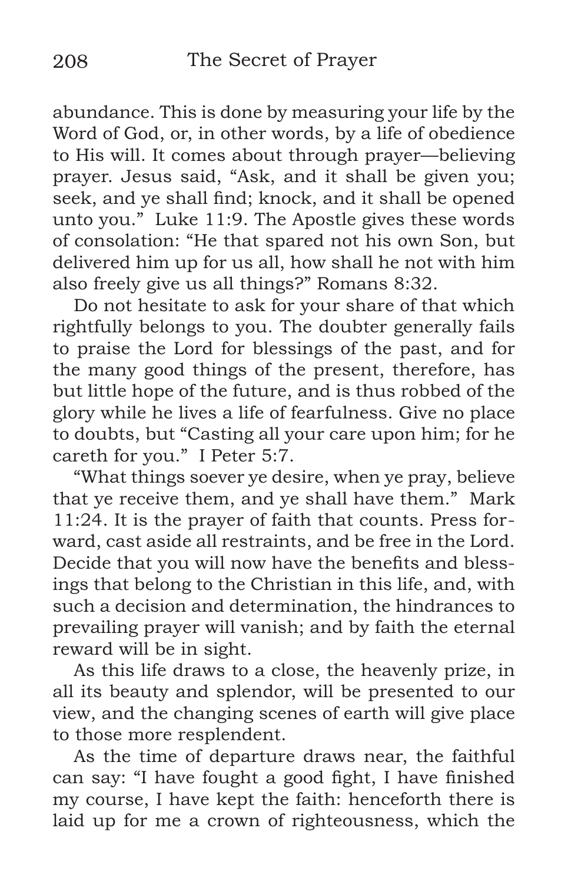abundance. This is done by measuring your life by the Word of God, or, in other words, by a life of obedience to His will. It comes about through prayer—believing prayer. Jesus said, "Ask, and it shall be given you; seek, and ye shall find; knock, and it shall be opened unto you." Luke 11:9. The Apostle gives these words of consolation: "He that spared not his own Son, but delivered him up for us all, how shall he not with him also freely give us all things?" Romans 8:32.

Do not hesitate to ask for your share of that which rightfully belongs to you. The doubter generally fails to praise the Lord for blessings of the past, and for the many good things of the present, therefore, has but little hope of the future, and is thus robbed of the glory while he lives a life of fearfulness. Give no place to doubts, but "Casting all your care upon him; for he careth for you." I Peter 5:7.

"What things soever ye desire, when ye pray, believe that ye receive them, and ye shall have them." Mark 11:24. It is the prayer of faith that counts. Press forward, cast aside all restraints, and be free in the Lord. Decide that you will now have the benefits and blessings that belong to the Christian in this life, and, with such a decision and determination, the hindrances to prevailing prayer will vanish; and by faith the eternal reward will be in sight.

As this life draws to a close, the heavenly prize, in all its beauty and splendor, will be presented to our view, and the changing scenes of earth will give place to those more resplendent.

As the time of departure draws near, the faithful can say: "I have fought a good fight, I have finished my course, I have kept the faith: henceforth there is laid up for me a crown of righteousness, which the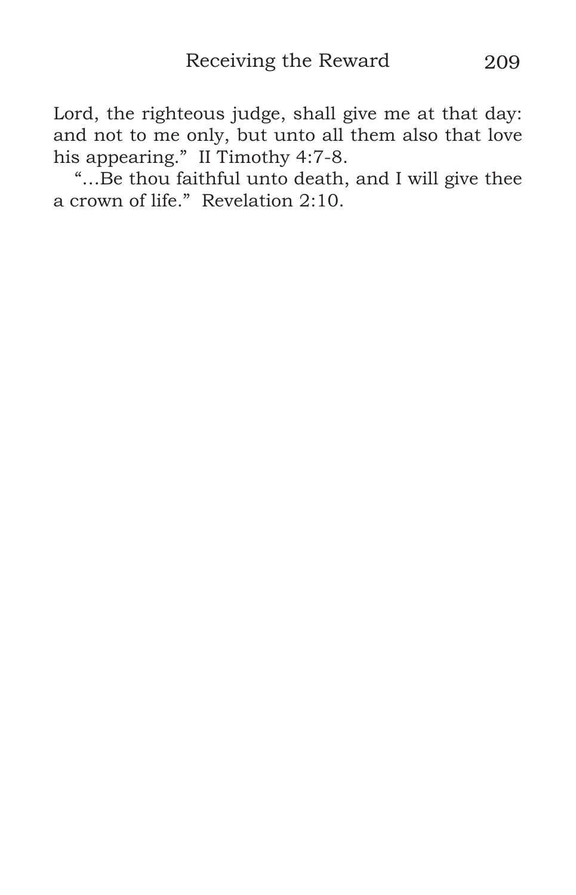Lord, the righteous judge, shall give me at that day: and not to me only, but unto all them also that love his appearing." II Timothy 4:7-8.

"...Be thou faithful unto death, and I will give thee a crown of life." Revelation 2:10.